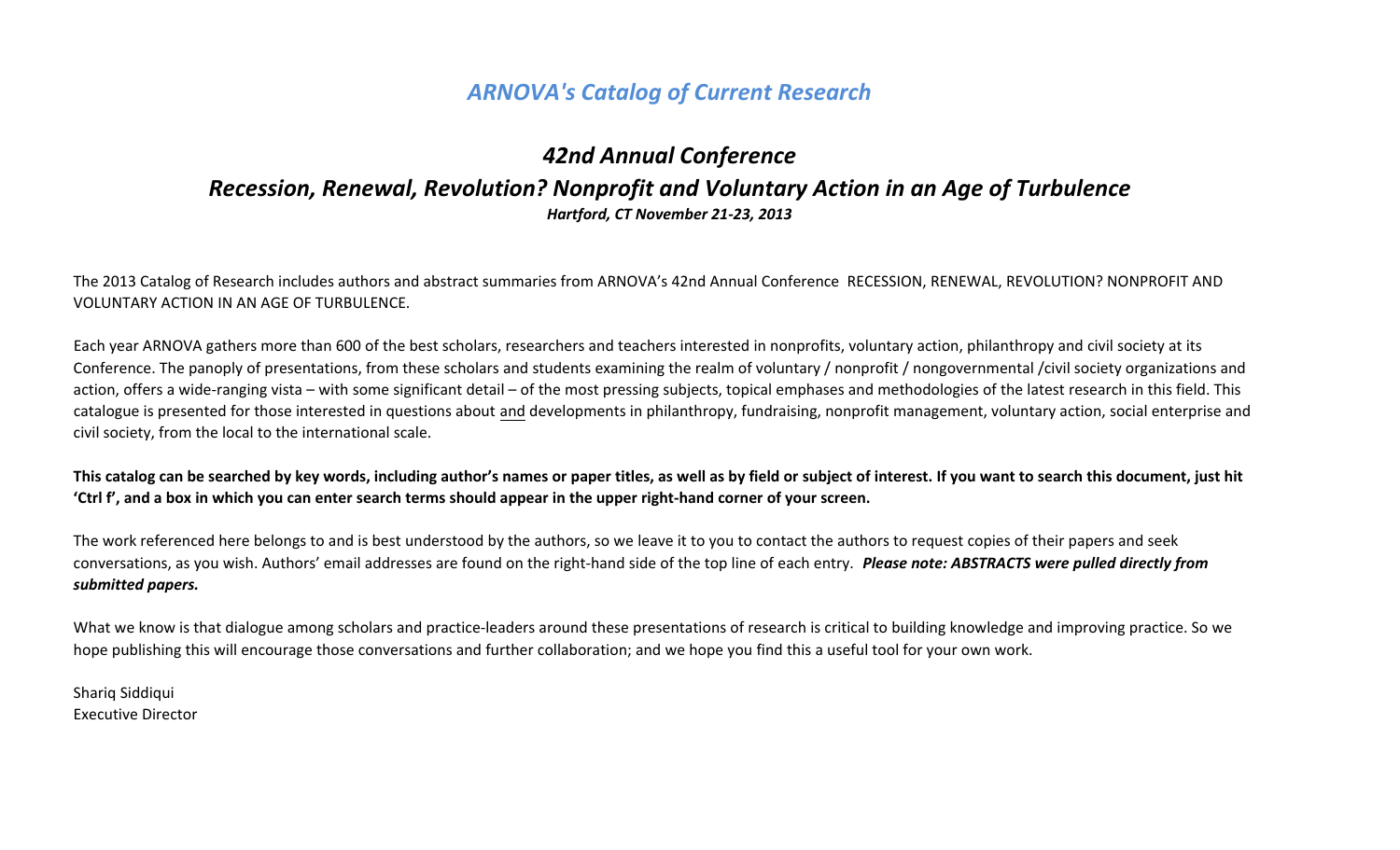# *ARNOVA's Catalog of Current Research*

## *42nd Annual Conference*

## *Recession, Renewal, Revolution? Nonprofit and Voluntary Action in an Age of Turbulence*

***Hartford, CT November 21-23, 2013***

The 2013 Catalog of Research includes authors and abstract summaries from ARNOVA's 42nd Annual Conference RECESSION, RENEWAL, REVOLUTION? NONPROFIT AND VOLUNTARY ACTION IN AN AGE OF TURBULENCE.

Each year ARNOVA gathers more than 600 of the best scholars, researchers and teachers interested in nonprofits, voluntary action, philanthropy and civil society at its Conference. The panoply of presentations, from these scholars and students examining the realm of voluntary / nonprofit / nongovernmental /civil society organizations and action, offers a wide-ranging vista – with some significant detail – of the most pressing subjects, topical emphases and methodologies of the latest research in this field. This catalogue is presented for those interested in questions about and developments in philanthropy, fundraising, nonprofit management, voluntary action, social enterprise and civil society, from the local to the international scale.

**This catalog can be searched by key words, including author's names or paper titles, as well as by field or subject of interest. If you want to search this document, just hit 'Ctrl f', and a box in which you can enter search terms should appear in the upper right-hand corner of your screen.**

The work referenced here belongs to and is best understood by the authors, so we leave it to you to contact the authors to request copies of their papers and seek conversations, as you wish. Authors' email addresses are found on the right-hand side of the top line of each entry. ***Please note: ABSTRACTS were pulled directly from submitted papers.***

What we know is that dialogue among scholars and practice-leaders around these presentations of research is critical to building knowledge and improving practice. So we hope publishing this will encourage those conversations and further collaboration; and we hope you find this a useful tool for your own work.

Shariq Siddiqui  
Executive Director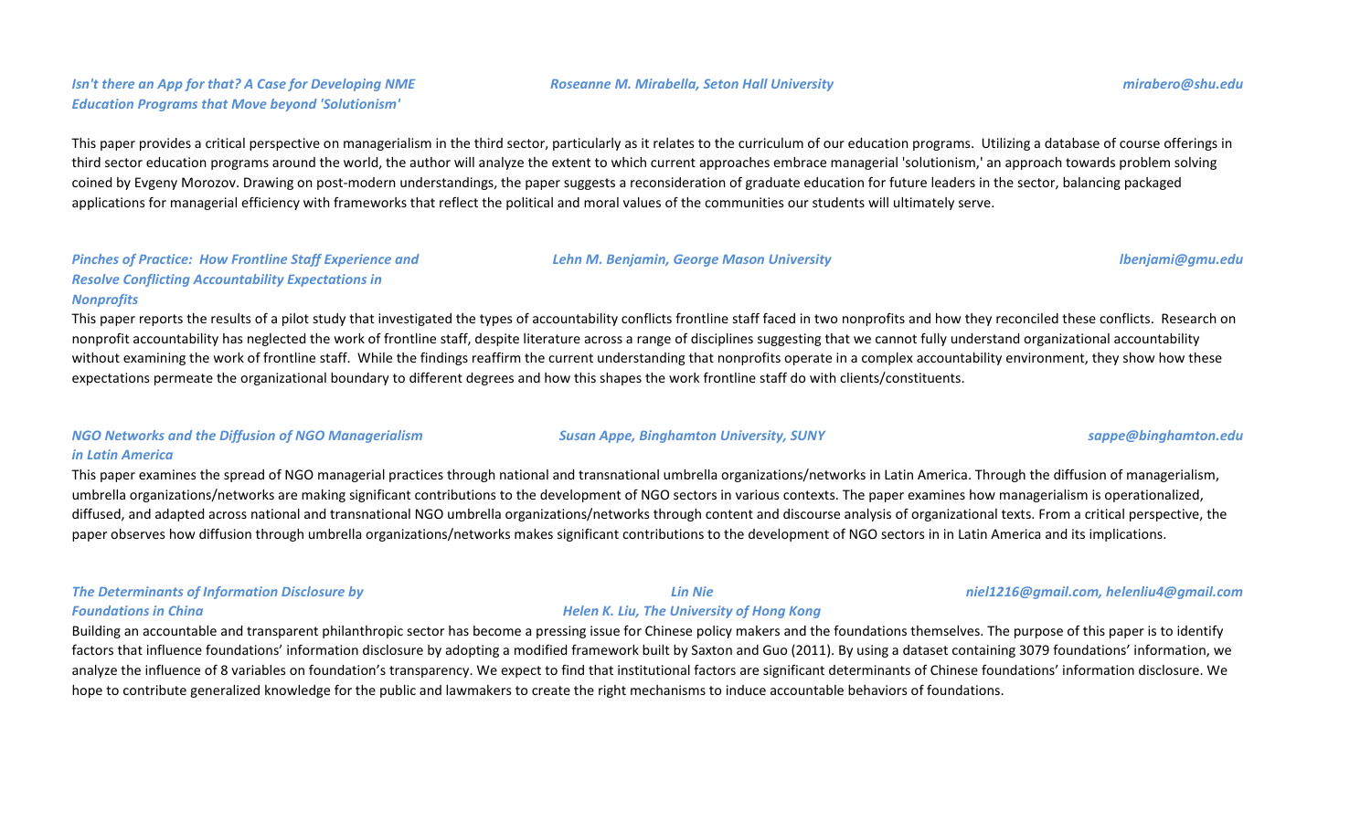***Isn't there an App for that? A Case for Developing NME Education Programs that Move beyond 'Solutionism'***

***Roseanne M. Mirabella, Seton Hall University*** — ***mirabero@shu.edu***

This paper provides a critical perspective on managerialism in the third sector, particularly as it relates to the curriculum of our education programs. Utilizing a database of course offerings in third sector education programs around the world, the author will analyze the extent to which current approaches embrace managerial 'solutionism,' an approach towards problem solving coined by Evgeny Morozov. Drawing on post-modern understandings, the paper suggests a reconsideration of graduate education for future leaders in the sector, balancing packaged applications for managerial efficiency with frameworks that reflect the political and moral values of the communities our students will ultimately serve.

***Pinches of Practice: How Frontline Staff Experience and Resolve Conflicting Accountability Expectations in Nonprofits***

***Lehn M. Benjamin, George Mason University*** — ***lbenjami@gmu.edu***

This paper reports the results of a pilot study that investigated the types of accountability conflicts frontline staff faced in two nonprofits and how they reconciled these conflicts. Research on nonprofit accountability has neglected the work of frontline staff, despite literature across a range of disciplines suggesting that we cannot fully understand organizational accountability without examining the work of frontline staff. While the findings reaffirm the current understanding that nonprofits operate in a complex accountability environment, they show how these expectations permeate the organizational boundary to different degrees and how this shapes the work frontline staff do with clients/constituents.

***NGO Networks and the Diffusion of NGO Managerialism in Latin America***

***Susan Appe, Binghamton University, SUNY*** — ***sappe@binghamton.edu***

This paper examines the spread of NGO managerial practices through national and transnational umbrella organizations/networks in Latin America. Through the diffusion of managerialism, umbrella organizations/networks are making significant contributions to the development of NGO sectors in various contexts. The paper examines how managerialism is operationalized, diffused, and adapted across national and transnational NGO umbrella organizations/networks through content and discourse analysis of organizational texts. From a critical perspective, the paper observes how diffusion through umbrella organizations/networks makes significant contributions to the development of NGO sectors in in Latin America and its implications.

***The Determinants of Information Disclosure by Foundations in China***

***Lin Nie***
***Helen K. Liu, The University of Hong Kong*** — ***niel1216@gmail.com, helenliu4@gmail.com***

Building an accountable and transparent philanthropic sector has become a pressing issue for Chinese policy makers and the foundations themselves. The purpose of this paper is to identify factors that influence foundations' information disclosure by adopting a modified framework built by Saxton and Guo (2011). By using a dataset containing 3079 foundations' information, we analyze the influence of 8 variables on foundation's transparency. We expect to find that institutional factors are significant determinants of Chinese foundations' information disclosure. We hope to contribute generalized knowledge for the public and lawmakers to create the right mechanisms to induce accountable behaviors of foundations.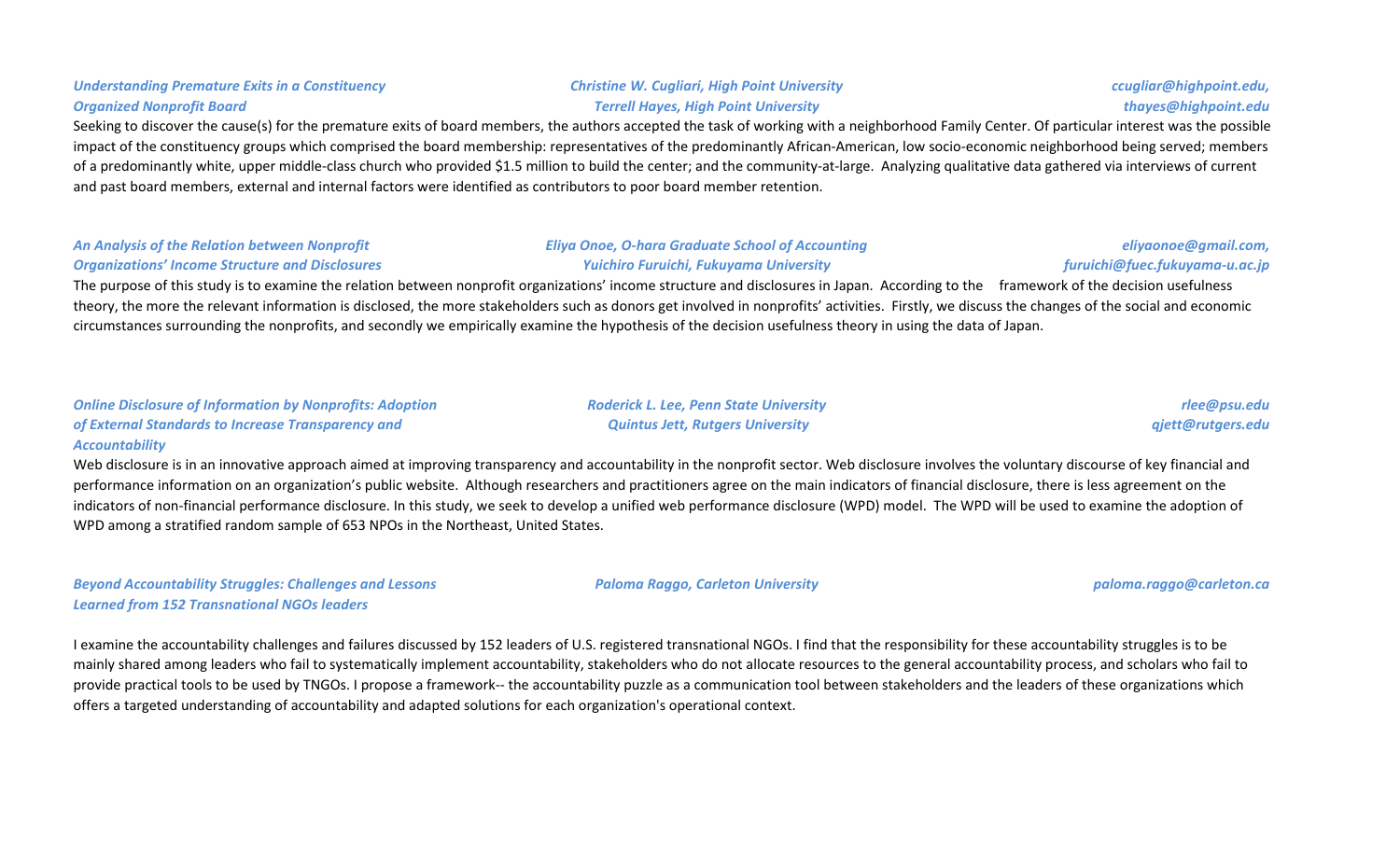***Understanding Premature Exits in a Constituency Organized Nonprofit Board***

*Christine W. Cugliari, High Point University*
*Terrell Hayes, High Point University*

*ccugliar@highpoint.edu, thayes@highpoint.edu*

Seeking to discover the cause(s) for the premature exits of board members, the authors accepted the task of working with a neighborhood Family Center. Of particular interest was the possible impact of the constituency groups which comprised the board membership: representatives of the predominantly African-American, low socio-economic neighborhood being served; members of a predominantly white, upper middle-class church who provided $1.5 million to build the center; and the community-at-large. Analyzing qualitative data gathered via interviews of current and past board members, external and internal factors were identified as contributors to poor board member retention.

***An Analysis of the Relation between Nonprofit Organizations' Income Structure and Disclosures***

*Eliya Onoe, O-hara Graduate School of Accounting*
*Yuichiro Furuichi, Fukuyama University*

*eliyaonoe@gmail.com, furuichi@fuec.fukuyama-u.ac.jp*

The purpose of this study is to examine the relation between nonprofit organizations' income structure and disclosures in Japan. According to the framework of the decision usefulness theory, the more the relevant information is disclosed, the more stakeholders such as donors get involved in nonprofits' activities. Firstly, we discuss the changes of the social and economic circumstances surrounding the nonprofits, and secondly we empirically examine the hypothesis of the decision usefulness theory in using the data of Japan.

***Online Disclosure of Information by Nonprofits: Adoption of External Standards to Increase Transparency and Accountability***

*Roderick L. Lee, Penn State University*
*Quintus Jett, Rutgers University*

*rlee@psu.edu*
*qjett@rutgers.edu*

Web disclosure is in an innovative approach aimed at improving transparency and accountability in the nonprofit sector. Web disclosure involves the voluntary discourse of key financial and performance information on an organization's public website. Although researchers and practitioners agree on the main indicators of financial disclosure, there is less agreement on the indicators of non-financial performance disclosure. In this study, we seek to develop a unified web performance disclosure (WPD) model. The WPD will be used to examine the adoption of WPD among a stratified random sample of 653 NPOs in the Northeast, United States.

***Beyond Accountability Struggles: Challenges and Lessons Learned from 152 Transnational NGOs leaders***

*Paloma Raggo, Carleton University*

*paloma.raggo@carleton.ca*

I examine the accountability challenges and failures discussed by 152 leaders of U.S. registered transnational NGOs. I find that the responsibility for these accountability struggles is to be mainly shared among leaders who fail to systematically implement accountability, stakeholders who do not allocate resources to the general accountability process, and scholars who fail to provide practical tools to be used by TNGOs. I propose a framework-- the accountability puzzle as a communication tool between stakeholders and the leaders of these organizations which offers a targeted understanding of accountability and adapted solutions for each organization's operational context.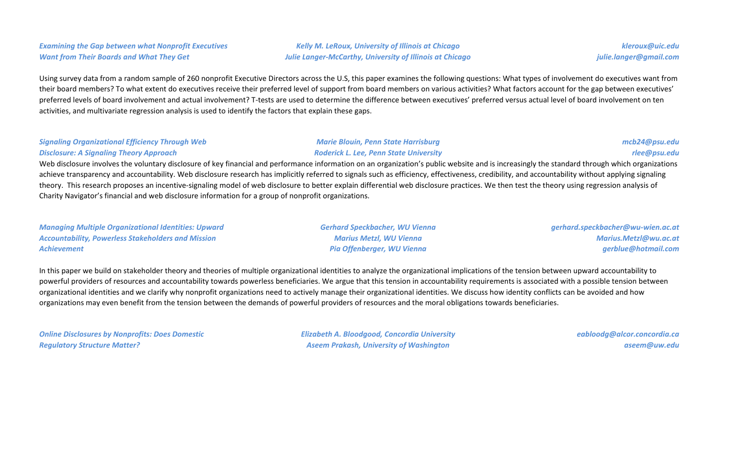***Examining the Gap between what Nonprofit Executives Want from Their Boards and What They Get***

***Kelly M. LeRoux, University of Illinois at Chicago***
***Julie Langer-McCarthy, University of Illinois at Chicago***

***kleroux@uic.edu***
***julie.langer@gmail.com***

Using survey data from a random sample of 260 nonprofit Executive Directors across the U.S, this paper examines the following questions: What types of involvement do executives want from their board members? To what extent do executives receive their preferred level of support from board members on various activities? What factors account for the gap between executives' preferred levels of board involvement and actual involvement? T-tests are used to determine the difference between executives' preferred versus actual level of board involvement on ten activities, and multivariate regression analysis is used to identify the factors that explain these gaps.

***Signaling Organizational Efficiency Through Web Disclosure: A Signaling Theory Approach***

***Marie Blouin, Penn State Harrisburg***
***Roderick L. Lee, Penn State University***

***mcb24@psu.edu***
***rlee@psu.edu***

Web disclosure involves the voluntary disclosure of key financial and performance information on an organization's public website and is increasingly the standard through which organizations achieve transparency and accountability. Web disclosure research has implicitly referred to signals such as efficiency, effectiveness, credibility, and accountability without applying signaling theory. This research proposes an incentive-signaling model of web disclosure to better explain differential web disclosure practices. We then test the theory using regression analysis of Charity Navigator's financial and web disclosure information for a group of nonprofit organizations.

***Managing Multiple Organizational Identities: Upward Accountability, Powerless Stakeholders and Mission Achievement***

***Gerhard Speckbacher, WU Vienna***
***Marius Metzl, WU Vienna***
***Pia Offenberger, WU Vienna***

***gerhard.speckbacher@wu-wien.ac.at***
***Marius.Metzl@wu.ac.at***
***gerblue@hotmail.com***

In this paper we build on stakeholder theory and theories of multiple organizational identities to analyze the organizational implications of the tension between upward accountability to powerful providers of resources and accountability towards powerless beneficiaries. We argue that this tension in accountability requirements is associated with a possible tension between organizational identities and we clarify why nonprofit organizations need to actively manage their organizational identities. We discuss how identity conflicts can be avoided and how organizations may even benefit from the tension between the demands of powerful providers of resources and the moral obligations towards beneficiaries.

***Online Disclosures by Nonprofits: Does Domestic Regulatory Structure Matter?***

***Elizabeth A. Bloodgood, Concordia University***
***Aseem Prakash, University of Washington***

***eabloodg@alcor.concordia.ca***
***aseem@uw.edu***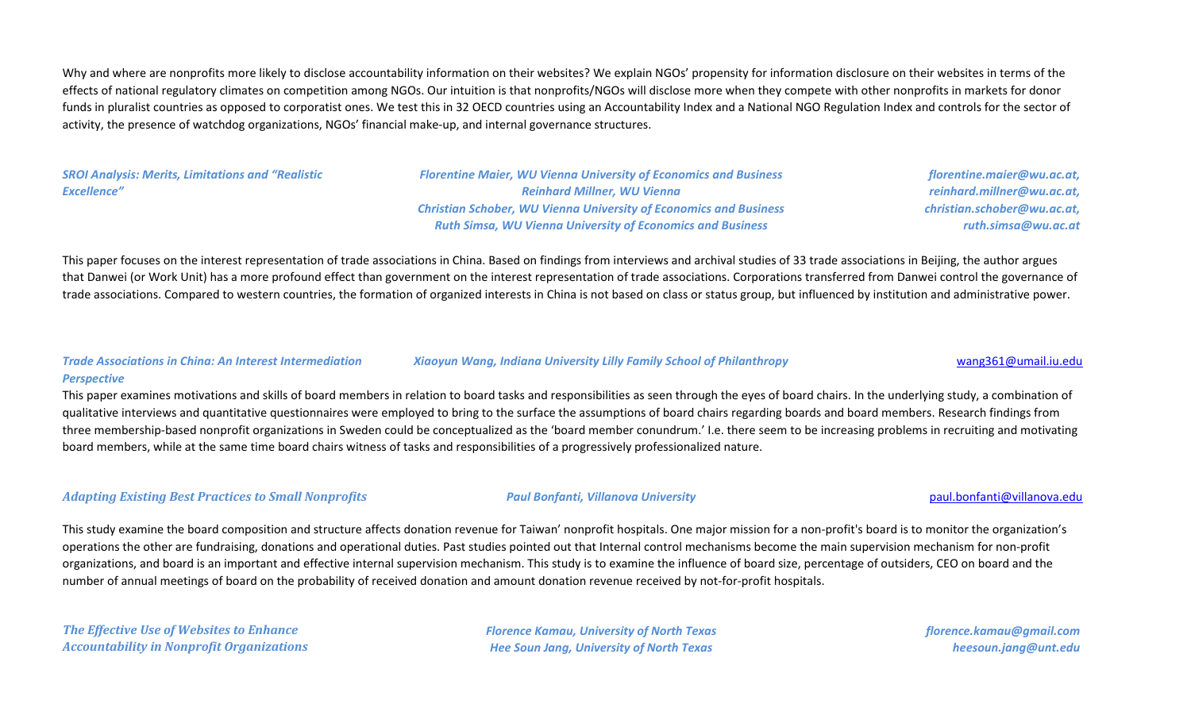Why and where are nonprofits more likely to disclose accountability information on their websites? We explain NGOs' propensity for information disclosure on their websites in terms of the effects of national regulatory climates on competition among NGOs. Our intuition is that nonprofits/NGOs will disclose more when they compete with other nonprofits in markets for donor funds in pluralist countries as opposed to corporatist ones. We test this in 32 OECD countries using an Accountability Index and a National NGO Regulation Index and controls for the sector of activity, the presence of watchdog organizations, NGOs' financial make-up, and internal governance structures.

***SROI Analysis: Merits, Limitations and "Realistic Excellence"***

***Florentine Maier, WU Vienna University of Economics and Business*** — ***florentine.maier@wu.ac.at,***
***Reinhard Millner, WU Vienna*** — ***reinhard.millner@wu.ac.at,***
***Christian Schober, WU Vienna University of Economics and Business*** — ***christian.schober@wu.ac.at,***
***Ruth Simsa, WU Vienna University of Economics and Business*** — ***ruth.simsa@wu.ac.at***

This paper focuses on the interest representation of trade associations in China. Based on findings from interviews and archival studies of 33 trade associations in Beijing, the author argues that Danwei (or Work Unit) has a more profound effect than government on the interest representation of trade associations. Corporations transferred from Danwei control the governance of trade associations. Compared to western countries, the formation of organized interests in China is not based on class or status group, but influenced by institution and administrative power.

***Trade Associations in China: An Interest Intermediation Perspective***

***Xiaoyun Wang, Indiana University Lilly Family School of Philanthropy*** — wang361@umail.iu.edu

This paper examines motivations and skills of board members in relation to board tasks and responsibilities as seen through the eyes of board chairs. In the underlying study, a combination of qualitative interviews and quantitative questionnaires were employed to bring to the surface the assumptions of board chairs regarding boards and board members. Research findings from three membership-based nonprofit organizations in Sweden could be conceptualized as the 'board member conundrum.' I.e. there seem to be increasing problems in recruiting and motivating board members, while at the same time board chairs witness of tasks and responsibilities of a progressively professionalized nature.

***Adapting Existing Best Practices to Small Nonprofits***

***Paul Bonfanti, Villanova University*** — paul.bonfanti@villanova.edu

This study examine the board composition and structure affects donation revenue for Taiwan' nonprofit hospitals. One major mission for a non-profit's board is to monitor the organization's operations the other are fundraising, donations and operational duties. Past studies pointed out that Internal control mechanisms become the main supervision mechanism for non-profit organizations, and board is an important and effective internal supervision mechanism. This study is to examine the influence of board size, percentage of outsiders, CEO on board and the number of annual meetings of board on the probability of received donation and amount donation revenue received by not-for-profit hospitals.

***The Effective Use of Websites to Enhance Accountability in Nonprofit Organizations***

***Florence Kamau, University of North Texas*** — ***florence.kamau@gmail.com***
***Hee Soun Jang, University of North Texas*** — ***heesoun.jang@unt.edu***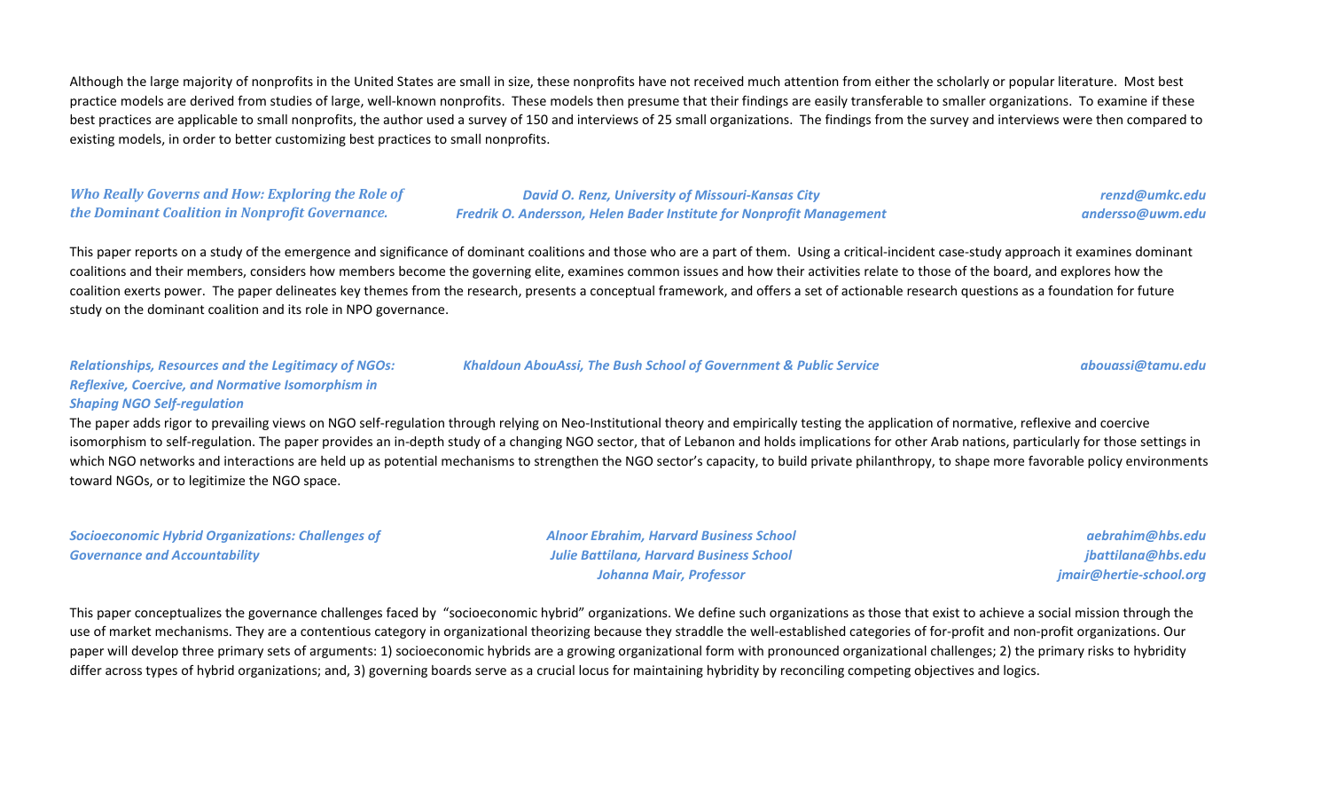Although the large majority of nonprofits in the United States are small in size, these nonprofits have not received much attention from either the scholarly or popular literature. Most best practice models are derived from studies of large, well-known nonprofits. These models then presume that their findings are easily transferable to smaller organizations. To examine if these best practices are applicable to small nonprofits, the author used a survey of 150 and interviews of 25 small organizations. The findings from the survey and interviews were then compared to existing models, in order to better customizing best practices to small nonprofits.

***Who Really Governs and How: Exploring the Role of the Dominant Coalition in Nonprofit Governance.***

*David O. Renz, University of Missouri-Kansas City* — *renzd@umkc.edu*
*Fredrik O. Andersson, Helen Bader Institute for Nonprofit Management* — *andersso@uwm.edu*

This paper reports on a study of the emergence and significance of dominant coalitions and those who are a part of them. Using a critical-incident case-study approach it examines dominant coalitions and their members, considers how members become the governing elite, examines common issues and how their activities relate to those of the board, and explores how the coalition exerts power. The paper delineates key themes from the research, presents a conceptual framework, and offers a set of actionable research questions as a foundation for future study on the dominant coalition and its role in NPO governance.

***Relationships, Resources and the Legitimacy of NGOs: Reflexive, Coercive, and Normative Isomorphism in Shaping NGO Self-regulation***

*Khaldoun AbouAssi, The Bush School of Government & Public Service* — *abouassi@tamu.edu*

The paper adds rigor to prevailing views on NGO self-regulation through relying on Neo-Institutional theory and empirically testing the application of normative, reflexive and coercive isomorphism to self-regulation. The paper provides an in-depth study of a changing NGO sector, that of Lebanon and holds implications for other Arab nations, particularly for those settings in which NGO networks and interactions are held up as potential mechanisms to strengthen the NGO sector's capacity, to build private philanthropy, to shape more favorable policy environments toward NGOs, or to legitimize the NGO space.

***Socioeconomic Hybrid Organizations: Challenges of Governance and Accountability***

*Alnoor Ebrahim, Harvard Business School* — *aebrahim@hbs.edu*
*Julie Battilana, Harvard Business School* — *jbattilana@hbs.edu*
*Johanna Mair, Professor* — *jmair@hertie-school.org*

This paper conceptualizes the governance challenges faced by "socioeconomic hybrid" organizations. We define such organizations as those that exist to achieve a social mission through the use of market mechanisms. They are a contentious category in organizational theorizing because they straddle the well-established categories of for-profit and non-profit organizations. Our paper will develop three primary sets of arguments: 1) socioeconomic hybrids are a growing organizational form with pronounced organizational challenges; 2) the primary risks to hybridity differ across types of hybrid organizations; and, 3) governing boards serve as a crucial locus for maintaining hybridity by reconciling competing objectives and logics.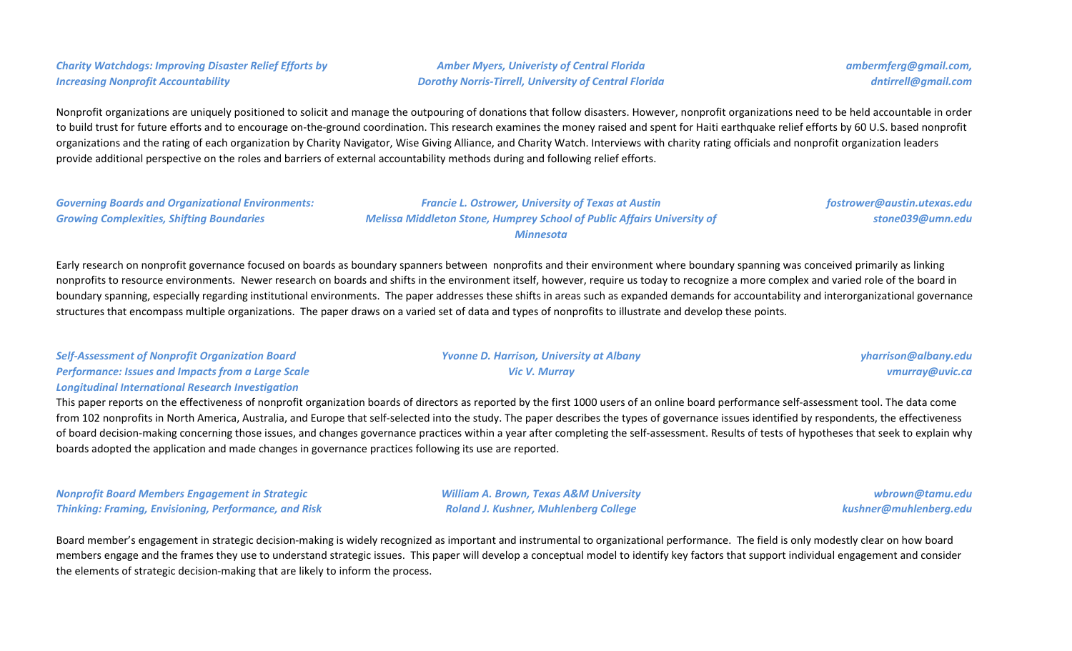***Charity Watchdogs: Improving Disaster Relief Efforts by Increasing Nonprofit Accountability***

***Amber Myers, Univeristy of Central Florida***
***Dorothy Norris-Tirrell, University of Central Florida***

***ambermferg@gmail.com, dntirrell@gmail.com***

Nonprofit organizations are uniquely positioned to solicit and manage the outpouring of donations that follow disasters. However, nonprofit organizations need to be held accountable in order to build trust for future efforts and to encourage on-the-ground coordination. This research examines the money raised and spent for Haiti earthquake relief efforts by 60 U.S. based nonprofit organizations and the rating of each organization by Charity Navigator, Wise Giving Alliance, and Charity Watch. Interviews with charity rating officials and nonprofit organization leaders provide additional perspective on the roles and barriers of external accountability methods during and following relief efforts.

***Governing Boards and Organizational Environments: Growing Complexities, Shifting Boundaries***

***Francie L. Ostrower, University of Texas at Austin***
***Melissa Middleton Stone, Humprey School of Public Affairs University of Minnesota***

***fostrower@austin.utexas.edu***
***stone039@umn.edu***

Early research on nonprofit governance focused on boards as boundary spanners between nonprofits and their environment where boundary spanning was conceived primarily as linking nonprofits to resource environments. Newer research on boards and shifts in the environment itself, however, require us today to recognize a more complex and varied role of the board in boundary spanning, especially regarding institutional environments. The paper addresses these shifts in areas such as expanded demands for accountability and interorganizational governance structures that encompass multiple organizations. The paper draws on a varied set of data and types of nonprofits to illustrate and develop these points.

***Self-Assessment of Nonprofit Organization Board Performance: Issues and Impacts from a Large Scale Longitudinal International Research Investigation***

***Yvonne D. Harrison, University at Albany***
***Vic V. Murray***

***yharrison@albany.edu***
***vmurray@uvic.ca***

This paper reports on the effectiveness of nonprofit organization boards of directors as reported by the first 1000 users of an online board performance self-assessment tool. The data come from 102 nonprofits in North America, Australia, and Europe that self-selected into the study. The paper describes the types of governance issues identified by respondents, the effectiveness of board decision-making concerning those issues, and changes governance practices within a year after completing the self-assessment. Results of tests of hypotheses that seek to explain why boards adopted the application and made changes in governance practices following its use are reported.

***Nonprofit Board Members Engagement in Strategic Thinking: Framing, Envisioning, Performance, and Risk***

***William A. Brown, Texas A&M University***
***Roland J. Kushner, Muhlenberg College***

***wbrown@tamu.edu***
***kushner@muhlenberg.edu***

Board member's engagement in strategic decision-making is widely recognized as important and instrumental to organizational performance. The field is only modestly clear on how board members engage and the frames they use to understand strategic issues. This paper will develop a conceptual model to identify key factors that support individual engagement and consider the elements of strategic decision-making that are likely to inform the process.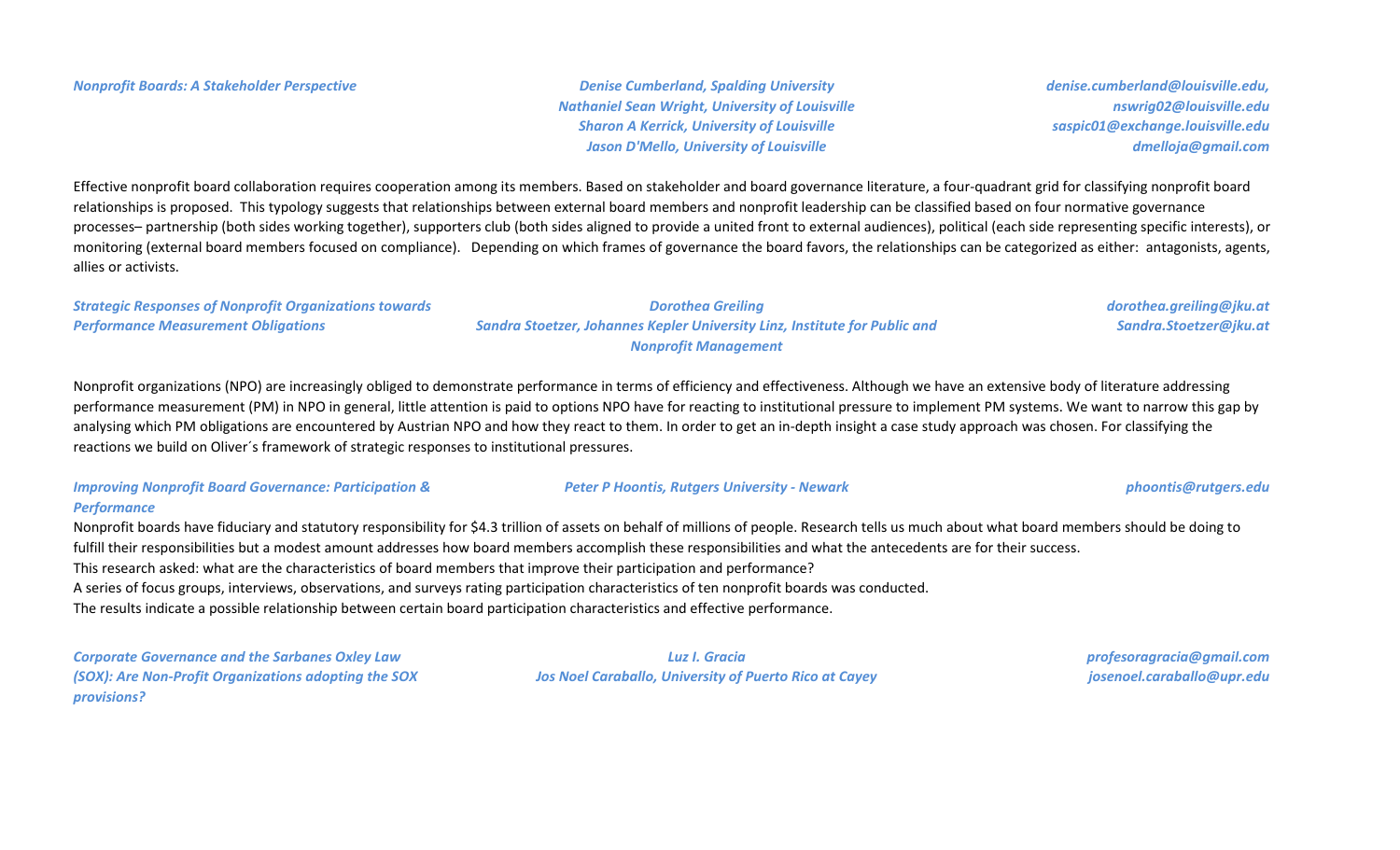***Nonprofit Boards: A Stakeholder Perspective***

***Denise Cumberland, Spalding University***
***Nathaniel Sean Wright, University of Louisville***
***Sharon A Kerrick, University of Louisville***
***Jason D'Mello, University of Louisville***

***denise.cumberland@louisville.edu,***
***nswrig02@louisville.edu***
***saspic01@exchange.louisville.edu***
***dmelloja@gmail.com***

Effective nonprofit board collaboration requires cooperation among its members. Based on stakeholder and board governance literature, a four-quadrant grid for classifying nonprofit board relationships is proposed. This typology suggests that relationships between external board members and nonprofit leadership can be classified based on four normative governance processes– partnership (both sides working together), supporters club (both sides aligned to provide a united front to external audiences), political (each side representing specific interests), or monitoring (external board members focused on compliance). Depending on which frames of governance the board favors, the relationships can be categorized as either: antagonists, agents, allies or activists.

***Strategic Responses of Nonprofit Organizations towards Performance Measurement Obligations***

***Dorothea Greiling***
***Sandra Stoetzer, Johannes Kepler University Linz, Institute for Public and Nonprofit Management***

***dorothea.greiling@jku.at***
***Sandra.Stoetzer@jku.at***

Nonprofit organizations (NPO) are increasingly obliged to demonstrate performance in terms of efficiency and effectiveness. Although we have an extensive body of literature addressing performance measurement (PM) in NPO in general, little attention is paid to options NPO have for reacting to institutional pressure to implement PM systems. We want to narrow this gap by analysing which PM obligations are encountered by Austrian NPO and how they react to them. In order to get an in-depth insight a case study approach was chosen. For classifying the reactions we build on Oliver´s framework of strategic responses to institutional pressures.

***Improving Nonprofit Board Governance: Participation & Performance***

***Peter P Hoontis, Rutgers University - Newark***

***phoontis@rutgers.edu***

Nonprofit boards have fiduciary and statutory responsibility for $4.3 trillion of assets on behalf of millions of people. Research tells us much about what board members should be doing to fulfill their responsibilities but a modest amount addresses how board members accomplish these responsibilities and what the antecedents are for their success.
This research asked: what are the characteristics of board members that improve their participation and performance?
A series of focus groups, interviews, observations, and surveys rating participation characteristics of ten nonprofit boards was conducted.
The results indicate a possible relationship between certain board participation characteristics and effective performance.

***Corporate Governance and the Sarbanes Oxley Law (SOX): Are Non-Profit Organizations adopting the SOX provisions?***

***Luz I. Gracia***
***Jos Noel Caraballo, University of Puerto Rico at Cayey***

***profesoragracia@gmail.com***
***josenoel.caraballo@upr.edu***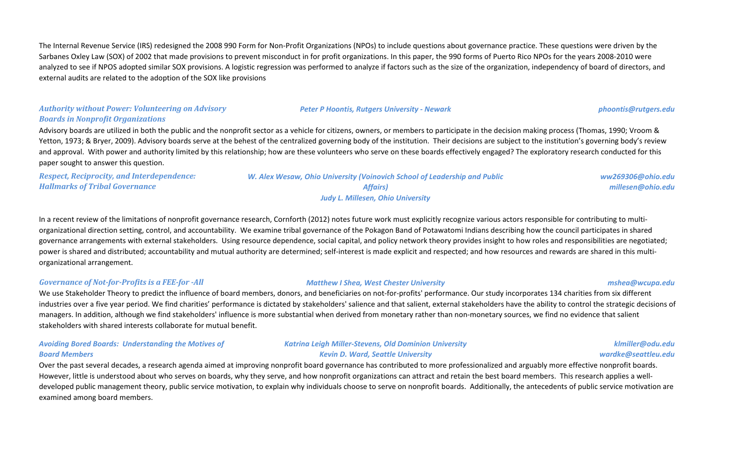The Internal Revenue Service (IRS) redesigned the 2008 990 Form for Non-Profit Organizations (NPOs) to include questions about governance practice. These questions were driven by the Sarbanes Oxley Law (SOX) of 2002 that made provisions to prevent misconduct in for profit organizations. In this paper, the 990 forms of Puerto Rico NPOs for the years 2008-2010 were analyzed to see if NPOS adopted similar SOX provisions. A logistic regression was performed to analyze if factors such as the size of the organization, independency of board of directors, and external audits are related to the adoption of the SOX like provisions

***Authority without Power: Volunteering on Advisory Boards in Nonprofit Organizations***

*Peter P Hoontis, Rutgers University - Newark* — *phoontis@rutgers.edu*

Advisory boards are utilized in both the public and the nonprofit sector as a vehicle for citizens, owners, or members to participate in the decision making process (Thomas, 1990; Vroom & Yetton, 1973; & Bryer, 2009). Advisory boards serve at the behest of the centralized governing body of the institution. Their decisions are subject to the institution's governing body's review and approval. With power and authority limited by this relationship; how are these volunteers who serve on these boards effectively engaged? The exploratory research conducted for this paper sought to answer this question.

***Respect, Reciprocity, and Interdependence: Hallmarks of Tribal Governance***

*W. Alex Wesaw, Ohio University (Voinovich School of Leadership and Public Affairs)* — *ww269306@ohio.edu*
*Judy L. Millesen, Ohio University* — *millesen@ohio.edu*

In a recent review of the limitations of nonprofit governance research, Cornforth (2012) notes future work must explicitly recognize various actors responsible for contributing to multi-organizational direction setting, control, and accountability. We examine tribal governance of the Pokagon Band of Potawatomi Indians describing how the council participates in shared governance arrangements with external stakeholders. Using resource dependence, social capital, and policy network theory provides insight to how roles and responsibilities are negotiated; power is shared and distributed; accountability and mutual authority are determined; self-interest is made explicit and respected; and how resources and rewards are shared in this multi-organizational arrangement.

***Governance of Not-for-Profits is a FEE-for -All***

*Matthew I Shea, West Chester University* — *mshea@wcupa.edu*

We use Stakeholder Theory to predict the influence of board members, donors, and beneficiaries on not-for-profits' performance. Our study incorporates 134 charities from six different industries over a five year period. We find charities' performance is dictated by stakeholders' salience and that salient, external stakeholders have the ability to control the strategic decisions of managers. In addition, although we find stakeholders' influence is more substantial when derived from monetary rather than non-monetary sources, we find no evidence that salient stakeholders with shared interests collaborate for mutual benefit.

***Avoiding Bored Boards: Understanding the Motives of Board Members***

*Katrina Leigh Miller-Stevens, Old Dominion University* — *klmiller@odu.edu*
*Kevin D. Ward, Seattle University* — *wardke@seattleu.edu*

Over the past several decades, a research agenda aimed at improving nonprofit board governance has contributed to more professionalized and arguably more effective nonprofit boards. However, little is understood about who serves on boards, why they serve, and how nonprofit organizations can attract and retain the best board members. This research applies a well-developed public management theory, public service motivation, to explain why individuals choose to serve on nonprofit boards. Additionally, the antecedents of public service motivation are examined among board members.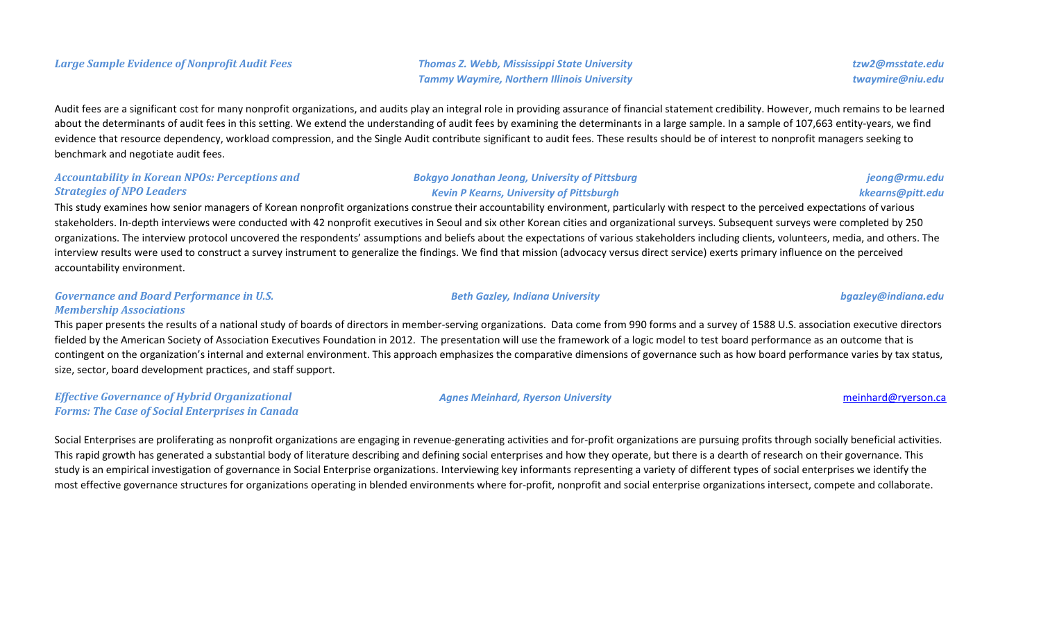### *Large Sample Evidence of Nonprofit Audit Fees*

*Thomas Z. Webb, Mississippi State University* — *tzw2@msstate.edu*
*Tammy Waymire, Northern Illinois University* — *twaymire@niu.edu*

Audit fees are a significant cost for many nonprofit organizations, and audits play an integral role in providing assurance of financial statement credibility. However, much remains to be learned about the determinants of audit fees in this setting. We extend the understanding of audit fees by examining the determinants in a large sample. In a sample of 107,663 entity-years, we find evidence that resource dependency, workload compression, and the Single Audit contribute significant to audit fees. These results should be of interest to nonprofit managers seeking to benchmark and negotiate audit fees.

### *Accountability in Korean NPOs: Perceptions and Strategies of NPO Leaders*

*Bokgyo Jonathan Jeong, University of Pittsburg* — *jeong@rmu.edu*
*Kevin P Kearns, University of Pittsburgh* — *kkearns@pitt.edu*

This study examines how senior managers of Korean nonprofit organizations construe their accountability environment, particularly with respect to the perceived expectations of various stakeholders. In-depth interviews were conducted with 42 nonprofit executives in Seoul and six other Korean cities and organizational surveys. Subsequent surveys were completed by 250 organizations. The interview protocol uncovered the respondents' assumptions and beliefs about the expectations of various stakeholders including clients, volunteers, media, and others. The interview results were used to construct a survey instrument to generalize the findings. We find that mission (advocacy versus direct service) exerts primary influence on the perceived accountability environment.

### *Governance and Board Performance in U.S. Membership Associations*

*Beth Gazley, Indiana University* — *bgazley@indiana.edu*

This paper presents the results of a national study of boards of directors in member-serving organizations. Data come from 990 forms and a survey of 1588 U.S. association executive directors fielded by the American Society of Association Executives Foundation in 2012. The presentation will use the framework of a logic model to test board performance as an outcome that is contingent on the organization's internal and external environment. This approach emphasizes the comparative dimensions of governance such as how board performance varies by tax status, size, sector, board development practices, and staff support.

### *Effective Governance of Hybrid Organizational Forms: The Case of Social Enterprises in Canada*

*Agnes Meinhard, Ryerson University* — meinhard@ryerson.ca

Social Enterprises are proliferating as nonprofit organizations are engaging in revenue-generating activities and for-profit organizations are pursuing profits through socially beneficial activities. This rapid growth has generated a substantial body of literature describing and defining social enterprises and how they operate, but there is a dearth of research on their governance. This study is an empirical investigation of governance in Social Enterprise organizations. Interviewing key informants representing a variety of different types of social enterprises we identify the most effective governance structures for organizations operating in blended environments where for-profit, nonprofit and social enterprise organizations intersect, compete and collaborate.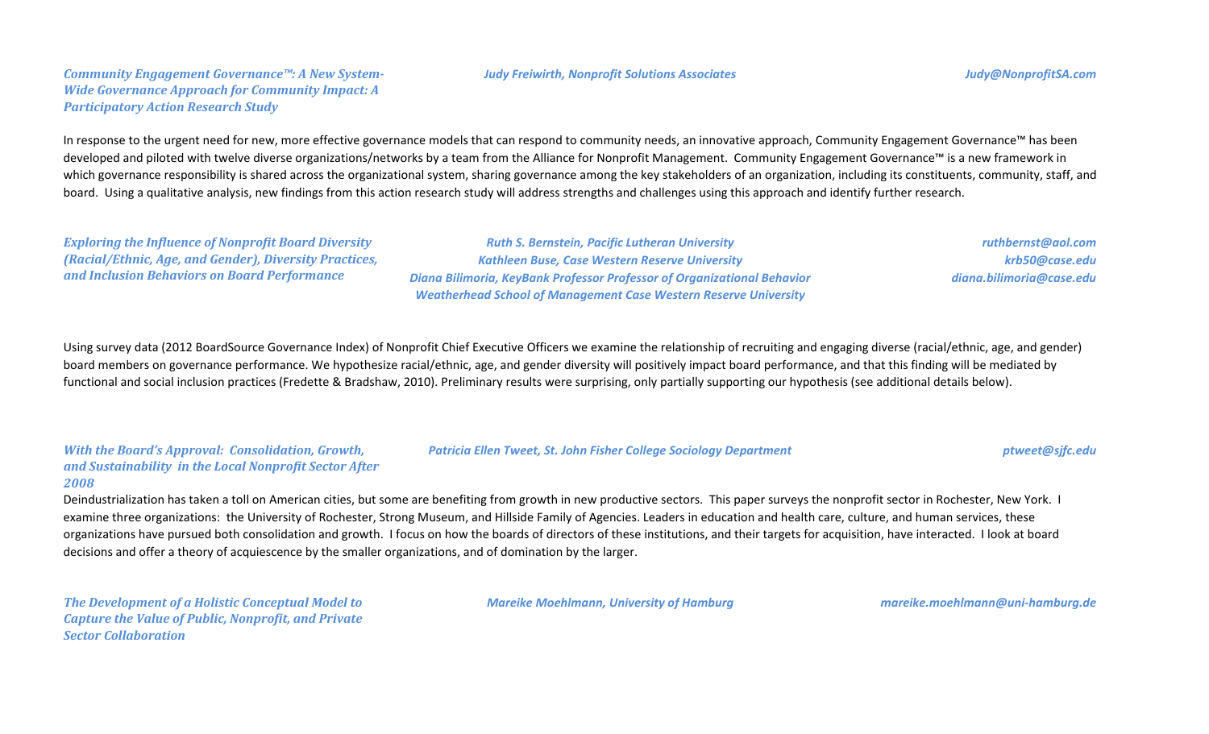***Community Engagement Governance™: A New System-Wide Governance Approach for Community Impact: A Participatory Action Research Study***

*Judy Freiwirth, Nonprofit Solutions Associates* — *Judy@NonprofitSA.com*

In response to the urgent need for new, more effective governance models that can respond to community needs, an innovative approach, Community Engagement Governance™ has been developed and piloted with twelve diverse organizations/networks by a team from the Alliance for Nonprofit Management. Community Engagement Governance™ is a new framework in which governance responsibility is shared across the organizational system, sharing governance among the key stakeholders of an organization, including its constituents, community, staff, and board. Using a qualitative analysis, new findings from this action research study will address strengths and challenges using this approach and identify further research.

***Exploring the Influence of Nonprofit Board Diversity (Racial/Ethnic, Age, and Gender), Diversity Practices, and Inclusion Behaviors on Board Performance***

*Ruth S. Bernstein, Pacific Lutheran University* — *ruthbernst@aol.com*
*Kathleen Buse, Case Western Reserve University* — *krb50@case.edu*
*Diana Bilimoria, KeyBank Professor Professor of Organizational Behavior Weatherhead School of Management Case Western Reserve University* — *diana.bilimoria@case.edu*

Using survey data (2012 BoardSource Governance Index) of Nonprofit Chief Executive Officers we examine the relationship of recruiting and engaging diverse (racial/ethnic, age, and gender) board members on governance performance. We hypothesize racial/ethnic, age, and gender diversity will positively impact board performance, and that this finding will be mediated by functional and social inclusion practices (Fredette & Bradshaw, 2010). Preliminary results were surprising, only partially supporting our hypothesis (see additional details below).

***With the Board's Approval: Consolidation, Growth, and Sustainability in the Local Nonprofit Sector After 2008***

*Patricia Ellen Tweet, St. John Fisher College Sociology Department* — *ptweet@sjfc.edu*

Deindustrialization has taken a toll on American cities, but some are benefiting from growth in new productive sectors. This paper surveys the nonprofit sector in Rochester, New York. I examine three organizations: the University of Rochester, Strong Museum, and Hillside Family of Agencies. Leaders in education and health care, culture, and human services, these organizations have pursued both consolidation and growth. I focus on how the boards of directors of these institutions, and their targets for acquisition, have interacted. I look at board decisions and offer a theory of acquiescence by the smaller organizations, and of domination by the larger.

***The Development of a Holistic Conceptual Model to Capture the Value of Public, Nonprofit, and Private Sector Collaboration***

*Mareike Moehlmann, University of Hamburg* — *mareike.moehlmann@uni-hamburg.de*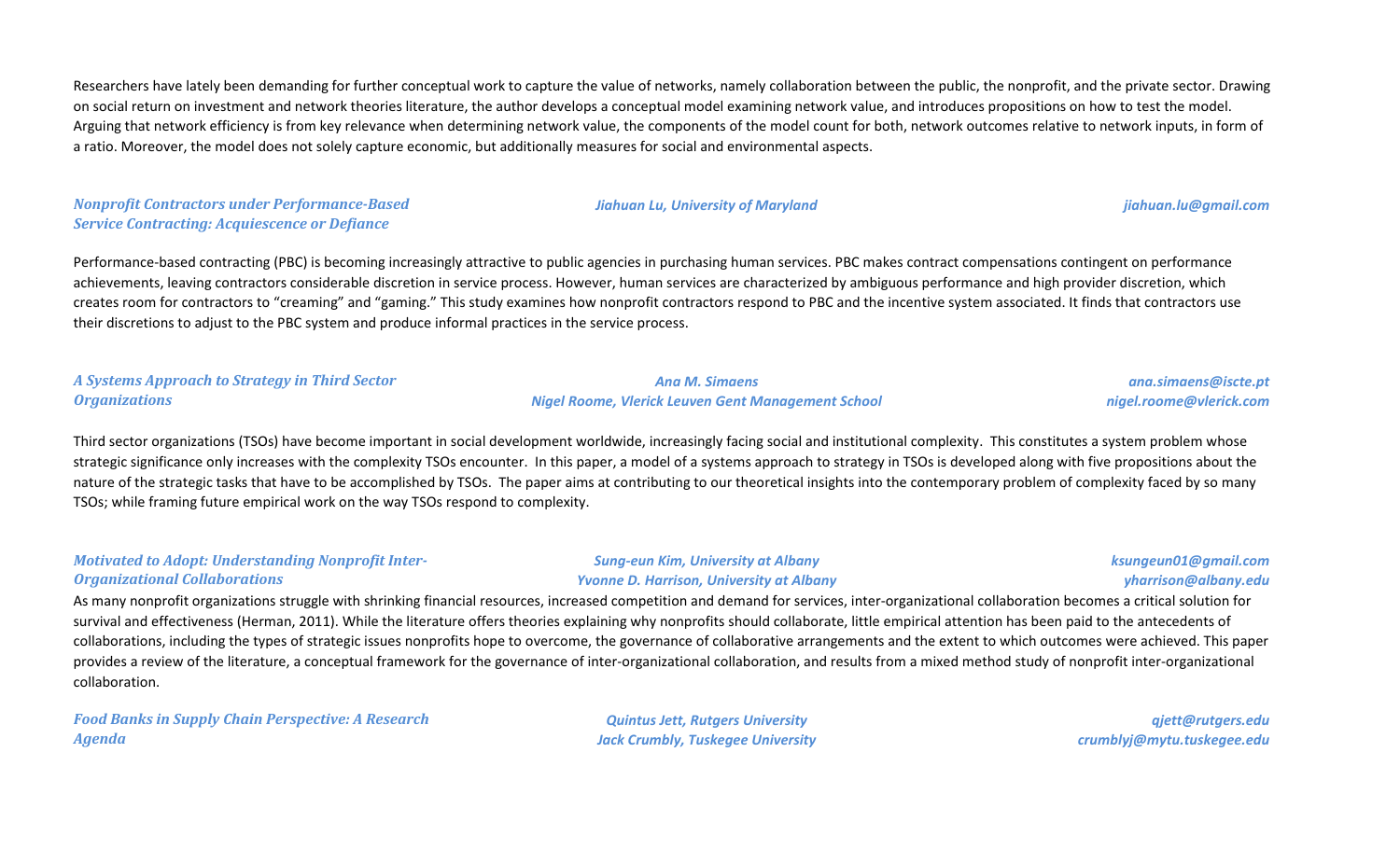Researchers have lately been demanding for further conceptual work to capture the value of networks, namely collaboration between the public, the nonprofit, and the private sector. Drawing on social return on investment and network theories literature, the author develops a conceptual model examining network value, and introduces propositions on how to test the model. Arguing that network efficiency is from key relevance when determining network value, the components of the model count for both, network outcomes relative to network inputs, in form of a ratio. Moreover, the model does not solely capture economic, but additionally measures for social and environmental aspects.

***Nonprofit Contractors under Performance-Based Service Contracting: Acquiescence or Defiance***

*Jiahuan Lu, University of Maryland* — *jiahuan.lu@gmail.com*

Performance-based contracting (PBC) is becoming increasingly attractive to public agencies in purchasing human services. PBC makes contract compensations contingent on performance achievements, leaving contractors considerable discretion in service process. However, human services are characterized by ambiguous performance and high provider discretion, which creates room for contractors to "creaming" and "gaming." This study examines how nonprofit contractors respond to PBC and the incentive system associated. It finds that contractors use their discretions to adjust to the PBC system and produce informal practices in the service process.

***A Systems Approach to Strategy in Third Sector Organizations***

*Ana M. Simaens* — *ana.simaens@iscte.pt*
*Nigel Roome, Vlerick Leuven Gent Management School* — *nigel.roome@vlerick.com*

Third sector organizations (TSOs) have become important in social development worldwide, increasingly facing social and institutional complexity. This constitutes a system problem whose strategic significance only increases with the complexity TSOs encounter. In this paper, a model of a systems approach to strategy in TSOs is developed along with five propositions about the nature of the strategic tasks that have to be accomplished by TSOs. The paper aims at contributing to our theoretical insights into the contemporary problem of complexity faced by so many TSOs; while framing future empirical work on the way TSOs respond to complexity.

***Motivated to Adopt: Understanding Nonprofit Inter-Organizational Collaborations***

*Sung-eun Kim, University at Albany* — *ksungeun01@gmail.com*
*Yvonne D. Harrison, University at Albany* — *yharrison@albany.edu*

As many nonprofit organizations struggle with shrinking financial resources, increased competition and demand for services, inter-organizational collaboration becomes a critical solution for survival and effectiveness (Herman, 2011). While the literature offers theories explaining why nonprofits should collaborate, little empirical attention has been paid to the antecedents of collaborations, including the types of strategic issues nonprofits hope to overcome, the governance of collaborative arrangements and the extent to which outcomes were achieved. This paper provides a review of the literature, a conceptual framework for the governance of inter-organizational collaboration, and results from a mixed method study of nonprofit inter-organizational collaboration.

***Food Banks in Supply Chain Perspective: A Research Agenda***

*Quintus Jett, Rutgers University* — *qjett@rutgers.edu*
*Jack Crumbly, Tuskegee University* — *crumblyj@mytu.tuskegee.edu*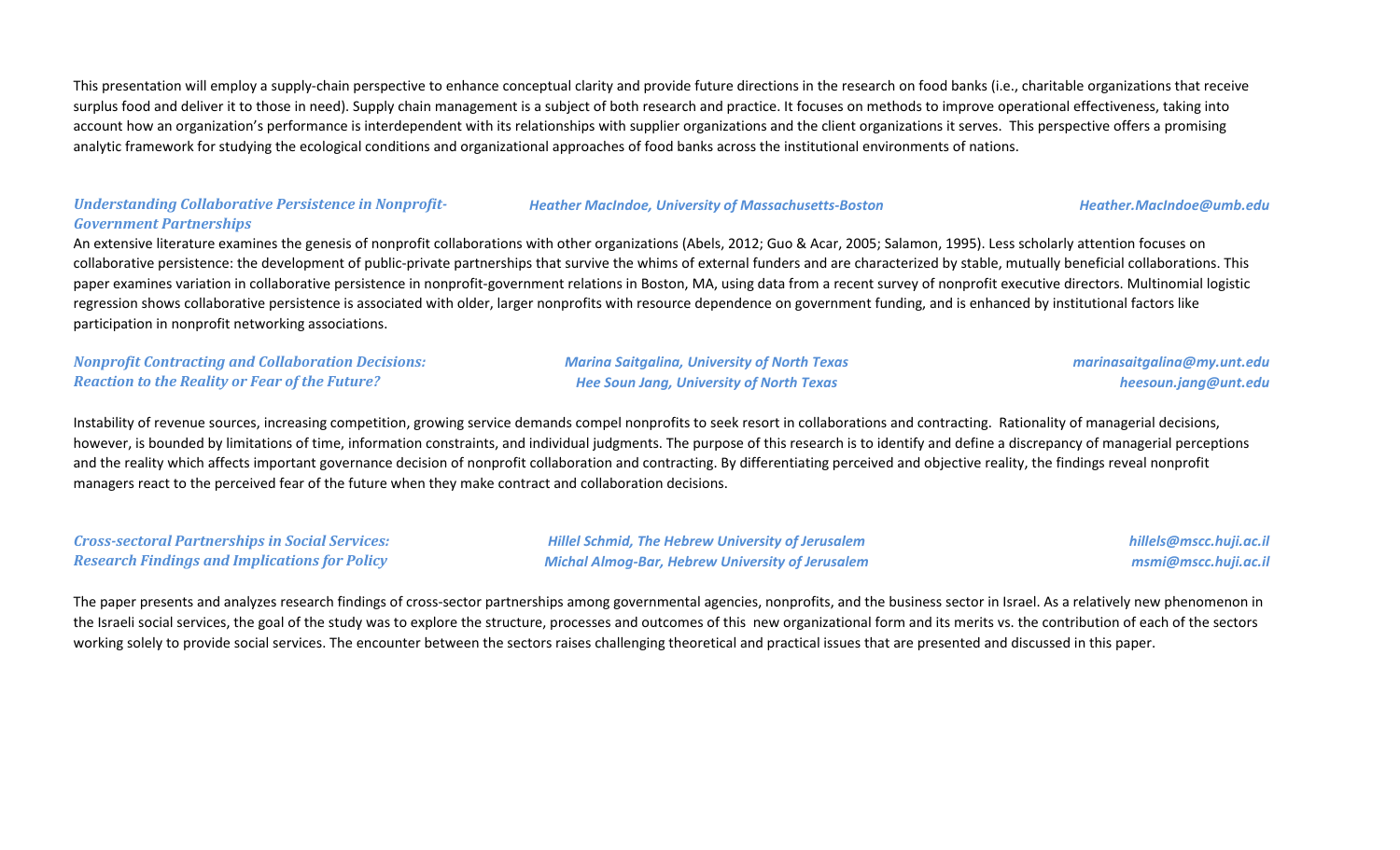This presentation will employ a supply-chain perspective to enhance conceptual clarity and provide future directions in the research on food banks (i.e., charitable organizations that receive surplus food and deliver it to those in need). Supply chain management is a subject of both research and practice. It focuses on methods to improve operational effectiveness, taking into account how an organization's performance is interdependent with its relationships with supplier organizations and the client organizations it serves. This perspective offers a promising analytic framework for studying the ecological conditions and organizational approaches of food banks across the institutional environments of nations.

***Understanding Collaborative Persistence in Nonprofit-Government Partnerships*** — *Heather MacIndoe, University of Massachusetts-Boston* — *Heather.MacIndoe@umb.edu*

An extensive literature examines the genesis of nonprofit collaborations with other organizations (Abels, 2012; Guo & Acar, 2005; Salamon, 1995). Less scholarly attention focuses on collaborative persistence: the development of public-private partnerships that survive the whims of external funders and are characterized by stable, mutually beneficial collaborations. This paper examines variation in collaborative persistence in nonprofit-government relations in Boston, MA, using data from a recent survey of nonprofit executive directors. Multinomial logistic regression shows collaborative persistence is associated with older, larger nonprofits with resource dependence on government funding, and is enhanced by institutional factors like participation in nonprofit networking associations.

***Nonprofit Contracting and Collaboration Decisions: Reaction to the Reality or Fear of the Future?*** — *Marina Saitgalina, University of North Texas* (*marinasaitgalina@my.unt.edu*); *Hee Soun Jang, University of North Texas* (*heesoun.jang@unt.edu*)

Instability of revenue sources, increasing competition, growing service demands compel nonprofits to seek resort in collaborations and contracting. Rationality of managerial decisions, however, is bounded by limitations of time, information constraints, and individual judgments. The purpose of this research is to identify and define a discrepancy of managerial perceptions and the reality which affects important governance decision of nonprofit collaboration and contracting. By differentiating perceived and objective reality, the findings reveal nonprofit managers react to the perceived fear of the future when they make contract and collaboration decisions.

***Cross-sectoral Partnerships in Social Services: Research Findings and Implications for Policy*** — *Hillel Schmid, The Hebrew University of Jerusalem* (*hillels@mscc.huji.ac.il*); *Michal Almog-Bar, Hebrew University of Jerusalem* (*msmi@mscc.huji.ac.il*)

The paper presents and analyzes research findings of cross-sector partnerships among governmental agencies, nonprofits, and the business sector in Israel. As a relatively new phenomenon in the Israeli social services, the goal of the study was to explore the structure, processes and outcomes of this new organizational form and its merits vs. the contribution of each of the sectors working solely to provide social services. The encounter between the sectors raises challenging theoretical and practical issues that are presented and discussed in this paper.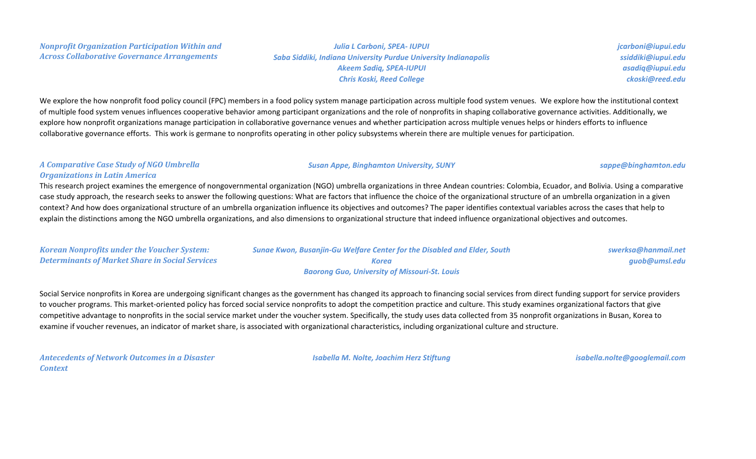***Nonprofit Organization Participation Within and Across Collaborative Governance Arrangements***

*Julia L Carboni, SPEA- IUPUI* — *jcarboni@iupui.edu*
*Saba Siddiki, Indiana University Purdue University Indianapolis* — *ssiddiki@iupui.edu*
*Akeem Sadiq, SPEA-IUPUI* — *asadiq@iupui.edu*
*Chris Koski, Reed College* — *ckoski@reed.edu*

We explore the how nonprofit food policy council (FPC) members in a food policy system manage participation across multiple food system venues. We explore how the institutional context of multiple food system venues influences cooperative behavior among participant organizations and the role of nonprofits in shaping collaborative governance activities. Additionally, we explore how nonprofit organizations manage participation in collaborative governance venues and whether participation across multiple venues helps or hinders efforts to influence collaborative governance efforts. This work is germane to nonprofits operating in other policy subsystems wherein there are multiple venues for participation.

***A Comparative Case Study of NGO Umbrella Organizations in Latin America***

*Susan Appe, Binghamton University, SUNY* — *sappe@binghamton.edu*

This research project examines the emergence of nongovernmental organization (NGO) umbrella organizations in three Andean countries: Colombia, Ecuador, and Bolivia. Using a comparative case study approach, the research seeks to answer the following questions: What are factors that influence the choice of the organizational structure of an umbrella organization in a given context? And how does organizational structure of an umbrella organization influence its objectives and outcomes? The paper identifies contextual variables across the cases that help to explain the distinctions among the NGO umbrella organizations, and also dimensions to organizational structure that indeed influence organizational objectives and outcomes.

***Korean Nonprofits under the Voucher System: Determinants of Market Share in Social Services***

*Sunae Kwon, Busanjin-Gu Welfare Center for the Disabled and Elder, South Korea* — *swerksa@hanmail.net*
*Baorong Guo, University of Missouri-St. Louis* — *guob@umsl.edu*

Social Service nonprofits in Korea are undergoing significant changes as the government has changed its approach to financing social services from direct funding support for service providers to voucher programs. This market-oriented policy has forced social service nonprofits to adopt the competition practice and culture. This study examines organizational factors that give competitive advantage to nonprofits in the social service market under the voucher system. Specifically, the study uses data collected from 35 nonprofit organizations in Busan, Korea to examine if voucher revenues, an indicator of market share, is associated with organizational characteristics, including organizational culture and structure.

***Antecedents of Network Outcomes in a Disaster Context***

*Isabella M. Nolte, Joachim Herz Stiftung* — *isabella.nolte@googlemail.com*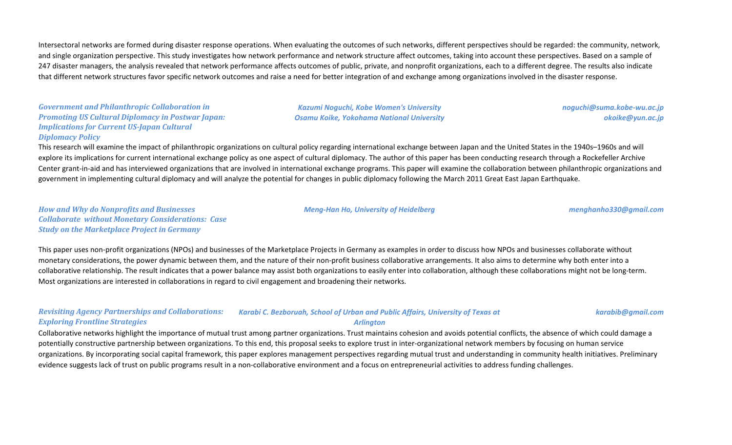Intersectoral networks are formed during disaster response operations. When evaluating the outcomes of such networks, different perspectives should be regarded: the community, network, and single organization perspective. This study investigates how network performance and network structure affect outcomes, taking into account these perspectives. Based on a sample of 247 disaster managers, the analysis revealed that network performance affects outcomes of public, private, and nonprofit organizations, each to a different degree. The results also indicate that different network structures favor specific network outcomes and raise a need for better integration of and exchange among organizations involved in the disaster response.

***Government and Philanthropic Collaboration in Promoting US Cultural Diplomacy in Postwar Japan: Implications for Current US-Japan Cultural Diplomacy Policy***

*Kazumi Noguchi, Kobe Women's University* — *noguchi@suma.kobe-wu.ac.jp*
*Osamu Koike, Yokohama National University* — *okoike@yun.ac.jp*

This research will examine the impact of philanthropic organizations on cultural policy regarding international exchange between Japan and the United States in the 1940s–1960s and will explore its implications for current international exchange policy as one aspect of cultural diplomacy. The author of this paper has been conducting research through a Rockefeller Archive Center grant-in-aid and has interviewed organizations that are involved in international exchange programs. This paper will examine the collaboration between philanthropic organizations and government in implementing cultural diplomacy and will analyze the potential for changes in public diplomacy following the March 2011 Great East Japan Earthquake.

***How and Why do Nonprofits and Businesses Collaborate without Monetary Considerations: Case Study on the Marketplace Project in Germany***

*Meng-Han Ho, University of Heidelberg* — *menghanho330@gmail.com*

This paper uses non-profit organizations (NPOs) and businesses of the Marketplace Projects in Germany as examples in order to discuss how NPOs and businesses collaborate without monetary considerations, the power dynamic between them, and the nature of their non-profit business collaborative arrangements. It also aims to determine why both enter into a collaborative relationship. The result indicates that a power balance may assist both organizations to easily enter into collaboration, although these collaborations might not be long-term. Most organizations are interested in collaborations in regard to civil engagement and broadening their networks.

***Revisiting Agency Partnerships and Collaborations: Exploring Frontline Strategies***

*Karabi C. Bezboruah, School of Urban and Public Affairs, University of Texas at Arlington* — *karabib@gmail.com*

Collaborative networks highlight the importance of mutual trust among partner organizations. Trust maintains cohesion and avoids potential conflicts, the absence of which could damage a potentially constructive partnership between organizations. To this end, this proposal seeks to explore trust in inter-organizational network members by focusing on human service organizations. By incorporating social capital framework, this paper explores management perspectives regarding mutual trust and understanding in community health initiatives. Preliminary evidence suggests lack of trust on public programs result in a non-collaborative environment and a focus on entrepreneurial activities to address funding challenges.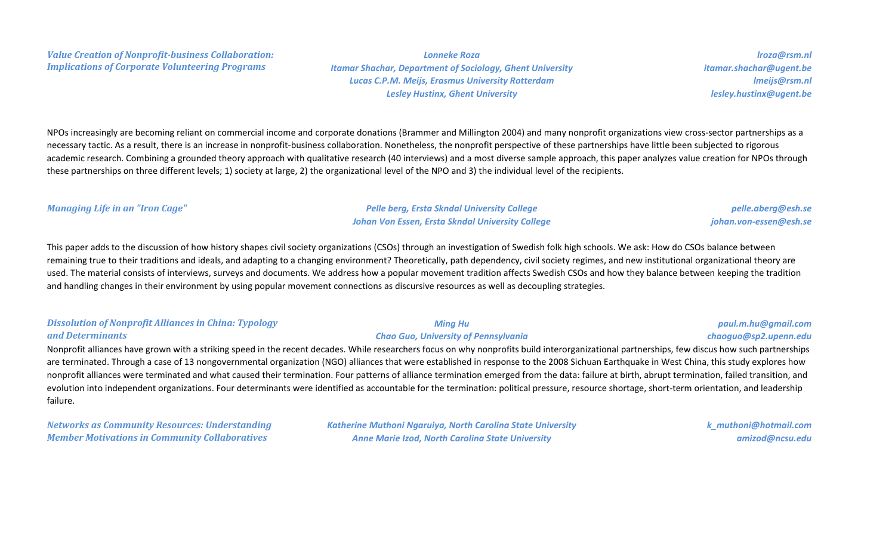### *Value Creation of Nonprofit-business Collaboration: Implications of Corporate Volunteering Programs*

*Lonneke Roza* — *lroza@rsm.nl*
*Itamar Shachar, Department of Sociology, Ghent University* — *itamar.shachar@ugent.be*
*Lucas C.P.M. Meijs, Erasmus University Rotterdam* — *lmeijs@rsm.nl*
*Lesley Hustinx, Ghent University* — *lesley.hustinx@ugent.be*

NPOs increasingly are becoming reliant on commercial income and corporate donations (Brammer and Millington 2004) and many nonprofit organizations view cross-sector partnerships as a necessary tactic. As a result, there is an increase in nonprofit-business collaboration. Nonetheless, the nonprofit perspective of these partnerships have little been subjected to rigorous academic research. Combining a grounded theory approach with qualitative research (40 interviews) and a most diverse sample approach, this paper analyzes value creation for NPOs through these partnerships on three different levels; 1) society at large, 2) the organizational level of the NPO and 3) the individual level of the recipients.

### *Managing Life in an "Iron Cage"*

*Pelle berg, Ersta Skndal University College* — *pelle.aberg@esh.se*
*Johan Von Essen, Ersta Skndal University College* — *johan.von-essen@esh.se*

This paper adds to the discussion of how history shapes civil society organizations (CSOs) through an investigation of Swedish folk high schools. We ask: How do CSOs balance between remaining true to their traditions and ideals, and adapting to a changing environment? Theoretically, path dependency, civil society regimes, and new institutional organizational theory are used. The material consists of interviews, surveys and documents. We address how a popular movement tradition affects Swedish CSOs and how they balance between keeping the tradition and handling changes in their environment by using popular movement connections as discursive resources as well as decoupling strategies.

### *Dissolution of Nonprofit Alliances in China: Typology and Determinants*

*Ming Hu* — *paul.m.hu@gmail.com*
*Chao Guo, University of Pennsylvania* — *chaoguo@sp2.upenn.edu*

Nonprofit alliances have grown with a striking speed in the recent decades. While researchers focus on why nonprofits build interorganizational partnerships, few discus how such partnerships are terminated. Through a case of 13 nongovernmental organization (NGO) alliances that were established in response to the 2008 Sichuan Earthquake in West China, this study explores how nonprofit alliances were terminated and what caused their termination. Four patterns of alliance termination emerged from the data: failure at birth, abrupt termination, failed transition, and evolution into independent organizations. Four determinants were identified as accountable for the termination: political pressure, resource shortage, short-term orientation, and leadership failure.

### *Networks as Community Resources: Understanding Member Motivations in Community Collaboratives*

*Katherine Muthoni Ngaruiya, North Carolina State University* — *k_muthoni@hotmail.com*
*Anne Marie Izod, North Carolina State University* — *amizod@ncsu.edu*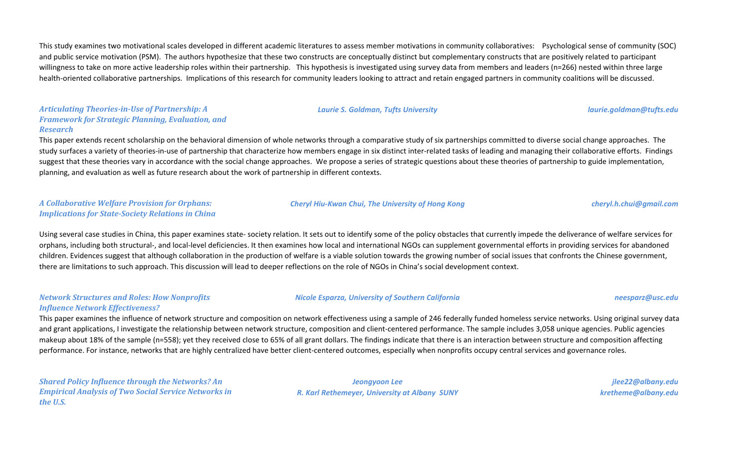This study examines two motivational scales developed in different academic literatures to assess member motivations in community collaboratives: Psychological sense of community (SOC) and public service motivation (PSM). The authors hypothesize that these two constructs are conceptually distinct but complementary constructs that are positively related to participant willingness to take on more active leadership roles within their partnership. This hypothesis is investigated using survey data from members and leaders (n=266) nested within three large health-oriented collaborative partnerships. Implications of this research for community leaders looking to attract and retain engaged partners in community coalitions will be discussed.

### *Articulating Theories-in-Use of Partnership: A Framework for Strategic Planning, Evaluation, and Research*

*Laurie S. Goldman, Tufts University* — *laurie.goldman@tufts.edu*

This paper extends recent scholarship on the behavioral dimension of whole networks through a comparative study of six partnerships committed to diverse social change approaches. The study surfaces a variety of theories-in-use of partnership that characterize how members engage in six distinct inter-related tasks of leading and managing their collaborative efforts. Findings suggest that these theories vary in accordance with the social change approaches. We propose a series of strategic questions about these theories of partnership to guide implementation, planning, and evaluation as well as future research about the work of partnership in different contexts.

### *A Collaborative Welfare Provision for Orphans: Implications for State-Society Relations in China*

*Cheryl Hiu-Kwan Chui, The University of Hong Kong* — *cheryl.h.chui@gmail.com*

Using several case studies in China, this paper examines state- society relation. It sets out to identify some of the policy obstacles that currently impede the deliverance of welfare services for orphans, including both structural-, and local-level deficiencies. It then examines how local and international NGOs can supplement governmental efforts in providing services for abandoned children. Evidences suggest that although collaboration in the production of welfare is a viable solution towards the growing number of social issues that confronts the Chinese government, there are limitations to such approach. This discussion will lead to deeper reflections on the role of NGOs in China's social development context.

### *Network Structures and Roles: How Nonprofits Influence Network Effectiveness?*

*Nicole Esparza, University of Southern California* — *neesparz@usc.edu*

This paper examines the influence of network structure and composition on network effectiveness using a sample of 246 federally funded homeless service networks. Using original survey data and grant applications, I investigate the relationship between network structure, composition and client-centered performance. The sample includes 3,058 unique agencies. Public agencies makeup about 18% of the sample (n=558); yet they received close to 65% of all grant dollars. The findings indicate that there is an interaction between structure and composition affecting performance. For instance, networks that are highly centralized have better client-centered outcomes, especially when nonprofits occupy central services and governance roles.

### *Shared Policy Influence through the Networks? An Empirical Analysis of Two Social Service Networks in the U.S.*

*Jeongyoon Lee* — *jlee22@albany.edu*
*R. Karl Rethemeyer, University at Albany SUNY* — *kretheme@albany.edu*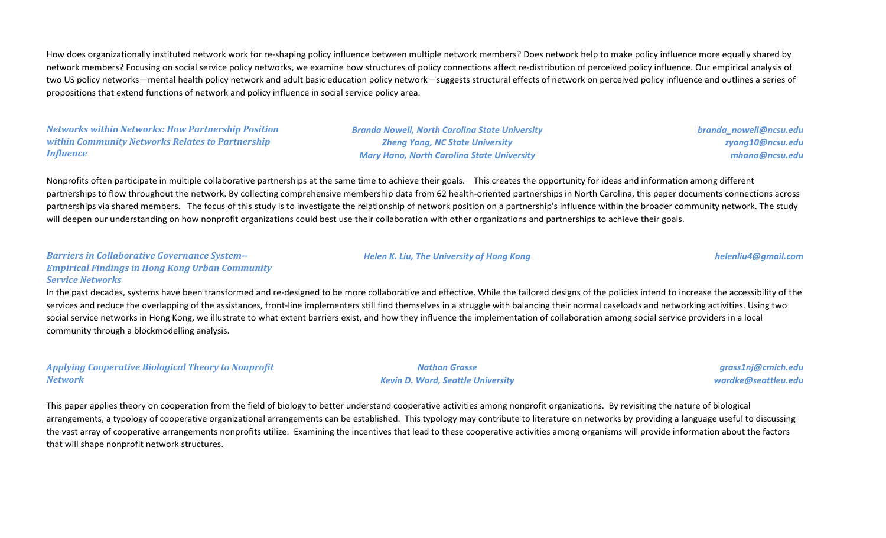How does organizationally instituted network work for re-shaping policy influence between multiple network members? Does network help to make policy influence more equally shared by network members? Focusing on social service policy networks, we examine how structures of policy connections affect re-distribution of perceived policy influence. Our empirical analysis of two US policy networks—mental health policy network and adult basic education policy network—suggests structural effects of network on perceived policy influence and outlines a series of propositions that extend functions of network and policy influence in social service policy area.

### *Networks within Networks: How Partnership Position within Community Networks Relates to Partnership Influence*

*Branda Nowell, North Carolina State University* — *branda_nowell@ncsu.edu*
*Zheng Yang, NC State University* — *zyang10@ncsu.edu*
*Mary Hano, North Carolina State University* — *mhano@ncsu.edu*

Nonprofits often participate in multiple collaborative partnerships at the same time to achieve their goals. This creates the opportunity for ideas and information among different partnerships to flow throughout the network. By collecting comprehensive membership data from 62 health-oriented partnerships in North Carolina, this paper documents connections across partnerships via shared members. The focus of this study is to investigate the relationship of network position on a partnership's influence within the broader community network. The study will deepen our understanding on how nonprofit organizations could best use their collaboration with other organizations and partnerships to achieve their goals.

### *Barriers in Collaborative Governance System--Empirical Findings in Hong Kong Urban Community Service Networks*

*Helen K. Liu, The University of Hong Kong* — *helenliu4@gmail.com*

In the past decades, systems have been transformed and re-designed to be more collaborative and effective. While the tailored designs of the policies intend to increase the accessibility of the services and reduce the overlapping of the assistances, front-line implementers still find themselves in a struggle with balancing their normal caseloads and networking activities. Using two social service networks in Hong Kong, we illustrate to what extent barriers exist, and how they influence the implementation of collaboration among social service providers in a local community through a blockmodelling analysis.

### *Applying Cooperative Biological Theory to Nonprofit Network*

*Nathan Grasse* — *grass1nj@cmich.edu*
*Kevin D. Ward, Seattle University* — *wardke@seattleu.edu*

This paper applies theory on cooperation from the field of biology to better understand cooperative activities among nonprofit organizations. By revisiting the nature of biological arrangements, a typology of cooperative organizational arrangements can be established. This typology may contribute to literature on networks by providing a language useful to discussing the vast array of cooperative arrangements nonprofits utilize. Examining the incentives that lead to these cooperative activities among organisms will provide information about the factors that will shape nonprofit network structures.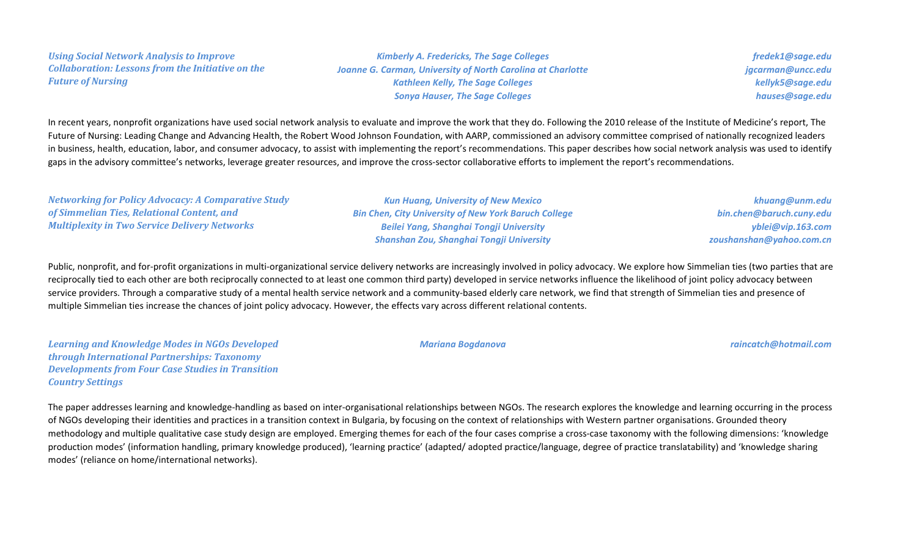### *Using Social Network Analysis to Improve Collaboration: Lessons from the Initiative on the Future of Nursing*

*Kimberly A. Fredericks, The Sage Colleges* — *fredek1@sage.edu*
*Joanne G. Carman, University of North Carolina at Charlotte* — *jgcarman@uncc.edu*
*Kathleen Kelly, The Sage Colleges* — *kellyk5@sage.edu*
*Sonya Hauser, The Sage Colleges* — *hauses@sage.edu*

In recent years, nonprofit organizations have used social network analysis to evaluate and improve the work that they do. Following the 2010 release of the Institute of Medicine's report, The Future of Nursing: Leading Change and Advancing Health, the Robert Wood Johnson Foundation, with AARP, commissioned an advisory committee comprised of nationally recognized leaders in business, health, education, labor, and consumer advocacy, to assist with implementing the report's recommendations. This paper describes how social network analysis was used to identify gaps in the advisory committee's networks, leverage greater resources, and improve the cross-sector collaborative efforts to implement the report's recommendations.

### *Networking for Policy Advocacy: A Comparative Study of Simmelian Ties, Relational Content, and Multiplexity in Two Service Delivery Networks*

*Kun Huang, University of New Mexico* — *khuang@unm.edu*
*Bin Chen, City University of New York Baruch College* — *bin.chen@baruch.cuny.edu*
*Beilei Yang, Shanghai Tongji University* — *yblei@vip.163.com*
*Shanshan Zou, Shanghai Tongji University* — *zoushanshan@yahoo.com.cn*

Public, nonprofit, and for-profit organizations in multi-organizational service delivery networks are increasingly involved in policy advocacy. We explore how Simmelian ties (two parties that are reciprocally tied to each other are both reciprocally connected to at least one common third party) developed in service networks influence the likelihood of joint policy advocacy between service providers. Through a comparative study of a mental health service network and a community-based elderly care network, we find that strength of Simmelian ties and presence of multiple Simmelian ties increase the chances of joint policy advocacy. However, the effects vary across different relational contents.

### *Learning and Knowledge Modes in NGOs Developed through International Partnerships: Taxonomy Developments from Four Case Studies in Transition Country Settings*

*Mariana Bogdanova* — *raincatch@hotmail.com*

The paper addresses learning and knowledge-handling as based on inter-organisational relationships between NGOs. The research explores the knowledge and learning occurring in the process of NGOs developing their identities and practices in a transition context in Bulgaria, by focusing on the context of relationships with Western partner organisations. Grounded theory methodology and multiple qualitative case study design are employed. Emerging themes for each of the four cases comprise a cross-case taxonomy with the following dimensions: 'knowledge production modes' (information handling, primary knowledge produced), 'learning practice' (adapted/ adopted practice/language, degree of practice translatability) and 'knowledge sharing modes' (reliance on home/international networks).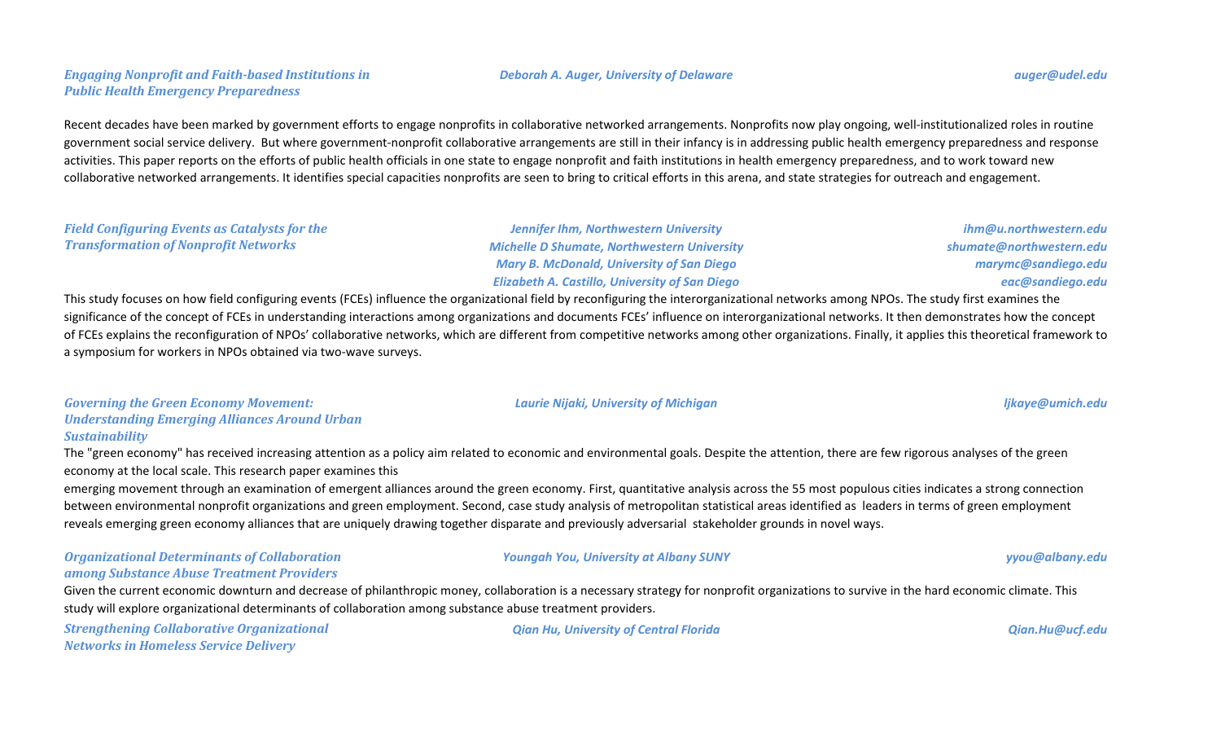***Engaging Nonprofit and Faith-based Institutions in Public Health Emergency Preparedness***

***Deborah A. Auger, University of Delaware*** — ***auger@udel.edu***

Recent decades have been marked by government efforts to engage nonprofits in collaborative networked arrangements. Nonprofits now play ongoing, well-institutionalized roles in routine government social service delivery. But where government-nonprofit collaborative arrangements are still in their infancy is in addressing public health emergency preparedness and response activities. This paper reports on the efforts of public health officials in one state to engage nonprofit and faith institutions in health emergency preparedness, and to work toward new collaborative networked arrangements. It identifies special capacities nonprofits are seen to bring to critical efforts in this arena, and state strategies for outreach and engagement.

***Field Configuring Events as Catalysts for the Transformation of Nonprofit Networks***

***Jennifer Ihm, Northwestern University*** — ***ihm@u.northwestern.edu***
***Michelle D Shumate, Northwestern University*** — ***shumate@northwestern.edu***
***Mary B. McDonald, University of San Diego*** — ***marymc@sandiego.edu***
***Elizabeth A. Castillo, University of San Diego*** — ***eac@sandiego.edu***

This study focuses on how field configuring events (FCEs) influence the organizational field by reconfiguring the interorganizational networks among NPOs. The study first examines the significance of the concept of FCEs in understanding interactions among organizations and documents FCEs' influence on interorganizational networks. It then demonstrates how the concept of FCEs explains the reconfiguration of NPOs' collaborative networks, which are different from competitive networks among other organizations. Finally, it applies this theoretical framework to a symposium for workers in NPOs obtained via two-wave surveys.

***Governing the Green Economy Movement: Understanding Emerging Alliances Around Urban Sustainability***

***Laurie Nijaki, University of Michigan*** — ***ljkaye@umich.edu***

The "green economy" has received increasing attention as a policy aim related to economic and environmental goals. Despite the attention, there are few rigorous analyses of the green economy at the local scale. This research paper examines this
emerging movement through an examination of emergent alliances around the green economy. First, quantitative analysis across the 55 most populous cities indicates a strong connection between environmental nonprofit organizations and green employment. Second, case study analysis of metropolitan statistical areas identified as leaders in terms of green employment reveals emerging green economy alliances that are uniquely drawing together disparate and previously adversarial stakeholder grounds in novel ways.

***Organizational Determinants of Collaboration among Substance Abuse Treatment Providers***

***Youngah You, University at Albany SUNY*** — ***yyou@albany.edu***

Given the current economic downturn and decrease of philanthropic money, collaboration is a necessary strategy for nonprofit organizations to survive in the hard economic climate. This study will explore organizational determinants of collaboration among substance abuse treatment providers.

***Strengthening Collaborative Organizational Networks in Homeless Service Delivery***

***Qian Hu, University of Central Florida*** — ***Qian.Hu@ucf.edu***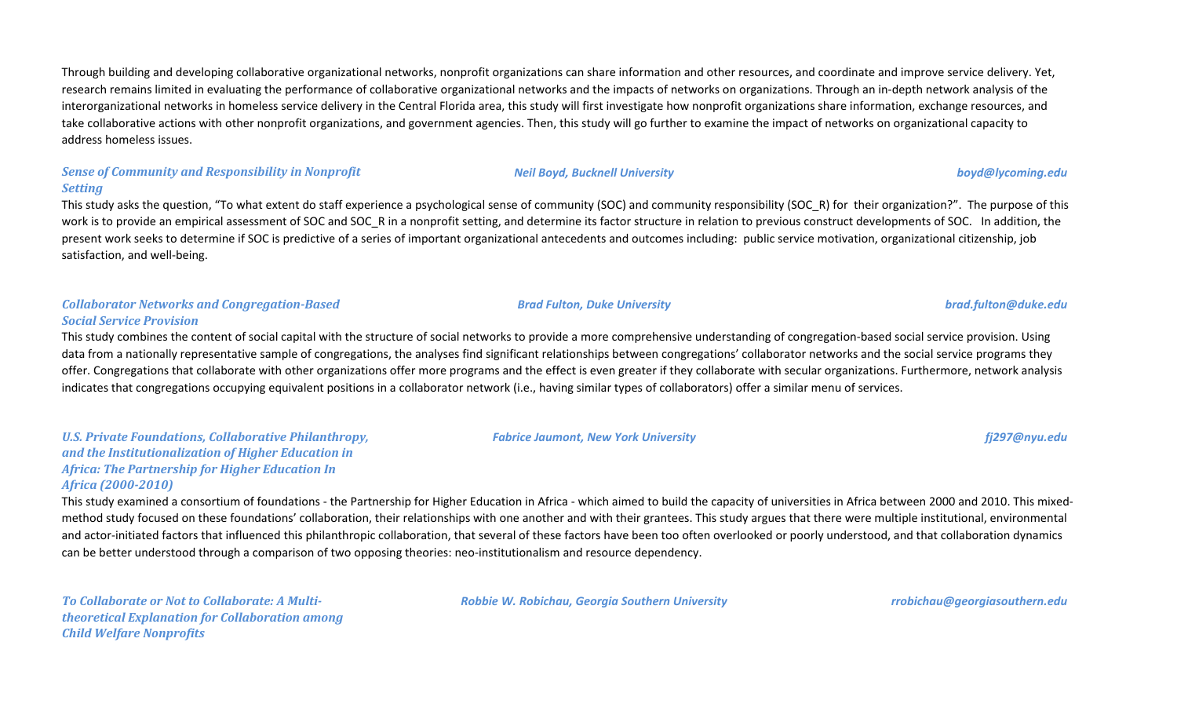Through building and developing collaborative organizational networks, nonprofit organizations can share information and other resources, and coordinate and improve service delivery. Yet, research remains limited in evaluating the performance of collaborative organizational networks and the impacts of networks on organizations. Through an in-depth network analysis of the interorganizational networks in homeless service delivery in the Central Florida area, this study will first investigate how nonprofit organizations share information, exchange resources, and take collaborative actions with other nonprofit organizations, and government agencies. Then, this study will go further to examine the impact of networks on organizational capacity to address homeless issues.

***Sense of Community and Responsibility in Nonprofit Setting*** — ***Neil Boyd, Bucknell University*** — ***boyd@lycoming.edu***

This study asks the question, "To what extent do staff experience a psychological sense of community (SOC) and community responsibility (SOC_R) for their organization?". The purpose of this work is to provide an empirical assessment of SOC and SOC_R in a nonprofit setting, and determine its factor structure in relation to previous construct developments of SOC. In addition, the present work seeks to determine if SOC is predictive of a series of important organizational antecedents and outcomes including: public service motivation, organizational citizenship, job satisfaction, and well-being.

***Collaborator Networks and Congregation-Based Social Service Provision*** — ***Brad Fulton, Duke University*** — ***brad.fulton@duke.edu***

This study combines the content of social capital with the structure of social networks to provide a more comprehensive understanding of congregation-based social service provision. Using data from a nationally representative sample of congregations, the analyses find significant relationships between congregations' collaborator networks and the social service programs they offer. Congregations that collaborate with other organizations offer more programs and the effect is even greater if they collaborate with secular organizations. Furthermore, network analysis indicates that congregations occupying equivalent positions in a collaborator network (i.e., having similar types of collaborators) offer a similar menu of services.

***U.S. Private Foundations, Collaborative Philanthropy, and the Institutionalization of Higher Education in Africa: The Partnership for Higher Education In Africa (2000-2010)*** — ***Fabrice Jaumont, New York University*** — ***fj297@nyu.edu***

This study examined a consortium of foundations - the Partnership for Higher Education in Africa - which aimed to build the capacity of universities in Africa between 2000 and 2010. This mixed-method study focused on these foundations' collaboration, their relationships with one another and with their grantees. This study argues that there were multiple institutional, environmental and actor-initiated factors that influenced this philanthropic collaboration, that several of these factors have been too often overlooked or poorly understood, and that collaboration dynamics can be better understood through a comparison of two opposing theories: neo-institutionalism and resource dependency.

***To Collaborate or Not to Collaborate: A Multi-theoretical Explanation for Collaboration among Child Welfare Nonprofits*** — ***Robbie W. Robichau, Georgia Southern University*** — ***rrobichau@georgiasouthern.edu***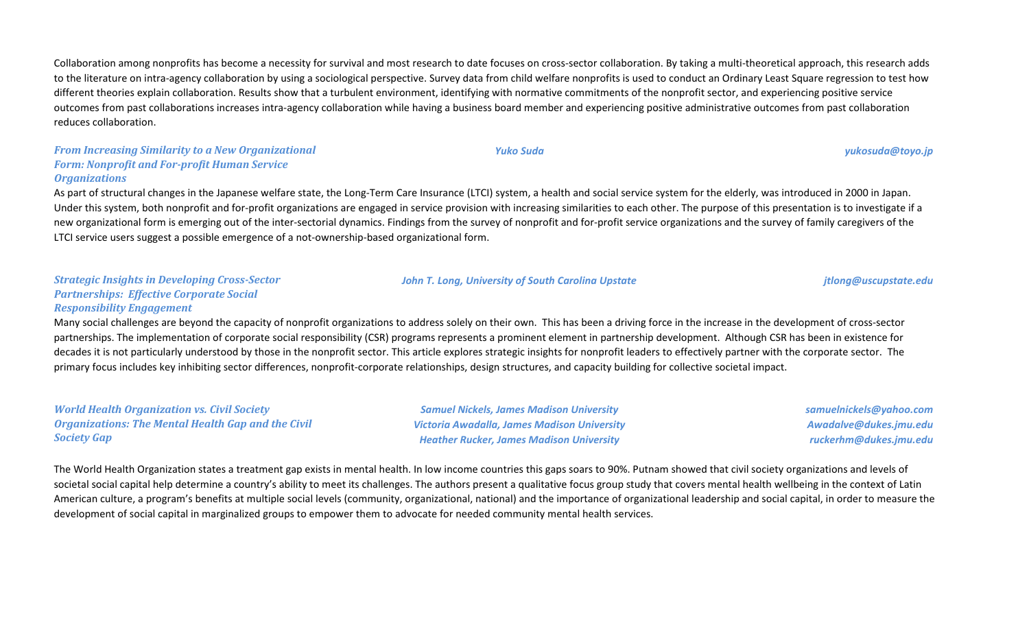Collaboration among nonprofits has become a necessity for survival and most research to date focuses on cross-sector collaboration. By taking a multi-theoretical approach, this research adds to the literature on intra-agency collaboration by using a sociological perspective. Survey data from child welfare nonprofits is used to conduct an Ordinary Least Square regression to test how different theories explain collaboration. Results show that a turbulent environment, identifying with normative commitments of the nonprofit sector, and experiencing positive service outcomes from past collaborations increases intra-agency collaboration while having a business board member and experiencing positive administrative outcomes from past collaboration reduces collaboration.

***From Increasing Similarity to a New Organizational Form: Nonprofit and For-profit Human Service Organizations***

*Yuko Suda* — *yukosuda@toyo.jp*

As part of structural changes in the Japanese welfare state, the Long-Term Care Insurance (LTCI) system, a health and social service system for the elderly, was introduced in 2000 in Japan. Under this system, both nonprofit and for-profit organizations are engaged in service provision with increasing similarities to each other. The purpose of this presentation is to investigate if a new organizational form is emerging out of the inter-sectorial dynamics. Findings from the survey of nonprofit and for-profit service organizations and the survey of family caregivers of the LTCI service users suggest a possible emergence of a not-ownership-based organizational form.

***Strategic Insights in Developing Cross-Sector Partnerships: Effective Corporate Social Responsibility Engagement***

*John T. Long, University of South Carolina Upstate* — *jtlong@uscupstate.edu*

Many social challenges are beyond the capacity of nonprofit organizations to address solely on their own. This has been a driving force in the increase in the development of cross-sector partnerships. The implementation of corporate social responsibility (CSR) programs represents a prominent element in partnership development. Although CSR has been in existence for decades it is not particularly understood by those in the nonprofit sector. This article explores strategic insights for nonprofit leaders to effectively partner with the corporate sector. The primary focus includes key inhibiting sector differences, nonprofit-corporate relationships, design structures, and capacity building for collective societal impact.

***World Health Organization vs. Civil Society Organizations: The Mental Health Gap and the Civil Society Gap***

*Samuel Nickels, James Madison University* — *samuelnickels@yahoo.com*
*Victoria Awadalla, James Madison University* — *Awadalve@dukes.jmu.edu*
*Heather Rucker, James Madison University* — *ruckerhm@dukes.jmu.edu*

The World Health Organization states a treatment gap exists in mental health. In low income countries this gaps soars to 90%. Putnam showed that civil society organizations and levels of societal social capital help determine a country's ability to meet its challenges. The authors present a qualitative focus group study that covers mental health wellbeing in the context of Latin American culture, a program's benefits at multiple social levels (community, organizational, national) and the importance of organizational leadership and social capital, in order to measure the development of social capital in marginalized groups to empower them to advocate for needed community mental health services.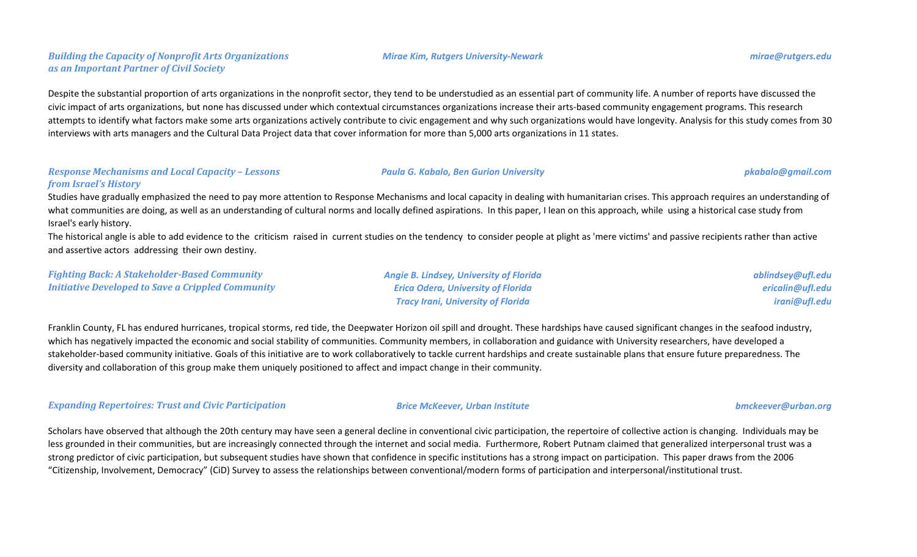***Building the Capacity of Nonprofit Arts Organizations as an Important Partner of Civil Society***

***Mirae Kim, Rutgers University-Newark***

***mirae@rutgers.edu***

Despite the substantial proportion of arts organizations in the nonprofit sector, they tend to be understudied as an essential part of community life. A number of reports have discussed the civic impact of arts organizations, but none has discussed under which contextual circumstances organizations increase their arts-based community engagement programs. This research attempts to identify what factors make some arts organizations actively contribute to civic engagement and why such organizations would have longevity. Analysis for this study comes from 30 interviews with arts managers and the Cultural Data Project data that cover information for more than 5,000 arts organizations in 11 states.

***Response Mechanisms and Local Capacity – Lessons from Israel's History***

***Paula G. Kabalo, Ben Gurion University***

***pkabalo@gmail.com***

Studies have gradually emphasized the need to pay more attention to Response Mechanisms and local capacity in dealing with humanitarian crises. This approach requires an understanding of what communities are doing, as well as an understanding of cultural norms and locally defined aspirations. In this paper, I lean on this approach, while using a historical case study from Israel's early history.

The historical angle is able to add evidence to the criticism raised in current studies on the tendency to consider people at plight as 'mere victims' and passive recipients rather than active and assertive actors addressing their own destiny.

***Fighting Back: A Stakeholder-Based Community Initiative Developed to Save a Crippled Community***

***Angie B. Lindsey, University of Florida***
***Erica Odera, University of Florida***
***Tracy Irani, University of Florida***

***ablindsey@ufl.edu***
***ericalin@ufl.edu***
***irani@ufl.edu***

Franklin County, FL has endured hurricanes, tropical storms, red tide, the Deepwater Horizon oil spill and drought. These hardships have caused significant changes in the seafood industry, which has negatively impacted the economic and social stability of communities. Community members, in collaboration and guidance with University researchers, have developed a stakeholder-based community initiative. Goals of this initiative are to work collaboratively to tackle current hardships and create sustainable plans that ensure future preparedness. The diversity and collaboration of this group make them uniquely positioned to affect and impact change in their community.

***Expanding Repertoires: Trust and Civic Participation***

***Brice McKeever, Urban Institute***

***bmckeever@urban.org***

Scholars have observed that although the 20th century may have seen a general decline in conventional civic participation, the repertoire of collective action is changing. Individuals may be less grounded in their communities, but are increasingly connected through the internet and social media. Furthermore, Robert Putnam claimed that generalized interpersonal trust was a strong predictor of civic participation, but subsequent studies have shown that confidence in specific institutions has a strong impact on participation. This paper draws from the 2006 "Citizenship, Involvement, Democracy" (CiD) Survey to assess the relationships between conventional/modern forms of participation and interpersonal/institutional trust.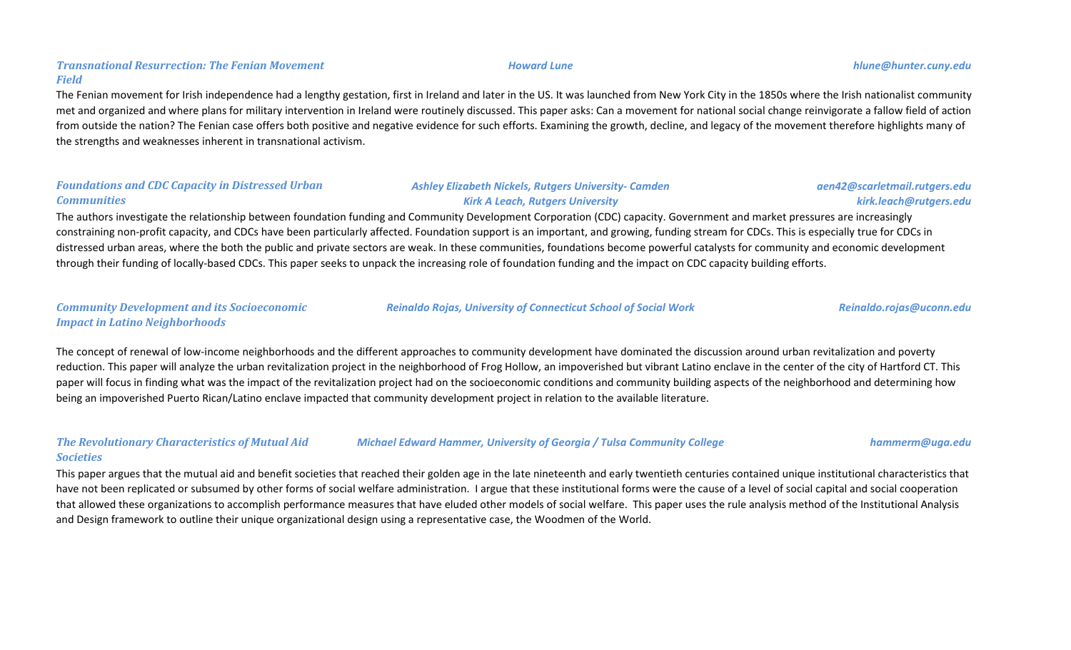### *Transnational Resurrection: The Fenian Movement Field*

***Howard Lune*** — *hlune@hunter.cuny.edu*

The Fenian movement for Irish independence had a lengthy gestation, first in Ireland and later in the US. It was launched from New York City in the 1850s where the Irish nationalist community met and organized and where plans for military intervention in Ireland were routinely discussed. This paper asks: Can a movement for national social change reinvigorate a fallow field of action from outside the nation? The Fenian case offers both positive and negative evidence for such efforts. Examining the growth, decline, and legacy of the movement therefore highlights many of the strengths and weaknesses inherent in transnational activism.

### *Foundations and CDC Capacity in Distressed Urban Communities*

***Ashley Elizabeth Nickels, Rutgers University- Camden*** — *aen42@scarletmail.rutgers.edu*
***Kirk A Leach, Rutgers University*** — *kirk.leach@rutgers.edu*

The authors investigate the relationship between foundation funding and Community Development Corporation (CDC) capacity. Government and market pressures are increasingly constraining non-profit capacity, and CDCs have been particularly affected. Foundation support is an important, and growing, funding stream for CDCs. This is especially true for CDCs in distressed urban areas, where the both the public and private sectors are weak. In these communities, foundations become powerful catalysts for community and economic development through their funding of locally-based CDCs. This paper seeks to unpack the increasing role of foundation funding and the impact on CDC capacity building efforts.

### *Community Development and its Socioeconomic Impact in Latino Neighborhoods*

***Reinaldo Rojas, University of Connecticut School of Social Work*** — *Reinaldo.rojas@uconn.edu*

The concept of renewal of low-income neighborhoods and the different approaches to community development have dominated the discussion around urban revitalization and poverty reduction. This paper will analyze the urban revitalization project in the neighborhood of Frog Hollow, an impoverished but vibrant Latino enclave in the center of the city of Hartford CT. This paper will focus in finding what was the impact of the revitalization project had on the socioeconomic conditions and community building aspects of the neighborhood and determining how being an impoverished Puerto Rican/Latino enclave impacted that community development project in relation to the available literature.

### *The Revolutionary Characteristics of Mutual Aid Societies*

***Michael Edward Hammer, University of Georgia / Tulsa Community College*** — *hammerm@uga.edu*

This paper argues that the mutual aid and benefit societies that reached their golden age in the late nineteenth and early twentieth centuries contained unique institutional characteristics that have not been replicated or subsumed by other forms of social welfare administration. I argue that these institutional forms were the cause of a level of social capital and social cooperation that allowed these organizations to accomplish performance measures that have eluded other models of social welfare. This paper uses the rule analysis method of the Institutional Analysis and Design framework to outline their unique organizational design using a representative case, the Woodmen of the World.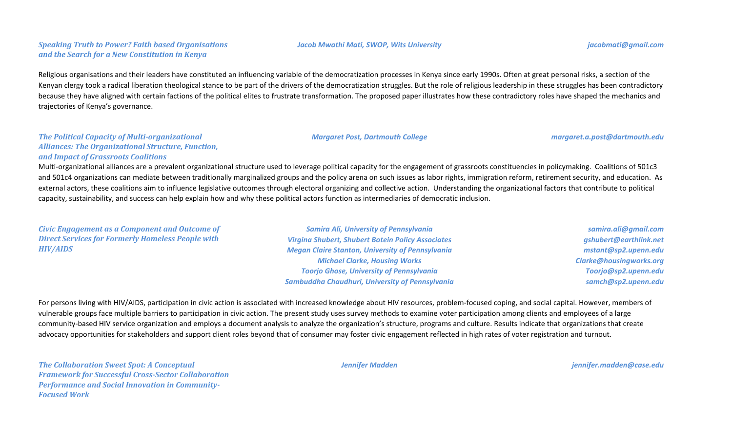***Speaking Truth to Power? Faith based Organisations and the Search for a New Constitution in Kenya***

*Jacob Mwathi Mati, SWOP, Wits University* — *jacobmati@gmail.com*

Religious organisations and their leaders have constituted an influencing variable of the democratization processes in Kenya since early 1990s. Often at great personal risks, a section of the Kenyan clergy took a radical liberation theological stance to be part of the drivers of the democratization struggles. But the role of religious leadership in these struggles has been contradictory because they have aligned with certain factions of the political elites to frustrate transformation. The proposed paper illustrates how these contradictory roles have shaped the mechanics and trajectories of Kenya's governance.

***The Political Capacity of Multi-organizational Alliances: The Organizational Structure, Function, and Impact of Grassroots Coalitions***

*Margaret Post, Dartmouth College* — *margaret.a.post@dartmouth.edu*

Multi-organizational alliances are a prevalent organizational structure used to leverage political capacity for the engagement of grassroots constituencies in policymaking. Coalitions of 501c3 and 501c4 organizations can mediate between traditionally marginalized groups and the policy arena on such issues as labor rights, immigration reform, retirement security, and education. As external actors, these coalitions aim to influence legislative outcomes through electoral organizing and collective action. Understanding the organizational factors that contribute to political capacity, sustainability, and success can help explain how and why these political actors function as intermediaries of democratic inclusion.

***Civic Engagement as a Component and Outcome of Direct Services for Formerly Homeless People with HIV/AIDS***

*Samira Ali, University of Pennsylvania* — *samira.ali@gmail.com*
*Virgina Shubert, Shubert Botein Policy Associates* — *gshubert@earthlink.net*
*Megan Claire Stanton, University of Pennsylvania* — *mstant@sp2.upenn.edu*
*Michael Clarke, Housing Works* — *Clarke@housingworks.org*
*Toorjo Ghose, University of Pennsylvania* — *Toorjo@sp2.upenn.edu*
*Sambuddha Chaudhuri, University of Pennsylvania* — *samch@sp2.upenn.edu*

For persons living with HIV/AIDS, participation in civic action is associated with increased knowledge about HIV resources, problem-focused coping, and social capital. However, members of vulnerable groups face multiple barriers to participation in civic action. The present study uses survey methods to examine voter participation among clients and employees of a large community-based HIV service organization and employs a document analysis to analyze the organization's structure, programs and culture. Results indicate that organizations that create advocacy opportunities for stakeholders and support client roles beyond that of consumer may foster civic engagement reflected in high rates of voter registration and turnout.

***The Collaboration Sweet Spot: A Conceptual Framework for Successful Cross-Sector Collaboration Performance and Social Innovation in Community-Focused Work***

*Jennifer Madden* — *jennifer.madden@case.edu*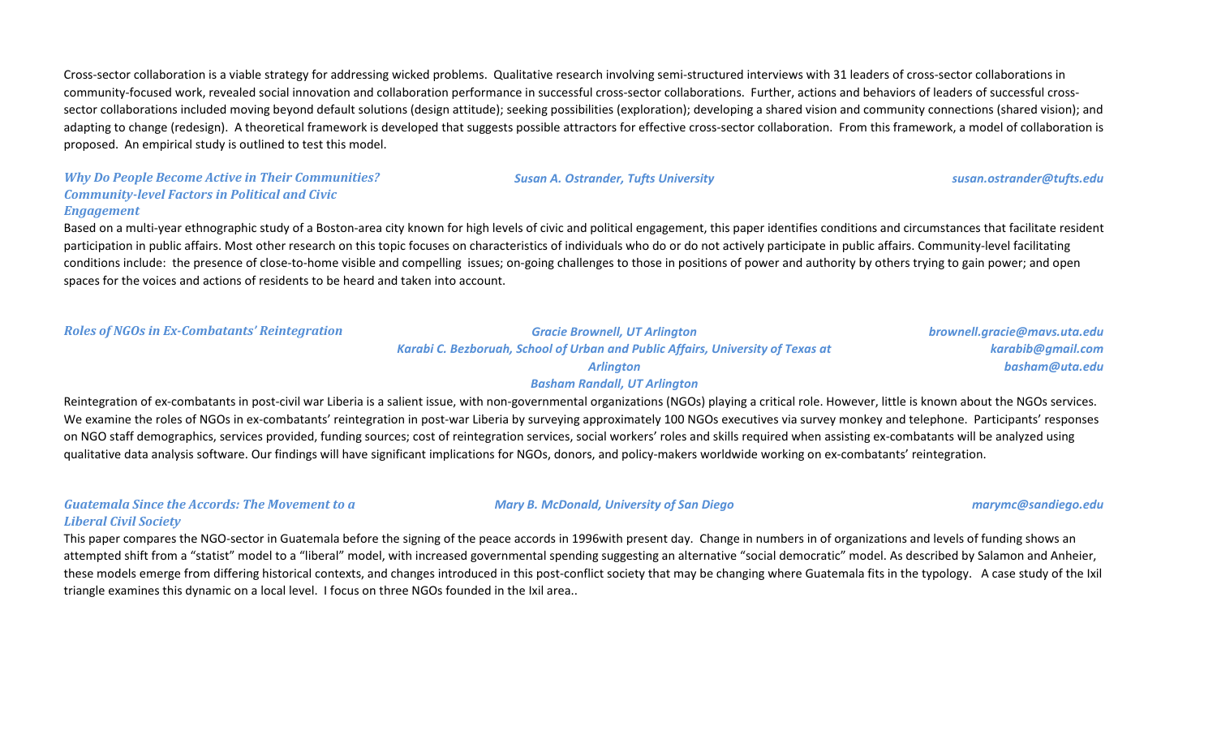Cross-sector collaboration is a viable strategy for addressing wicked problems. Qualitative research involving semi-structured interviews with 31 leaders of cross-sector collaborations in community-focused work, revealed social innovation and collaboration performance in successful cross-sector collaborations. Further, actions and behaviors of leaders of successful cross-sector collaborations included moving beyond default solutions (design attitude); seeking possibilities (exploration); developing a shared vision and community connections (shared vision); and adapting to change (redesign). A theoretical framework is developed that suggests possible attractors for effective cross-sector collaboration. From this framework, a model of collaboration is proposed. An empirical study is outlined to test this model.

***Why Do People Become Active in Their Communities? Community-level Factors in Political and Civic Engagement***

*Susan A. Ostrander, Tufts University* — *susan.ostrander@tufts.edu*

Based on a multi-year ethnographic study of a Boston-area city known for high levels of civic and political engagement, this paper identifies conditions and circumstances that facilitate resident participation in public affairs. Most other research on this topic focuses on characteristics of individuals who do or do not actively participate in public affairs. Community-level facilitating conditions include: the presence of close-to-home visible and compelling issues; on-going challenges to those in positions of power and authority by others trying to gain power; and open spaces for the voices and actions of residents to be heard and taken into account.

***Roles of NGOs in Ex-Combatants' Reintegration***

*Gracie Brownell, UT Arlington* — *brownell.gracie@mavs.uta.edu*
*Karabi C. Bezboruah, School of Urban and Public Affairs, University of Texas at Arlington* — *karabib@gmail.com*
*Basham Randall, UT Arlington* — *basham@uta.edu*

Reintegration of ex-combatants in post-civil war Liberia is a salient issue, with non-governmental organizations (NGOs) playing a critical role. However, little is known about the NGOs services. We examine the roles of NGOs in ex-combatants' reintegration in post-war Liberia by surveying approximately 100 NGOs executives via survey monkey and telephone. Participants' responses on NGO staff demographics, services provided, funding sources; cost of reintegration services, social workers' roles and skills required when assisting ex-combatants will be analyzed using qualitative data analysis software. Our findings will have significant implications for NGOs, donors, and policy-makers worldwide working on ex-combatants' reintegration.

***Guatemala Since the Accords: The Movement to a Liberal Civil Society***

*Mary B. McDonald, University of San Diego* — *marymc@sandiego.edu*

This paper compares the NGO-sector in Guatemala before the signing of the peace accords in 1996with present day. Change in numbers in of organizations and levels of funding shows an attempted shift from a "statist" model to a "liberal" model, with increased governmental spending suggesting an alternative "social democratic" model. As described by Salamon and Anheier, these models emerge from differing historical contexts, and changes introduced in this post-conflict society that may be changing where Guatemala fits in the typology. A case study of the Ixil triangle examines this dynamic on a local level. I focus on three NGOs founded in the Ixil area..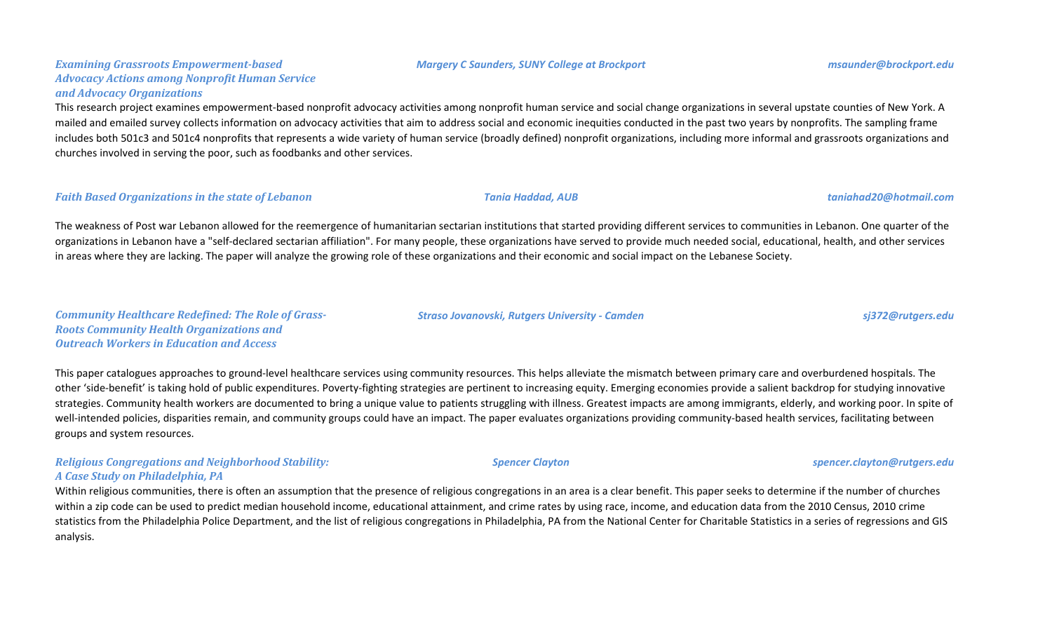### *Examining Grassroots Empowerment-based Advocacy Actions among Nonprofit Human Service and Advocacy Organizations*

*Margery C Saunders, SUNY College at Brockport* — *msaunder@brockport.edu*

This research project examines empowerment-based nonprofit advocacy activities among nonprofit human service and social change organizations in several upstate counties of New York. A mailed and emailed survey collects information on advocacy activities that aim to address social and economic inequities conducted in the past two years by nonprofits. The sampling frame includes both 501c3 and 501c4 nonprofits that represents a wide variety of human service (broadly defined) nonprofit organizations, including more informal and grassroots organizations and churches involved in serving the poor, such as foodbanks and other services.

### *Faith Based Organizations in the state of Lebanon*

*Tania Haddad, AUB* — *taniahad20@hotmail.com*

The weakness of Post war Lebanon allowed for the reemergence of humanitarian sectarian institutions that started providing different services to communities in Lebanon. One quarter of the organizations in Lebanon have a "self-declared sectarian affiliation". For many people, these organizations have served to provide much needed social, educational, health, and other services in areas where they are lacking. The paper will analyze the growing role of these organizations and their economic and social impact on the Lebanese Society.

### *Community Healthcare Redefined: The Role of Grass-Roots Community Health Organizations and Outreach Workers in Education and Access*

*Straso Jovanovski, Rutgers University - Camden* — *sj372@rutgers.edu*

This paper catalogues approaches to ground-level healthcare services using community resources. This helps alleviate the mismatch between primary care and overburdened hospitals. The other 'side-benefit' is taking hold of public expenditures. Poverty-fighting strategies are pertinent to increasing equity. Emerging economies provide a salient backdrop for studying innovative strategies. Community health workers are documented to bring a unique value to patients struggling with illness. Greatest impacts are among immigrants, elderly, and working poor. In spite of well-intended policies, disparities remain, and community groups could have an impact. The paper evaluates organizations providing community-based health services, facilitating between groups and system resources.

### *Religious Congregations and Neighborhood Stability: A Case Study on Philadelphia, PA*

*Spencer Clayton* — *spencer.clayton@rutgers.edu*

Within religious communities, there is often an assumption that the presence of religious congregations in an area is a clear benefit. This paper seeks to determine if the number of churches within a zip code can be used to predict median household income, educational attainment, and crime rates by using race, income, and education data from the 2010 Census, 2010 crime statistics from the Philadelphia Police Department, and the list of religious congregations in Philadelphia, PA from the National Center for Charitable Statistics in a series of regressions and GIS analysis.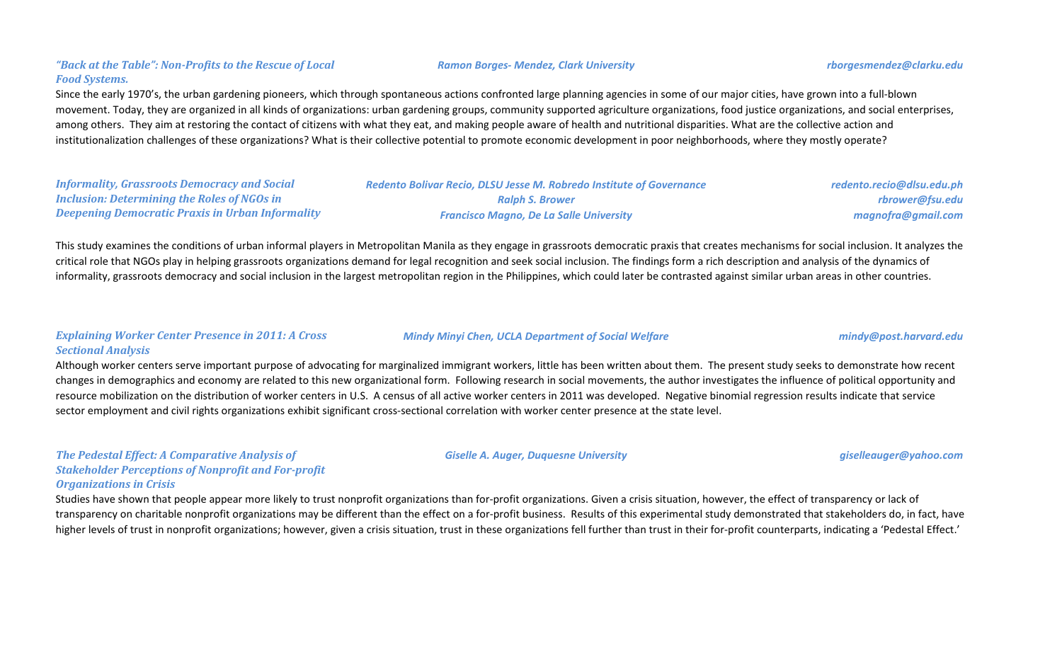### *“Back at the Table”: Non-Profits to the Rescue of Local Food Systems.*

*Ramon Borges- Mendez, Clark University* — *rborgesmendez@clarku.edu*

Since the early 1970’s, the urban gardening pioneers, which through spontaneous actions confronted large planning agencies in some of our major cities, have grown into a full-blown movement. Today, they are organized in all kinds of organizations: urban gardening groups, community supported agriculture organizations, food justice organizations, and social enterprises, among others. They aim at restoring the contact of citizens with what they eat, and making people aware of health and nutritional disparities. What are the collective action and institutionalization challenges of these organizations? What is their collective potential to promote economic development in poor neighborhoods, where they mostly operate?

### *Informality, Grassroots Democracy and Social Inclusion: Determining the Roles of NGOs in Deepening Democratic Praxis in Urban Informality*

*Redento Bolivar Recio, DLSU Jesse M. Robredo Institute of Governance* — *redento.recio@dlsu.edu.ph*
*Ralph S. Brower* — *rbrower@fsu.edu*
*Francisco Magno, De La Salle University* — *magnofra@gmail.com*

This study examines the conditions of urban informal players in Metropolitan Manila as they engage in grassroots democratic praxis that creates mechanisms for social inclusion. It analyzes the critical role that NGOs play in helping grassroots organizations demand for legal recognition and seek social inclusion. The findings form a rich description and analysis of the dynamics of informality, grassroots democracy and social inclusion in the largest metropolitan region in the Philippines, which could later be contrasted against similar urban areas in other countries.

### *Explaining Worker Center Presence in 2011: A Cross Sectional Analysis*

*Mindy Minyi Chen, UCLA Department of Social Welfare* — *mindy@post.harvard.edu*

Although worker centers serve important purpose of advocating for marginalized immigrant workers, little has been written about them. The present study seeks to demonstrate how recent changes in demographics and economy are related to this new organizational form. Following research in social movements, the author investigates the influence of political opportunity and resource mobilization on the distribution of worker centers in U.S. A census of all active worker centers in 2011 was developed. Negative binomial regression results indicate that service sector employment and civil rights organizations exhibit significant cross-sectional correlation with worker center presence at the state level.

### *The Pedestal Effect: A Comparative Analysis of Stakeholder Perceptions of Nonprofit and For-profit Organizations in Crisis*

*Giselle A. Auger, Duquesne University* — *giselleauger@yahoo.com*

Studies have shown that people appear more likely to trust nonprofit organizations than for-profit organizations. Given a crisis situation, however, the effect of transparency or lack of transparency on charitable nonprofit organizations may be different than the effect on a for-profit business. Results of this experimental study demonstrated that stakeholders do, in fact, have higher levels of trust in nonprofit organizations; however, given a crisis situation, trust in these organizations fell further than trust in their for-profit counterparts, indicating a ‘Pedestal Effect.’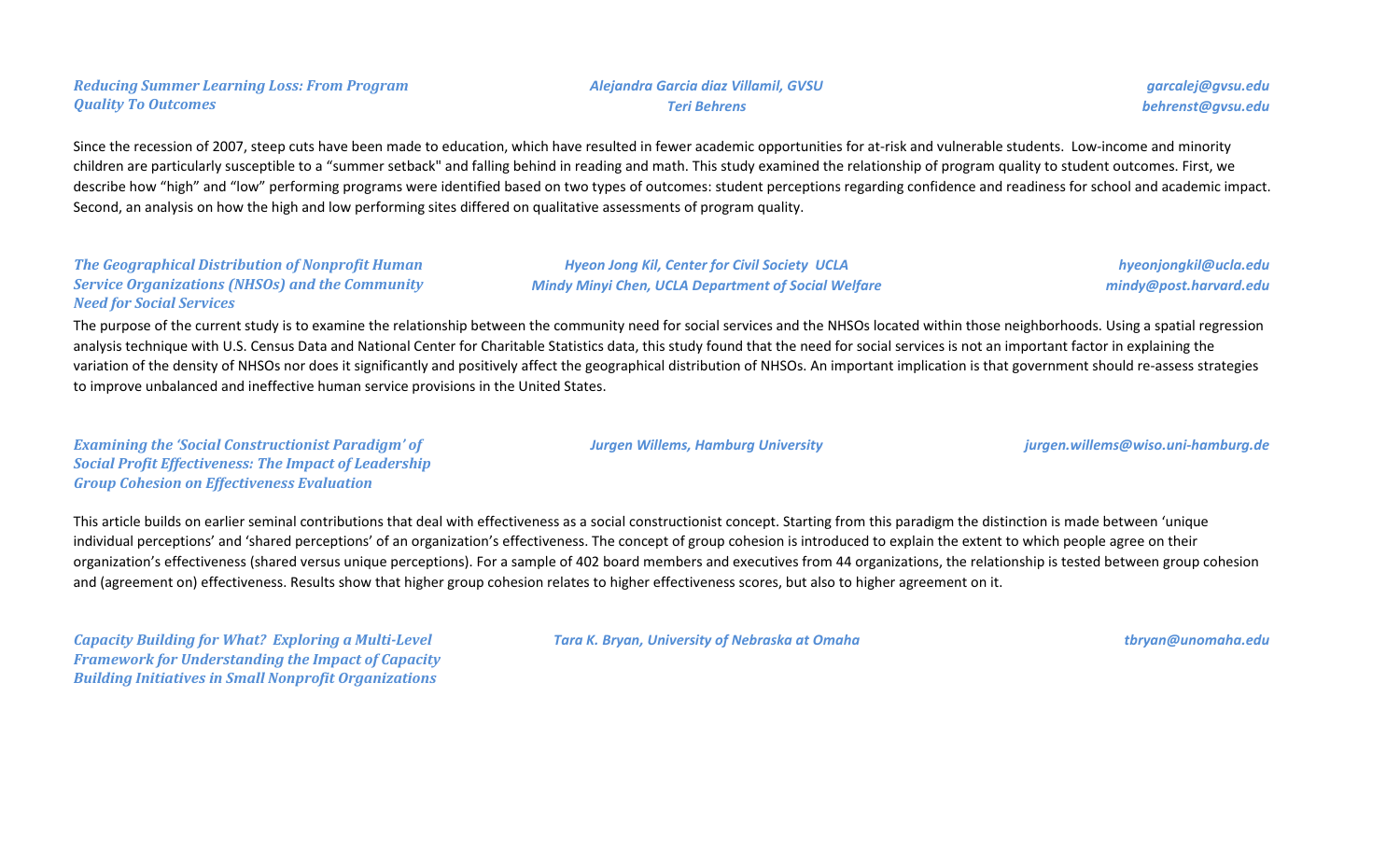### *Reducing Summer Learning Loss: From Program Quality To Outcomes*

***Alejandra Garcia diaz Villamil, GVSU*** — ***garcalej@gvsu.edu***
***Teri Behrens*** — ***behrenst@gvsu.edu***

Since the recession of 2007, steep cuts have been made to education, which have resulted in fewer academic opportunities for at-risk and vulnerable students. Low-income and minority children are particularly susceptible to a "summer setback" and falling behind in reading and math. This study examined the relationship of program quality to student outcomes. First, we describe how "high" and "low" performing programs were identified based on two types of outcomes: student perceptions regarding confidence and readiness for school and academic impact. Second, an analysis on how the high and low performing sites differed on qualitative assessments of program quality.

### *The Geographical Distribution of Nonprofit Human Service Organizations (NHSOs) and the Community Need for Social Services*

***Hyeon Jong Kil, Center for Civil Society UCLA*** — ***hyeonjongkil@ucla.edu***
***Mindy Minyi Chen, UCLA Department of Social Welfare*** — ***mindy@post.harvard.edu***

The purpose of the current study is to examine the relationship between the community need for social services and the NHSOs located within those neighborhoods. Using a spatial regression analysis technique with U.S. Census Data and National Center for Charitable Statistics data, this study found that the need for social services is not an important factor in explaining the variation of the density of NHSOs nor does it significantly and positively affect the geographical distribution of NHSOs. An important implication is that government should re-assess strategies to improve unbalanced and ineffective human service provisions in the United States.

### *Examining the 'Social Constructionist Paradigm' of Social Profit Effectiveness: The Impact of Leadership Group Cohesion on Effectiveness Evaluation*

***Jurgen Willems, Hamburg University*** — ***jurgen.willems@wiso.uni-hamburg.de***

This article builds on earlier seminal contributions that deal with effectiveness as a social constructionist concept. Starting from this paradigm the distinction is made between 'unique individual perceptions' and 'shared perceptions' of an organization's effectiveness. The concept of group cohesion is introduced to explain the extent to which people agree on their organization's effectiveness (shared versus unique perceptions). For a sample of 402 board members and executives from 44 organizations, the relationship is tested between group cohesion and (agreement on) effectiveness. Results show that higher group cohesion relates to higher effectiveness scores, but also to higher agreement on it.

### *Capacity Building for What? Exploring a Multi-Level Framework for Understanding the Impact of Capacity Building Initiatives in Small Nonprofit Organizations*

***Tara K. Bryan, University of Nebraska at Omaha*** — ***tbryan@unomaha.edu***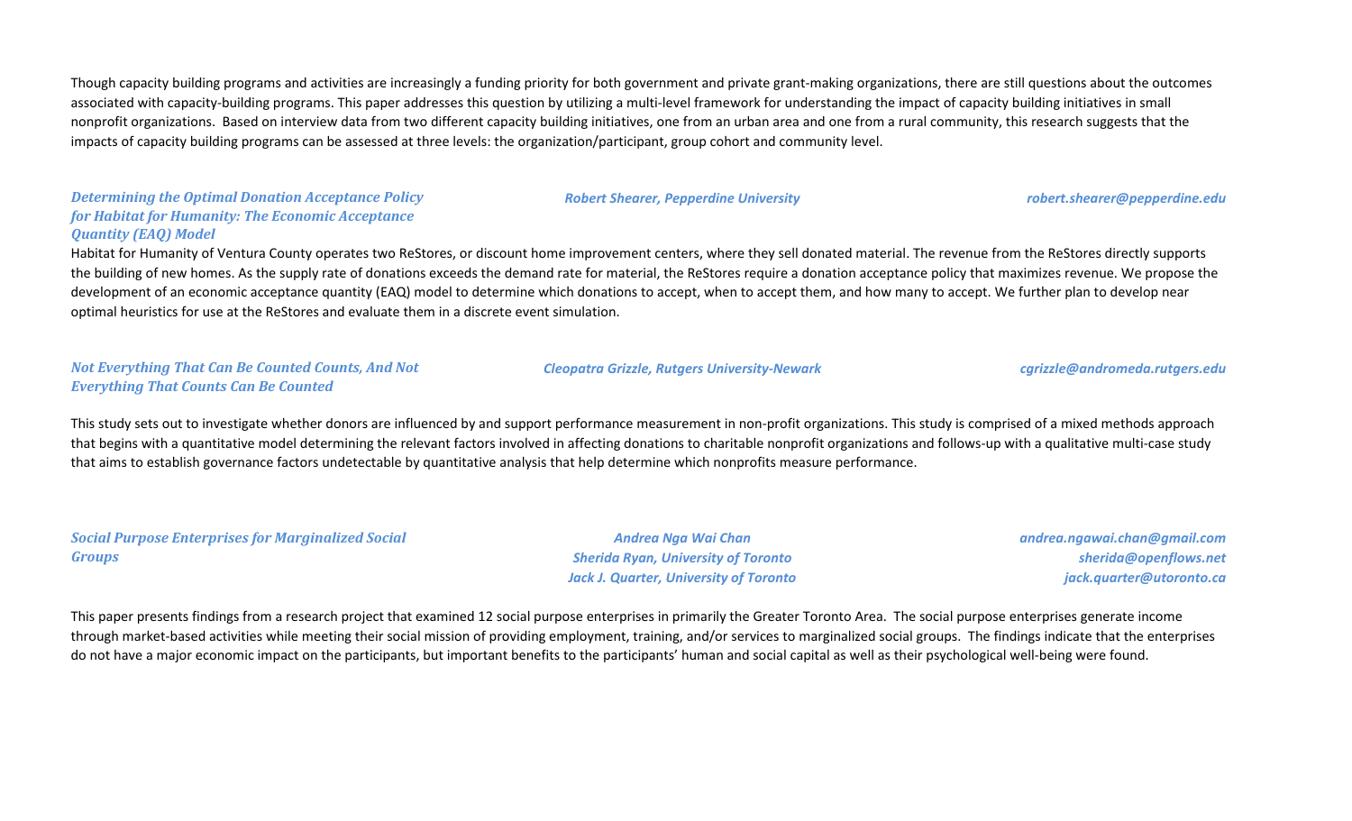Though capacity building programs and activities are increasingly a funding priority for both government and private grant-making organizations, there are still questions about the outcomes associated with capacity-building programs. This paper addresses this question by utilizing a multi-level framework for understanding the impact of capacity building initiatives in small nonprofit organizations. Based on interview data from two different capacity building initiatives, one from an urban area and one from a rural community, this research suggests that the impacts of capacity building programs can be assessed at three levels: the organization/participant, group cohort and community level.

***Determining the Optimal Donation Acceptance Policy for Habitat for Humanity: The Economic Acceptance Quantity (EAQ) Model***

*Robert Shearer, Pepperdine University* — *robert.shearer@pepperdine.edu*

Habitat for Humanity of Ventura County operates two ReStores, or discount home improvement centers, where they sell donated material. The revenue from the ReStores directly supports the building of new homes. As the supply rate of donations exceeds the demand rate for material, the ReStores require a donation acceptance policy that maximizes revenue. We propose the development of an economic acceptance quantity (EAQ) model to determine which donations to accept, when to accept them, and how many to accept. We further plan to develop near optimal heuristics for use at the ReStores and evaluate them in a discrete event simulation.

***Not Everything That Can Be Counted Counts, And Not Everything That Counts Can Be Counted***

*Cleopatra Grizzle, Rutgers University-Newark* — *cgrizzle@andromeda.rutgers.edu*

This study sets out to investigate whether donors are influenced by and support performance measurement in non-profit organizations. This study is comprised of a mixed methods approach that begins with a quantitative model determining the relevant factors involved in affecting donations to charitable nonprofit organizations and follows-up with a qualitative multi-case study that aims to establish governance factors undetectable by quantitative analysis that help determine which nonprofits measure performance.

***Social Purpose Enterprises for Marginalized Social Groups***

*Andrea Nga Wai Chan* — *andrea.ngawai.chan@gmail.com*
*Sherida Ryan, University of Toronto* — *sherida@openflows.net*
*Jack J. Quarter, University of Toronto* — *jack.quarter@utoronto.ca*

This paper presents findings from a research project that examined 12 social purpose enterprises in primarily the Greater Toronto Area. The social purpose enterprises generate income through market-based activities while meeting their social mission of providing employment, training, and/or services to marginalized social groups. The findings indicate that the enterprises do not have a major economic impact on the participants, but important benefits to the participants' human and social capital as well as their psychological well-being were found.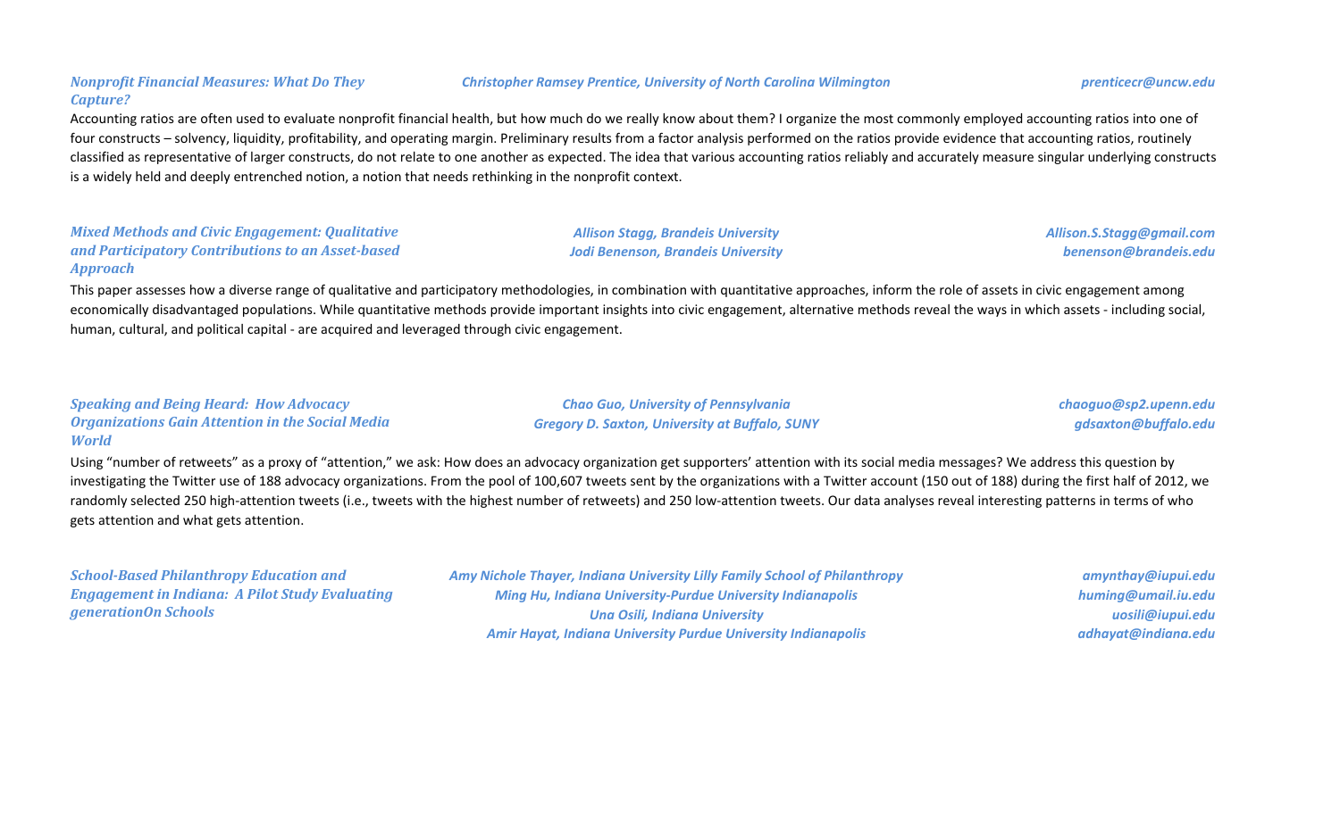***Nonprofit Financial Measures: What Do They Capture?***

***Christopher Ramsey Prentice, University of North Carolina Wilmington*** — ***prenticecr@uncw.edu***

Accounting ratios are often used to evaluate nonprofit financial health, but how much do we really know about them? I organize the most commonly employed accounting ratios into one of four constructs – solvency, liquidity, profitability, and operating margin. Preliminary results from a factor analysis performed on the ratios provide evidence that accounting ratios, routinely classified as representative of larger constructs, do not relate to one another as expected. The idea that various accounting ratios reliably and accurately measure singular underlying constructs is a widely held and deeply entrenched notion, a notion that needs rethinking in the nonprofit context.

***Mixed Methods and Civic Engagement: Qualitative and Participatory Contributions to an Asset-based Approach***

***Allison Stagg, Brandeis University*** — ***Allison.S.Stagg@gmail.com***
***Jodi Benenson, Brandeis University*** — ***benenson@brandeis.edu***

This paper assesses how a diverse range of qualitative and participatory methodologies, in combination with quantitative approaches, inform the role of assets in civic engagement among economically disadvantaged populations. While quantitative methods provide important insights into civic engagement, alternative methods reveal the ways in which assets - including social, human, cultural, and political capital - are acquired and leveraged through civic engagement.

***Speaking and Being Heard: How Advocacy Organizations Gain Attention in the Social Media World***

***Chao Guo, University of Pennsylvania*** — ***chaoguo@sp2.upenn.edu***
***Gregory D. Saxton, University at Buffalo, SUNY*** — ***gdsaxton@buffalo.edu***

Using "number of retweets" as a proxy of "attention," we ask: How does an advocacy organization get supporters' attention with its social media messages? We address this question by investigating the Twitter use of 188 advocacy organizations. From the pool of 100,607 tweets sent by the organizations with a Twitter account (150 out of 188) during the first half of 2012, we randomly selected 250 high-attention tweets (i.e., tweets with the highest number of retweets) and 250 low-attention tweets. Our data analyses reveal interesting patterns in terms of who gets attention and what gets attention.

***School-Based Philanthropy Education and Engagement in Indiana: A Pilot Study Evaluating generationOn Schools***

***Amy Nichole Thayer, Indiana University Lilly Family School of Philanthropy*** — ***amynthay@iupui.edu***
***Ming Hu, Indiana University-Purdue University Indianapolis*** — ***huming@umail.iu.edu***
***Una Osili, Indiana University*** — ***uosili@iupui.edu***
***Amir Hayat, Indiana University Purdue University Indianapolis*** — ***adhayat@indiana.edu***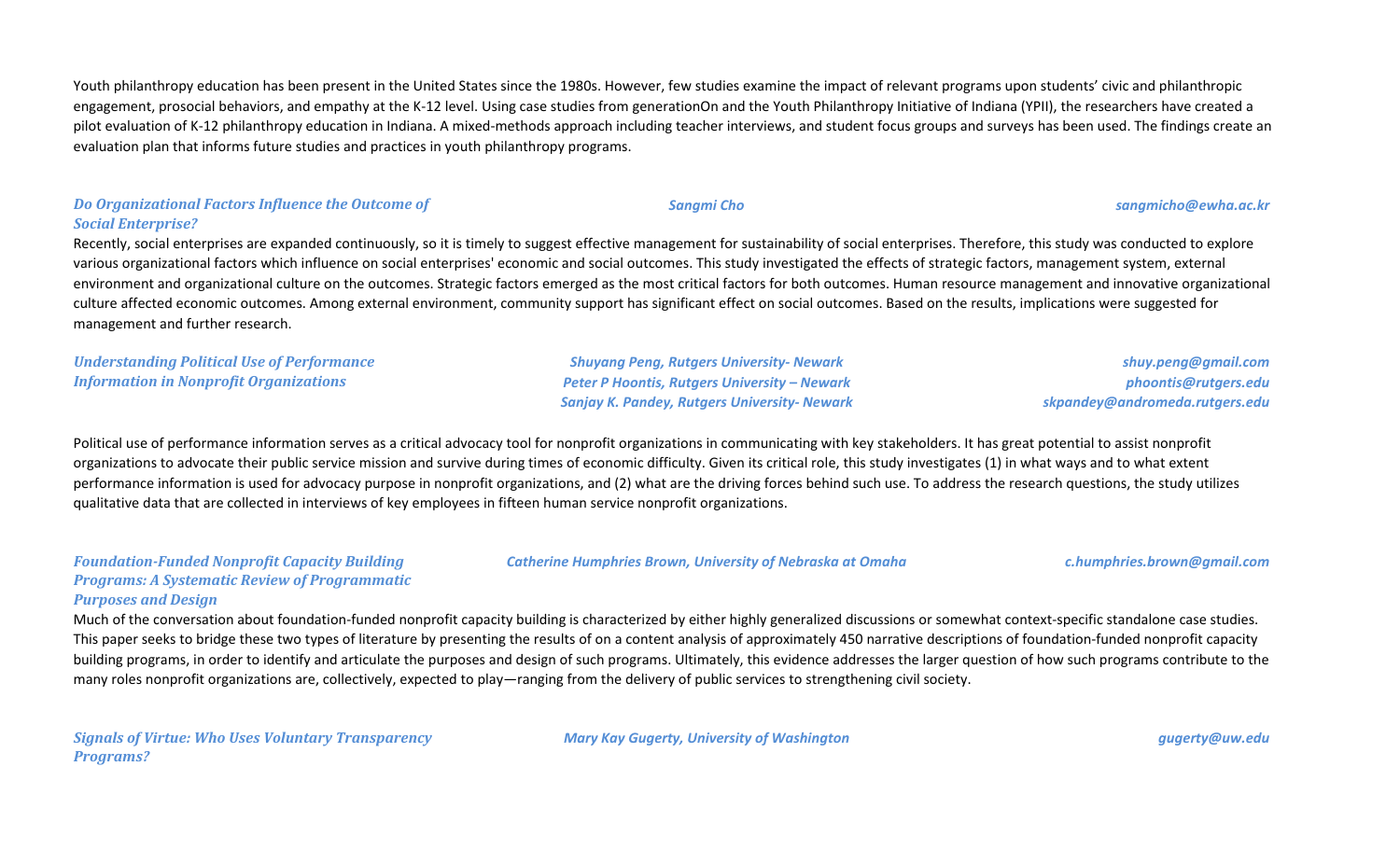Youth philanthropy education has been present in the United States since the 1980s. However, few studies examine the impact of relevant programs upon students' civic and philanthropic engagement, prosocial behaviors, and empathy at the K-12 level. Using case studies from generationOn and the Youth Philanthropy Initiative of Indiana (YPII), the researchers have created a pilot evaluation of K-12 philanthropy education in Indiana. A mixed-methods approach including teacher interviews, and student focus groups and surveys has been used. The findings create an evaluation plan that informs future studies and practices in youth philanthropy programs.

### *Do Organizational Factors Influence the Outcome of Social Enterprise?*

*Sangmi Cho* — *sangmicho@ewha.ac.kr*

Recently, social enterprises are expanded continuously, so it is timely to suggest effective management for sustainability of social enterprises. Therefore, this study was conducted to explore various organizational factors which influence on social enterprises' economic and social outcomes. This study investigated the effects of strategic factors, management system, external environment and organizational culture on the outcomes. Strategic factors emerged as the most critical factors for both outcomes. Human resource management and innovative organizational culture affected economic outcomes. Among external environment, community support has significant effect on social outcomes. Based on the results, implications were suggested for management and further research.

### *Understanding Political Use of Performance Information in Nonprofit Organizations*

*Shuyang Peng, Rutgers University- Newark* — *shuy.peng@gmail.com*
*Peter P Hoontis, Rutgers University – Newark* — *phoontis@rutgers.edu*
*Sanjay K. Pandey, Rutgers University- Newark* — *skpandey@andromeda.rutgers.edu*

Political use of performance information serves as a critical advocacy tool for nonprofit organizations in communicating with key stakeholders. It has great potential to assist nonprofit organizations to advocate their public service mission and survive during times of economic difficulty. Given its critical role, this study investigates (1) in what ways and to what extent performance information is used for advocacy purpose in nonprofit organizations, and (2) what are the driving forces behind such use. To address the research questions, the study utilizes qualitative data that are collected in interviews of key employees in fifteen human service nonprofit organizations.

### *Foundation-Funded Nonprofit Capacity Building Programs: A Systematic Review of Programmatic Purposes and Design*

*Catherine Humphries Brown, University of Nebraska at Omaha* — *c.humphries.brown@gmail.com*

Much of the conversation about foundation-funded nonprofit capacity building is characterized by either highly generalized discussions or somewhat context-specific standalone case studies. This paper seeks to bridge these two types of literature by presenting the results of on a content analysis of approximately 450 narrative descriptions of foundation-funded nonprofit capacity building programs, in order to identify and articulate the purposes and design of such programs. Ultimately, this evidence addresses the larger question of how such programs contribute to the many roles nonprofit organizations are, collectively, expected to play—ranging from the delivery of public services to strengthening civil society.

### *Signals of Virtue: Who Uses Voluntary Transparency Programs?*

*Mary Kay Gugerty, University of Washington* — *gugerty@uw.edu*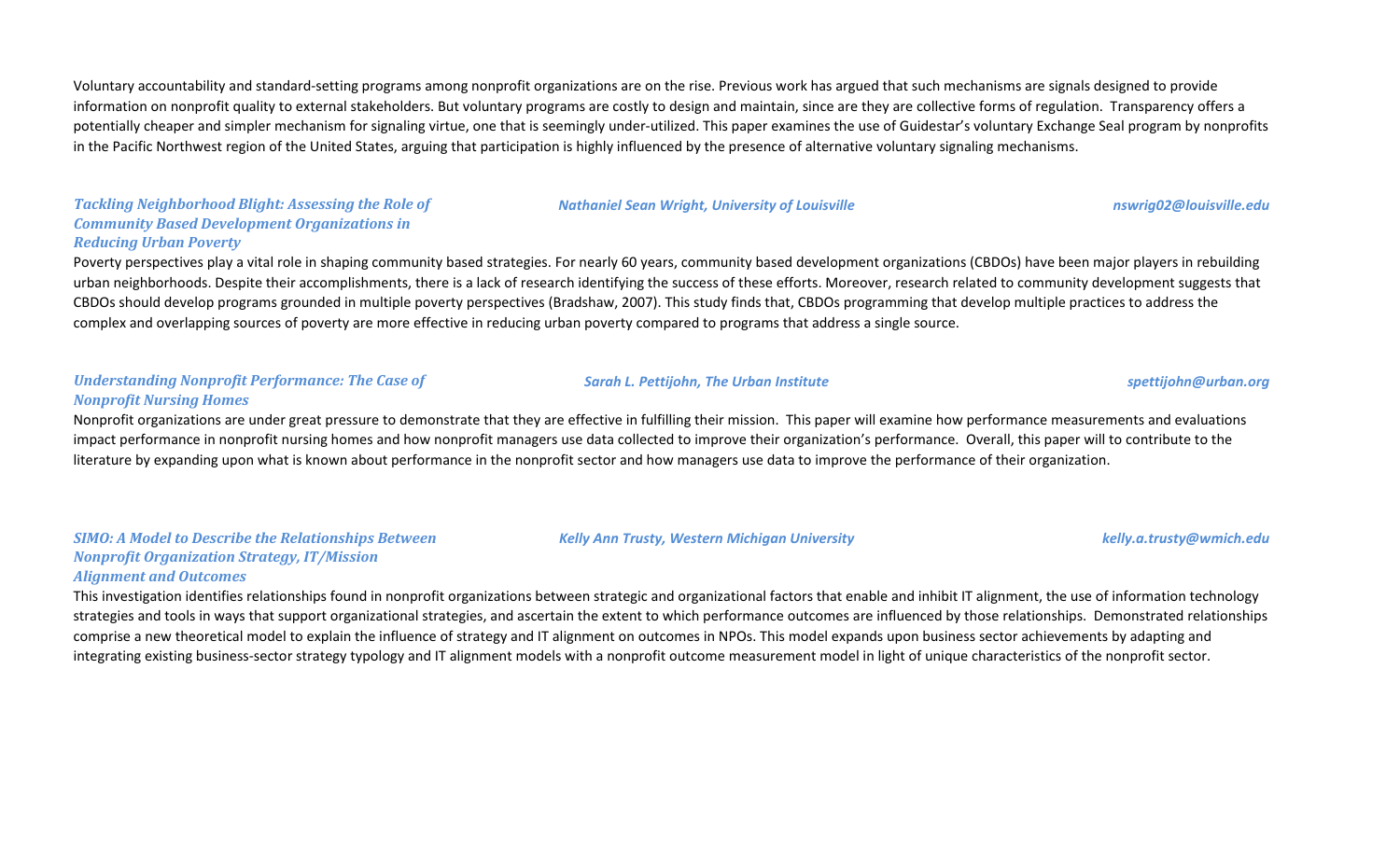Voluntary accountability and standard-setting programs among nonprofit organizations are on the rise. Previous work has argued that such mechanisms are signals designed to provide information on nonprofit quality to external stakeholders. But voluntary programs are costly to design and maintain, since are they are collective forms of regulation. Transparency offers a potentially cheaper and simpler mechanism for signaling virtue, one that is seemingly under-utilized. This paper examines the use of Guidestar's voluntary Exchange Seal program by nonprofits in the Pacific Northwest region of the United States, arguing that participation is highly influenced by the presence of alternative voluntary signaling mechanisms.

***Tackling Neighborhood Blight: Assessing the Role of Community Based Development Organizations in Reducing Urban Poverty***

*Nathaniel Sean Wright, University of Louisville* — *nswrig02@louisville.edu*

Poverty perspectives play a vital role in shaping community based strategies. For nearly 60 years, community based development organizations (CBDOs) have been major players in rebuilding urban neighborhoods. Despite their accomplishments, there is a lack of research identifying the success of these efforts. Moreover, research related to community development suggests that CBDOs should develop programs grounded in multiple poverty perspectives (Bradshaw, 2007). This study finds that, CBDOs programming that develop multiple practices to address the complex and overlapping sources of poverty are more effective in reducing urban poverty compared to programs that address a single source.

***Understanding Nonprofit Performance: The Case of Nonprofit Nursing Homes***

*Sarah L. Pettijohn, The Urban Institute* — *spettijohn@urban.org*

Nonprofit organizations are under great pressure to demonstrate that they are effective in fulfilling their mission. This paper will examine how performance measurements and evaluations impact performance in nonprofit nursing homes and how nonprofit managers use data collected to improve their organization's performance. Overall, this paper will to contribute to the literature by expanding upon what is known about performance in the nonprofit sector and how managers use data to improve the performance of their organization.

***SIMO: A Model to Describe the Relationships Between Nonprofit Organization Strategy, IT/Mission Alignment and Outcomes***

*Kelly Ann Trusty, Western Michigan University* — *kelly.a.trusty@wmich.edu*

This investigation identifies relationships found in nonprofit organizations between strategic and organizational factors that enable and inhibit IT alignment, the use of information technology strategies and tools in ways that support organizational strategies, and ascertain the extent to which performance outcomes are influenced by those relationships. Demonstrated relationships comprise a new theoretical model to explain the influence of strategy and IT alignment on outcomes in NPOs. This model expands upon business sector achievements by adapting and integrating existing business-sector strategy typology and IT alignment models with a nonprofit outcome measurement model in light of unique characteristics of the nonprofit sector.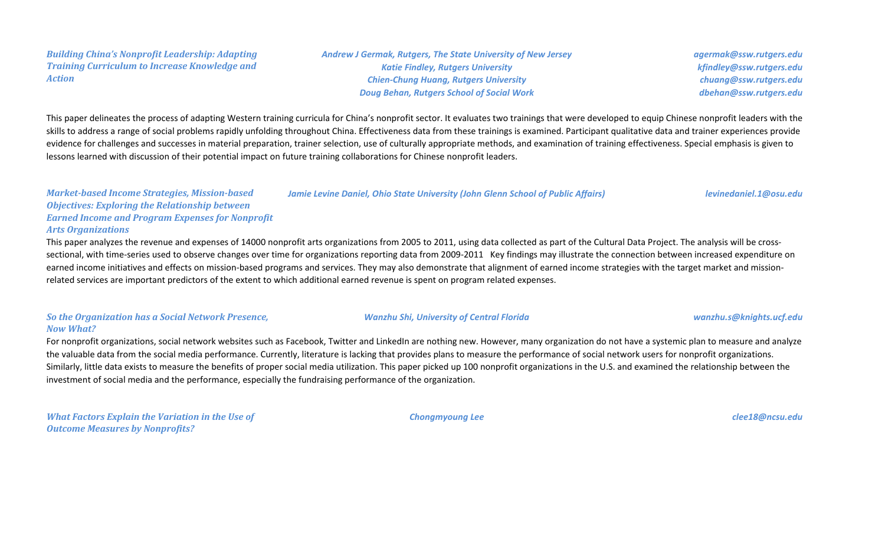***Building China's Nonprofit Leadership: Adapting Training Curriculum to Increase Knowledge and Action***

*Andrew J Germak, Rutgers, The State University of New Jersey* — *agermak@ssw.rutgers.edu*
*Katie Findley, Rutgers University* — *kfindley@ssw.rutgers.edu*
*Chien-Chung Huang, Rutgers University* — *chuang@ssw.rutgers.edu*
*Doug Behan, Rutgers School of Social Work* — *dbehan@ssw.rutgers.edu*

This paper delineates the process of adapting Western training curricula for China's nonprofit sector. It evaluates two trainings that were developed to equip Chinese nonprofit leaders with the skills to address a range of social problems rapidly unfolding throughout China. Effectiveness data from these trainings is examined. Participant qualitative data and trainer experiences provide evidence for challenges and successes in material preparation, trainer selection, use of culturally appropriate methods, and examination of training effectiveness. Special emphasis is given to lessons learned with discussion of their potential impact on future training collaborations for Chinese nonprofit leaders.

***Market-based Income Strategies, Mission-based Objectives: Exploring the Relationship between Earned Income and Program Expenses for Nonprofit Arts Organizations***

*Jamie Levine Daniel, Ohio State University (John Glenn School of Public Affairs)* — *levinedaniel.1@osu.edu*

This paper analyzes the revenue and expenses of 14000 nonprofit arts organizations from 2005 to 2011, using data collected as part of the Cultural Data Project. The analysis will be cross-sectional, with time-series used to observe changes over time for organizations reporting data from 2009-2011   Key findings may illustrate the connection between increased expenditure on earned income initiatives and effects on mission-based programs and services. They may also demonstrate that alignment of earned income strategies with the target market and mission-related services are important predictors of the extent to which additional earned revenue is spent on program related expenses.

***So the Organization has a Social Network Presence, Now What?***

*Wanzhu Shi, University of Central Florida* — *wanzhu.s@knights.ucf.edu*

For nonprofit organizations, social network websites such as Facebook, Twitter and LinkedIn are nothing new. However, many organization do not have a systemic plan to measure and analyze the valuable data from the social media performance. Currently, literature is lacking that provides plans to measure the performance of social network users for nonprofit organizations. Similarly, little data exists to measure the benefits of proper social media utilization. This paper picked up 100 nonprofit organizations in the U.S. and examined the relationship between the investment of social media and the performance, especially the fundraising performance of the organization.

***What Factors Explain the Variation in the Use of Outcome Measures by Nonprofits?***

*Chongmyoung Lee* — *clee18@ncsu.edu*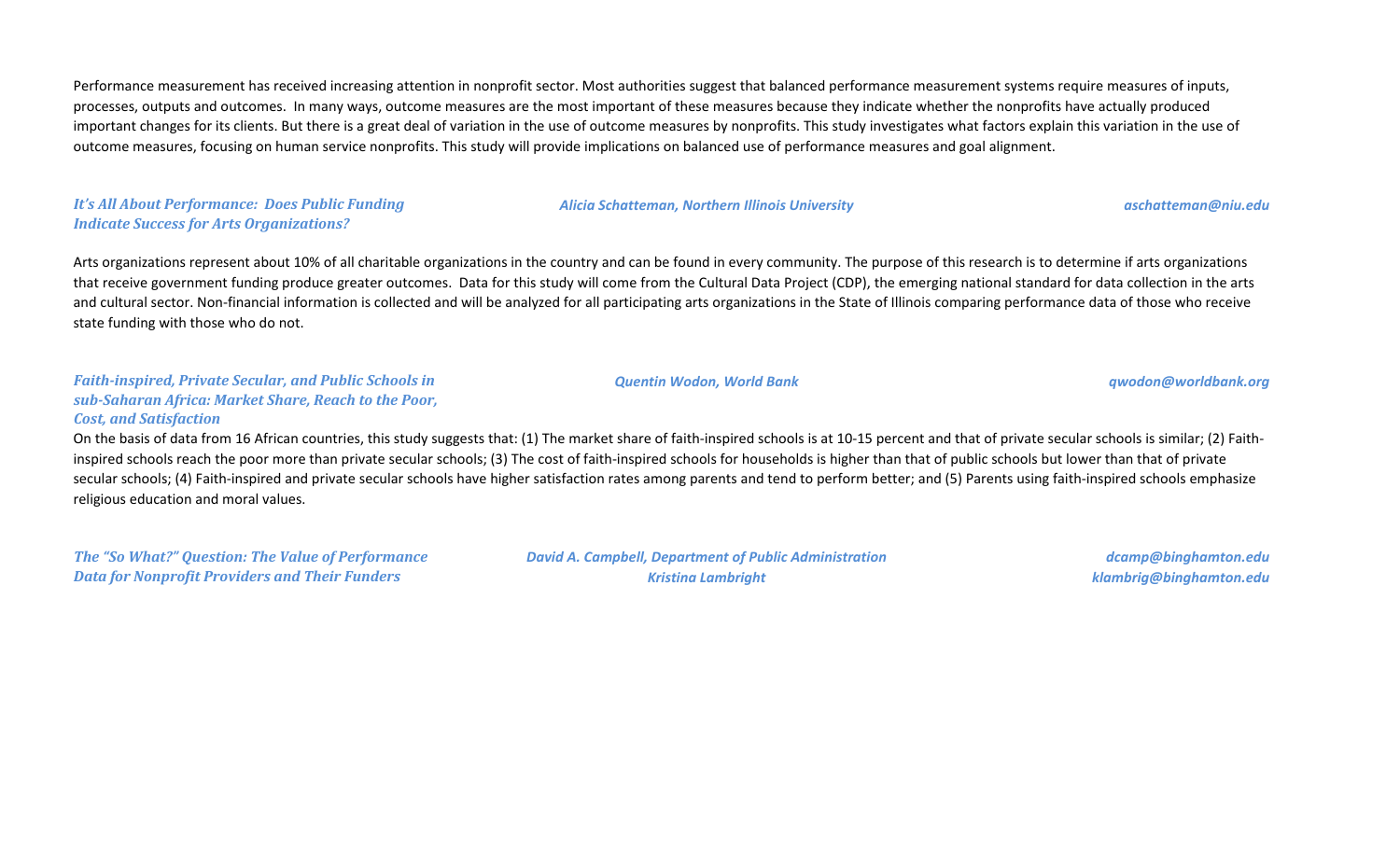Performance measurement has received increasing attention in nonprofit sector. Most authorities suggest that balanced performance measurement systems require measures of inputs, processes, outputs and outcomes. In many ways, outcome measures are the most important of these measures because they indicate whether the nonprofits have actually produced important changes for its clients. But there is a great deal of variation in the use of outcome measures by nonprofits. This study investigates what factors explain this variation in the use of outcome measures, focusing on human service nonprofits. This study will provide implications on balanced use of performance measures and goal alignment.

***It's All About Performance: Does Public Funding Indicate Success for Arts Organizations?***

*Alicia Schatteman, Northern Illinois University* — *aschatteman@niu.edu*

Arts organizations represent about 10% of all charitable organizations in the country and can be found in every community. The purpose of this research is to determine if arts organizations that receive government funding produce greater outcomes. Data for this study will come from the Cultural Data Project (CDP), the emerging national standard for data collection in the arts and cultural sector. Non-financial information is collected and will be analyzed for all participating arts organizations in the State of Illinois comparing performance data of those who receive state funding with those who do not.

***Faith-inspired, Private Secular, and Public Schools in sub-Saharan Africa: Market Share, Reach to the Poor, Cost, and Satisfaction***

*Quentin Wodon, World Bank* — *qwodon@worldbank.org*

On the basis of data from 16 African countries, this study suggests that: (1) The market share of faith-inspired schools is at 10-15 percent and that of private secular schools is similar; (2) Faith-inspired schools reach the poor more than private secular schools; (3) The cost of faith-inspired schools for households is higher than that of public schools but lower than that of private secular schools; (4) Faith-inspired and private secular schools have higher satisfaction rates among parents and tend to perform better; and (5) Parents using faith-inspired schools emphasize religious education and moral values.

***The "So What?" Question: The Value of Performance Data for Nonprofit Providers and Their Funders***

*David A. Campbell, Department of Public Administration* — *dcamp@binghamton.edu*

*Kristina Lambright* — *klambrig@binghamton.edu*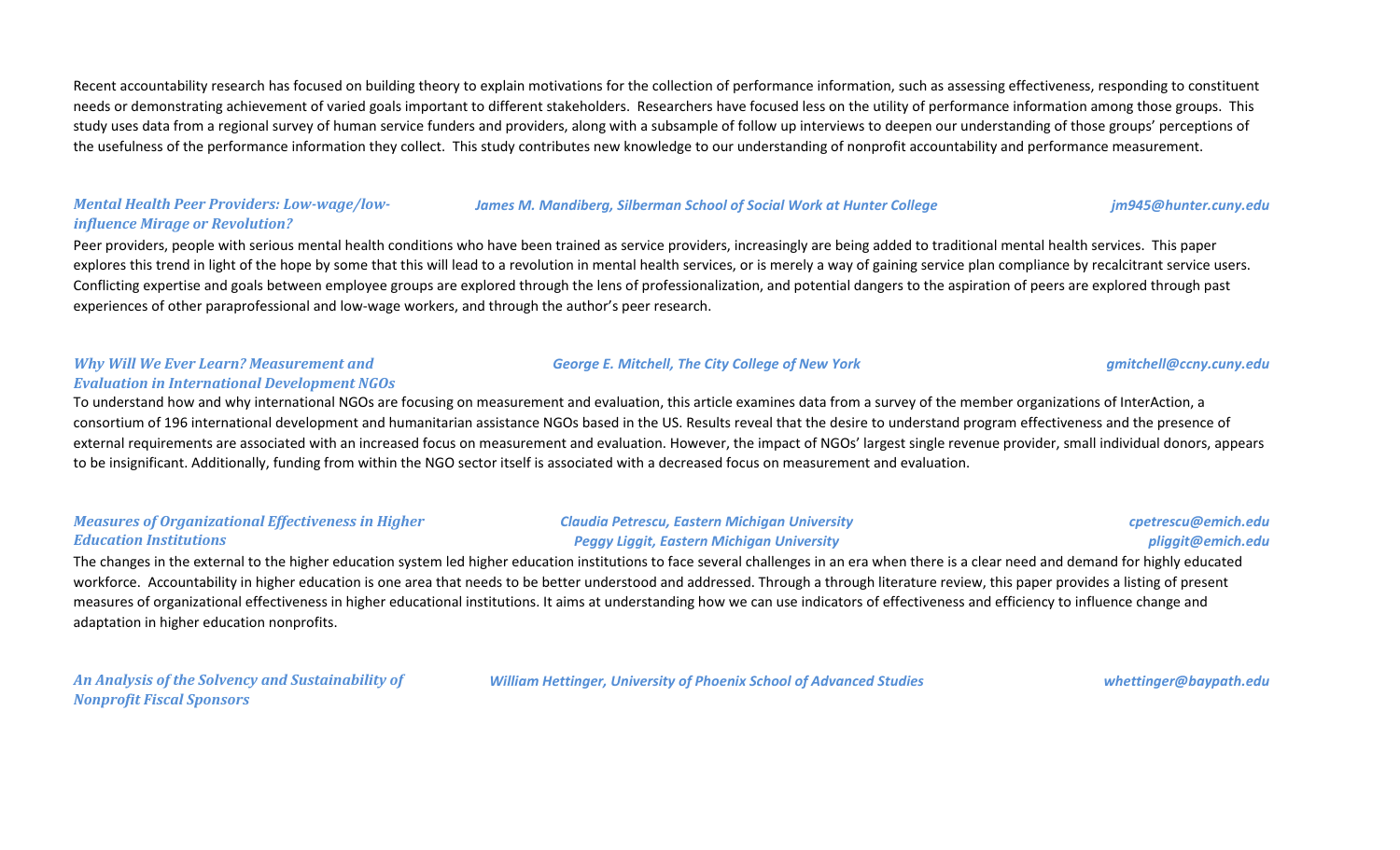Recent accountability research has focused on building theory to explain motivations for the collection of performance information, such as assessing effectiveness, responding to constituent needs or demonstrating achievement of varied goals important to different stakeholders. Researchers have focused less on the utility of performance information among those groups. This study uses data from a regional survey of human service funders and providers, along with a subsample of follow up interviews to deepen our understanding of those groups' perceptions of the usefulness of the performance information they collect. This study contributes new knowledge to our understanding of nonprofit accountability and performance measurement.

***Mental Health Peer Providers: Low-wage/low-influence Mirage or Revolution?***
*James M. Mandiberg, Silberman School of Social Work at Hunter College* — *jm945@hunter.cuny.edu*

Peer providers, people with serious mental health conditions who have been trained as service providers, increasingly are being added to traditional mental health services. This paper explores this trend in light of the hope by some that this will lead to a revolution in mental health services, or is merely a way of gaining service plan compliance by recalcitrant service users. Conflicting expertise and goals between employee groups are explored through the lens of professionalization, and potential dangers to the aspiration of peers are explored through past experiences of other paraprofessional and low-wage workers, and through the author's peer research.

***Why Will We Ever Learn? Measurement and Evaluation in International Development NGOs***
*George E. Mitchell, The City College of New York* — *gmitchell@ccny.cuny.edu*

To understand how and why international NGOs are focusing on measurement and evaluation, this article examines data from a survey of the member organizations of InterAction, a consortium of 196 international development and humanitarian assistance NGOs based in the US. Results reveal that the desire to understand program effectiveness and the presence of external requirements are associated with an increased focus on measurement and evaluation. However, the impact of NGOs' largest single revenue provider, small individual donors, appears to be insignificant. Additionally, funding from within the NGO sector itself is associated with a decreased focus on measurement and evaluation.

***Measures of Organizational Effectiveness in Higher Education Institutions***
*Claudia Petrescu, Eastern Michigan University* — *cpetrescu@emich.edu*
*Peggy Liggit, Eastern Michigan University* — *pliggit@emich.edu*

The changes in the external to the higher education system led higher education institutions to face several challenges in an era when there is a clear need and demand for highly educated workforce. Accountability in higher education is one area that needs to be better understood and addressed. Through a through literature review, this paper provides a listing of present measures of organizational effectiveness in higher educational institutions. It aims at understanding how we can use indicators of effectiveness and efficiency to influence change and adaptation in higher education nonprofits.

***An Analysis of the Solvency and Sustainability of Nonprofit Fiscal Sponsors***
*William Hettinger, University of Phoenix School of Advanced Studies* — *whettinger@baypath.edu*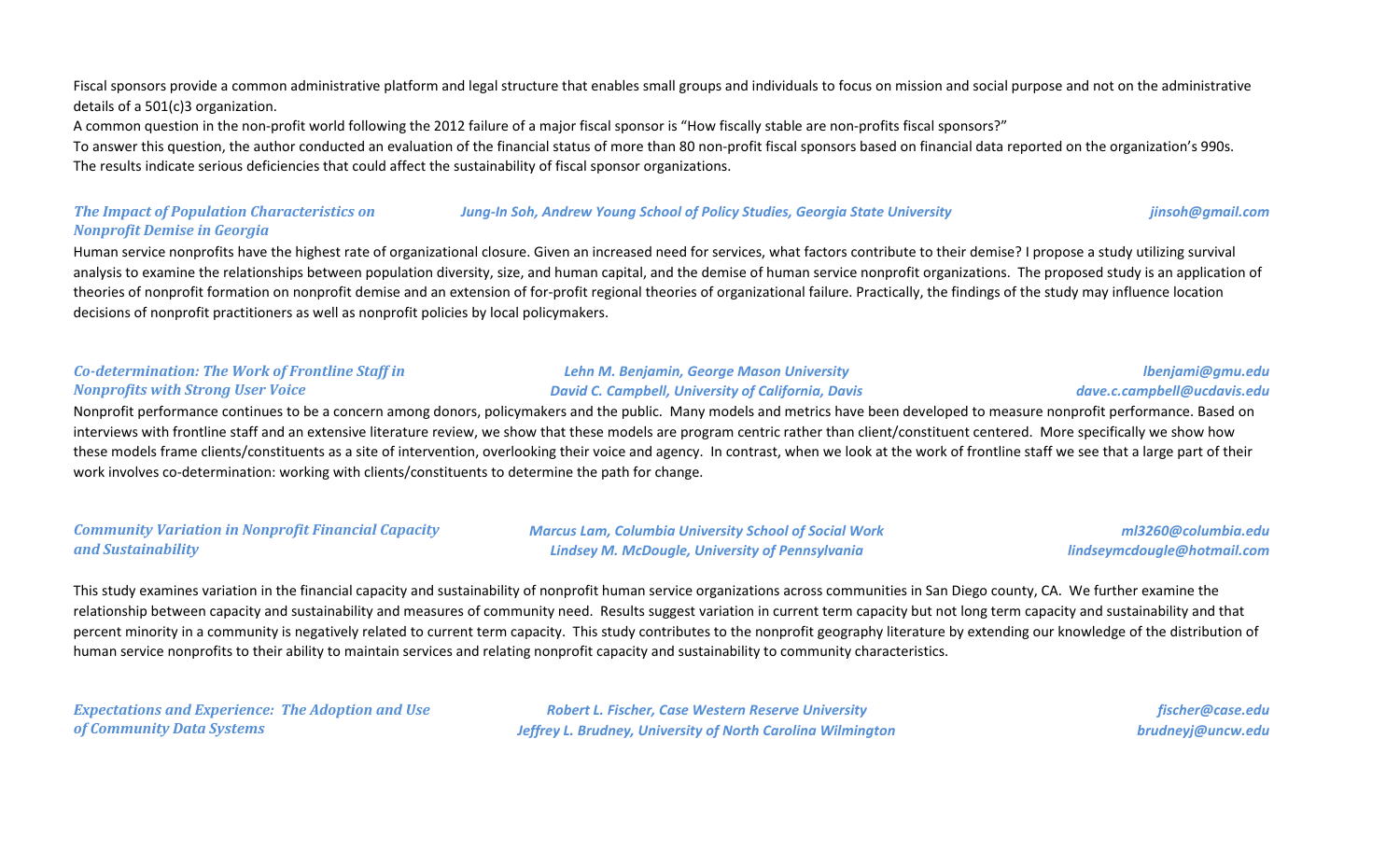Fiscal sponsors provide a common administrative platform and legal structure that enables small groups and individuals to focus on mission and social purpose and not on the administrative details of a 501(c)3 organization.
A common question in the non-profit world following the 2012 failure of a major fiscal sponsor is "How fiscally stable are non-profits fiscal sponsors?"
To answer this question, the author conducted an evaluation of the financial status of more than 80 non-profit fiscal sponsors based on financial data reported on the organization's 990s.
The results indicate serious deficiencies that could affect the sustainability of fiscal sponsor organizations.

***The Impact of Population Characteristics on Nonprofit Demise in Georgia***

*Jung-In Soh, Andrew Young School of Policy Studies, Georgia State University* — *jinsoh@gmail.com*

Human service nonprofits have the highest rate of organizational closure. Given an increased need for services, what factors contribute to their demise? I propose a study utilizing survival analysis to examine the relationships between population diversity, size, and human capital, and the demise of human service nonprofit organizations. The proposed study is an application of theories of nonprofit formation on nonprofit demise and an extension of for-profit regional theories of organizational failure. Practically, the findings of the study may influence location decisions of nonprofit practitioners as well as nonprofit policies by local policymakers.

***Co-determination: The Work of Frontline Staff in Nonprofits with Strong User Voice***

*Lehn M. Benjamin, George Mason University* — *lbenjami@gmu.edu*
*David C. Campbell, University of California, Davis* — *dave.c.campbell@ucdavis.edu*

Nonprofit performance continues to be a concern among donors, policymakers and the public. Many models and metrics have been developed to measure nonprofit performance. Based on interviews with frontline staff and an extensive literature review, we show that these models are program centric rather than client/constituent centered. More specifically we show how these models frame clients/constituents as a site of intervention, overlooking their voice and agency. In contrast, when we look at the work of frontline staff we see that a large part of their work involves co-determination: working with clients/constituents to determine the path for change.

***Community Variation in Nonprofit Financial Capacity and Sustainability***

*Marcus Lam, Columbia University School of Social Work* — *ml3260@columbia.edu*
*Lindsey M. McDougle, University of Pennsylvania* — *lindseymcdougle@hotmail.com*

This study examines variation in the financial capacity and sustainability of nonprofit human service organizations across communities in San Diego county, CA. We further examine the relationship between capacity and sustainability and measures of community need. Results suggest variation in current term capacity but not long term capacity and sustainability and that percent minority in a community is negatively related to current term capacity. This study contributes to the nonprofit geography literature by extending our knowledge of the distribution of human service nonprofits to their ability to maintain services and relating nonprofit capacity and sustainability to community characteristics.

***Expectations and Experience: The Adoption and Use of Community Data Systems***

*Robert L. Fischer, Case Western Reserve University* — *fischer@case.edu*
*Jeffrey L. Brudney, University of North Carolina Wilmington* — *brudneyj@uncw.edu*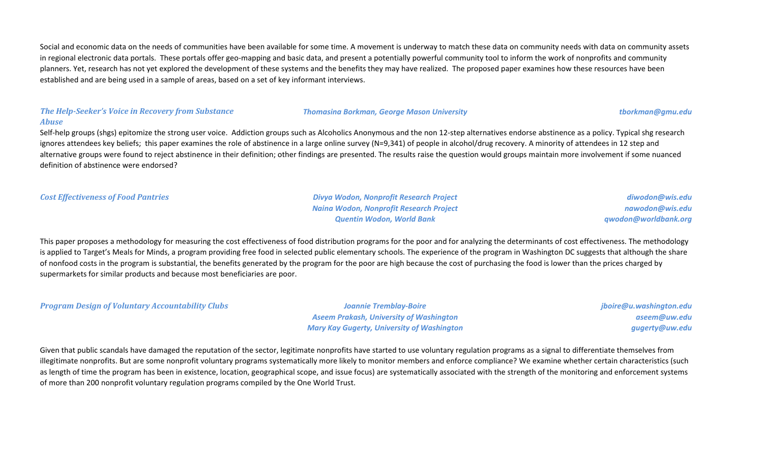Social and economic data on the needs of communities have been available for some time. A movement is underway to match these data on community needs with data on community assets in regional electronic data portals. These portals offer geo-mapping and basic data, and present a potentially powerful community tool to inform the work of nonprofits and community planners. Yet, research has not yet explored the development of these systems and the benefits they may have realized. The proposed paper examines how these resources have been established and are being used in a sample of areas, based on a set of key informant interviews.

### *The Help-Seeker's Voice in Recovery from Substance Abuse*

*Thomasina Borkman, George Mason University* — *tborkman@gmu.edu*

Self-help groups (shgs) epitomize the strong user voice. Addiction groups such as Alcoholics Anonymous and the non 12-step alternatives endorse abstinence as a policy. Typical shg research ignores attendees key beliefs; this paper examines the role of abstinence in a large online survey (N=9,341) of people in alcohol/drug recovery. A minority of attendees in 12 step and alternative groups were found to reject abstinence in their definition; other findings are presented. The results raise the question would groups maintain more involvement if some nuanced definition of abstinence were endorsed?

### *Cost Effectiveness of Food Pantries*

*Divya Wodon, Nonprofit Research Project* — *diwodon@wis.edu*
*Naina Wodon, Nonprofit Research Project* — *nawodon@wis.edu*
*Quentin Wodon, World Bank* — *qwodon@worldbank.org*

This paper proposes a methodology for measuring the cost effectiveness of food distribution programs for the poor and for analyzing the determinants of cost effectiveness. The methodology is applied to Target's Meals for Minds, a program providing free food in selected public elementary schools. The experience of the program in Washington DC suggests that although the share of nonfood costs in the program is substantial, the benefits generated by the program for the poor are high because the cost of purchasing the food is lower than the prices charged by supermarkets for similar products and because most beneficiaries are poor.

### *Program Design of Voluntary Accountability Clubs*

*Joannie Tremblay-Boire* — *jboire@u.washington.edu*
*Aseem Prakash, University of Washington* — *aseem@uw.edu*
*Mary Kay Gugerty, University of Washington* — *gugerty@uw.edu*

Given that public scandals have damaged the reputation of the sector, legitimate nonprofits have started to use voluntary regulation programs as a signal to differentiate themselves from illegitimate nonprofits. But are some nonprofit voluntary programs systematically more likely to monitor members and enforce compliance? We examine whether certain characteristics (such as length of time the program has been in existence, location, geographical scope, and issue focus) are systematically associated with the strength of the monitoring and enforcement systems of more than 200 nonprofit voluntary regulation programs compiled by the One World Trust.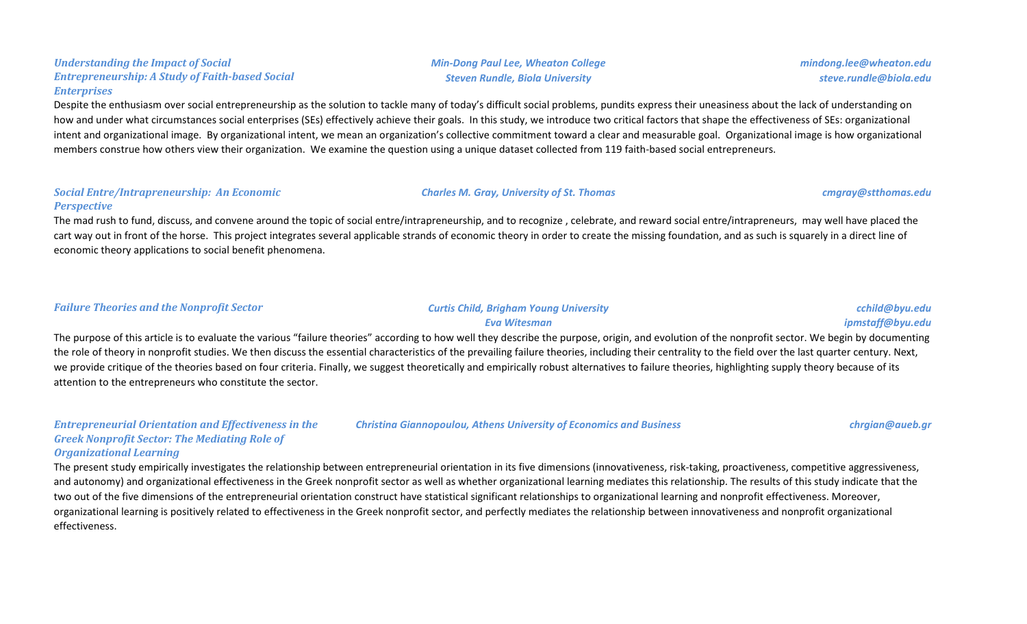### *Understanding the Impact of Social Entrepreneurship: A Study of Faith-based Social Enterprises*

*Min-Dong Paul Lee, Wheaton College* — *mindong.lee@wheaton.edu*
*Steven Rundle, Biola University* — *steve.rundle@biola.edu*

Despite the enthusiasm over social entrepreneurship as the solution to tackle many of today's difficult social problems, pundits express their uneasiness about the lack of understanding on how and under what circumstances social enterprises (SEs) effectively achieve their goals. In this study, we introduce two critical factors that shape the effectiveness of SEs: organizational intent and organizational image. By organizational intent, we mean an organization's collective commitment toward a clear and measurable goal. Organizational image is how organizational members construe how others view their organization. We examine the question using a unique dataset collected from 119 faith-based social entrepreneurs.

### *Social Entre/Intrapreneurship: An Economic Perspective*

*Charles M. Gray, University of St. Thomas* — *cmgray@stthomas.edu*

The mad rush to fund, discuss, and convene around the topic of social entre/intrapreneurship, and to recognize , celebrate, and reward social entre/intrapreneurs, may well have placed the cart way out in front of the horse. This project integrates several applicable strands of economic theory in order to create the missing foundation, and as such is squarely in a direct line of economic theory applications to social benefit phenomena.

### *Failure Theories and the Nonprofit Sector*

*Curtis Child, Brigham Young University* — *cchild@byu.edu*
*Eva Witesman* — *ipmstaff@byu.edu*

The purpose of this article is to evaluate the various "failure theories" according to how well they describe the purpose, origin, and evolution of the nonprofit sector. We begin by documenting the role of theory in nonprofit studies. We then discuss the essential characteristics of the prevailing failure theories, including their centrality to the field over the last quarter century. Next, we provide critique of the theories based on four criteria. Finally, we suggest theoretically and empirically robust alternatives to failure theories, highlighting supply theory because of its attention to the entrepreneurs who constitute the sector.

### *Entrepreneurial Orientation and Effectiveness in the Greek Nonprofit Sector: The Mediating Role of Organizational Learning*

*Christina Giannopoulou, Athens University of Economics and Business* — *chrgian@aueb.gr*

The present study empirically investigates the relationship between entrepreneurial orientation in its five dimensions (innovativeness, risk-taking, proactiveness, competitive aggressiveness, and autonomy) and organizational effectiveness in the Greek nonprofit sector as well as whether organizational learning mediates this relationship. The results of this study indicate that the two out of the five dimensions of the entrepreneurial orientation construct have statistical significant relationships to organizational learning and nonprofit effectiveness. Moreover, organizational learning is positively related to effectiveness in the Greek nonprofit sector, and perfectly mediates the relationship between innovativeness and nonprofit organizational effectiveness.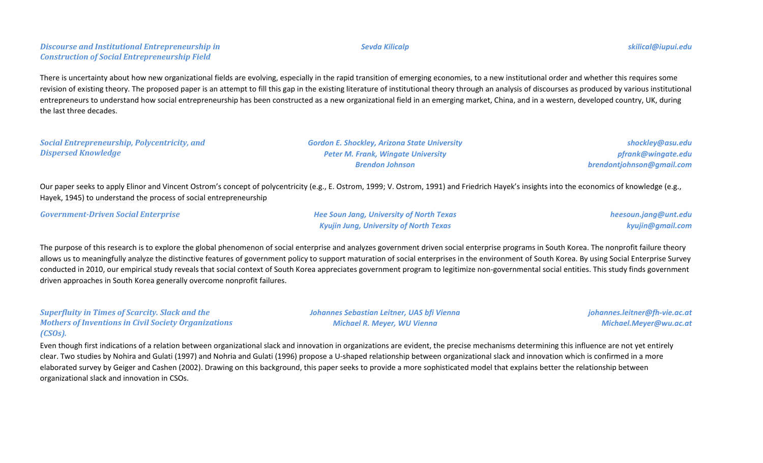***Discourse and Institutional Entrepreneurship in Construction of Social Entrepreneurship Field***

*Sevda Kilicalp* — *skilical@iupui.edu*

There is uncertainty about how new organizational fields are evolving, especially in the rapid transition of emerging economies, to a new institutional order and whether this requires some revision of existing theory. The proposed paper is an attempt to fill this gap in the existing literature of institutional theory through an analysis of discourses as produced by various institutional entrepreneurs to understand how social entrepreneurship has been constructed as a new organizational field in an emerging market, China, and in a western, developed country, UK, during the last three decades.

***Social Entrepreneurship, Polycentricity, and Dispersed Knowledge***

*Gordon E. Shockley, Arizona State University* — *shockley@asu.edu*
*Peter M. Frank, Wingate University* — *pfrank@wingate.edu*
*Brendon Johnson* — *brendontjohnson@gmail.com*

Our paper seeks to apply Elinor and Vincent Ostrom's concept of polycentricity (e.g., E. Ostrom, 1999; V. Ostrom, 1991) and Friedrich Hayek's insights into the economics of knowledge (e.g., Hayek, 1945) to understand the process of social entrepreneurship

***Government-Driven Social Enterprise***

*Hee Soun Jang, University of North Texas* — *heesoun.jang@unt.edu*
*Kyujin Jung, University of North Texas* — *kyujin@gmail.com*

The purpose of this research is to explore the global phenomenon of social enterprise and analyzes government driven social enterprise programs in South Korea. The nonprofit failure theory allows us to meaningfully analyze the distinctive features of government policy to support maturation of social enterprises in the environment of South Korea. By using Social Enterprise Survey conducted in 2010, our empirical study reveals that social context of South Korea appreciates government program to legitimize non-governmental social entities. This study finds government driven approaches in South Korea generally overcome nonprofit failures.

***Superfluity in Times of Scarcity. Slack and the Mothers of Inventions in Civil Society Organizations (CSOs).***

*Johannes Sebastian Leitner, UAS bfi Vienna* — *johannes.leitner@fh-vie.ac.at*
*Michael R. Meyer, WU Vienna* — *Michael.Meyer@wu.ac.at*

Even though first indications of a relation between organizational slack and innovation in organizations are evident, the precise mechanisms determining this influence are not yet entirely clear. Two studies by Nohira and Gulati (1997) and Nohria and Gulati (1996) propose a U-shaped relationship between organizational slack and innovation which is confirmed in a more elaborated survey by Geiger and Cashen (2002). Drawing on this background, this paper seeks to provide a more sophisticated model that explains better the relationship between organizational slack and innovation in CSOs.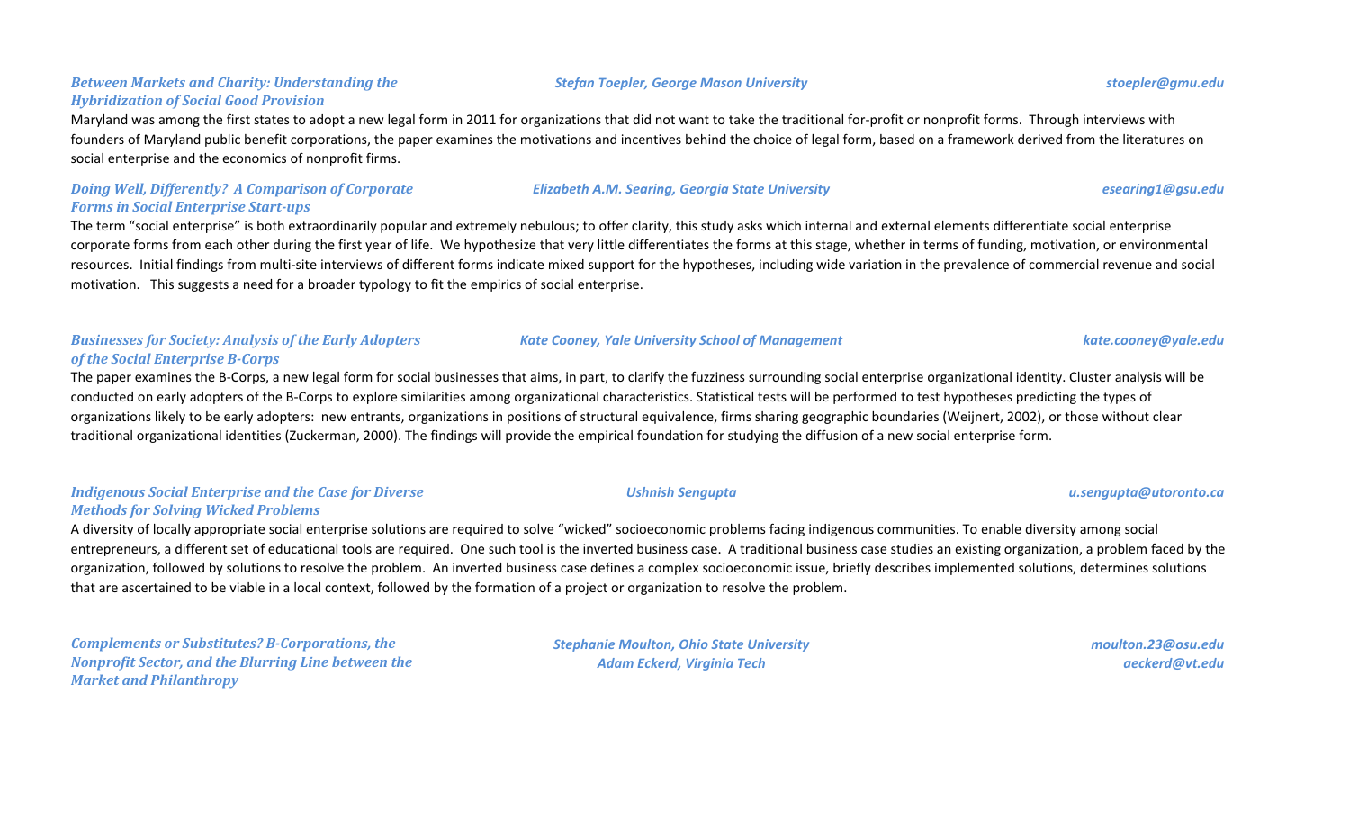***Between Markets and Charity: Understanding the Hybridization of Social Good Provision***

***Stefan Toepler, George Mason University*** — ***stoepler@gmu.edu***

Maryland was among the first states to adopt a new legal form in 2011 for organizations that did not want to take the traditional for-profit or nonprofit forms. Through interviews with founders of Maryland public benefit corporations, the paper examines the motivations and incentives behind the choice of legal form, based on a framework derived from the literatures on social enterprise and the economics of nonprofit firms.

***Doing Well, Differently? A Comparison of Corporate Forms in Social Enterprise Start-ups***

***Elizabeth A.M. Searing, Georgia State University*** — ***esearing1@gsu.edu***

The term "social enterprise" is both extraordinarily popular and extremely nebulous; to offer clarity, this study asks which internal and external elements differentiate social enterprise corporate forms from each other during the first year of life. We hypothesize that very little differentiates the forms at this stage, whether in terms of funding, motivation, or environmental resources. Initial findings from multi-site interviews of different forms indicate mixed support for the hypotheses, including wide variation in the prevalence of commercial revenue and social motivation. This suggests a need for a broader typology to fit the empirics of social enterprise.

***Businesses for Society: Analysis of the Early Adopters of the Social Enterprise B-Corps***

***Kate Cooney, Yale University School of Management*** — ***kate.cooney@yale.edu***

The paper examines the B-Corps, a new legal form for social businesses that aims, in part, to clarify the fuzziness surrounding social enterprise organizational identity. Cluster analysis will be conducted on early adopters of the B-Corps to explore similarities among organizational characteristics. Statistical tests will be performed to test hypotheses predicting the types of organizations likely to be early adopters: new entrants, organizations in positions of structural equivalence, firms sharing geographic boundaries (Weijnert, 2002), or those without clear traditional organizational identities (Zuckerman, 2000). The findings will provide the empirical foundation for studying the diffusion of a new social enterprise form.

***Indigenous Social Enterprise and the Case for Diverse Methods for Solving Wicked Problems***

***Ushnish Sengupta*** — ***u.sengupta@utoronto.ca***

A diversity of locally appropriate social enterprise solutions are required to solve "wicked" socioeconomic problems facing indigenous communities. To enable diversity among social entrepreneurs, a different set of educational tools are required. One such tool is the inverted business case. A traditional business case studies an existing organization, a problem faced by the organization, followed by solutions to resolve the problem. An inverted business case defines a complex socioeconomic issue, briefly describes implemented solutions, determines solutions that are ascertained to be viable in a local context, followed by the formation of a project or organization to resolve the problem.

***Complements or Substitutes? B-Corporations, the Nonprofit Sector, and the Blurring Line between the Market and Philanthropy***

***Stephanie Moulton, Ohio State University*** — ***moulton.23@osu.edu***
***Adam Eckerd, Virginia Tech*** — ***aeckerd@vt.edu***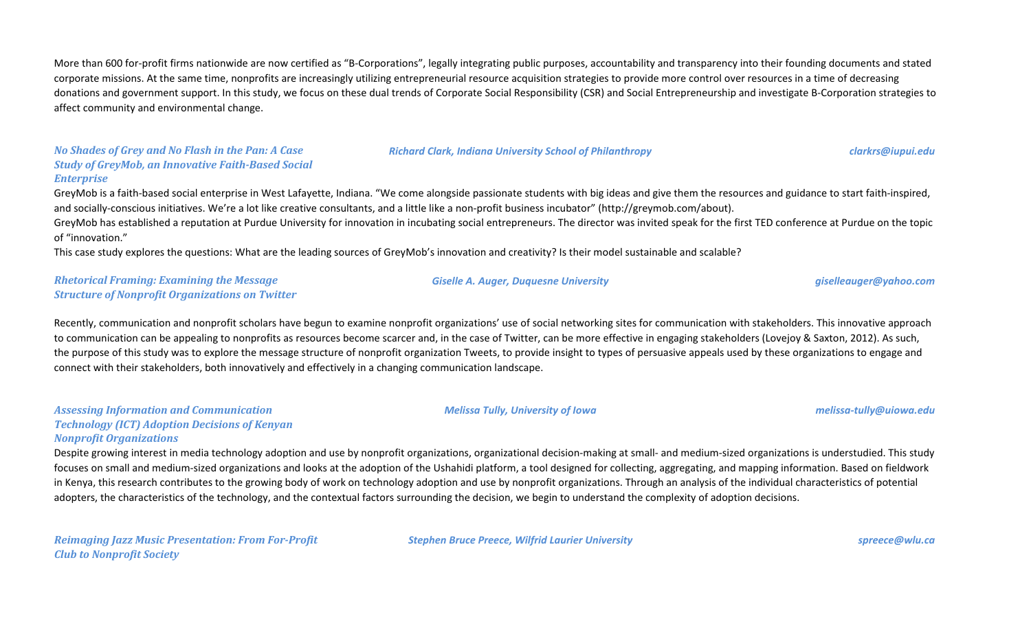More than 600 for-profit firms nationwide are now certified as "B-Corporations", legally integrating public purposes, accountability and transparency into their founding documents and stated corporate missions. At the same time, nonprofits are increasingly utilizing entrepreneurial resource acquisition strategies to provide more control over resources in a time of decreasing donations and government support. In this study, we focus on these dual trends of Corporate Social Responsibility (CSR) and Social Entrepreneurship and investigate B-Corporation strategies to affect community and environmental change.

***No Shades of Grey and No Flash in the Pan: A Case Study of GreyMob, an Innovative Faith-Based Social Enterprise*** — *Richard Clark, Indiana University School of Philanthropy* — *clarkrs@iupui.edu*

GreyMob is a faith-based social enterprise in West Lafayette, Indiana. "We come alongside passionate students with big ideas and give them the resources and guidance to start faith-inspired, and socially-conscious initiatives. We're a lot like creative consultants, and a little like a non-profit business incubator" (http://greymob.com/about).

GreyMob has established a reputation at Purdue University for innovation in incubating social entrepreneurs. The director was invited speak for the first TED conference at Purdue on the topic of "innovation."

This case study explores the questions: What are the leading sources of GreyMob's innovation and creativity? Is their model sustainable and scalable?

***Rhetorical Framing: Examining the Message Structure of Nonprofit Organizations on Twitter*** — *Giselle A. Auger, Duquesne University* — *giselleauger@yahoo.com*

Recently, communication and nonprofit scholars have begun to examine nonprofit organizations' use of social networking sites for communication with stakeholders. This innovative approach to communication can be appealing to nonprofits as resources become scarcer and, in the case of Twitter, can be more effective in engaging stakeholders (Lovejoy & Saxton, 2012). As such, the purpose of this study was to explore the message structure of nonprofit organization Tweets, to provide insight to types of persuasive appeals used by these organizations to engage and connect with their stakeholders, both innovatively and effectively in a changing communication landscape.

***Assessing Information and Communication Technology (ICT) Adoption Decisions of Kenyan Nonprofit Organizations*** — *Melissa Tully, University of Iowa* — *melissa-tully@uiowa.edu*

Despite growing interest in media technology adoption and use by nonprofit organizations, organizational decision-making at small- and medium-sized organizations is understudied. This study focuses on small and medium-sized organizations and looks at the adoption of the Ushahidi platform, a tool designed for collecting, aggregating, and mapping information. Based on fieldwork in Kenya, this research contributes to the growing body of work on technology adoption and use by nonprofit organizations. Through an analysis of the individual characteristics of potential adopters, the characteristics of the technology, and the contextual factors surrounding the decision, we begin to understand the complexity of adoption decisions.

***Reimaging Jazz Music Presentation: From For-Profit Club to Nonprofit Society*** — *Stephen Bruce Preece, Wilfrid Laurier University* — *spreece@wlu.ca*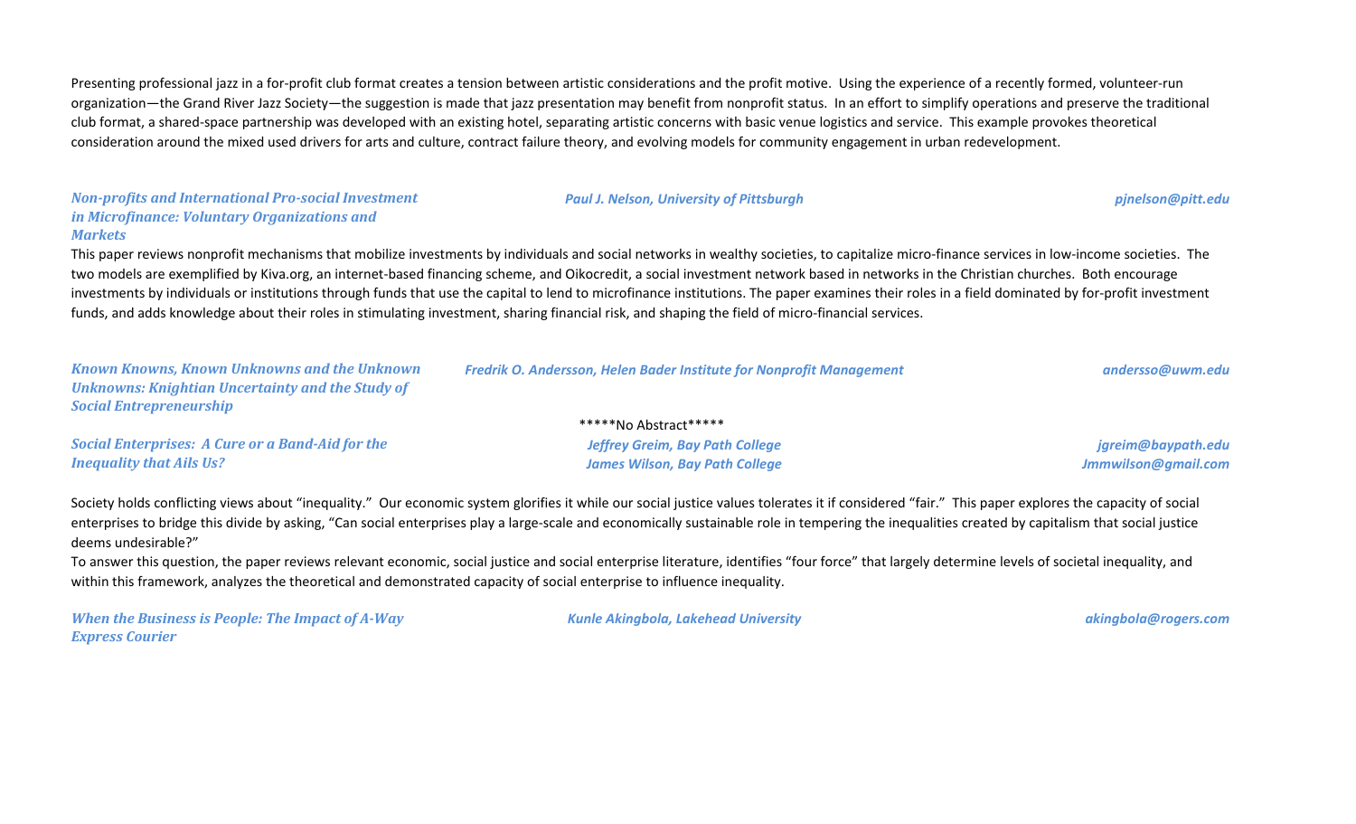Presenting professional jazz in a for-profit club format creates a tension between artistic considerations and the profit motive. Using the experience of a recently formed, volunteer-run organization—the Grand River Jazz Society—the suggestion is made that jazz presentation may benefit from nonprofit status. In an effort to simplify operations and preserve the traditional club format, a shared-space partnership was developed with an existing hotel, separating artistic concerns with basic venue logistics and service. This example provokes theoretical consideration around the mixed used drivers for arts and culture, contract failure theory, and evolving models for community engagement in urban redevelopment.

***Non-profits and International Pro-social Investment in Microfinance: Voluntary Organizations and Markets*** — ***Paul J. Nelson, University of Pittsburgh*** — ***pjnelson@pitt.edu***

This paper reviews nonprofit mechanisms that mobilize investments by individuals and social networks in wealthy societies, to capitalize micro-finance services in low-income societies. The two models are exemplified by Kiva.org, an internet-based financing scheme, and Oikocredit, a social investment network based in networks in the Christian churches. Both encourage investments by individuals or institutions through funds that use the capital to lend to microfinance institutions. The paper examines their roles in a field dominated by for-profit investment funds, and adds knowledge about their roles in stimulating investment, sharing financial risk, and shaping the field of micro-financial services.

***Known Knowns, Known Unknowns and the Unknown Unknowns: Knightian Uncertainty and the Study of Social Entrepreneurship*** — ***Fredrik O. Andersson, Helen Bader Institute for Nonprofit Management*** — ***andersso@uwm.edu***

*****No Abstract*****

***Social Enterprises: A Cure or a Band-Aid for the Inequality that Ails Us?*** — ***Jeffrey Greim, Bay Path College*** — ***jgreim@baypath.edu***; ***James Wilson, Bay Path College*** — ***Jmmwilson@gmail.com***

Society holds conflicting views about "inequality." Our economic system glorifies it while our social justice values tolerates it if considered "fair." This paper explores the capacity of social enterprises to bridge this divide by asking, "Can social enterprises play a large-scale and economically sustainable role in tempering the inequalities created by capitalism that social justice deems undesirable?"

To answer this question, the paper reviews relevant economic, social justice and social enterprise literature, identifies "four force" that largely determine levels of societal inequality, and within this framework, analyzes the theoretical and demonstrated capacity of social enterprise to influence inequality.

***When the Business is People: The Impact of A-Way Express Courier*** — ***Kunle Akingbola, Lakehead University*** — ***akingbola@rogers.com***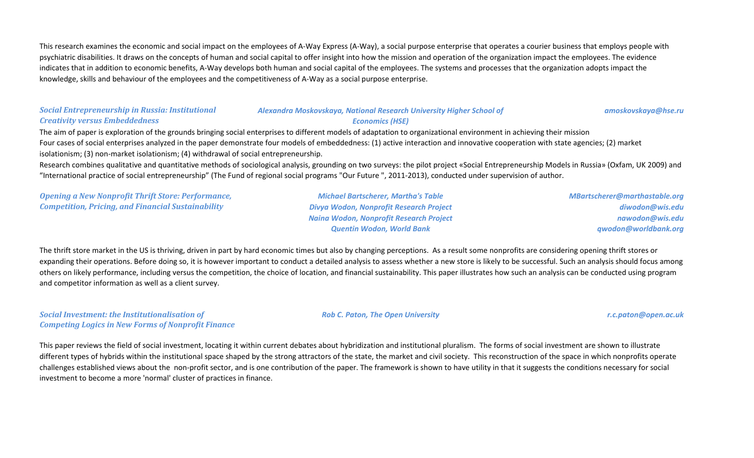This research examines the economic and social impact on the employees of A-Way Express (A-Way), a social purpose enterprise that operates a courier business that employs people with psychiatric disabilities. It draws on the concepts of human and social capital to offer insight into how the mission and operation of the organization impact the employees. The evidence indicates that in addition to economic benefits, A-Way develops both human and social capital of the employees. The systems and processes that the organization adopts impact the knowledge, skills and behaviour of the employees and the competitiveness of A-Way as a social purpose enterprise.

***Social Entrepreneurship in Russia: Institutional Creativity versus Embeddedness***

***Alexandra Moskovskaya, National Research University Higher School of Economics (HSE)*** — ***amoskovskaya@hse.ru***

The aim of paper is exploration of the grounds bringing social enterprises to different models of adaptation to organizational environment in achieving their mission
Four cases of social enterprises analyzed in the paper demonstrate four models of embeddedness: (1) active interaction and innovative cooperation with state agencies; (2) market isolationism; (3) non-market isolationism; (4) withdrawal of social entrepreneurship.
Research combines qualitative and quantitative methods of sociological analysis, grounding on two surveys: the pilot project «Social Entrepreneurship Models in Russia» (Oxfam, UK 2009) and "International practice of social entrepreneurship" (The Fund of regional social programs "Our Future ", 2011-2013), conducted under supervision of author.

***Opening a New Nonprofit Thrift Store: Performance, Competition, Pricing, and Financial Sustainability***

***Michael Bartscherer, Martha's Table*** — ***MBartscherer@marthastable.org***
***Divya Wodon, Nonprofit Research Project*** — ***diwodon@wis.edu***
***Naina Wodon, Nonprofit Research Project*** — ***nawodon@wis.edu***
***Quentin Wodon, World Bank*** — ***qwodon@worldbank.org***

The thrift store market in the US is thriving, driven in part by hard economic times but also by changing perceptions. As a result some nonprofits are considering opening thrift stores or expanding their operations. Before doing so, it is however important to conduct a detailed analysis to assess whether a new store is likely to be successful. Such an analysis should focus among others on likely performance, including versus the competition, the choice of location, and financial sustainability. This paper illustrates how such an analysis can be conducted using program and competitor information as well as a client survey.

***Social Investment: the Institutionalisation of Competing Logics in New Forms of Nonprofit Finance***

***Rob C. Paton, The Open University*** — ***r.c.paton@open.ac.uk***

This paper reviews the field of social investment, locating it within current debates about hybridization and institutional pluralism. The forms of social investment are shown to illustrate different types of hybrids within the institutional space shaped by the strong attractors of the state, the market and civil society. This reconstruction of the space in which nonprofits operate challenges established views about the non-profit sector, and is one contribution of the paper. The framework is shown to have utility in that it suggests the conditions necessary for social investment to become a more 'normal' cluster of practices in finance.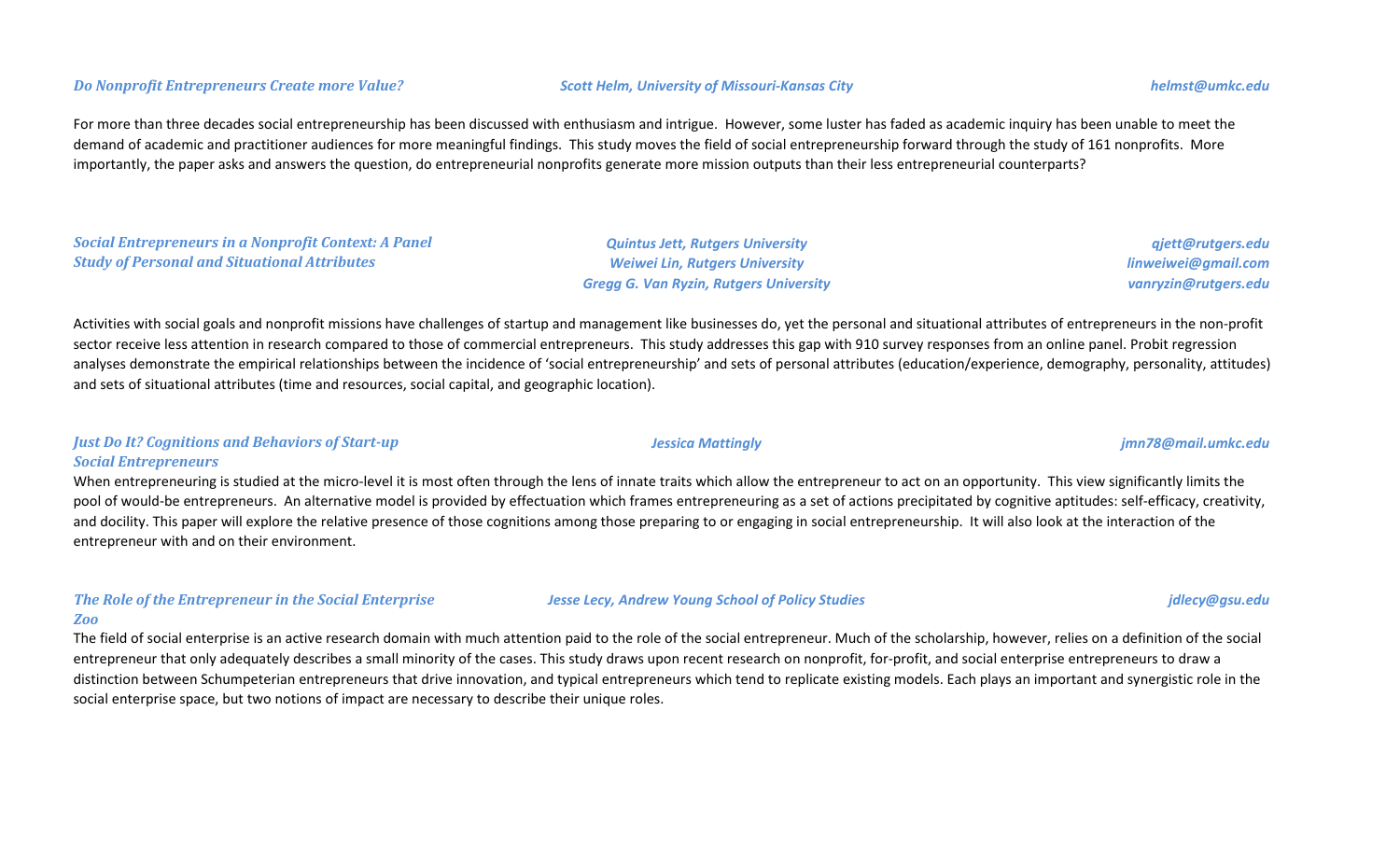### *Do Nonprofit Entrepreneurs Create more Value?*

*Scott Helm, University of Missouri-Kansas City* — *helmst@umkc.edu*

For more than three decades social entrepreneurship has been discussed with enthusiasm and intrigue. However, some luster has faded as academic inquiry has been unable to meet the demand of academic and practitioner audiences for more meaningful findings. This study moves the field of social entrepreneurship forward through the study of 161 nonprofits. More importantly, the paper asks and answers the question, do entrepreneurial nonprofits generate more mission outputs than their less entrepreneurial counterparts?

### *Social Entrepreneurs in a Nonprofit Context: A Panel Study of Personal and Situational Attributes*

*Quintus Jett, Rutgers University* — *qjett@rutgers.edu*
*Weiwei Lin, Rutgers University* — *linweiwei@gmail.com*
*Gregg G. Van Ryzin, Rutgers University* — *vanryzin@rutgers.edu*

Activities with social goals and nonprofit missions have challenges of startup and management like businesses do, yet the personal and situational attributes of entrepreneurs in the non-profit sector receive less attention in research compared to those of commercial entrepreneurs. This study addresses this gap with 910 survey responses from an online panel. Probit regression analyses demonstrate the empirical relationships between the incidence of 'social entrepreneurship' and sets of personal attributes (education/experience, demography, personality, attitudes) and sets of situational attributes (time and resources, social capital, and geographic location).

### *Just Do It? Cognitions and Behaviors of Start-up Social Entrepreneurs*

*Jessica Mattingly* — *jmn78@mail.umkc.edu*

When entrepreneuring is studied at the micro-level it is most often through the lens of innate traits which allow the entrepreneur to act on an opportunity. This view significantly limits the pool of would-be entrepreneurs. An alternative model is provided by effectuation which frames entrepreneuring as a set of actions precipitated by cognitive aptitudes: self-efficacy, creativity, and docility. This paper will explore the relative presence of those cognitions among those preparing to or engaging in social entrepreneurship. It will also look at the interaction of the entrepreneur with and on their environment.

### *The Role of the Entrepreneur in the Social Enterprise Zoo*

*Jesse Lecy, Andrew Young School of Policy Studies* — *jdlecy@gsu.edu*

The field of social enterprise is an active research domain with much attention paid to the role of the social entrepreneur. Much of the scholarship, however, relies on a definition of the social entrepreneur that only adequately describes a small minority of the cases. This study draws upon recent research on nonprofit, for-profit, and social enterprise entrepreneurs to draw a distinction between Schumpeterian entrepreneurs that drive innovation, and typical entrepreneurs which tend to replicate existing models. Each plays an important and synergistic role in the social enterprise space, but two notions of impact are necessary to describe their unique roles.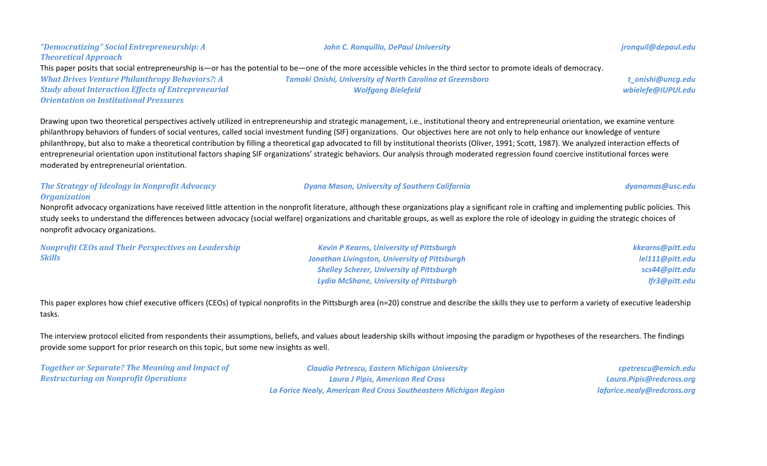***"Democratizing" Social Entrepreneurship: A Theoretical Approach***

*John C. Ronquillo, DePaul University* — *jronquil@depaul.edu*

This paper posits that social entrepreneurship is—or has the potential to be—one of the more accessible vehicles in the third sector to promote ideals of democracy.

***What Drives Venture Philanthropy Behaviors?: A Study about Interaction Effects of Entrepreneurial Orientation on Institutional Pressures***

*Tamaki Onishi, University of North Carolina at Greensboro* — *t_onishi@uncg.edu*
*Wolfgang Bielefeld* — *wbielefe@IUPUI.edu*

Drawing upon two theoretical perspectives actively utilized in entrepreneurship and strategic management, i.e., institutional theory and entrepreneurial orientation, we examine venture philanthropy behaviors of funders of social ventures, called social investment funding (SIF) organizations. Our objectives here are not only to help enhance our knowledge of venture philanthropy, but also to make a theoretical contribution by filling a theoretical gap advocated to fill by institutional theorists (Oliver, 1991; Scott, 1987). We analyzed interaction effects of entrepreneurial orientation upon institutional factors shaping SIF organizations' strategic behaviors. Our analysis through moderated regression found coercive institutional forces were moderated by entrepreneurial orientation.

***The Strategy of Ideology in Nonprofit Advocacy Organization***

*Dyana Mason, University of Southern California* — *dyanamas@usc.edu*

Nonprofit advocacy organizations have received little attention in the nonprofit literature, although these organizations play a significant role in crafting and implementing public policies. This study seeks to understand the differences between advocacy (social welfare) organizations and charitable groups, as well as explore the role of ideology in guiding the strategic choices of nonprofit advocacy organizations.

***Nonprofit CEOs and Their Perspectives on Leadership Skills***

*Kevin P Kearns, University of Pittsburgh* — *kkearns@pitt.edu*
*Jonathan Livingston, University of Pittsburgh* — *lel111@pitt.edu*
*Shelley Scherer, University of Pittsburgh* — *scs44@pitt.edu*
*Lydia McShane, University of Pittsburgh* — *lfr3@pitt.edu*

This paper explores how chief executive officers (CEOs) of typical nonprofits in the Pittsburgh area (n=20) construe and describe the skills they use to perform a variety of executive leadership tasks.

The interview protocol elicited from respondents their assumptions, beliefs, and values about leadership skills without imposing the paradigm or hypotheses of the researchers. The findings provide some support for prior research on this topic, but some new insights as well.

***Together or Separate? The Meaning and Impact of Restructuring on Nonprofit Operations***

*Claudia Petrescu, Eastern Michigan University* — *cpetrescu@emich.edu*
*Laura J Pipis, American Red Cross* — *Laura.Pipis@redcross.org*
*La Forice Nealy, American Red Cross Southeastern Michigan Region* — *laforice.nealy@redcross.org*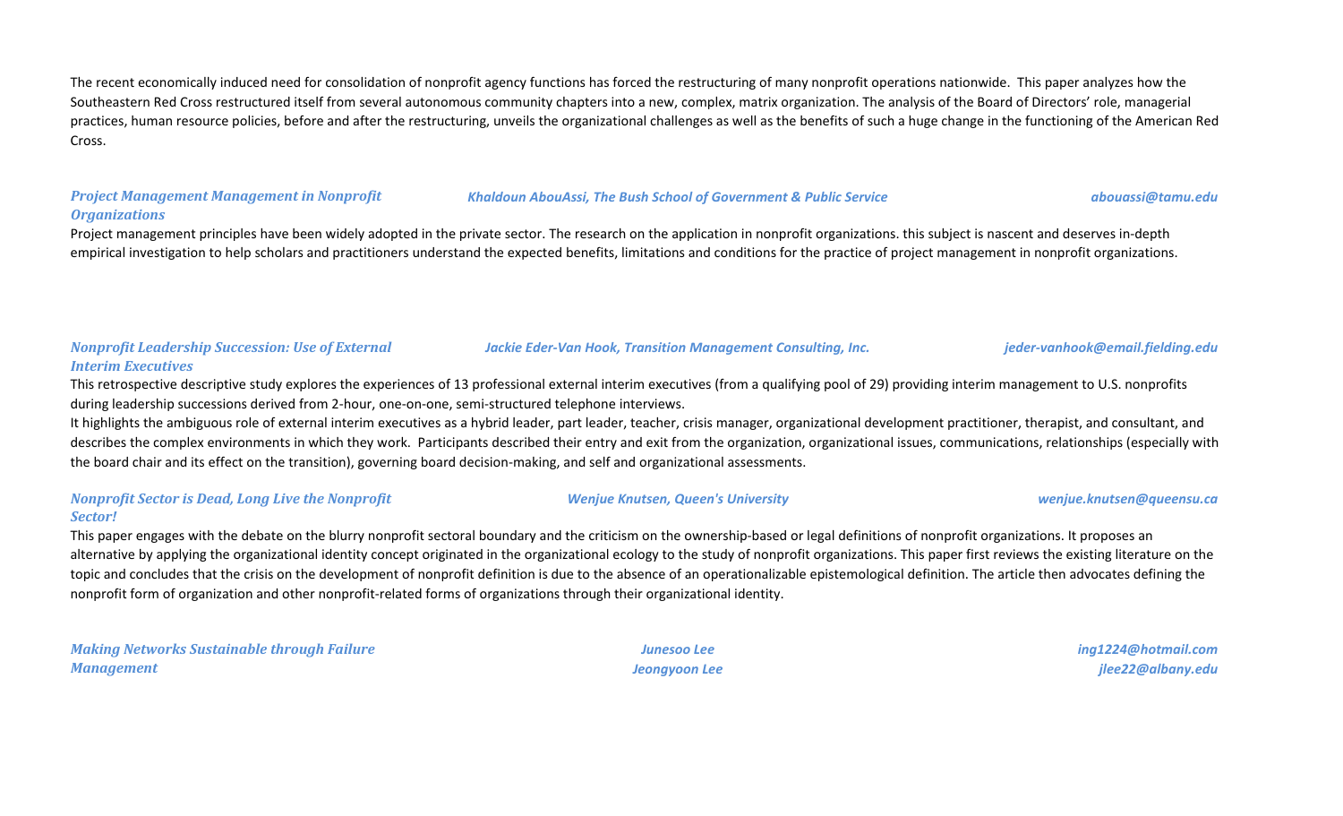The recent economically induced need for consolidation of nonprofit agency functions has forced the restructuring of many nonprofit operations nationwide. This paper analyzes how the Southeastern Red Cross restructured itself from several autonomous community chapters into a new, complex, matrix organization. The analysis of the Board of Directors' role, managerial practices, human resource policies, before and after the restructuring, unveils the organizational challenges as well as the benefits of such a huge change in the functioning of the American Red Cross.

***Project Management Management in Nonprofit Organizations*** — *Khaldoun AbouAssi, The Bush School of Government & Public Service* — *abouassi@tamu.edu*

Project management principles have been widely adopted in the private sector. The research on the application in nonprofit organizations. this subject is nascent and deserves in-depth empirical investigation to help scholars and practitioners understand the expected benefits, limitations and conditions for the practice of project management in nonprofit organizations.

***Nonprofit Leadership Succession: Use of External Interim Executives*** — *Jackie Eder-Van Hook, Transition Management Consulting, Inc.* — *jeder-vanhook@email.fielding.edu*

This retrospective descriptive study explores the experiences of 13 professional external interim executives (from a qualifying pool of 29) providing interim management to U.S. nonprofits during leadership successions derived from 2-hour, one-on-one, semi-structured telephone interviews.

It highlights the ambiguous role of external interim executives as a hybrid leader, part leader, teacher, crisis manager, organizational development practitioner, therapist, and consultant, and describes the complex environments in which they work. Participants described their entry and exit from the organization, organizational issues, communications, relationships (especially with the board chair and its effect on the transition), governing board decision-making, and self and organizational assessments.

***Nonprofit Sector is Dead, Long Live the Nonprofit Sector!*** — *Wenjue Knutsen, Queen's University* — *wenjue.knutsen@queensu.ca*

This paper engages with the debate on the blurry nonprofit sectoral boundary and the criticism on the ownership-based or legal definitions of nonprofit organizations. It proposes an alternative by applying the organizational identity concept originated in the organizational ecology to the study of nonprofit organizations. This paper first reviews the existing literature on the topic and concludes that the crisis on the development of nonprofit definition is due to the absence of an operationalizable epistemological definition. The article then advocates defining the nonprofit form of organization and other nonprofit-related forms of organizations through their organizational identity.

***Making Networks Sustainable through Failure Management*** — *Junesoo Lee* (*ing1224@hotmail.com*); *Jeongyoon Lee* (*jlee22@albany.edu*)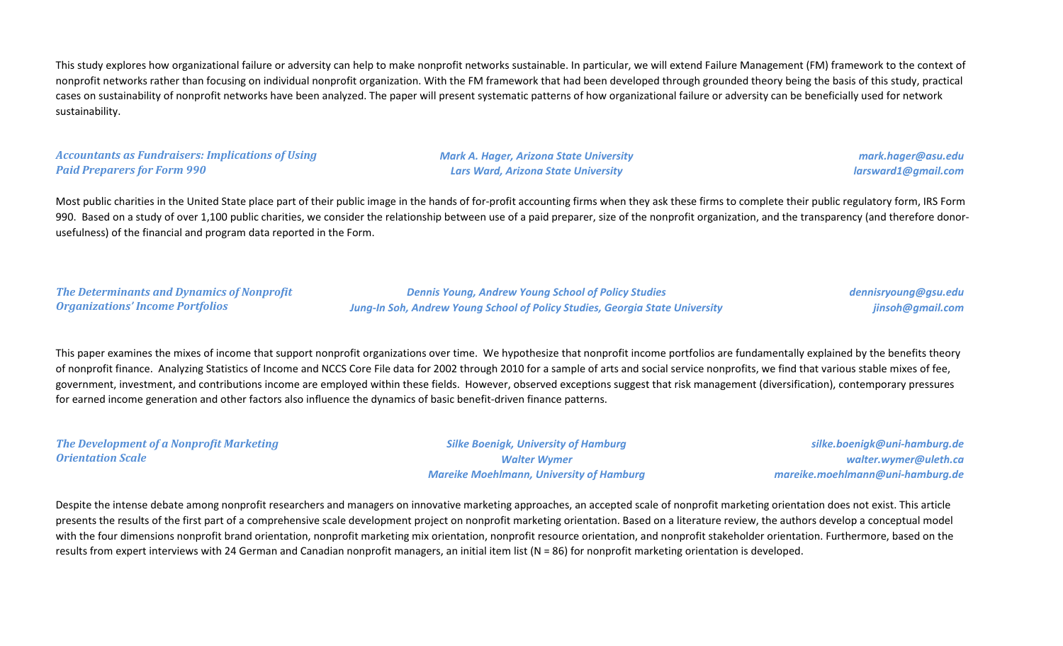This study explores how organizational failure or adversity can help to make nonprofit networks sustainable. In particular, we will extend Failure Management (FM) framework to the context of nonprofit networks rather than focusing on individual nonprofit organization. With the FM framework that had been developed through grounded theory being the basis of this study, practical cases on sustainability of nonprofit networks have been analyzed. The paper will present systematic patterns of how organizational failure or adversity can be beneficially used for network sustainability.

***Accountants as Fundraisers: Implications of Using Paid Preparers for Form 990***

*Mark A. Hager, Arizona State University* — *mark.hager@asu.edu*
*Lars Ward, Arizona State University* — *larsward1@gmail.com*

Most public charities in the United State place part of their public image in the hands of for-profit accounting firms when they ask these firms to complete their public regulatory form, IRS Form 990. Based on a study of over 1,100 public charities, we consider the relationship between use of a paid preparer, size of the nonprofit organization, and the transparency (and therefore donor-usefulness) of the financial and program data reported in the Form.

***The Determinants and Dynamics of Nonprofit Organizations' Income Portfolios***

*Dennis Young, Andrew Young School of Policy Studies* — *dennisryoung@gsu.edu*
*Jung-In Soh, Andrew Young School of Policy Studies, Georgia State University* — *jinsoh@gmail.com*

This paper examines the mixes of income that support nonprofit organizations over time. We hypothesize that nonprofit income portfolios are fundamentally explained by the benefits theory of nonprofit finance. Analyzing Statistics of Income and NCCS Core File data for 2002 through 2010 for a sample of arts and social service nonprofits, we find that various stable mixes of fee, government, investment, and contributions income are employed within these fields. However, observed exceptions suggest that risk management (diversification), contemporary pressures for earned income generation and other factors also influence the dynamics of basic benefit-driven finance patterns.

***The Development of a Nonprofit Marketing Orientation Scale***

*Silke Boenigk, University of Hamburg* — *silke.boenigk@uni-hamburg.de*
*Walter Wymer* — *walter.wymer@uleth.ca*
*Mareike Moehlmann, University of Hamburg* — *mareike.moehlmann@uni-hamburg.de*

Despite the intense debate among nonprofit researchers and managers on innovative marketing approaches, an accepted scale of nonprofit marketing orientation does not exist. This article presents the results of the first part of a comprehensive scale development project on nonprofit marketing orientation. Based on a literature review, the authors develop a conceptual model with the four dimensions nonprofit brand orientation, nonprofit marketing mix orientation, nonprofit resource orientation, and nonprofit stakeholder orientation. Furthermore, based on the results from expert interviews with 24 German and Canadian nonprofit managers, an initial item list (N = 86) for nonprofit marketing orientation is developed.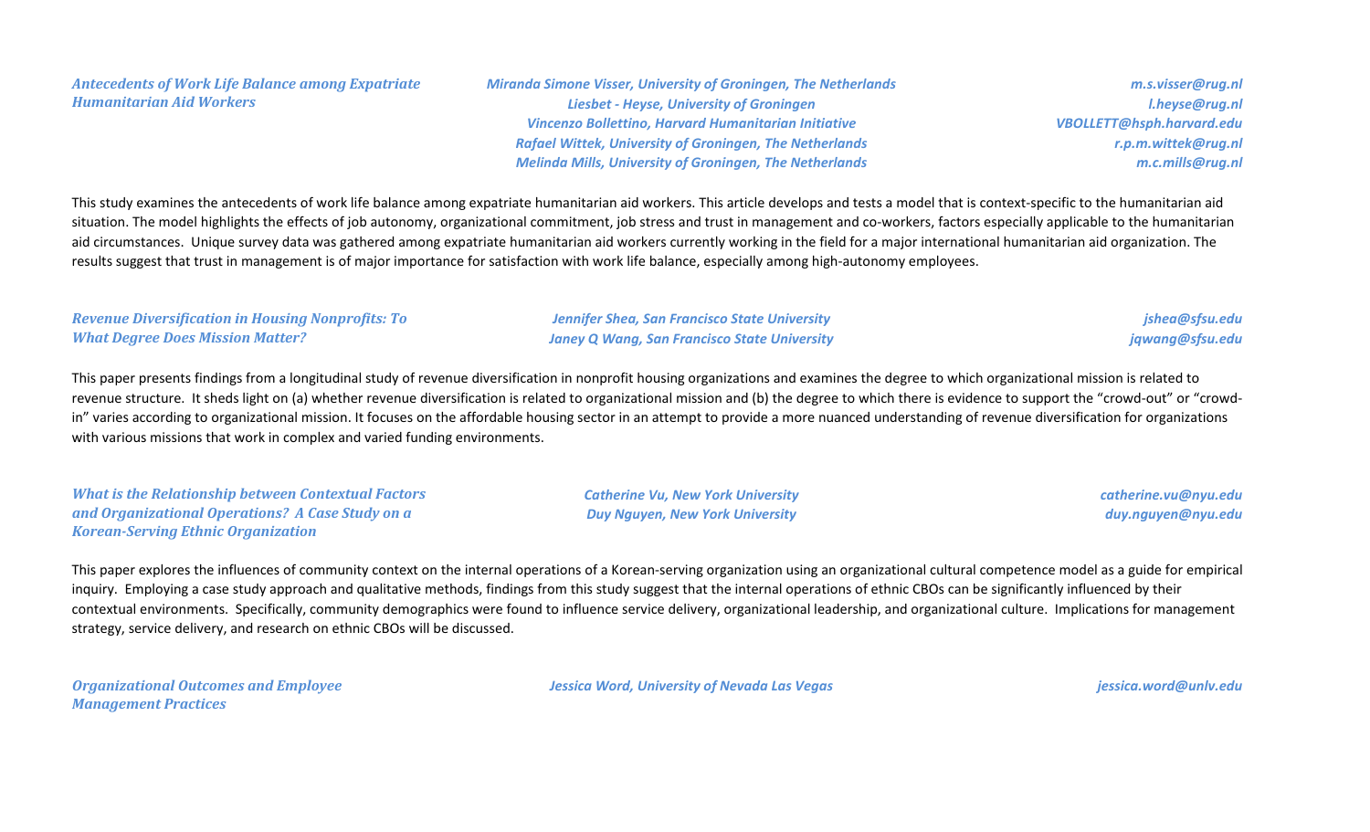***Antecedents of Work Life Balance among Expatriate Humanitarian Aid Workers***

*Miranda Simone Visser, University of Groningen, The Netherlands* — *m.s.visser@rug.nl*
*Liesbet - Heyse, University of Groningen* — *l.heyse@rug.nl*
*Vincenzo Bollettino, Harvard Humanitarian Initiative* — *VBOLLETT@hsph.harvard.edu*
*Rafael Wittek, University of Groningen, The Netherlands* — *r.p.m.wittek@rug.nl*
*Melinda Mills, University of Groningen, The Netherlands* — *m.c.mills@rug.nl*

This study examines the antecedents of work life balance among expatriate humanitarian aid workers. This article develops and tests a model that is context-specific to the humanitarian aid situation. The model highlights the effects of job autonomy, organizational commitment, job stress and trust in management and co-workers, factors especially applicable to the humanitarian aid circumstances. Unique survey data was gathered among expatriate humanitarian aid workers currently working in the field for a major international humanitarian aid organization. The results suggest that trust in management is of major importance for satisfaction with work life balance, especially among high-autonomy employees.

***Revenue Diversification in Housing Nonprofits: To What Degree Does Mission Matter?***

*Jennifer Shea, San Francisco State University* — *jshea@sfsu.edu*
*Janey Q Wang, San Francisco State University* — *jqwang@sfsu.edu*

This paper presents findings from a longitudinal study of revenue diversification in nonprofit housing organizations and examines the degree to which organizational mission is related to revenue structure. It sheds light on (a) whether revenue diversification is related to organizational mission and (b) the degree to which there is evidence to support the "crowd-out" or "crowd-in" varies according to organizational mission. It focuses on the affordable housing sector in an attempt to provide a more nuanced understanding of revenue diversification for organizations with various missions that work in complex and varied funding environments.

***What is the Relationship between Contextual Factors and Organizational Operations? A Case Study on a Korean-Serving Ethnic Organization***

*Catherine Vu, New York University* — *catherine.vu@nyu.edu*
*Duy Nguyen, New York University* — *duy.nguyen@nyu.edu*

This paper explores the influences of community context on the internal operations of a Korean-serving organization using an organizational cultural competence model as a guide for empirical inquiry. Employing a case study approach and qualitative methods, findings from this study suggest that the internal operations of ethnic CBOs can be significantly influenced by their contextual environments. Specifically, community demographics were found to influence service delivery, organizational leadership, and organizational culture. Implications for management strategy, service delivery, and research on ethnic CBOs will be discussed.

***Organizational Outcomes and Employee Management Practices***

*Jessica Word, University of Nevada Las Vegas* — *jessica.word@unlv.edu*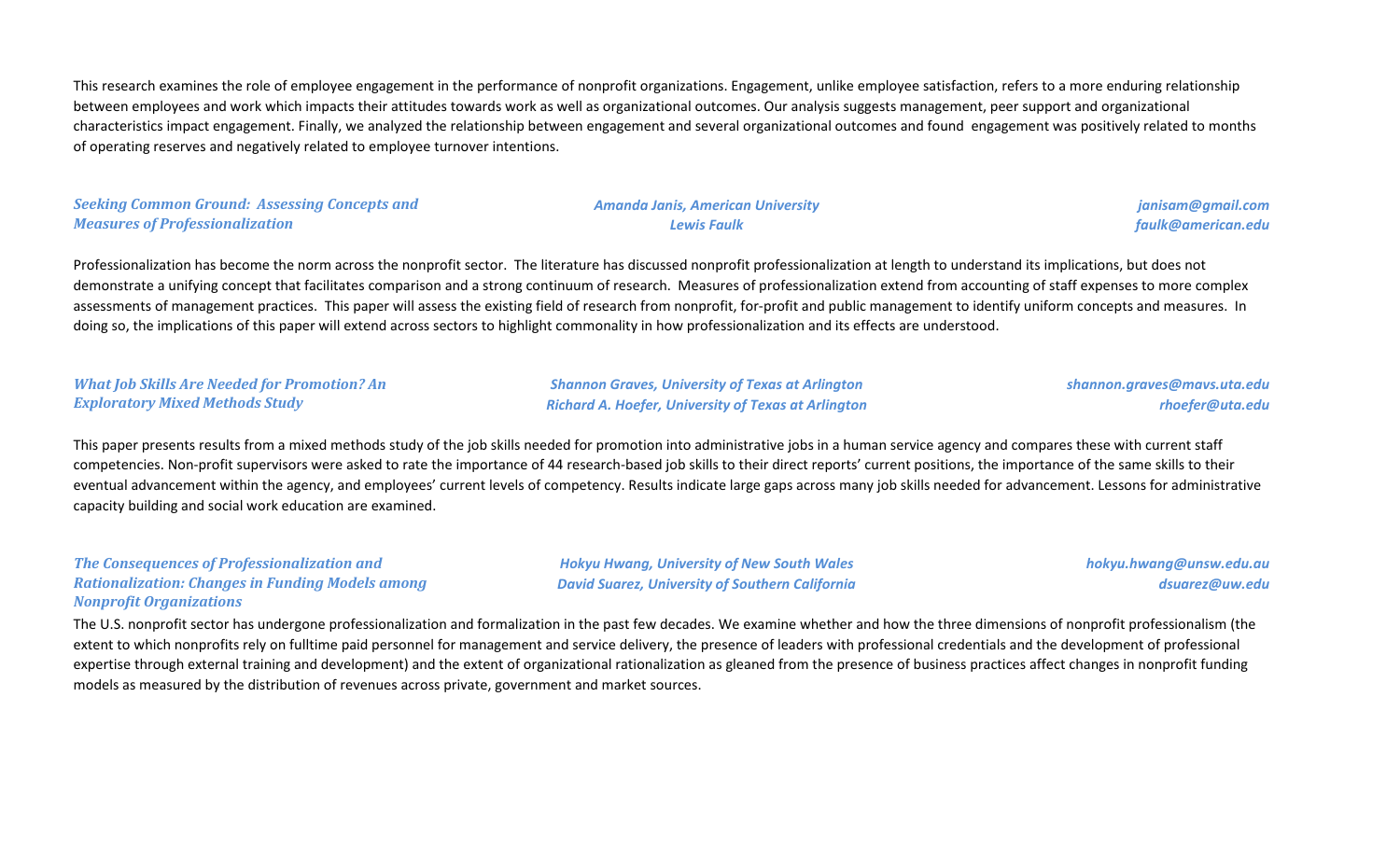This research examines the role of employee engagement in the performance of nonprofit organizations. Engagement, unlike employee satisfaction, refers to a more enduring relationship between employees and work which impacts their attitudes towards work as well as organizational outcomes. Our analysis suggests management, peer support and organizational characteristics impact engagement. Finally, we analyzed the relationship between engagement and several organizational outcomes and found engagement was positively related to months of operating reserves and negatively related to employee turnover intentions.

***Seeking Common Ground: Assessing Concepts and Measures of Professionalization***

*Amanda Janis, American University* — *janisam@gmail.com*
*Lewis Faulk* — *faulk@american.edu*

Professionalization has become the norm across the nonprofit sector. The literature has discussed nonprofit professionalization at length to understand its implications, but does not demonstrate a unifying concept that facilitates comparison and a strong continuum of research. Measures of professionalization extend from accounting of staff expenses to more complex assessments of management practices. This paper will assess the existing field of research from nonprofit, for-profit and public management to identify uniform concepts and measures. In doing so, the implications of this paper will extend across sectors to highlight commonality in how professionalization and its effects are understood.

***What Job Skills Are Needed for Promotion? An Exploratory Mixed Methods Study***

*Shannon Graves, University of Texas at Arlington* — *shannon.graves@mavs.uta.edu*
*Richard A. Hoefer, University of Texas at Arlington* — *rhoefer@uta.edu*

This paper presents results from a mixed methods study of the job skills needed for promotion into administrative jobs in a human service agency and compares these with current staff competencies. Non-profit supervisors were asked to rate the importance of 44 research-based job skills to their direct reports' current positions, the importance of the same skills to their eventual advancement within the agency, and employees' current levels of competency. Results indicate large gaps across many job skills needed for advancement. Lessons for administrative capacity building and social work education are examined.

***The Consequences of Professionalization and Rationalization: Changes in Funding Models among Nonprofit Organizations***

*Hokyu Hwang, University of New South Wales* — *hokyu.hwang@unsw.edu.au*
*David Suarez, University of Southern California* — *dsuarez@uw.edu*

The U.S. nonprofit sector has undergone professionalization and formalization in the past few decades. We examine whether and how the three dimensions of nonprofit professionalism (the extent to which nonprofits rely on fulltime paid personnel for management and service delivery, the presence of leaders with professional credentials and the development of professional expertise through external training and development) and the extent of organizational rationalization as gleaned from the presence of business practices affect changes in nonprofit funding models as measured by the distribution of revenues across private, government and market sources.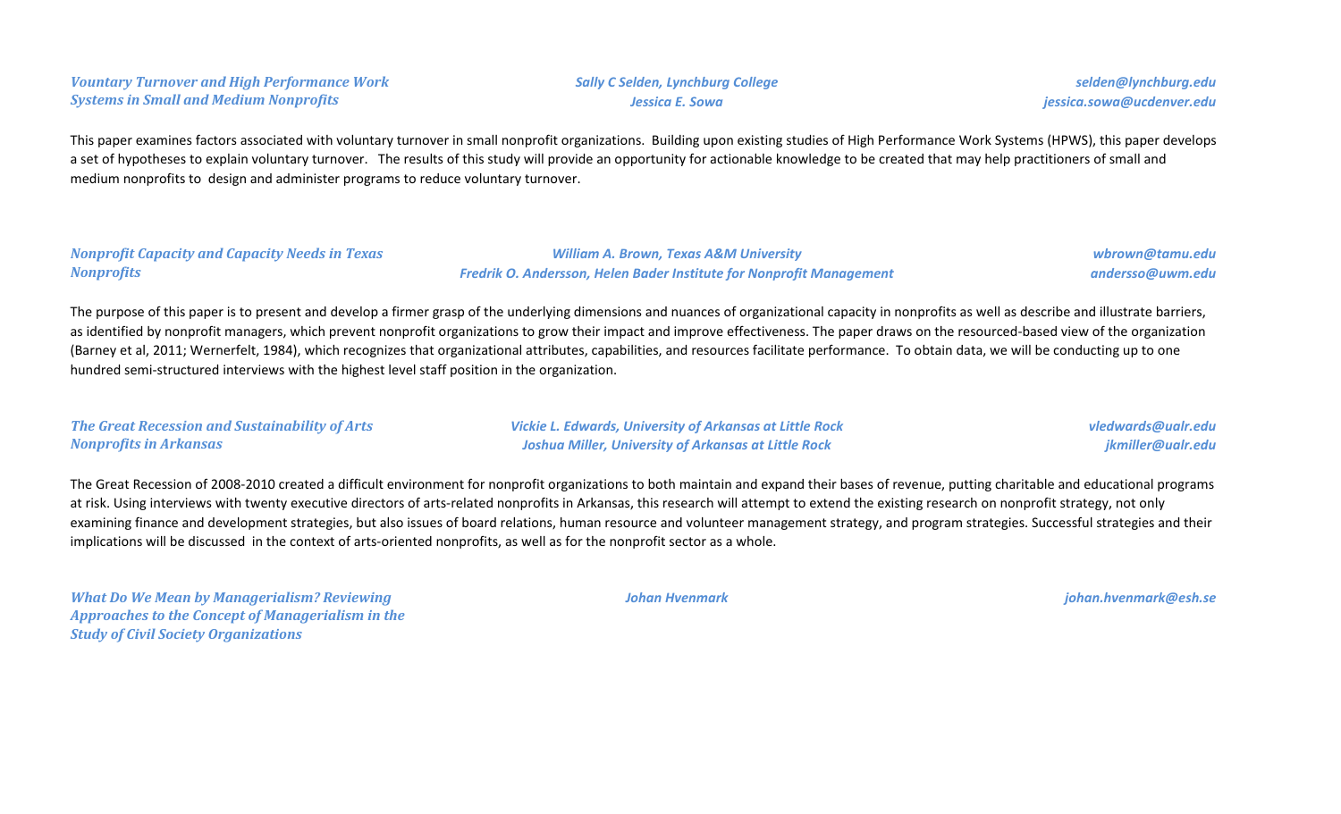### *Vountary Turnover and High Performance Work Systems in Small and Medium Nonprofits*

*Sally C Selden, Lynchburg College* — *selden@lynchburg.edu*
*Jessica E. Sowa* — *jessica.sowa@ucdenver.edu*

This paper examines factors associated with voluntary turnover in small nonprofit organizations. Building upon existing studies of High Performance Work Systems (HPWS), this paper develops a set of hypotheses to explain voluntary turnover. The results of this study will provide an opportunity for actionable knowledge to be created that may help practitioners of small and medium nonprofits to design and administer programs to reduce voluntary turnover.

### *Nonprofit Capacity and Capacity Needs in Texas Nonprofits*

*William A. Brown, Texas A&M University* — *wbrown@tamu.edu*
*Fredrik O. Andersson, Helen Bader Institute for Nonprofit Management* — *andersso@uwm.edu*

The purpose of this paper is to present and develop a firmer grasp of the underlying dimensions and nuances of organizational capacity in nonprofits as well as describe and illustrate barriers, as identified by nonprofit managers, which prevent nonprofit organizations to grow their impact and improve effectiveness. The paper draws on the resourced-based view of the organization (Barney et al, 2011; Wernerfelt, 1984), which recognizes that organizational attributes, capabilities, and resources facilitate performance. To obtain data, we will be conducting up to one hundred semi-structured interviews with the highest level staff position in the organization.

### *The Great Recession and Sustainability of Arts Nonprofits in Arkansas*

*Vickie L. Edwards, University of Arkansas at Little Rock* — *vledwards@ualr.edu*
*Joshua Miller, University of Arkansas at Little Rock* — *jkmiller@ualr.edu*

The Great Recession of 2008-2010 created a difficult environment for nonprofit organizations to both maintain and expand their bases of revenue, putting charitable and educational programs at risk. Using interviews with twenty executive directors of arts-related nonprofits in Arkansas, this research will attempt to extend the existing research on nonprofit strategy, not only examining finance and development strategies, but also issues of board relations, human resource and volunteer management strategy, and program strategies. Successful strategies and their implications will be discussed in the context of arts-oriented nonprofits, as well as for the nonprofit sector as a whole.

### *What Do We Mean by Managerialism? Reviewing Approaches to the Concept of Managerialism in the Study of Civil Society Organizations*

*Johan Hvenmark* — *johan.hvenmark@esh.se*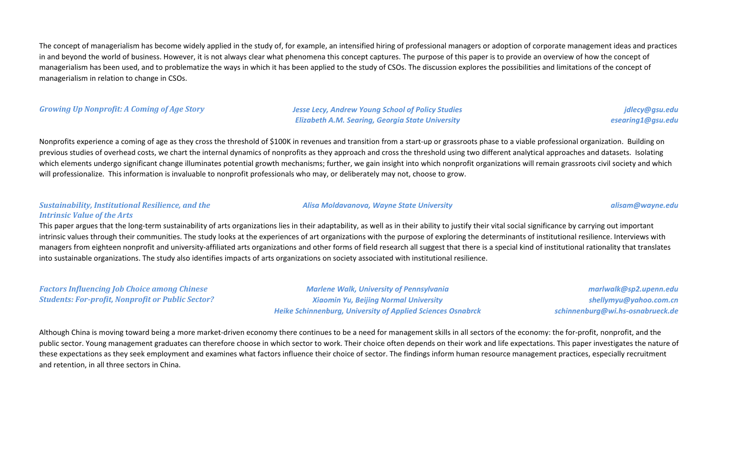The concept of managerialism has become widely applied in the study of, for example, an intensified hiring of professional managers or adoption of corporate management ideas and practices in and beyond the world of business. However, it is not always clear what phenomena this concept captures. The purpose of this paper is to provide an overview of how the concept of managerialism has been used, and to problematize the ways in which it has been applied to the study of CSOs. The discussion explores the possibilities and limitations of the concept of managerialism in relation to change in CSOs.

### *Growing Up Nonprofit: A Coming of Age Story*

*Jesse Lecy, Andrew Young School of Policy Studies* — *jdlecy@gsu.edu*
*Elizabeth A.M. Searing, Georgia State University* — *esearing1@gsu.edu*

Nonprofits experience a coming of age as they cross the threshold of $100K in revenues and transition from a start-up or grassroots phase to a viable professional organization. Building on previous studies of overhead costs, we chart the internal dynamics of nonprofits as they approach and cross the threshold using two different analytical approaches and datasets. Isolating which elements undergo significant change illuminates potential growth mechanisms; further, we gain insight into which nonprofit organizations will remain grassroots civil society and which will professionalize. This information is invaluable to nonprofit professionals who may, or deliberately may not, choose to grow.

### *Sustainability, Institutional Resilience, and the Intrinsic Value of the Arts*

*Alisa Moldavanova, Wayne State University* — *alisam@wayne.edu*

This paper argues that the long-term sustainability of arts organizations lies in their adaptability, as well as in their ability to justify their vital social significance by carrying out important intrinsic values through their communities. The study looks at the experiences of art organizations with the purpose of exploring the determinants of institutional resilience. Interviews with managers from eighteen nonprofit and university-affiliated arts organizations and other forms of field research all suggest that there is a special kind of institutional rationality that translates into sustainable organizations. The study also identifies impacts of arts organizations on society associated with institutional resilience.

### *Factors Influencing Job Choice among Chinese Students: For-profit, Nonprofit or Public Sector?*

*Marlene Walk, University of Pennsylvania* — *marlwalk@sp2.upenn.edu*
*Xiaomin Yu, Beijing Normal University* — *shellymyu@yahoo.com.cn*
*Heike Schinnenburg, University of Applied Sciences Osnabrck* — *schinnenburg@wi.hs-osnabrueck.de*

Although China is moving toward being a more market-driven economy there continues to be a need for management skills in all sectors of the economy: the for-profit, nonprofit, and the public sector. Young management graduates can therefore choose in which sector to work. Their choice often depends on their work and life expectations. This paper investigates the nature of these expectations as they seek employment and examines what factors influence their choice of sector. The findings inform human resource management practices, especially recruitment and retention, in all three sectors in China.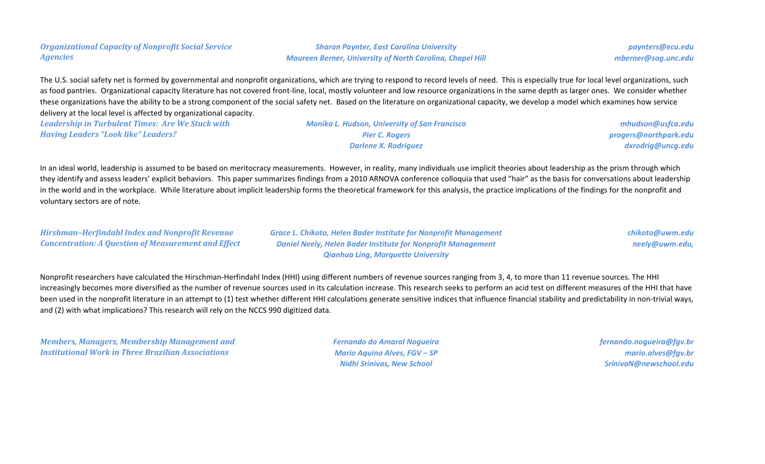***Organizational Capacity of Nonprofit Social Service Agencies***

*Sharon Paynter, East Carolina University*
*Maureen Berner, University of North Carolina, Chapel Hill*

*paynters@ecu.edu*
*mberner@sog.unc.edu*

The U.S. social safety net is formed by governmental and nonprofit organizations, which are trying to respond to record levels of need. This is especially true for local level organizations, such as food pantries. Organizational capacity literature has not covered front-line, local, mostly volunteer and low resource organizations in the same depth as larger ones. We consider whether these organizations have the ability to be a strong component of the social safety net. Based on the literature on organizational capacity, we develop a model which examines how service delivery at the local level is affected by organizational capacity.

***Leadership in Turbulent Times: Are We Stuck with Having Leaders "Look like" Leaders?***

*Monika L. Hudson, University of San Francisco*
*Pier C. Rogers*
*Darlene X. Rodriguez*

*mhudson@usfca.edu*
*progers@northpark.edu*
*dxrodrig@uncg.edu*

In an ideal world, leadership is assumed to be based on meritocracy measurements. However, in reality, many individuals use implicit theories about leadership as the prism through which they identify and assess leaders' explicit behaviors. This paper summarizes findings from a 2010 ARNOVA conference colloquia that used "hair" as the basis for conversations about leadership in the world and in the workplace. While literature about implicit leadership forms the theoretical framework for this analysis, the practice implications of the findings for the nonprofit and voluntary sectors are of note.

***Hirshman–Herfindahl Index and Nonprofit Revenue Concentration: A Question of Measurement and Effect***

*Grace L. Chikoto, Helen Bader Institute for Nonprofit Management*
*Daniel Neely, Helen Bader Institute for Nonprofit Management*
*Qianhua Ling, Marquette University*

*chikoto@uwm.edu*
*neely@uwm.edu,*

Nonprofit researchers have calculated the Hirschman-Herfindahl Index (HHI) using different numbers of revenue sources ranging from 3, 4, to more than 11 revenue sources. The HHI increasingly becomes more diversified as the number of revenue sources used in its calculation increase. This research seeks to perform an acid test on different measures of the HHI that have been used in the nonprofit literature in an attempt to (1) test whether different HHI calculations generate sensitive indices that influence financial stability and predictability in non-trivial ways, and (2) with what implications? This research will rely on the NCCS 990 digitized data.

***Members, Managers, Membership Management and Institutional Work in Three Brazilian Associations***

*Fernando do Amaral Nogueira*
*Mario Aquino Alves, FGV – SP*
*Nidhi Srinivas, New School*

*fernando.nogueira@fgv.br*
*mario.alves@fgv.br*
*SrinivaN@newschool.edu*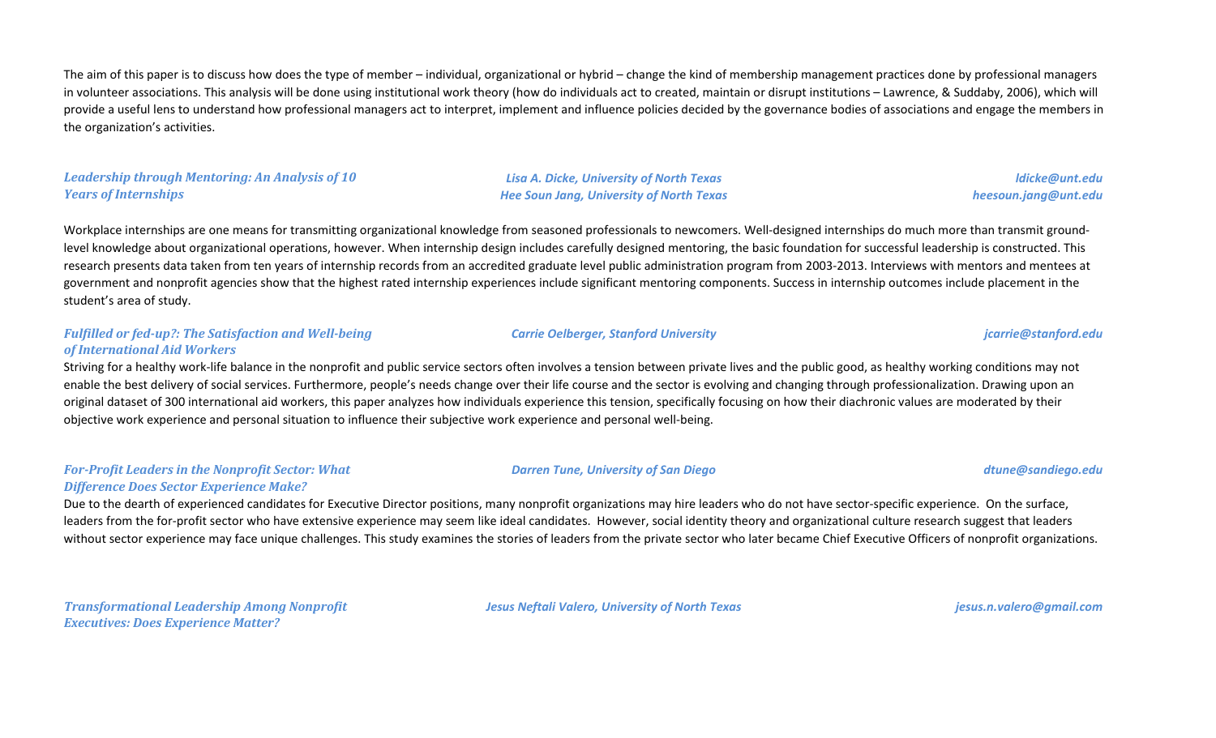The aim of this paper is to discuss how does the type of member – individual, organizational or hybrid – change the kind of membership management practices done by professional managers in volunteer associations. This analysis will be done using institutional work theory (how do individuals act to created, maintain or disrupt institutions – Lawrence, & Suddaby, 2006), which will provide a useful lens to understand how professional managers act to interpret, implement and influence policies decided by the governance bodies of associations and engage the members in the organization's activities.

***Leadership through Mentoring: An Analysis of 10 Years of Internships***

*Lisa A. Dicke, University of North Texas* — *ldicke@unt.edu*
*Hee Soun Jang, University of North Texas* — *heesoun.jang@unt.edu*

Workplace internships are one means for transmitting organizational knowledge from seasoned professionals to newcomers. Well-designed internships do much more than transmit ground-level knowledge about organizational operations, however. When internship design includes carefully designed mentoring, the basic foundation for successful leadership is constructed. This research presents data taken from ten years of internship records from an accredited graduate level public administration program from 2003-2013. Interviews with mentors and mentees at government and nonprofit agencies show that the highest rated internship experiences include significant mentoring components. Success in internship outcomes include placement in the student's area of study.

***Fulfilled or fed-up?: The Satisfaction and Well-being of International Aid Workers***

*Carrie Oelberger, Stanford University* — *jcarrie@stanford.edu*

Striving for a healthy work-life balance in the nonprofit and public service sectors often involves a tension between private lives and the public good, as healthy working conditions may not enable the best delivery of social services. Furthermore, people's needs change over their life course and the sector is evolving and changing through professionalization. Drawing upon an original dataset of 300 international aid workers, this paper analyzes how individuals experience this tension, specifically focusing on how their diachronic values are moderated by their objective work experience and personal situation to influence their subjective work experience and personal well-being.

***For-Profit Leaders in the Nonprofit Sector: What Difference Does Sector Experience Make?***

*Darren Tune, University of San Diego* — *dtune@sandiego.edu*

Due to the dearth of experienced candidates for Executive Director positions, many nonprofit organizations may hire leaders who do not have sector-specific experience. On the surface, leaders from the for-profit sector who have extensive experience may seem like ideal candidates. However, social identity theory and organizational culture research suggest that leaders without sector experience may face unique challenges. This study examines the stories of leaders from the private sector who later became Chief Executive Officers of nonprofit organizations.

***Transformational Leadership Among Nonprofit Executives: Does Experience Matter?***

*Jesus Neftali Valero, University of North Texas* — *jesus.n.valero@gmail.com*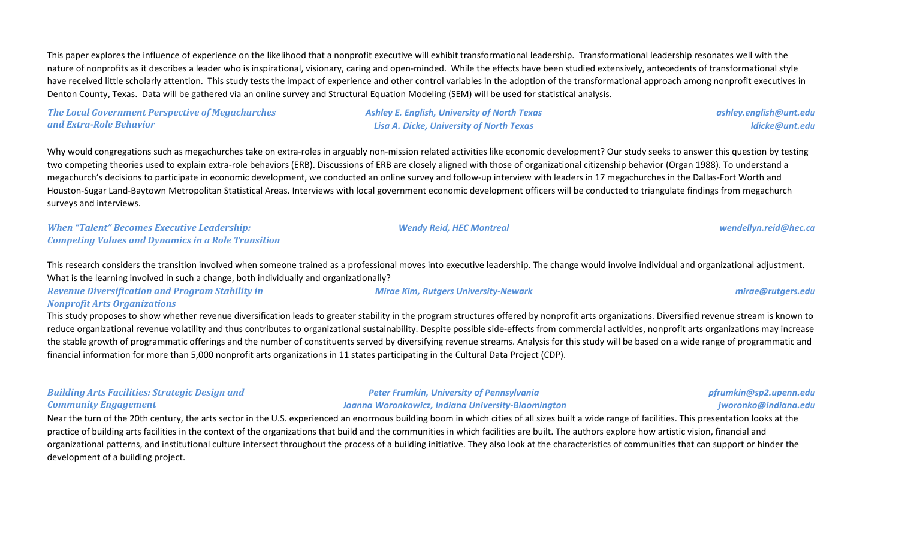This paper explores the influence of experience on the likelihood that a nonprofit executive will exhibit transformational leadership. Transformational leadership resonates well with the nature of nonprofits as it describes a leader who is inspirational, visionary, caring and open-minded. While the effects have been studied extensively, antecedents of transformational style have received little scholarly attention. This study tests the impact of experience and other control variables in the adoption of the transformational approach among nonprofit executives in Denton County, Texas. Data will be gathered via an online survey and Structural Equation Modeling (SEM) will be used for statistical analysis.

***The Local Government Perspective of Megachurches and Extra-Role Behavior***

*Ashley E. English, University of North Texas* — *ashley.english@unt.edu*
*Lisa A. Dicke, University of North Texas* — *ldicke@unt.edu*

Why would congregations such as megachurches take on extra-roles in arguably non-mission related activities like economic development? Our study seeks to answer this question by testing two competing theories used to explain extra-role behaviors (ERB). Discussions of ERB are closely aligned with those of organizational citizenship behavior (Organ 1988). To understand a megachurch's decisions to participate in economic development, we conducted an online survey and follow-up interview with leaders in 17 megachurches in the Dallas-Fort Worth and Houston-Sugar Land-Baytown Metropolitan Statistical Areas. Interviews with local government economic development officers will be conducted to triangulate findings from megachurch surveys and interviews.

***When "Talent" Becomes Executive Leadership: Competing Values and Dynamics in a Role Transition***

*Wendy Reid, HEC Montreal* — *wendellyn.reid@hec.ca*

This research considers the transition involved when someone trained as a professional moves into executive leadership. The change would involve individual and organizational adjustment. What is the learning involved in such a change, both individually and organizationally?

***Revenue Diversification and Program Stability in Nonprofit Arts Organizations***

*Mirae Kim, Rutgers University-Newark* — *mirae@rutgers.edu*

This study proposes to show whether revenue diversification leads to greater stability in the program structures offered by nonprofit arts organizations. Diversified revenue stream is known to reduce organizational revenue volatility and thus contributes to organizational sustainability. Despite possible side-effects from commercial activities, nonprofit arts organizations may increase the stable growth of programmatic offerings and the number of constituents served by diversifying revenue streams. Analysis for this study will be based on a wide range of programmatic and financial information for more than 5,000 nonprofit arts organizations in 11 states participating in the Cultural Data Project (CDP).

***Building Arts Facilities: Strategic Design and Community Engagement***

*Peter Frumkin, University of Pennsylvania* — *pfrumkin@sp2.upenn.edu*
*Joanna Woronkowicz, Indiana University-Bloomington* — *jworonko@indiana.edu*

Near the turn of the 20th century, the arts sector in the U.S. experienced an enormous building boom in which cities of all sizes built a wide range of facilities. This presentation looks at the practice of building arts facilities in the context of the organizations that build and the communities in which facilities are built. The authors explore how artistic vision, financial and organizational patterns, and institutional culture intersect throughout the process of a building initiative. They also look at the characteristics of communities that can support or hinder the development of a building project.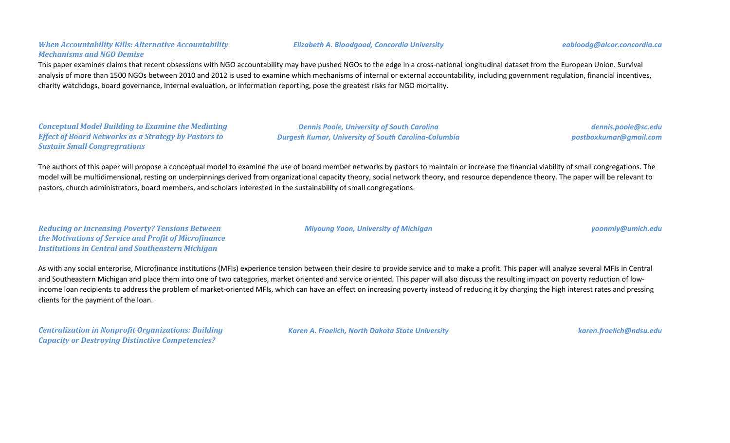*When Accountability Kills: Alternative Accountability Mechanisms and NGO Demise*

*Elizabeth A. Bloodgood, Concordia University*

*eabloodg@alcor.concordia.ca*

This paper examines claims that recent obsessions with NGO accountability may have pushed NGOs to the edge in a cross-national longitudinal dataset from the European Union. Survival analysis of more than 1500 NGOs between 2010 and 2012 is used to examine which mechanisms of internal or external accountability, including government regulation, financial incentives, charity watchdogs, board governance, internal evaluation, or information reporting, pose the greatest risks for NGO mortality.

*Conceptual Model Building to Examine the Mediating Effect of Board Networks as a Strategy by Pastors to Sustain Small Congregrations*

*Dennis Poole, University of South Carolina*
*Durgesh Kumar, University of South Carolina-Columbia*

*dennis.poole@sc.edu*
*postboxkumar@gmail.com*

The authors of this paper will propose a conceptual model to examine the use of board member networks by pastors to maintain or increase the financial viability of small congregations. The model will be multidimensional, resting on underpinnings derived from organizational capacity theory, social network theory, and resource dependence theory. The paper will be relevant to pastors, church administrators, board members, and scholars interested in the sustainability of small congregations.

*Reducing or Increasing Poverty? Tensions Between the Motivations of Service and Profit of Microfinance Institutions in Central and Southeastern Michigan*

*Miyoung Yoon, University of Michigan*

*yoonmiy@umich.edu*

As with any social enterprise, Microfinance institutions (MFIs) experience tension between their desire to provide service and to make a profit. This paper will analyze several MFIs in Central and Southeastern Michigan and place them into one of two categories, market oriented and service oriented. This paper will also discuss the resulting impact on poverty reduction of low-income loan recipients to address the problem of market-oriented MFIs, which can have an effect on increasing poverty instead of reducing it by charging the high interest rates and pressing clients for the payment of the loan.

*Centralization in Nonprofit Organizations: Building Capacity or Destroying Distinctive Competencies?*

*Karen A. Froelich, North Dakota State University*

*karen.froelich@ndsu.edu*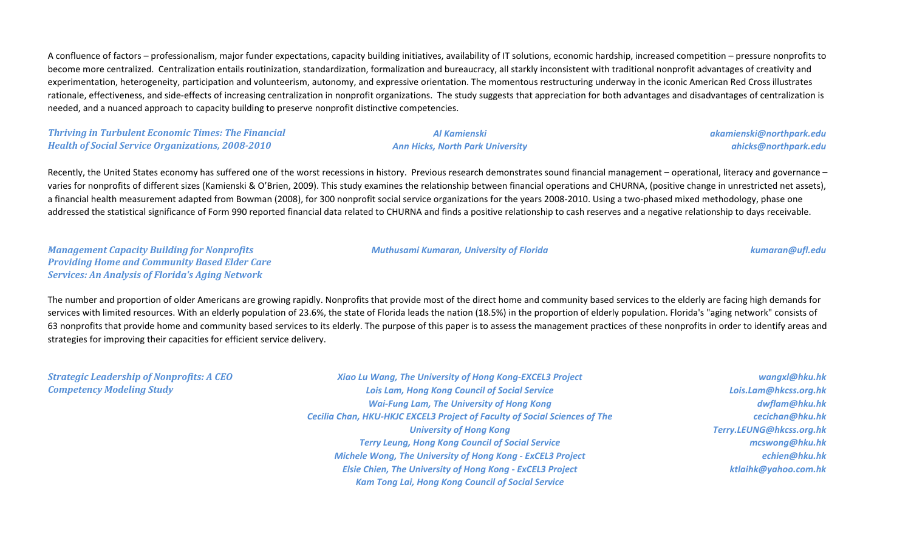A confluence of factors – professionalism, major funder expectations, capacity building initiatives, availability of IT solutions, economic hardship, increased competition – pressure nonprofits to become more centralized. Centralization entails routinization, standardization, formalization and bureaucracy, all starkly inconsistent with traditional nonprofit advantages of creativity and experimentation, heterogeneity, participation and volunteerism, autonomy, and expressive orientation. The momentous restructuring underway in the iconic American Red Cross illustrates rationale, effectiveness, and side-effects of increasing centralization in nonprofit organizations. The study suggests that appreciation for both advantages and disadvantages of centralization is needed, and a nuanced approach to capacity building to preserve nonprofit distinctive competencies.

***Thriving in Turbulent Economic Times: The Financial Health of Social Service Organizations, 2008-2010***

*Al Kamienski* — *akamienski@northpark.edu*
*Ann Hicks, North Park University* — *ahicks@northpark.edu*

Recently, the United States economy has suffered one of the worst recessions in history. Previous research demonstrates sound financial management – operational, literacy and governance – varies for nonprofits of different sizes (Kamienski & O'Brien, 2009). This study examines the relationship between financial operations and CHURNA, (positive change in unrestricted net assets), a financial health measurement adapted from Bowman (2008), for 300 nonprofit social service organizations for the years 2008-2010. Using a two-phased mixed methodology, phase one addressed the statistical significance of Form 990 reported financial data related to CHURNA and finds a positive relationship to cash reserves and a negative relationship to days receivable.

***Management Capacity Building for Nonprofits Providing Home and Community Based Elder Care Services: An Analysis of Florida's Aging Network***

*Muthusami Kumaran, University of Florida* — *kumaran@ufl.edu*

The number and proportion of older Americans are growing rapidly. Nonprofits that provide most of the direct home and community based services to the elderly are facing high demands for services with limited resources. With an elderly population of 23.6%, the state of Florida leads the nation (18.5%) in the proportion of elderly population. Florida's "aging network" consists of 63 nonprofits that provide home and community based services to its elderly. The purpose of this paper is to assess the management practices of these nonprofits in order to identify areas and strategies for improving their capacities for efficient service delivery.

***Strategic Leadership of Nonprofits: A CEO Competency Modeling Study***

*Xiao Lu Wang, The University of Hong Kong-EXCEL3 Project* — *wangxl@hku.hk*
*Lois Lam, Hong Kong Council of Social Service* — *Lois.Lam@hkcss.org.hk*
*Wai-Fung Lam, The University of Hong Kong* — *dwflam@hku.hk*
*Cecilia Chan, HKU-HKJC EXCEL3 Project of Faculty of Social Sciences of The University of Hong Kong* — *cecichan@hku.hk*
*Terry Leung, Hong Kong Council of Social Service* — *Terry.LEUNG@hkcss.org.hk*
*Michele Wong, The University of Hong Kong - ExCEL3 Project* — *mcswong@hku.hk*
*Elsie Chien, The University of Hong Kong - ExCEL3 Project* — *echien@hku.hk*
*Kam Tong Lai, Hong Kong Council of Social Service* — *ktlaihk@yahoo.com.hk*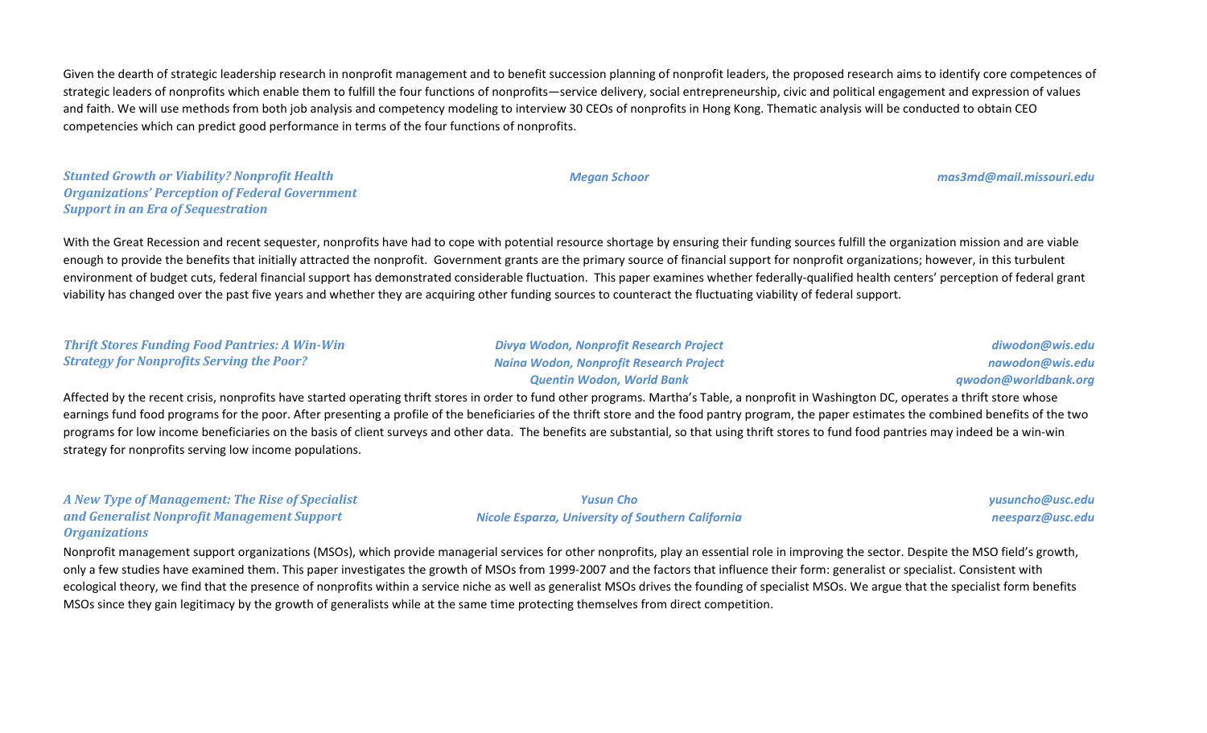Given the dearth of strategic leadership research in nonprofit management and to benefit succession planning of nonprofit leaders, the proposed research aims to identify core competences of strategic leaders of nonprofits which enable them to fulfill the four functions of nonprofits—service delivery, social entrepreneurship, civic and political engagement and expression of values and faith. We will use methods from both job analysis and competency modeling to interview 30 CEOs of nonprofits in Hong Kong. Thematic analysis will be conducted to obtain CEO competencies which can predict good performance in terms of the four functions of nonprofits.

***Stunted Growth or Viability? Nonprofit Health Organizations' Perception of Federal Government Support in an Era of Sequestration***

*Megan Schoor* — *mas3md@mail.missouri.edu*

With the Great Recession and recent sequester, nonprofits have had to cope with potential resource shortage by ensuring their funding sources fulfill the organization mission and are viable enough to provide the benefits that initially attracted the nonprofit. Government grants are the primary source of financial support for nonprofit organizations; however, in this turbulent environment of budget cuts, federal financial support has demonstrated considerable fluctuation. This paper examines whether federally-qualified health centers' perception of federal grant viability has changed over the past five years and whether they are acquiring other funding sources to counteract the fluctuating viability of federal support.

***Thrift Stores Funding Food Pantries: A Win-Win Strategy for Nonprofits Serving the Poor?***

*Divya Wodon, Nonprofit Research Project* — *diwodon@wis.edu*
*Naina Wodon, Nonprofit Research Project* — *nawodon@wis.edu*
*Quentin Wodon, World Bank* — *qwodon@worldbank.org*

Affected by the recent crisis, nonprofits have started operating thrift stores in order to fund other programs. Martha's Table, a nonprofit in Washington DC, operates a thrift store whose earnings fund food programs for the poor. After presenting a profile of the beneficiaries of the thrift store and the food pantry program, the paper estimates the combined benefits of the two programs for low income beneficiaries on the basis of client surveys and other data. The benefits are substantial, so that using thrift stores to fund food pantries may indeed be a win-win strategy for nonprofits serving low income populations.

***A New Type of Management: The Rise of Specialist and Generalist Nonprofit Management Support Organizations***

*Yusun Cho* — *yusuncho@usc.edu*
*Nicole Esparza, University of Southern California* — *neesparz@usc.edu*

Nonprofit management support organizations (MSOs), which provide managerial services for other nonprofits, play an essential role in improving the sector. Despite the MSO field's growth, only a few studies have examined them. This paper investigates the growth of MSOs from 1999-2007 and the factors that influence their form: generalist or specialist. Consistent with ecological theory, we find that the presence of nonprofits within a service niche as well as generalist MSOs drives the founding of specialist MSOs. We argue that the specialist form benefits MSOs since they gain legitimacy by the growth of generalists while at the same time protecting themselves from direct competition.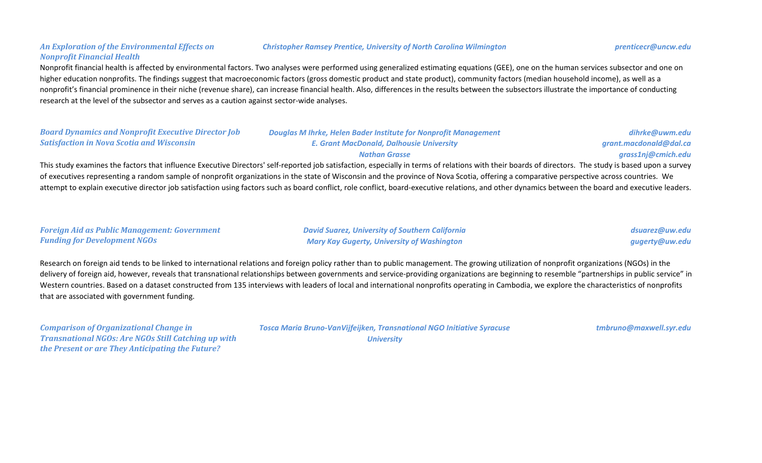***An Exploration of the Environmental Effects on Nonprofit Financial Health***

***Christopher Ramsey Prentice, University of North Carolina Wilmington*** — ***prenticecr@uncw.edu***

Nonprofit financial health is affected by environmental factors. Two analyses were performed using generalized estimating equations (GEE), one on the human services subsector and one on higher education nonprofits. The findings suggest that macroeconomic factors (gross domestic product and state product), community factors (median household income), as well as a nonprofit's financial prominence in their niche (revenue share), can increase financial health. Also, differences in the results between the subsectors illustrate the importance of conducting research at the level of the subsector and serves as a caution against sector-wide analyses.

***Board Dynamics and Nonprofit Executive Director Job Satisfaction in Nova Scotia and Wisconsin***

***Douglas M Ihrke, Helen Bader Institute for Nonprofit Management*** — ***dihrke@uwm.edu***
***E. Grant MacDonald, Dalhousie University*** — ***grant.macdonald@dal.ca***
***Nathan Grasse*** — ***grass1nj@cmich.edu***

This study examines the factors that influence Executive Directors' self-reported job satisfaction, especially in terms of relations with their boards of directors. The study is based upon a survey of executives representing a random sample of nonprofit organizations in the state of Wisconsin and the province of Nova Scotia, offering a comparative perspective across countries. We attempt to explain executive director job satisfaction using factors such as board conflict, role conflict, board-executive relations, and other dynamics between the board and executive leaders.

***Foreign Aid as Public Management: Government Funding for Development NGOs***

***David Suarez, University of Southern California*** — ***dsuarez@uw.edu***
***Mary Kay Gugerty, University of Washington*** — ***gugerty@uw.edu***

Research on foreign aid tends to be linked to international relations and foreign policy rather than to public management. The growing utilization of nonprofit organizations (NGOs) in the delivery of foreign aid, however, reveals that transnational relationships between governments and service-providing organizations are beginning to resemble "partnerships in public service" in Western countries. Based on a dataset constructed from 135 interviews with leaders of local and international nonprofits operating in Cambodia, we explore the characteristics of nonprofits that are associated with government funding.

***Comparison of Organizational Change in Transnational NGOs: Are NGOs Still Catching up with the Present or are They Anticipating the Future?***

***Tosca Maria Bruno-VanVijfeijken, Transnational NGO Initiative Syracuse University*** — ***tmbruno@maxwell.syr.edu***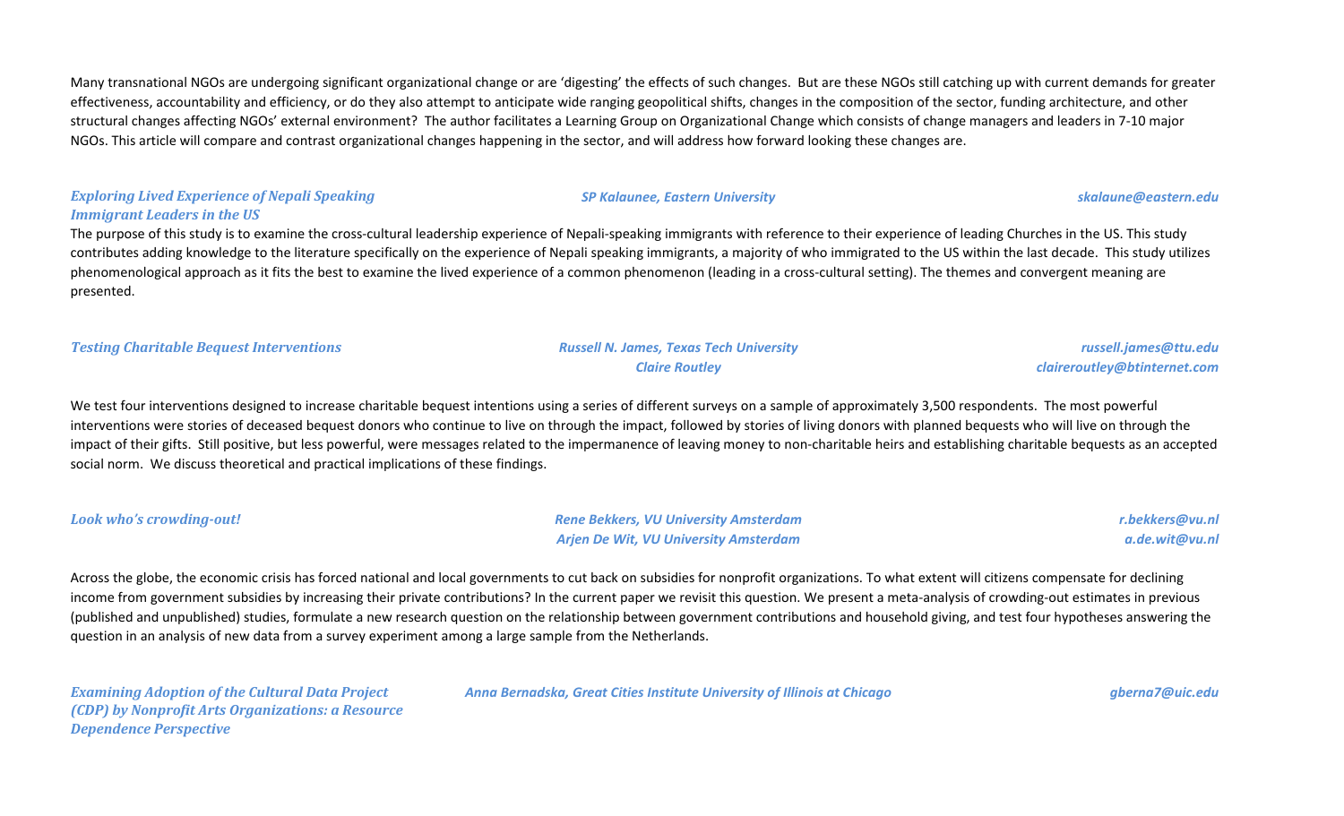Many transnational NGOs are undergoing significant organizational change or are 'digesting' the effects of such changes. But are these NGOs still catching up with current demands for greater effectiveness, accountability and efficiency, or do they also attempt to anticipate wide ranging geopolitical shifts, changes in the composition of the sector, funding architecture, and other structural changes affecting NGOs' external environment? The author facilitates a Learning Group on Organizational Change which consists of change managers and leaders in 7-10 major NGOs. This article will compare and contrast organizational changes happening in the sector, and will address how forward looking these changes are.

***Exploring Lived Experience of Nepali Speaking Immigrant Leaders in the US***

***SP Kalaunee, Eastern University*** — *skalaune@eastern.edu*

The purpose of this study is to examine the cross-cultural leadership experience of Nepali-speaking immigrants with reference to their experience of leading Churches in the US. This study contributes adding knowledge to the literature specifically on the experience of Nepali speaking immigrants, a majority of who immigrated to the US within the last decade. This study utilizes phenomenological approach as it fits the best to examine the lived experience of a common phenomenon (leading in a cross-cultural setting). The themes and convergent meaning are presented.

***Testing Charitable Bequest Interventions***

***Russell N. James, Texas Tech University*** — *russell.james@ttu.edu*
***Claire Routley*** — *claireroutley@btinternet.com*

We test four interventions designed to increase charitable bequest intentions using a series of different surveys on a sample of approximately 3,500 respondents. The most powerful interventions were stories of deceased bequest donors who continue to live on through the impact, followed by stories of living donors with planned bequests who will live on through the impact of their gifts. Still positive, but less powerful, were messages related to the impermanence of leaving money to non-charitable heirs and establishing charitable bequests as an accepted social norm. We discuss theoretical and practical implications of these findings.

***Look who's crowding-out!***

***Rene Bekkers, VU University Amsterdam*** — *r.bekkers@vu.nl*
***Arjen De Wit, VU University Amsterdam*** — *a.de.wit@vu.nl*

Across the globe, the economic crisis has forced national and local governments to cut back on subsidies for nonprofit organizations. To what extent will citizens compensate for declining income from government subsidies by increasing their private contributions? In the current paper we revisit this question. We present a meta-analysis of crowding-out estimates in previous (published and unpublished) studies, formulate a new research question on the relationship between government contributions and household giving, and test four hypotheses answering the question in an analysis of new data from a survey experiment among a large sample from the Netherlands.

***Examining Adoption of the Cultural Data Project (CDP) by Nonprofit Arts Organizations: a Resource Dependence Perspective***

***Anna Bernadska, Great Cities Institute University of Illinois at Chicago*** — *gberna7@uic.edu*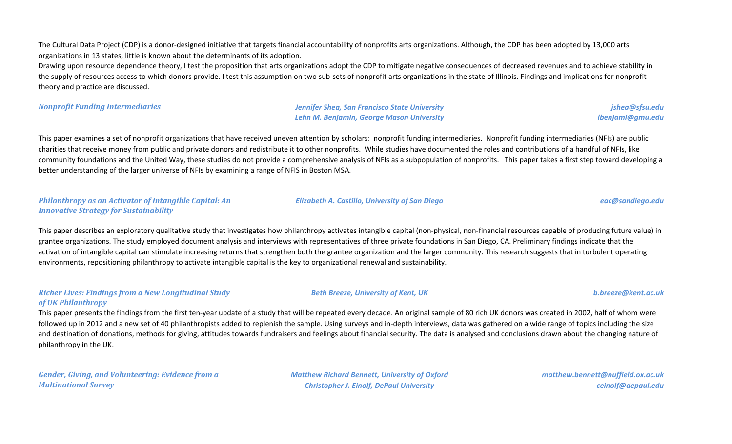The Cultural Data Project (CDP) is a donor-designed initiative that targets financial accountability of nonprofits arts organizations. Although, the CDP has been adopted by 13,000 arts organizations in 13 states, little is known about the determinants of its adoption.
Drawing upon resource dependence theory, I test the proposition that arts organizations adopt the CDP to mitigate negative consequences of decreased revenues and to achieve stability in the supply of resources access to which donors provide. I test this assumption on two sub-sets of nonprofit arts organizations in the state of Illinois. Findings and implications for nonprofit theory and practice are discussed.

***Nonprofit Funding Intermediaries***

***Jennifer Shea, San Francisco State University*** — ***jshea@sfsu.edu***
***Lehn M. Benjamin, George Mason University*** — ***lbenjami@gmu.edu***

This paper examines a set of nonprofit organizations that have received uneven attention by scholars: nonprofit funding intermediaries. Nonprofit funding intermediaries (NFIs) are public charities that receive money from public and private donors and redistribute it to other nonprofits. While studies have documented the roles and contributions of a handful of NFIs, like community foundations and the United Way, these studies do not provide a comprehensive analysis of NFIs as a subpopulation of nonprofits. This paper takes a first step toward developing a better understanding of the larger universe of NFIs by examining a range of NFIS in Boston MSA.

***Philanthropy as an Activator of Intangible Capital: An Innovative Strategy for Sustainability***

***Elizabeth A. Castillo, University of San Diego*** — ***eac@sandiego.edu***

This paper describes an exploratory qualitative study that investigates how philanthropy activates intangible capital (non-physical, non-financial resources capable of producing future value) in grantee organizations. The study employed document analysis and interviews with representatives of three private foundations in San Diego, CA. Preliminary findings indicate that the activation of intangible capital can stimulate increasing returns that strengthen both the grantee organization and the larger community. This research suggests that in turbulent operating environments, repositioning philanthropy to activate intangible capital is the key to organizational renewal and sustainability.

***Richer Lives: Findings from a New Longitudinal Study of UK Philanthropy***

***Beth Breeze, University of Kent, UK*** — ***b.breeze@kent.ac.uk***

This paper presents the findings from the first ten-year update of a study that will be repeated every decade. An original sample of 80 rich UK donors was created in 2002, half of whom were followed up in 2012 and a new set of 40 philanthropists added to replenish the sample. Using surveys and in-depth interviews, data was gathered on a wide range of topics including the size and destination of donations, methods for giving, attitudes towards fundraisers and feelings about financial security. The data is analysed and conclusions drawn about the changing nature of philanthropy in the UK.

***Gender, Giving, and Volunteering: Evidence from a Multinational Survey***

***Matthew Richard Bennett, University of Oxford*** — ***matthew.bennett@nuffield.ox.ac.uk***
***Christopher J. Einolf, DePaul University*** — ***ceinolf@depaul.edu***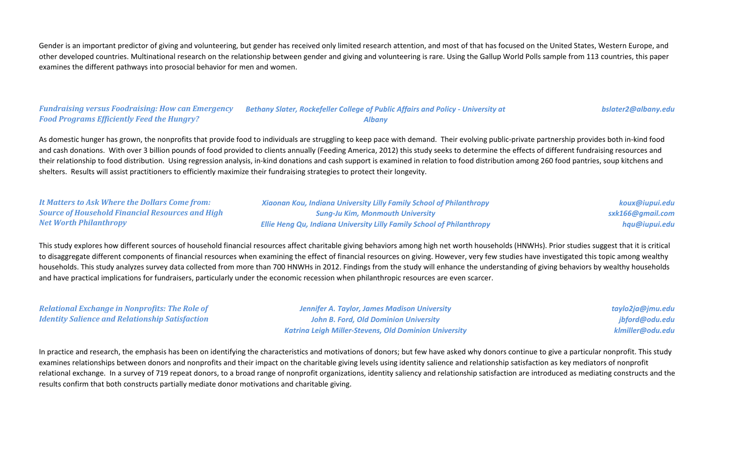Gender is an important predictor of giving and volunteering, but gender has received only limited research attention, and most of that has focused on the United States, Western Europe, and other developed countries. Multinational research on the relationship between gender and giving and volunteering is rare. Using the Gallup World Polls sample from 113 countries, this paper examines the different pathways into prosocial behavior for men and women.

### *Fundraising versus Foodraising: How can Emergency Food Programs Efficiently Feed the Hungry?*

*Bethany Slater, Rockefeller College of Public Affairs and Policy - University at Albany* — *bslater2@albany.edu*

As domestic hunger has grown, the nonprofits that provide food to individuals are struggling to keep pace with demand. Their evolving public-private partnership provides both in-kind food and cash donations. With over 3 billion pounds of food provided to clients annually (Feeding America, 2012) this study seeks to determine the effects of different fundraising resources and their relationship to food distribution. Using regression analysis, in-kind donations and cash support is examined in relation to food distribution among 260 food pantries, soup kitchens and shelters. Results will assist practitioners to efficiently maximize their fundraising strategies to protect their longevity.

### *It Matters to Ask Where the Dollars Come from: Source of Household Financial Resources and High Net Worth Philanthropy*

*Xiaonan Kou, Indiana University Lilly Family School of Philanthropy* — *koux@iupui.edu*
*Sung-Ju Kim, Monmouth University* — *sxk166@gmail.com*
*Ellie Heng Qu, Indiana University Lilly Family School of Philanthropy* — *hqu@iupui.edu*

This study explores how different sources of household financial resources affect charitable giving behaviors among high net worth households (HNWHs). Prior studies suggest that it is critical to disaggregate different components of financial resources when examining the effect of financial resources on giving. However, very few studies have investigated this topic among wealthy households. This study analyzes survey data collected from more than 700 HNWHs in 2012. Findings from the study will enhance the understanding of giving behaviors by wealthy households and have practical implications for fundraisers, particularly under the economic recession when philanthropic resources are even scarcer.

### *Relational Exchange in Nonprofits: The Role of Identity Salience and Relationship Satisfaction*

*Jennifer A. Taylor, James Madison University* — *taylo2ja@jmu.edu*
*John B. Ford, Old Dominion University* — *jbford@odu.edu*
*Katrina Leigh Miller-Stevens, Old Dominion University* — *klmiller@odu.edu*

In practice and research, the emphasis has been on identifying the characteristics and motivations of donors; but few have asked why donors continue to give a particular nonprofit. This study examines relationships between donors and nonprofits and their impact on the charitable giving levels using identity salience and relationship satisfaction as key mediators of nonprofit relational exchange. In a survey of 719 repeat donors, to a broad range of nonprofit organizations, identity saliency and relationship satisfaction are introduced as mediating constructs and the results confirm that both constructs partially mediate donor motivations and charitable giving.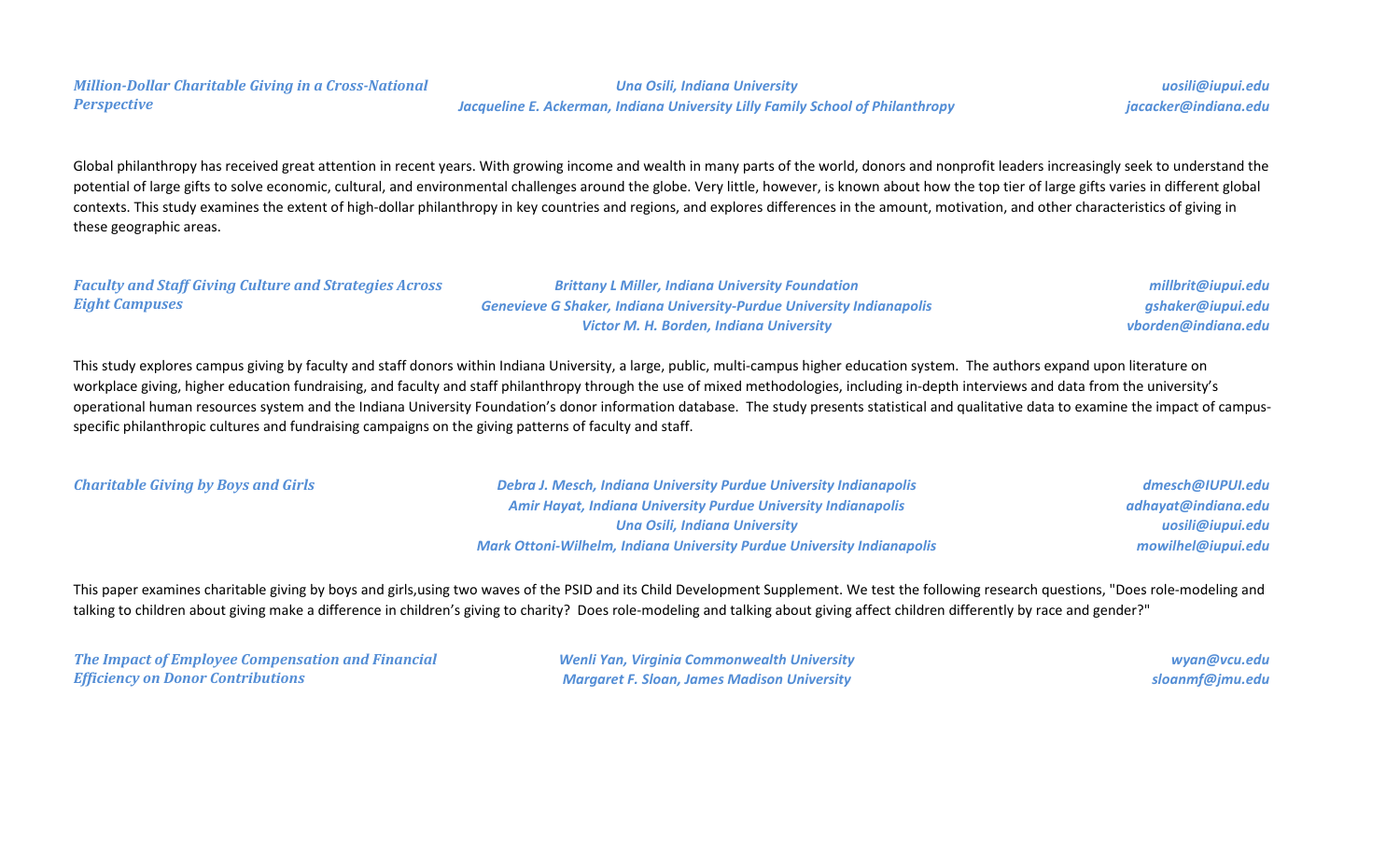### *Million-Dollar Charitable Giving in a Cross-National Perspective*

*Una Osili, Indiana University* — *uosili@iupui.edu*
*Jacqueline E. Ackerman, Indiana University Lilly Family School of Philanthropy* — *jacacker@indiana.edu*

Global philanthropy has received great attention in recent years. With growing income and wealth in many parts of the world, donors and nonprofit leaders increasingly seek to understand the potential of large gifts to solve economic, cultural, and environmental challenges around the globe. Very little, however, is known about how the top tier of large gifts varies in different global contexts. This study examines the extent of high-dollar philanthropy in key countries and regions, and explores differences in the amount, motivation, and other characteristics of giving in these geographic areas.

### *Faculty and Staff Giving Culture and Strategies Across Eight Campuses*

*Brittany L Miller, Indiana University Foundation* — *millbrit@iupui.edu*
*Genevieve G Shaker, Indiana University-Purdue University Indianapolis* — *gshaker@iupui.edu*
*Victor M. H. Borden, Indiana University* — *vborden@indiana.edu*

This study explores campus giving by faculty and staff donors within Indiana University, a large, public, multi-campus higher education system. The authors expand upon literature on workplace giving, higher education fundraising, and faculty and staff philanthropy through the use of mixed methodologies, including in-depth interviews and data from the university's operational human resources system and the Indiana University Foundation's donor information database. The study presents statistical and qualitative data to examine the impact of campus-specific philanthropic cultures and fundraising campaigns on the giving patterns of faculty and staff.

### *Charitable Giving by Boys and Girls*

*Debra J. Mesch, Indiana University Purdue University Indianapolis* — *dmesch@IUPUI.edu*
*Amir Hayat, Indiana University Purdue University Indianapolis* — *adhayat@indiana.edu*
*Una Osili, Indiana University* — *uosili@iupui.edu*
*Mark Ottoni-Wilhelm, Indiana University Purdue University Indianapolis* — *mowilhel@iupui.edu*

This paper examines charitable giving by boys and girls,using two waves of the PSID and its Child Development Supplement. We test the following research questions, "Does role-modeling and talking to children about giving make a difference in children's giving to charity? Does role-modeling and talking about giving affect children differently by race and gender?"

### *The Impact of Employee Compensation and Financial Efficiency on Donor Contributions*

*Wenli Yan, Virginia Commonwealth University* — *wyan@vcu.edu*
*Margaret F. Sloan, James Madison University* — *sloanmf@jmu.edu*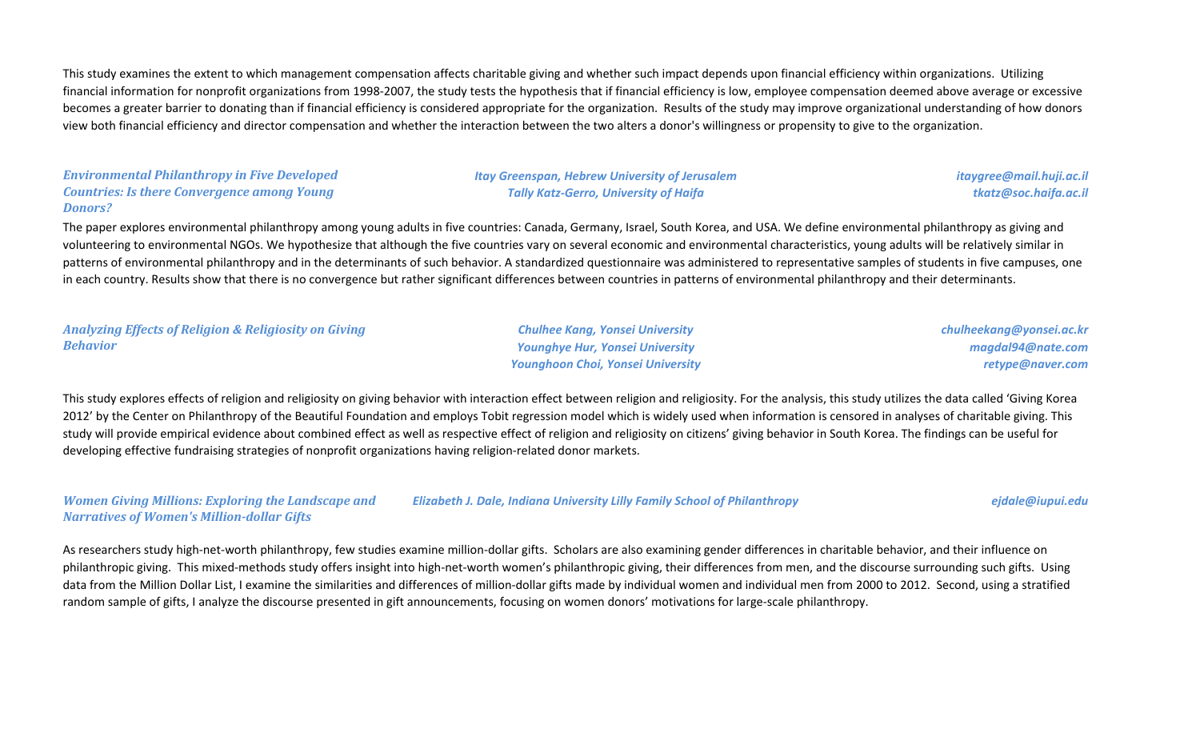This study examines the extent to which management compensation affects charitable giving and whether such impact depends upon financial efficiency within organizations. Utilizing financial information for nonprofit organizations from 1998-2007, the study tests the hypothesis that if financial efficiency is low, employee compensation deemed above average or excessive becomes a greater barrier to donating than if financial efficiency is considered appropriate for the organization. Results of the study may improve organizational understanding of how donors view both financial efficiency and director compensation and whether the interaction between the two alters a donor's willingness or propensity to give to the organization.

***Environmental Philanthropy in Five Developed Countries: Is there Convergence among Young Donors?***

*Itay Greenspan, Hebrew University of Jerusalem* — *itaygree@mail.huji.ac.il*
*Tally Katz-Gerro, University of Haifa* — *tkatz@soc.haifa.ac.il*

The paper explores environmental philanthropy among young adults in five countries: Canada, Germany, Israel, South Korea, and USA. We define environmental philanthropy as giving and volunteering to environmental NGOs. We hypothesize that although the five countries vary on several economic and environmental characteristics, young adults will be relatively similar in patterns of environmental philanthropy and in the determinants of such behavior. A standardized questionnaire was administered to representative samples of students in five campuses, one in each country. Results show that there is no convergence but rather significant differences between countries in patterns of environmental philanthropy and their determinants.

***Analyzing Effects of Religion & Religiosity on Giving Behavior***

*Chulhee Kang, Yonsei University* — *chulheekang@yonsei.ac.kr*
*Younghye Hur, Yonsei University* — *magdal94@nate.com*
*Younghoon Choi, Yonsei University* — *retype@naver.com*

This study explores effects of religion and religiosity on giving behavior with interaction effect between religion and religiosity. For the analysis, this study utilizes the data called 'Giving Korea 2012' by the Center on Philanthropy of the Beautiful Foundation and employs Tobit regression model which is widely used when information is censored in analyses of charitable giving. This study will provide empirical evidence about combined effect as well as respective effect of religion and religiosity on citizens' giving behavior in South Korea. The findings can be useful for developing effective fundraising strategies of nonprofit organizations having religion-related donor markets.

***Women Giving Millions: Exploring the Landscape and Narratives of Women's Million-dollar Gifts***

*Elizabeth J. Dale, Indiana University Lilly Family School of Philanthropy* — *ejdale@iupui.edu*

As researchers study high-net-worth philanthropy, few studies examine million-dollar gifts. Scholars are also examining gender differences in charitable behavior, and their influence on philanthropic giving. This mixed-methods study offers insight into high-net-worth women's philanthropic giving, their differences from men, and the discourse surrounding such gifts. Using data from the Million Dollar List, I examine the similarities and differences of million-dollar gifts made by individual women and individual men from 2000 to 2012. Second, using a stratified random sample of gifts, I analyze the discourse presented in gift announcements, focusing on women donors' motivations for large-scale philanthropy.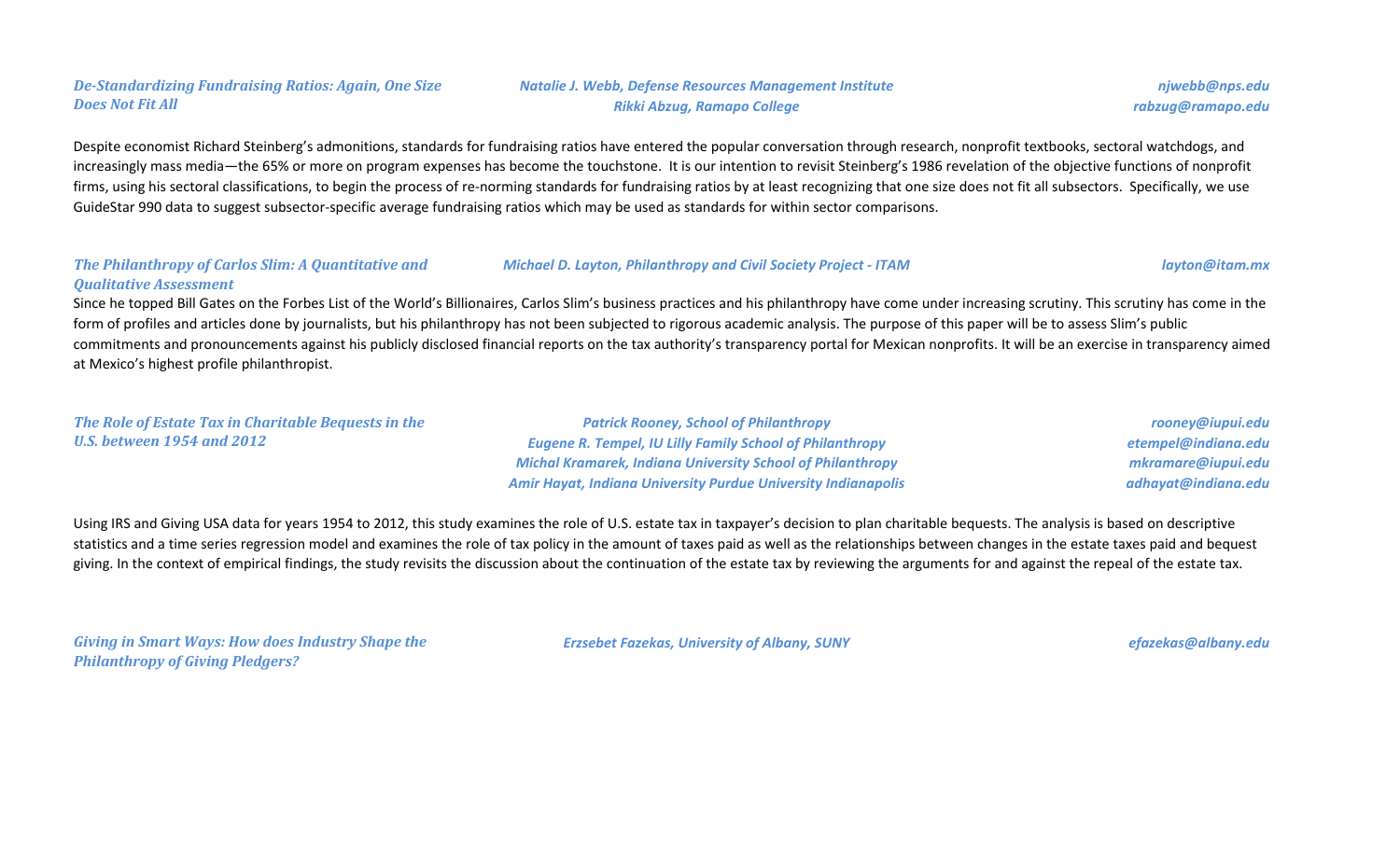***De-Standardizing Fundraising Ratios: Again, One Size Does Not Fit All***

***Natalie J. Webb, Defense Resources Management Institute*** — ***njwebb@nps.edu***
***Rikki Abzug, Ramapo College*** — ***rabzug@ramapo.edu***

Despite economist Richard Steinberg's admonitions, standards for fundraising ratios have entered the popular conversation through research, nonprofit textbooks, sectoral watchdogs, and increasingly mass media—the 65% or more on program expenses has become the touchstone. It is our intention to revisit Steinberg's 1986 revelation of the objective functions of nonprofit firms, using his sectoral classifications, to begin the process of re-norming standards for fundraising ratios by at least recognizing that one size does not fit all subsectors. Specifically, we use GuideStar 990 data to suggest subsector-specific average fundraising ratios which may be used as standards for within sector comparisons.

***The Philanthropy of Carlos Slim: A Quantitative and Qualitative Assessment***

***Michael D. Layton, Philanthropy and Civil Society Project - ITAM*** — ***layton@itam.mx***

Since he topped Bill Gates on the Forbes List of the World's Billionaires, Carlos Slim's business practices and his philanthropy have come under increasing scrutiny. This scrutiny has come in the form of profiles and articles done by journalists, but his philanthropy has not been subjected to rigorous academic analysis. The purpose of this paper will be to assess Slim's public commitments and pronouncements against his publicly disclosed financial reports on the tax authority's transparency portal for Mexican nonprofits. It will be an exercise in transparency aimed at Mexico's highest profile philanthropist.

***The Role of Estate Tax in Charitable Bequests in the U.S. between 1954 and 2012***

***Patrick Rooney, School of Philanthropy*** — ***rooney@iupui.edu***
***Eugene R. Tempel, IU Lilly Family School of Philanthropy*** — ***etempel@indiana.edu***
***Michal Kramarek, Indiana University School of Philanthropy*** — ***mkramare@iupui.edu***
***Amir Hayat, Indiana University Purdue University Indianapolis*** — ***adhayat@indiana.edu***

Using IRS and Giving USA data for years 1954 to 2012, this study examines the role of U.S. estate tax in taxpayer's decision to plan charitable bequests. The analysis is based on descriptive statistics and a time series regression model and examines the role of tax policy in the amount of taxes paid as well as the relationships between changes in the estate taxes paid and bequest giving. In the context of empirical findings, the study revisits the discussion about the continuation of the estate tax by reviewing the arguments for and against the repeal of the estate tax.

***Giving in Smart Ways: How does Industry Shape the Philanthropy of Giving Pledgers?***

***Erzsebet Fazekas, University of Albany, SUNY*** — ***efazekas@albany.edu***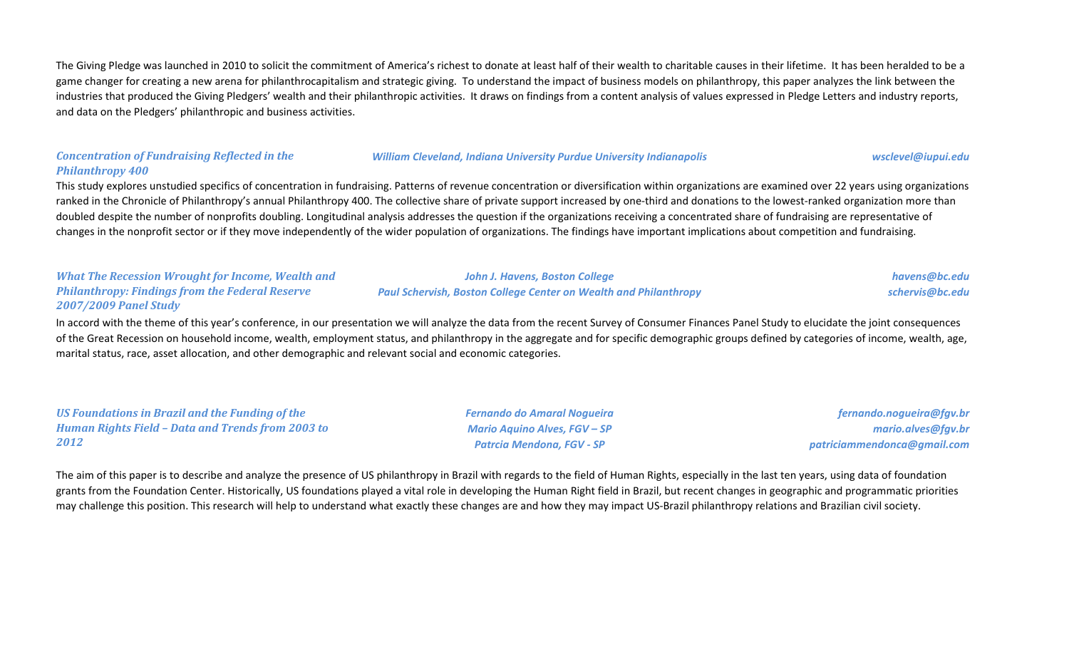The Giving Pledge was launched in 2010 to solicit the commitment of America's richest to donate at least half of their wealth to charitable causes in their lifetime. It has been heralded to be a game changer for creating a new arena for philanthrocapitalism and strategic giving. To understand the impact of business models on philanthropy, this paper analyzes the link between the industries that produced the Giving Pledgers' wealth and their philanthropic activities. It draws on findings from a content analysis of values expressed in Pledge Letters and industry reports, and data on the Pledgers' philanthropic and business activities.

***Concentration of Fundraising Reflected in the Philanthropy 400***

*William Cleveland, Indiana University Purdue University Indianapolis* — *wsclevel@iupui.edu*

This study explores unstudied specifics of concentration in fundraising. Patterns of revenue concentration or diversification within organizations are examined over 22 years using organizations ranked in the Chronicle of Philanthropy's annual Philanthropy 400. The collective share of private support increased by one-third and donations to the lowest-ranked organization more than doubled despite the number of nonprofits doubling. Longitudinal analysis addresses the question if the organizations receiving a concentrated share of fundraising are representative of changes in the nonprofit sector or if they move independently of the wider population of organizations. The findings have important implications about competition and fundraising.

***What The Recession Wrought for Income, Wealth and Philanthropy: Findings from the Federal Reserve 2007/2009 Panel Study***

*John J. Havens, Boston College* — *havens@bc.edu*
*Paul Schervish, Boston College Center on Wealth and Philanthropy* — *schervis@bc.edu*

In accord with the theme of this year's conference, in our presentation we will analyze the data from the recent Survey of Consumer Finances Panel Study to elucidate the joint consequences of the Great Recession on household income, wealth, employment status, and philanthropy in the aggregate and for specific demographic groups defined by categories of income, wealth, age, marital status, race, asset allocation, and other demographic and relevant social and economic categories.

***US Foundations in Brazil and the Funding of the Human Rights Field – Data and Trends from 2003 to 2012***

*Fernando do Amaral Nogueira* — *fernando.nogueira@fgv.br*
*Mario Aquino Alves, FGV – SP* — *mario.alves@fgv.br*
*Patrcia Mendona, FGV - SP* — *patriciammendonca@gmail.com*

The aim of this paper is to describe and analyze the presence of US philanthropy in Brazil with regards to the field of Human Rights, especially in the last ten years, using data of foundation grants from the Foundation Center. Historically, US foundations played a vital role in developing the Human Right field in Brazil, but recent changes in geographic and programmatic priorities may challenge this position. This research will help to understand what exactly these changes are and how they may impact US-Brazil philanthropy relations and Brazilian civil society.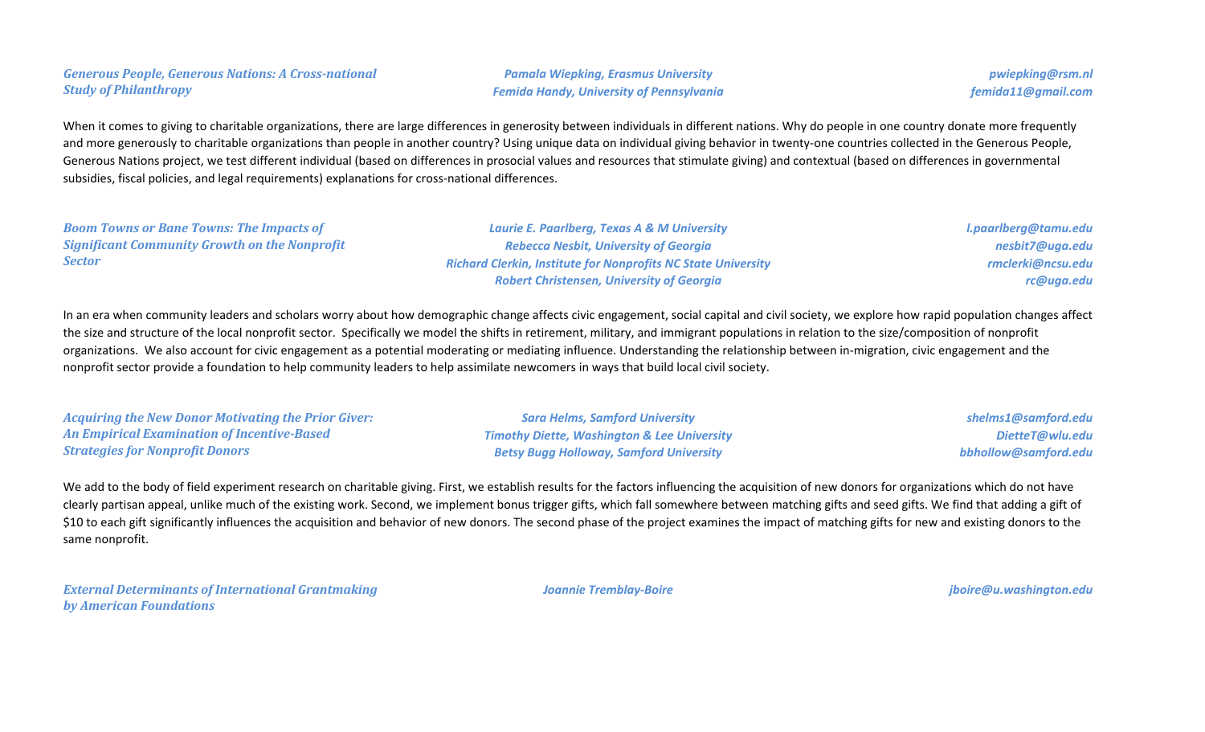***Generous People, Generous Nations: A Cross-national Study of Philanthropy***

*Pamala Wiepking, Erasmus University* — *pwiepking@rsm.nl*
*Femida Handy, University of Pennsylvania* — *femida11@gmail.com*

When it comes to giving to charitable organizations, there are large differences in generosity between individuals in different nations. Why do people in one country donate more frequently and more generously to charitable organizations than people in another country? Using unique data on individual giving behavior in twenty-one countries collected in the Generous People, Generous Nations project, we test different individual (based on differences in prosocial values and resources that stimulate giving) and contextual (based on differences in governmental subsidies, fiscal policies, and legal requirements) explanations for cross-national differences.

***Boom Towns or Bane Towns: The Impacts of Significant Community Growth on the Nonprofit Sector***

*Laurie E. Paarlberg, Texas A & M University* — *l.paarlberg@tamu.edu*
*Rebecca Nesbit, University of Georgia* — *nesbit7@uga.edu*
*Richard Clerkin, Institute for Nonprofits NC State University* — *rmclerki@ncsu.edu*
*Robert Christensen, University of Georgia* — *rc@uga.edu*

In an era when community leaders and scholars worry about how demographic change affects civic engagement, social capital and civil society, we explore how rapid population changes affect the size and structure of the local nonprofit sector. Specifically we model the shifts in retirement, military, and immigrant populations in relation to the size/composition of nonprofit organizations. We also account for civic engagement as a potential moderating or mediating influence. Understanding the relationship between in-migration, civic engagement and the nonprofit sector provide a foundation to help community leaders to help assimilate newcomers in ways that build local civil society.

***Acquiring the New Donor Motivating the Prior Giver: An Empirical Examination of Incentive-Based Strategies for Nonprofit Donors***

*Sara Helms, Samford University* — *shelms1@samford.edu*
*Timothy Diette, Washington & Lee University* — *DietteT@wlu.edu*
*Betsy Bugg Holloway, Samford University* — *bbhollow@samford.edu*

We add to the body of field experiment research on charitable giving. First, we establish results for the factors influencing the acquisition of new donors for organizations which do not have clearly partisan appeal, unlike much of the existing work. Second, we implement bonus trigger gifts, which fall somewhere between matching gifts and seed gifts. We find that adding a gift of $10 to each gift significantly influences the acquisition and behavior of new donors. The second phase of the project examines the impact of matching gifts for new and existing donors to the same nonprofit.

***External Determinants of International Grantmaking by American Foundations***

*Joannie Tremblay-Boire* — *jboire@u.washington.edu*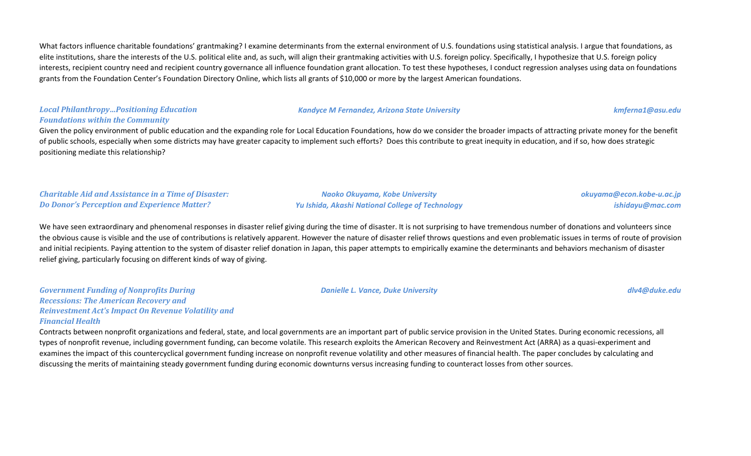What factors influence charitable foundations' grantmaking? I examine determinants from the external environment of U.S. foundations using statistical analysis. I argue that foundations, as elite institutions, share the interests of the U.S. political elite and, as such, will align their grantmaking activities with U.S. foreign policy. Specifically, I hypothesize that U.S. foreign policy interests, recipient country need and recipient country governance all influence foundation grant allocation. To test these hypotheses, I conduct regression analyses using data on foundations grants from the Foundation Center's Foundation Directory Online, which lists all grants of $10,000 or more by the largest American foundations.

***Local Philanthropy…Positioning Education Foundations within the Community***

*Kandyce M Fernandez, Arizona State University* — *kmferna1@asu.edu*

Given the policy environment of public education and the expanding role for Local Education Foundations, how do we consider the broader impacts of attracting private money for the benefit of public schools, especially when some districts may have greater capacity to implement such efforts? Does this contribute to great inequity in education, and if so, how does strategic positioning mediate this relationship?

***Charitable Aid and Assistance in a Time of Disaster: Do Donor's Perception and Experience Matter?***

*Naoko Okuyama, Kobe University* — *okuyama@econ.kobe-u.ac.jp*
*Yu Ishida, Akashi National College of Technology* — *ishidayu@mac.com*

We have seen extraordinary and phenomenal responses in disaster relief giving during the time of disaster. It is not surprising to have tremendous number of donations and volunteers since the obvious cause is visible and the use of contributions is relatively apparent. However the nature of disaster relief throws questions and even problematic issues in terms of route of provision and initial recipients. Paying attention to the system of disaster relief donation in Japan, this paper attempts to empirically examine the determinants and behaviors mechanism of disaster relief giving, particularly focusing on different kinds of way of giving.

***Government Funding of Nonprofits During Recessions: The American Recovery and Reinvestment Act's Impact On Revenue Volatility and Financial Health***

*Danielle L. Vance, Duke University* — *dlv4@duke.edu*

Contracts between nonprofit organizations and federal, state, and local governments are an important part of public service provision in the United States. During economic recessions, all types of nonprofit revenue, including government funding, can become volatile. This research exploits the American Recovery and Reinvestment Act (ARRA) as a quasi-experiment and examines the impact of this countercyclical government funding increase on nonprofit revenue volatility and other measures of financial health. The paper concludes by calculating and discussing the merits of maintaining steady government funding during economic downturns versus increasing funding to counteract losses from other sources.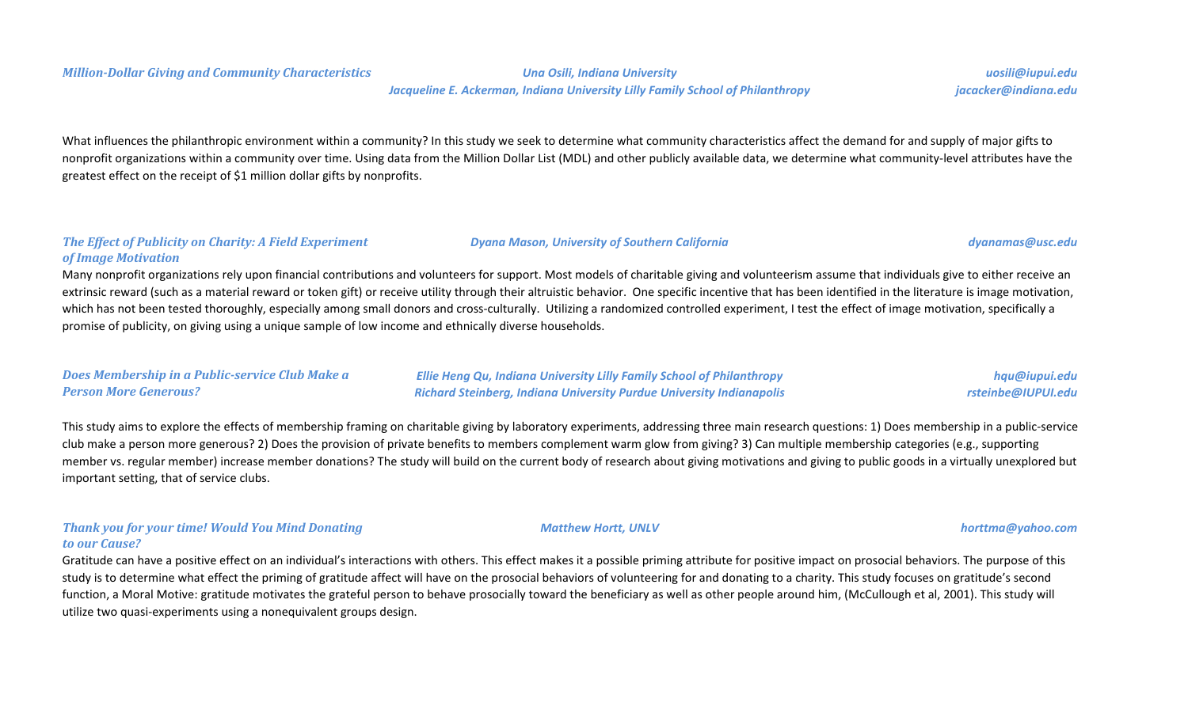***Million-Dollar Giving and Community Characteristics***

*Una Osili, Indiana University* — *uosili@iupui.edu*
*Jacqueline E. Ackerman, Indiana University Lilly Family School of Philanthropy* — *jacacker@indiana.edu*

What influences the philanthropic environment within a community? In this study we seek to determine what community characteristics affect the demand for and supply of major gifts to nonprofit organizations within a community over time. Using data from the Million Dollar List (MDL) and other publicly available data, we determine what community-level attributes have the greatest effect on the receipt of $1 million dollar gifts by nonprofits.

***The Effect of Publicity on Charity: A Field Experiment of Image Motivation***

*Dyana Mason, University of Southern California* — *dyanamas@usc.edu*

Many nonprofit organizations rely upon financial contributions and volunteers for support. Most models of charitable giving and volunteerism assume that individuals give to either receive an extrinsic reward (such as a material reward or token gift) or receive utility through their altruistic behavior. One specific incentive that has been identified in the literature is image motivation, which has not been tested thoroughly, especially among small donors and cross-culturally. Utilizing a randomized controlled experiment, I test the effect of image motivation, specifically a promise of publicity, on giving using a unique sample of low income and ethnically diverse households.

***Does Membership in a Public-service Club Make a Person More Generous?***

*Ellie Heng Qu, Indiana University Lilly Family School of Philanthropy* — *hqu@iupui.edu*
*Richard Steinberg, Indiana University Purdue University Indianapolis* — *rsteinbe@IUPUI.edu*

This study aims to explore the effects of membership framing on charitable giving by laboratory experiments, addressing three main research questions: 1) Does membership in a public-service club make a person more generous? 2) Does the provision of private benefits to members complement warm glow from giving? 3) Can multiple membership categories (e.g., supporting member vs. regular member) increase member donations? The study will build on the current body of research about giving motivations and giving to public goods in a virtually unexplored but important setting, that of service clubs.

***Thank you for your time! Would You Mind Donating to our Cause?***

*Matthew Hortt, UNLV* — *horttma@yahoo.com*

Gratitude can have a positive effect on an individual's interactions with others. This effect makes it a possible priming attribute for positive impact on prosocial behaviors. The purpose of this study is to determine what effect the priming of gratitude affect will have on the prosocial behaviors of volunteering for and donating to a charity. This study focuses on gratitude's second function, a Moral Motive: gratitude motivates the grateful person to behave prosocially toward the beneficiary as well as other people around him, (McCullough et al, 2001). This study will utilize two quasi-experiments using a nonequivalent groups design.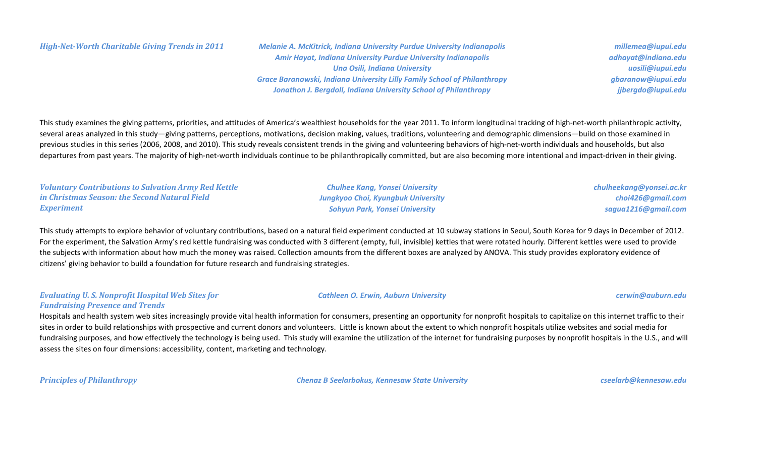***High-Net-Worth Charitable Giving Trends in 2011***

***Melanie A. McKitrick, Indiana University Purdue University Indianapolis*** — ***millemea@iupui.edu***
***Amir Hayat, Indiana University Purdue University Indianapolis*** — ***adhayat@indiana.edu***
***Una Osili, Indiana University*** — ***uosili@iupui.edu***
***Grace Baranowski, Indiana University Lilly Family School of Philanthropy*** — ***gbaranow@iupui.edu***
***Jonathon J. Bergdoll, Indiana University School of Philanthropy*** — ***jjbergdo@iupui.edu***

This study examines the giving patterns, priorities, and attitudes of America's wealthiest households for the year 2011. To inform longitudinal tracking of high-net-worth philanthropic activity, several areas analyzed in this study—giving patterns, perceptions, motivations, decision making, values, traditions, volunteering and demographic dimensions—build on those examined in previous studies in this series (2006, 2008, and 2010). This study reveals consistent trends in the giving and volunteering behaviors of high-net-worth individuals and households, but also departures from past years. The majority of high-net-worth individuals continue to be philanthropically committed, but are also becoming more intentional and impact-driven in their giving.

***Voluntary Contributions to Salvation Army Red Kettle in Christmas Season: the Second Natural Field Experiment***

***Chulhee Kang, Yonsei University*** — ***chulheekang@yonsei.ac.kr***
***Jungkyoo Choi, Kyungbuk University*** — ***choi426@gmail.com***
***Sohyun Park, Yonsei University*** — ***sagua1216@gmail.com***

This study attempts to explore behavior of voluntary contributions, based on a natural field experiment conducted at 10 subway stations in Seoul, South Korea for 9 days in December of 2012. For the experiment, the Salvation Army's red kettle fundraising was conducted with 3 different (empty, full, invisible) kettles that were rotated hourly. Different kettles were used to provide the subjects with information about how much the money was raised. Collection amounts from the different boxes are analyzed by ANOVA. This study provides exploratory evidence of citizens' giving behavior to build a foundation for future research and fundraising strategies.

***Evaluating U. S. Nonprofit Hospital Web Sites for Fundraising Presence and Trends***

***Cathleen O. Erwin, Auburn University*** — ***cerwin@auburn.edu***

Hospitals and health system web sites increasingly provide vital health information for consumers, presenting an opportunity for nonprofit hospitals to capitalize on this internet traffic to their sites in order to build relationships with prospective and current donors and volunteers. Little is known about the extent to which nonprofit hospitals utilize websites and social media for fundraising purposes, and how effectively the technology is being used. This study will examine the utilization of the internet for fundraising purposes by nonprofit hospitals in the U.S., and will assess the sites on four dimensions: accessibility, content, marketing and technology.

***Principles of Philanthropy***

***Chenaz B Seelarbokus, Kennesaw State University*** — ***cseelarb@kennesaw.edu***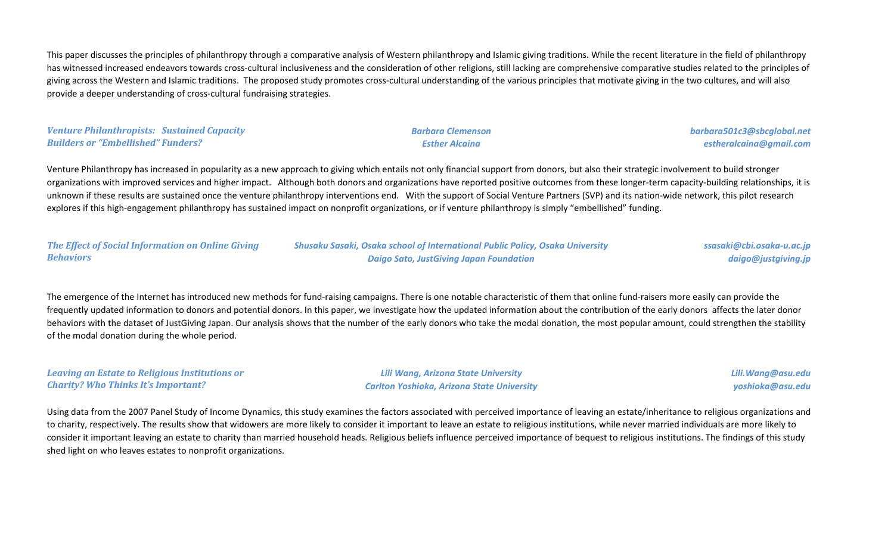This paper discusses the principles of philanthropy through a comparative analysis of Western philanthropy and Islamic giving traditions. While the recent literature in the field of philanthropy has witnessed increased endeavors towards cross-cultural inclusiveness and the consideration of other religions, still lacking are comprehensive comparative studies related to the principles of giving across the Western and Islamic traditions. The proposed study promotes cross-cultural understanding of the various principles that motivate giving in the two cultures, and will also provide a deeper understanding of cross-cultural fundraising strategies.

### *Venture Philanthropists: Sustained Capacity Builders or "Embellished" Funders?*

*Barbara Clemenson* — *barbara501c3@sbcglobal.net*
*Esther Alcaina* — *estheralcaina@gmail.com*

Venture Philanthropy has increased in popularity as a new approach to giving which entails not only financial support from donors, but also their strategic involvement to build stronger organizations with improved services and higher impact. Although both donors and organizations have reported positive outcomes from these longer-term capacity-building relationships, it is unknown if these results are sustained once the venture philanthropy interventions end. With the support of Social Venture Partners (SVP) and its nation-wide network, this pilot research explores if this high-engagement philanthropy has sustained impact on nonprofit organizations, or if venture philanthropy is simply "embellished" funding.

### *The Effect of Social Information on Online Giving Behaviors*

*Shusaku Sasaki, Osaka school of International Public Policy, Osaka University* — *ssasaki@cbi.osaka-u.ac.jp*
*Daigo Sato, JustGiving Japan Foundation* — *daigo@justgiving.jp*

The emergence of the Internet has introduced new methods for fund-raising campaigns. There is one notable characteristic of them that online fund-raisers more easily can provide the frequently updated information to donors and potential donors. In this paper, we investigate how the updated information about the contribution of the early donors affects the later donor behaviors with the dataset of JustGiving Japan. Our analysis shows that the number of the early donors who take the modal donation, the most popular amount, could strengthen the stability of the modal donation during the whole period.

### *Leaving an Estate to Religious Institutions or Charity? Who Thinks It's Important?*

*Lili Wang, Arizona State University* — *Lili.Wang@asu.edu*
*Carlton Yoshioka, Arizona State University* — *yoshioka@asu.edu*

Using data from the 2007 Panel Study of Income Dynamics, this study examines the factors associated with perceived importance of leaving an estate/inheritance to religious organizations and to charity, respectively. The results show that widowers are more likely to consider it important to leave an estate to religious institutions, while never married individuals are more likely to consider it important leaving an estate to charity than married household heads. Religious beliefs influence perceived importance of bequest to religious institutions. The findings of this study shed light on who leaves estates to nonprofit organizations.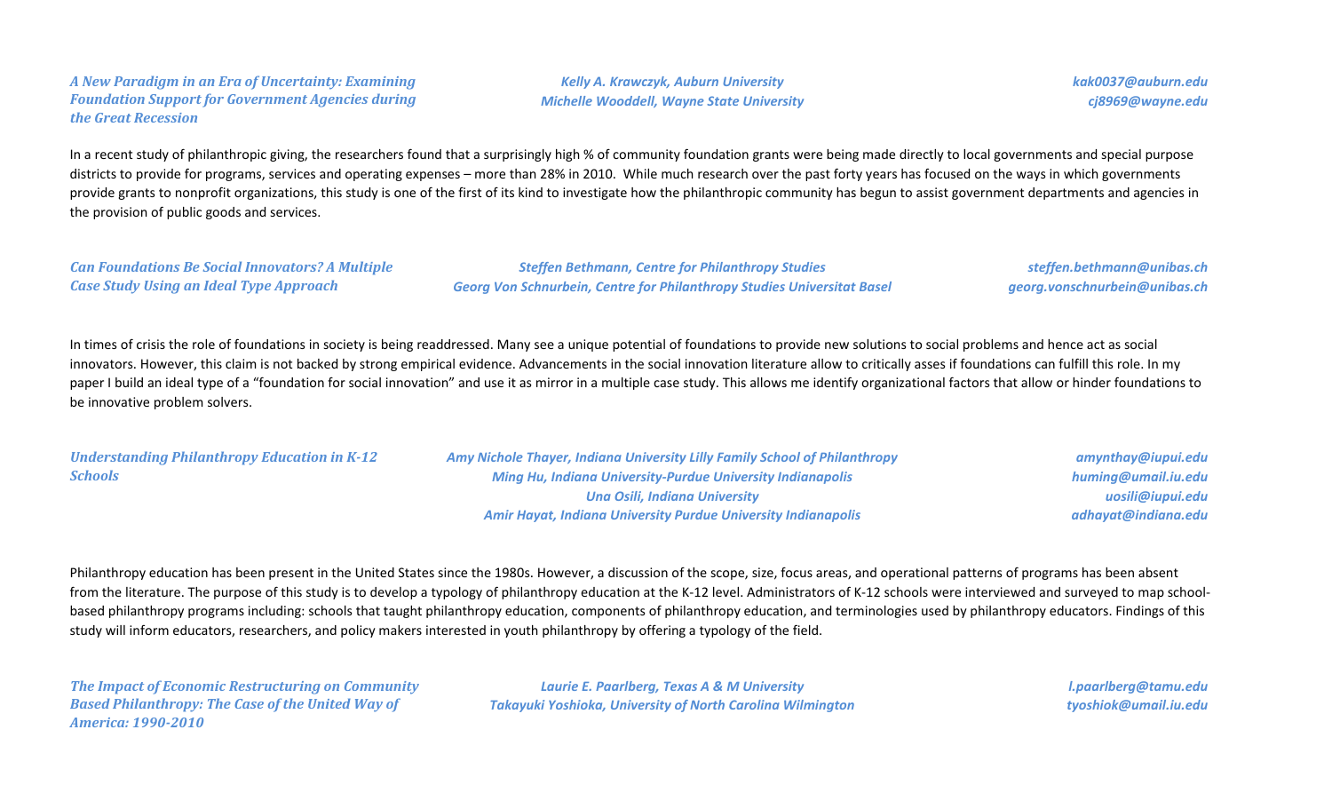***A New Paradigm in an Era of Uncertainty: Examining Foundation Support for Government Agencies during the Great Recession***

*Kelly A. Krawczyk, Auburn University*
*Michelle Wooddell, Wayne State University*

*kak0037@auburn.edu*
*cj8969@wayne.edu*

In a recent study of philanthropic giving, the researchers found that a surprisingly high % of community foundation grants were being made directly to local governments and special purpose districts to provide for programs, services and operating expenses – more than 28% in 2010. While much research over the past forty years has focused on the ways in which governments provide grants to nonprofit organizations, this study is one of the first of its kind to investigate how the philanthropic community has begun to assist government departments and agencies in the provision of public goods and services.

***Can Foundations Be Social Innovators? A Multiple Case Study Using an Ideal Type Approach***

*Steffen Bethmann, Centre for Philanthropy Studies*
*Georg Von Schnurbein, Centre for Philanthropy Studies Universitat Basel*

*steffen.bethmann@unibas.ch*
*georg.vonschnurbein@unibas.ch*

In times of crisis the role of foundations in society is being readdressed. Many see a unique potential of foundations to provide new solutions to social problems and hence act as social innovators. However, this claim is not backed by strong empirical evidence. Advancements in the social innovation literature allow to critically asses if foundations can fulfill this role. In my paper I build an ideal type of a "foundation for social innovation" and use it as mirror in a multiple case study. This allows me identify organizational factors that allow or hinder foundations to be innovative problem solvers.

***Understanding Philanthropy Education in K-12 Schools***

*Amy Nichole Thayer, Indiana University Lilly Family School of Philanthropy*
*Ming Hu, Indiana University-Purdue University Indianapolis*
*Una Osili, Indiana University*
*Amir Hayat, Indiana University Purdue University Indianapolis*

*amynthay@iupui.edu*
*huming@umail.iu.edu*
*uosili@iupui.edu*
*adhayat@indiana.edu*

Philanthropy education has been present in the United States since the 1980s. However, a discussion of the scope, size, focus areas, and operational patterns of programs has been absent from the literature. The purpose of this study is to develop a typology of philanthropy education at the K-12 level. Administrators of K-12 schools were interviewed and surveyed to map school-based philanthropy programs including: schools that taught philanthropy education, components of philanthropy education, and terminologies used by philanthropy educators. Findings of this study will inform educators, researchers, and policy makers interested in youth philanthropy by offering a typology of the field.

***The Impact of Economic Restructuring on Community Based Philanthropy: The Case of the United Way of America: 1990-2010***

*Laurie E. Paarlberg, Texas A & M University*
*Takayuki Yoshioka, University of North Carolina Wilmington*

*l.paarlberg@tamu.edu*
*tyoshiok@umail.iu.edu*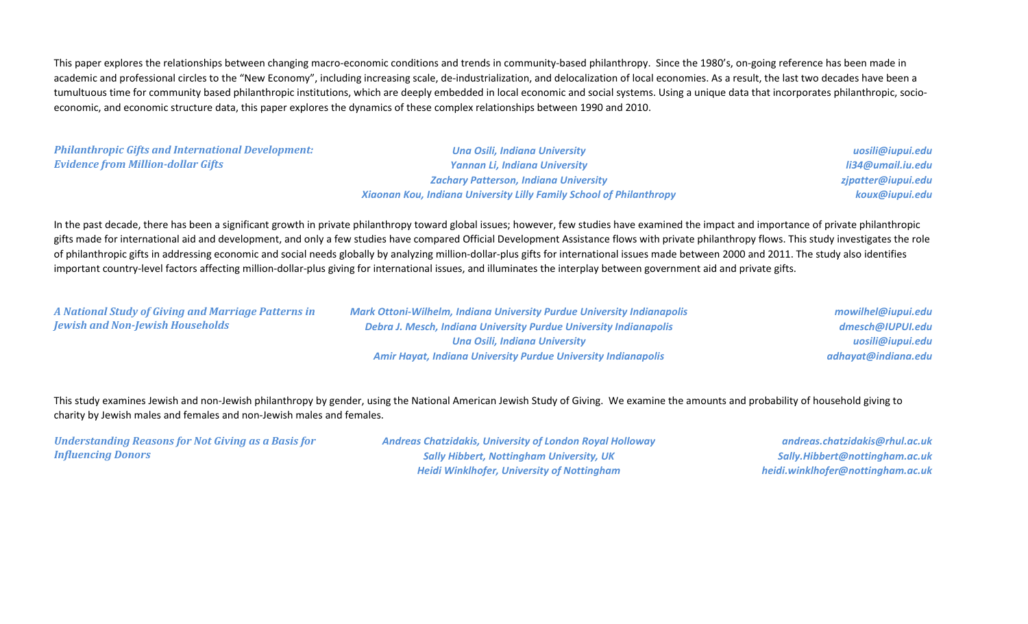This paper explores the relationships between changing macro-economic conditions and trends in community-based philanthropy. Since the 1980's, on-going reference has been made in academic and professional circles to the "New Economy", including increasing scale, de-industrialization, and delocalization of local economies. As a result, the last two decades have been a tumultuous time for community based philanthropic institutions, which are deeply embedded in local economic and social systems. Using a unique data that incorporates philanthropic, socio-economic, and economic structure data, this paper explores the dynamics of these complex relationships between 1990 and 2010.

| ***Philanthropic Gifts and International Development: Evidence from Million-dollar Gifts*** | ***Una Osili, Indiana University*** | ***uosili@iupui.edu*** |
|---|---|---|
| | ***Yannan Li, Indiana University*** | ***li34@umail.iu.edu*** |
| | ***Zachary Patterson, Indiana University*** | ***zjpatter@iupui.edu*** |
| | ***Xiaonan Kou, Indiana University Lilly Family School of Philanthropy*** | ***koux@iupui.edu*** |

In the past decade, there has been a significant growth in private philanthropy toward global issues; however, few studies have examined the impact and importance of private philanthropic gifts made for international aid and development, and only a few studies have compared Official Development Assistance flows with private philanthropy flows. This study investigates the role of philanthropic gifts in addressing economic and social needs globally by analyzing million-dollar-plus gifts for international issues made between 2000 and 2011. The study also identifies important country-level factors affecting million-dollar-plus giving for international issues, and illuminates the interplay between government aid and private gifts.

| ***A National Study of Giving and Marriage Patterns in Jewish and Non-Jewish Households*** | ***Mark Ottoni-Wilhelm, Indiana University Purdue University Indianapolis*** | ***mowilhel@iupui.edu*** |
|---|---|---|
| | ***Debra J. Mesch, Indiana University Purdue University Indianapolis*** | ***dmesch@IUPUI.edu*** |
| | ***Una Osili, Indiana University*** | ***uosili@iupui.edu*** |
| | ***Amir Hayat, Indiana University Purdue University Indianapolis*** | ***adhayat@indiana.edu*** |

This study examines Jewish and non-Jewish philanthropy by gender, using the National American Jewish Study of Giving. We examine the amounts and probability of household giving to charity by Jewish males and females and non-Jewish males and females.

| ***Understanding Reasons for Not Giving as a Basis for Influencing Donors*** | ***Andreas Chatzidakis, University of London Royal Holloway*** | ***andreas.chatzidakis@rhul.ac.uk*** |
|---|---|---|
| | ***Sally Hibbert, Nottingham University, UK*** | ***Sally.Hibbert@nottingham.ac.uk*** |
| | ***Heidi Winklhofer, University of Nottingham*** | ***heidi.winklhofer@nottingham.ac.uk*** |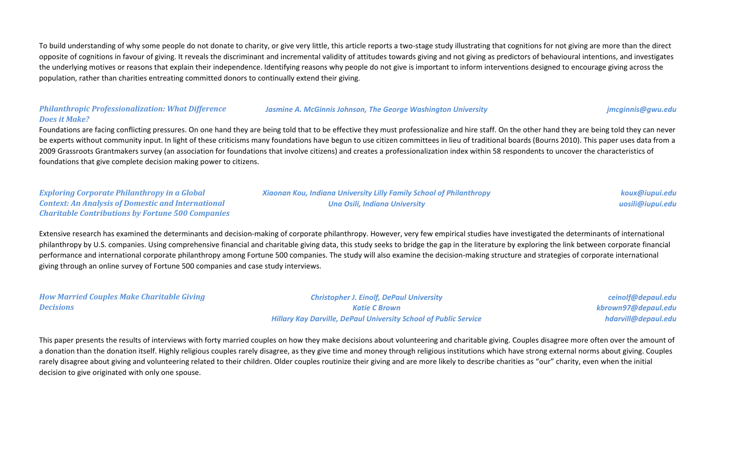To build understanding of why some people do not donate to charity, or give very little, this article reports a two-stage study illustrating that cognitions for not giving are more than the direct opposite of cognitions in favour of giving. It reveals the discriminant and incremental validity of attitudes towards giving and not giving as predictors of behavioural intentions, and investigates the underlying motives or reasons that explain their independence. Identifying reasons why people do not give is important to inform interventions designed to encourage giving across the population, rather than charities entreating committed donors to continually extend their giving.

### *Philanthropic Professionalization: What Difference Does it Make?*

*Jasmine A. McGinnis Johnson, The George Washington University* — *jmcginnis@gwu.edu*

Foundations are facing conflicting pressures. On one hand they are being told that to be effective they must professionalize and hire staff. On the other hand they are being told they can never be experts without community input. In light of these criticisms many foundations have begun to use citizen committees in lieu of traditional boards (Bourns 2010). This paper uses data from a 2009 Grassroots Grantmakers survey (an association for foundations that involve citizens) and creates a professionalization index within 58 respondents to uncover the characteristics of foundations that give complete decision making power to citizens.

### *Exploring Corporate Philanthropy in a Global Context: An Analysis of Domestic and International Charitable Contributions by Fortune 500 Companies*

*Xiaonan Kou, Indiana University Lilly Family School of Philanthropy* — *koux@iupui.edu*
*Una Osili, Indiana University* — *uosili@iupui.edu*

Extensive research has examined the determinants and decision-making of corporate philanthropy. However, very few empirical studies have investigated the determinants of international philanthropy by U.S. companies. Using comprehensive financial and charitable giving data, this study seeks to bridge the gap in the literature by exploring the link between corporate financial performance and international corporate philanthropy among Fortune 500 companies. The study will also examine the decision-making structure and strategies of corporate international giving through an online survey of Fortune 500 companies and case study interviews.

### *How Married Couples Make Charitable Giving Decisions*

*Christopher J. Einolf, DePaul University* — *ceinolf@depaul.edu*
*Katie C Brown* — *kbrown97@depaul.edu*
*Hillary Kay Darville, DePaul University School of Public Service* — *hdarvill@depaul.edu*

This paper presents the results of interviews with forty married couples on how they make decisions about volunteering and charitable giving. Couples disagree more often over the amount of a donation than the donation itself. Highly religious couples rarely disagree, as they give time and money through religious institutions which have strong external norms about giving. Couples rarely disagree about giving and volunteering related to their children. Older couples routinize their giving and are more likely to describe charities as "our" charity, even when the initial decision to give originated with only one spouse.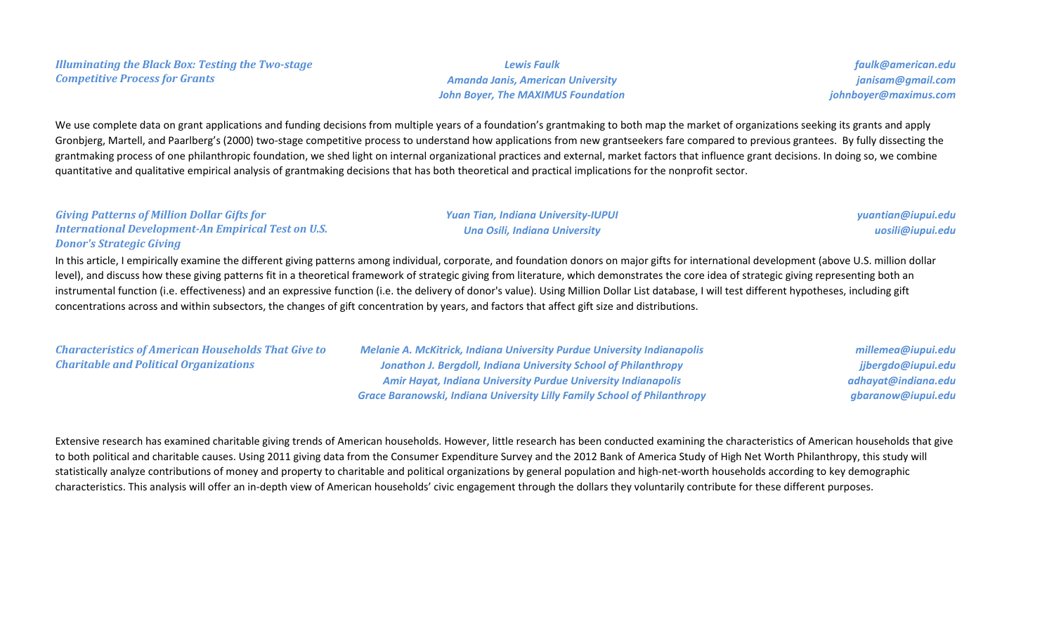***Illuminating the Black Box: Testing the Two-stage Competitive Process for Grants***

*Lewis Faulk* — *faulk@american.edu*
*Amanda Janis, American University* — *janisam@gmail.com*
*John Boyer, The MAXIMUS Foundation* — *johnboyer@maximus.com*

We use complete data on grant applications and funding decisions from multiple years of a foundation's grantmaking to both map the market of organizations seeking its grants and apply Gronbjerg, Martell, and Paarlberg's (2000) two-stage competitive process to understand how applications from new grantseekers fare compared to previous grantees. By fully dissecting the grantmaking process of one philanthropic foundation, we shed light on internal organizational practices and external, market factors that influence grant decisions. In doing so, we combine quantitative and qualitative empirical analysis of grantmaking decisions that has both theoretical and practical implications for the nonprofit sector.

***Giving Patterns of Million Dollar Gifts for International Development-An Empirical Test on U.S. Donor's Strategic Giving***

*Yuan Tian, Indiana University-IUPUI* — *yuantian@iupui.edu*
*Una Osili, Indiana University* — *uosili@iupui.edu*

In this article, I empirically examine the different giving patterns among individual, corporate, and foundation donors on major gifts for international development (above U.S. million dollar level), and discuss how these giving patterns fit in a theoretical framework of strategic giving from literature, which demonstrates the core idea of strategic giving representing both an instrumental function (i.e. effectiveness) and an expressive function (i.e. the delivery of donor's value). Using Million Dollar List database, I will test different hypotheses, including gift concentrations across and within subsectors, the changes of gift concentration by years, and factors that affect gift size and distributions.

***Characteristics of American Households That Give to Charitable and Political Organizations***

*Melanie A. McKitrick, Indiana University Purdue University Indianapolis* — *millemea@iupui.edu*
*Jonathon J. Bergdoll, Indiana University School of Philanthropy* — *jjbergdo@iupui.edu*
*Amir Hayat, Indiana University Purdue University Indianapolis* — *adhayat@indiana.edu*
*Grace Baranowski, Indiana University Lilly Family School of Philanthropy* — *gbaranow@iupui.edu*

Extensive research has examined charitable giving trends of American households. However, little research has been conducted examining the characteristics of American households that give to both political and charitable causes. Using 2011 giving data from the Consumer Expenditure Survey and the 2012 Bank of America Study of High Net Worth Philanthropy, this study will statistically analyze contributions of money and property to charitable and political organizations by general population and high-net-worth households according to key demographic characteristics. This analysis will offer an in-depth view of American households' civic engagement through the dollars they voluntarily contribute for these different purposes.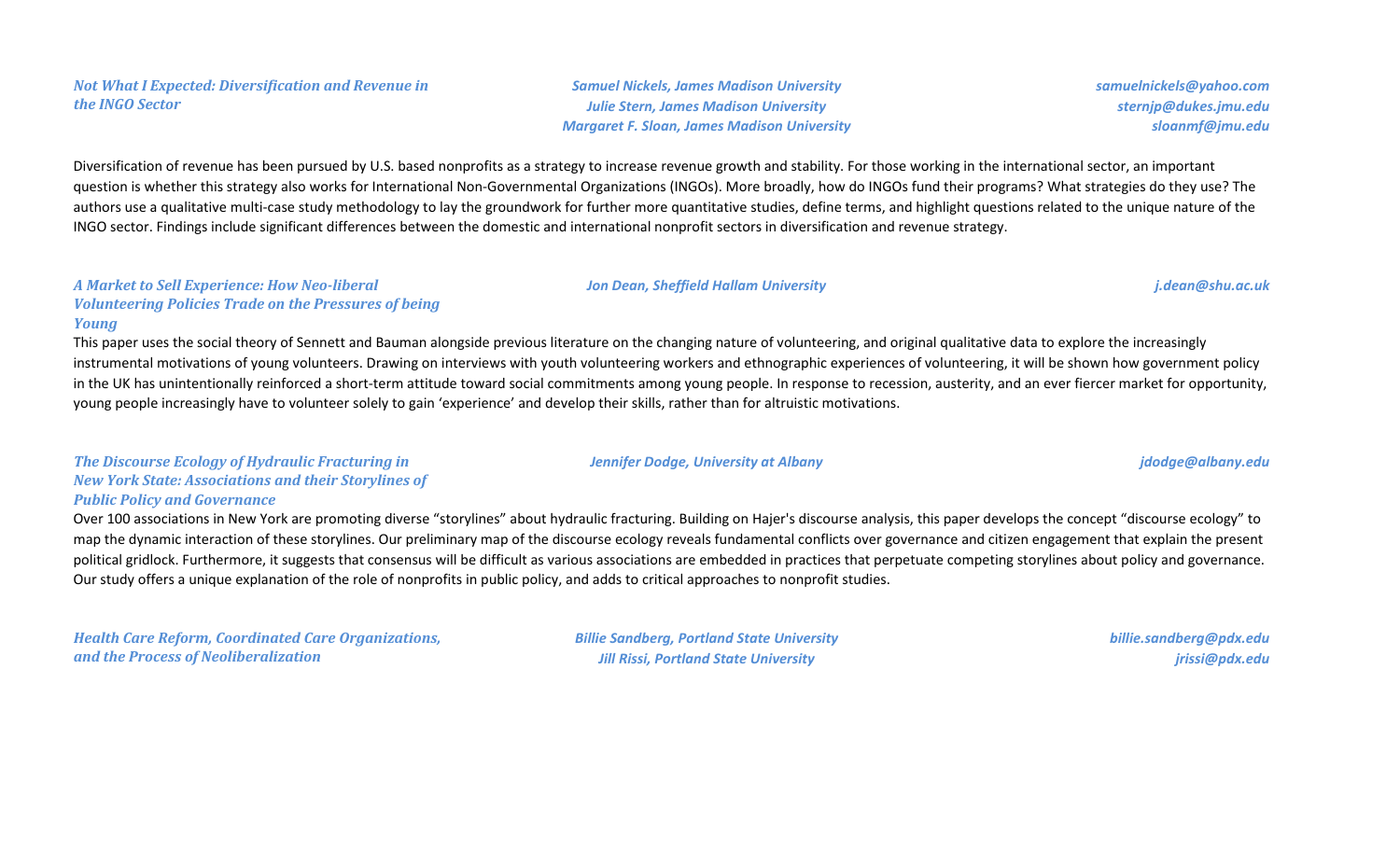### *Not What I Expected: Diversification and Revenue in the INGO Sector*

***Samuel Nickels, James Madison University*** — ***samuelnickels@yahoo.com***
***Julie Stern, James Madison University*** — ***sternjp@dukes.jmu.edu***
***Margaret F. Sloan, James Madison University*** — ***sloanmf@jmu.edu***

Diversification of revenue has been pursued by U.S. based nonprofits as a strategy to increase revenue growth and stability. For those working in the international sector, an important question is whether this strategy also works for International Non-Governmental Organizations (INGOs). More broadly, how do INGOs fund their programs? What strategies do they use? The authors use a qualitative multi-case study methodology to lay the groundwork for further more quantitative studies, define terms, and highlight questions related to the unique nature of the INGO sector. Findings include significant differences between the domestic and international nonprofit sectors in diversification and revenue strategy.

### *A Market to Sell Experience: How Neo-liberal Volunteering Policies Trade on the Pressures of being Young*

***Jon Dean, Sheffield Hallam University*** — ***j.dean@shu.ac.uk***

This paper uses the social theory of Sennett and Bauman alongside previous literature on the changing nature of volunteering, and original qualitative data to explore the increasingly instrumental motivations of young volunteers. Drawing on interviews with youth volunteering workers and ethnographic experiences of volunteering, it will be shown how government policy in the UK has unintentionally reinforced a short-term attitude toward social commitments among young people. In response to recession, austerity, and an ever fiercer market for opportunity, young people increasingly have to volunteer solely to gain 'experience' and develop their skills, rather than for altruistic motivations.

### *The Discourse Ecology of Hydraulic Fracturing in New York State: Associations and their Storylines of Public Policy and Governance*

***Jennifer Dodge, University at Albany*** — ***jdodge@albany.edu***

Over 100 associations in New York are promoting diverse "storylines" about hydraulic fracturing. Building on Hajer's discourse analysis, this paper develops the concept "discourse ecology" to map the dynamic interaction of these storylines. Our preliminary map of the discourse ecology reveals fundamental conflicts over governance and citizen engagement that explain the present political gridlock. Furthermore, it suggests that consensus will be difficult as various associations are embedded in practices that perpetuate competing storylines about policy and governance. Our study offers a unique explanation of the role of nonprofits in public policy, and adds to critical approaches to nonprofit studies.

### *Health Care Reform, Coordinated Care Organizations, and the Process of Neoliberalization*

***Billie Sandberg, Portland State University*** — ***billie.sandberg@pdx.edu***
***Jill Rissi, Portland State University*** — ***jrissi@pdx.edu***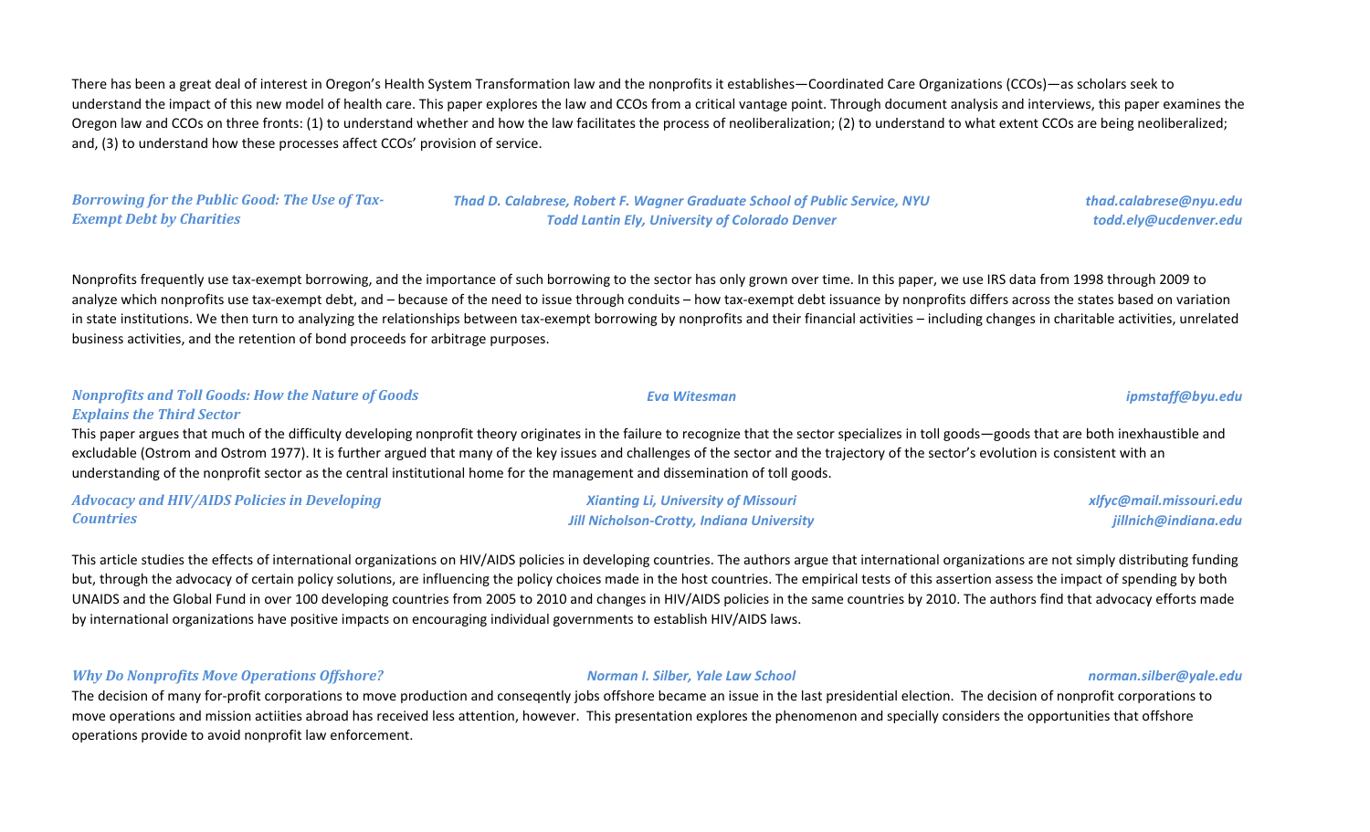There has been a great deal of interest in Oregon's Health System Transformation law and the nonprofits it establishes—Coordinated Care Organizations (CCOs)—as scholars seek to understand the impact of this new model of health care. This paper explores the law and CCOs from a critical vantage point. Through document analysis and interviews, this paper examines the Oregon law and CCOs on three fronts: (1) to understand whether and how the law facilitates the process of neoliberalization; (2) to understand to what extent CCOs are being neoliberalized; and, (3) to understand how these processes affect CCOs' provision of service.

***Borrowing for the Public Good: The Use of Tax-Exempt Debt by Charities***

*Thad D. Calabrese, Robert F. Wagner Graduate School of Public Service, NYU* — *thad.calabrese@nyu.edu*
*Todd Lantin Ely, University of Colorado Denver* — *todd.ely@ucdenver.edu*

Nonprofits frequently use tax-exempt borrowing, and the importance of such borrowing to the sector has only grown over time. In this paper, we use IRS data from 1998 through 2009 to analyze which nonprofits use tax-exempt debt, and – because of the need to issue through conduits – how tax-exempt debt issuance by nonprofits differs across the states based on variation in state institutions. We then turn to analyzing the relationships between tax-exempt borrowing by nonprofits and their financial activities – including changes in charitable activities, unrelated business activities, and the retention of bond proceeds for arbitrage purposes.

***Nonprofits and Toll Goods: How the Nature of Goods Explains the Third Sector***

*Eva Witesman* — *ipmstaff@byu.edu*

This paper argues that much of the difficulty developing nonprofit theory originates in the failure to recognize that the sector specializes in toll goods—goods that are both inexhaustible and excludable (Ostrom and Ostrom 1977). It is further argued that many of the key issues and challenges of the sector and the trajectory of the sector's evolution is consistent with an understanding of the nonprofit sector as the central institutional home for the management and dissemination of toll goods.

***Advocacy and HIV/AIDS Policies in Developing Countries***

*Xianting Li, University of Missouri* — *xlfyc@mail.missouri.edu*
*Jill Nicholson-Crotty, Indiana University* — *jillnich@indiana.edu*

This article studies the effects of international organizations on HIV/AIDS policies in developing countries. The authors argue that international organizations are not simply distributing funding but, through the advocacy of certain policy solutions, are influencing the policy choices made in the host countries. The empirical tests of this assertion assess the impact of spending by both UNAIDS and the Global Fund in over 100 developing countries from 2005 to 2010 and changes in HIV/AIDS policies in the same countries by 2010. The authors find that advocacy efforts made by international organizations have positive impacts on encouraging individual governments to establish HIV/AIDS laws.

***Why Do Nonprofits Move Operations Offshore?***

*Norman I. Silber, Yale Law School* — *norman.silber@yale.edu*

The decision of many for-profit corporations to move production and conseqently jobs offshore became an issue in the last presidential election. The decision of nonprofit corporations to move operations and mission actiities abroad has received less attention, however. This presentation explores the phenomenon and specially considers the opportunities that offshore operations provide to avoid nonprofit law enforcement.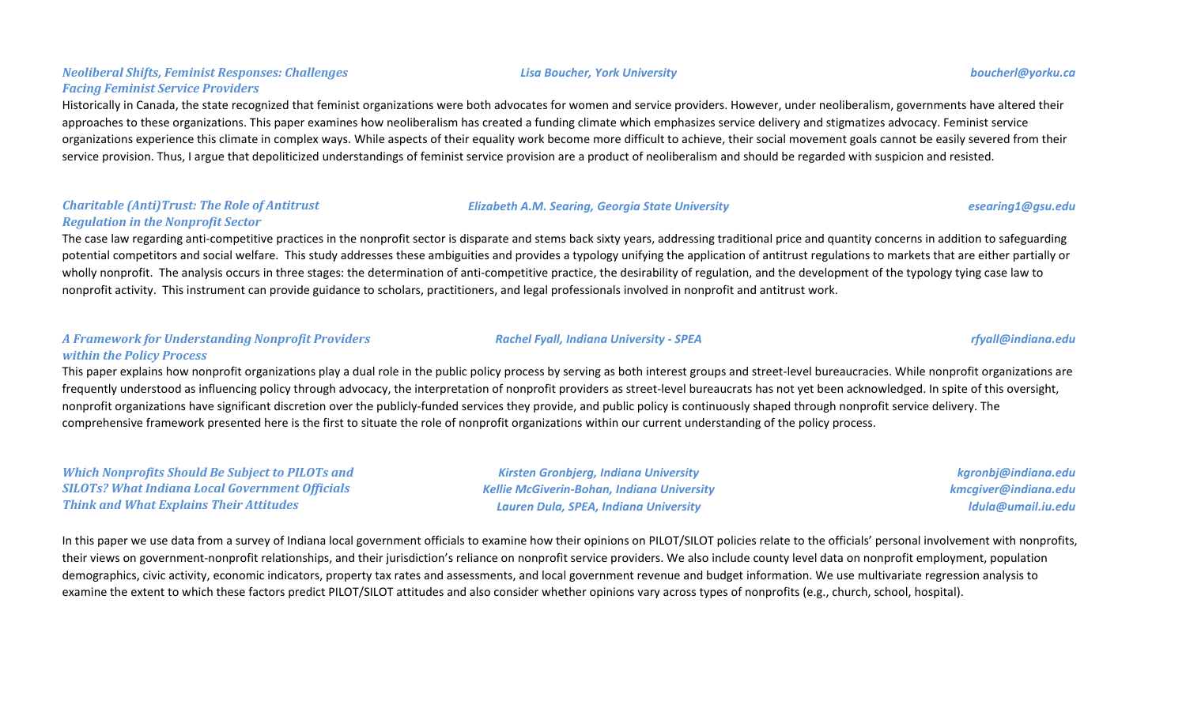### *Neoliberal Shifts, Feminist Responses: Challenges Facing Feminist Service Providers*

*Lisa Boucher, York University* — *boucherl@yorku.ca*

Historically in Canada, the state recognized that feminist organizations were both advocates for women and service providers. However, under neoliberalism, governments have altered their approaches to these organizations. This paper examines how neoliberalism has created a funding climate which emphasizes service delivery and stigmatizes advocacy. Feminist service organizations experience this climate in complex ways. While aspects of their equality work become more difficult to achieve, their social movement goals cannot be easily severed from their service provision. Thus, I argue that depoliticized understandings of feminist service provision are a product of neoliberalism and should be regarded with suspicion and resisted.

### *Charitable (Anti)Trust: The Role of Antitrust Regulation in the Nonprofit Sector*

*Elizabeth A.M. Searing, Georgia State University* — *esearing1@gsu.edu*

The case law regarding anti-competitive practices in the nonprofit sector is disparate and stems back sixty years, addressing traditional price and quantity concerns in addition to safeguarding potential competitors and social welfare. This study addresses these ambiguities and provides a typology unifying the application of antitrust regulations to markets that are either partially or wholly nonprofit. The analysis occurs in three stages: the determination of anti-competitive practice, the desirability of regulation, and the development of the typology tying case law to nonprofit activity. This instrument can provide guidance to scholars, practitioners, and legal professionals involved in nonprofit and antitrust work.

### *A Framework for Understanding Nonprofit Providers within the Policy Process*

*Rachel Fyall, Indiana University - SPEA* — *rfyall@indiana.edu*

This paper explains how nonprofit organizations play a dual role in the public policy process by serving as both interest groups and street-level bureaucracies. While nonprofit organizations are frequently understood as influencing policy through advocacy, the interpretation of nonprofit providers as street-level bureaucrats has not yet been acknowledged. In spite of this oversight, nonprofit organizations have significant discretion over the publicly-funded services they provide, and public policy is continuously shaped through nonprofit service delivery. The comprehensive framework presented here is the first to situate the role of nonprofit organizations within our current understanding of the policy process.

### *Which Nonprofits Should Be Subject to PILOTs and SILOTs? What Indiana Local Government Officials Think and What Explains Their Attitudes*

*Kirsten Gronbjerg, Indiana University* — *kgronbj@indiana.edu*
*Kellie McGiverin-Bohan, Indiana University* — *kmcgiver@indiana.edu*
*Lauren Dula, SPEA, Indiana University* — *ldula@umail.iu.edu*

In this paper we use data from a survey of Indiana local government officials to examine how their opinions on PILOT/SILOT policies relate to the officials' personal involvement with nonprofits, their views on government-nonprofit relationships, and their jurisdiction's reliance on nonprofit service providers. We also include county level data on nonprofit employment, population demographics, civic activity, economic indicators, property tax rates and assessments, and local government revenue and budget information. We use multivariate regression analysis to examine the extent to which these factors predict PILOT/SILOT attitudes and also consider whether opinions vary across types of nonprofits (e.g., church, school, hospital).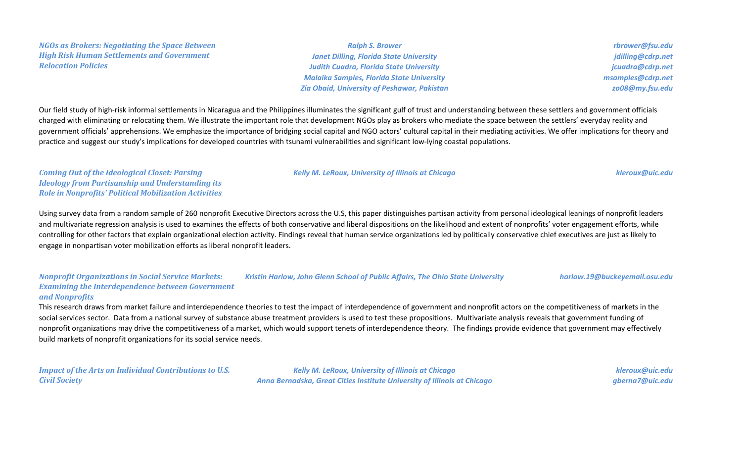***NGOs as Brokers: Negotiating the Space Between High Risk Human Settlements and Government Relocation Policies***

*Ralph S. Brower* — *rbrower@fsu.edu*
*Janet Dilling, Florida State University* — *jdilling@cdrp.net*
*Judith Cuadra, Florida State University* — *jcuadra@cdrp.net*
*Malaika Samples, Florida State University* — *msamples@cdrp.net*
*Zia Obaid, University of Peshawar, Pakistan* — *zo08@my.fsu.edu*

Our field study of high-risk informal settlements in Nicaragua and the Philippines illuminates the significant gulf of trust and understanding between these settlers and government officials charged with eliminating or relocating them. We illustrate the important role that development NGOs play as brokers who mediate the space between the settlers' everyday reality and government officials' apprehensions. We emphasize the importance of bridging social capital and NGO actors' cultural capital in their mediating activities. We offer implications for theory and practice and suggest our study's implications for developed countries with tsunami vulnerabilities and significant low-lying coastal populations.

***Coming Out of the Ideological Closet: Parsing Ideology from Partisanship and Understanding its Role in Nonprofits' Political Mobilization Activities***

*Kelly M. LeRoux, University of Illinois at Chicago* — *kleroux@uic.edu*

Using survey data from a random sample of 260 nonprofit Executive Directors across the U.S, this paper distinguishes partisan activity from personal ideological leanings of nonprofit leaders and multivariate regression analysis is used to examines the effects of both conservative and liberal dispositions on the likelihood and extent of nonprofits' voter engagement efforts, while controlling for other factors that explain organizational election activity. Findings reveal that human service organizations led by politically conservative chief executives are just as likely to engage in nonpartisan voter mobilization efforts as liberal nonprofit leaders.

***Nonprofit Organizations in Social Service Markets: Examining the Interdependence between Government and Nonprofits***

*Kristin Harlow, John Glenn School of Public Affairs, The Ohio State University* — *harlow.19@buckeyemail.osu.edu*

This research draws from market failure and interdependence theories to test the impact of interdependence of government and nonprofit actors on the competitiveness of markets in the social services sector. Data from a national survey of substance abuse treatment providers is used to test these propositions. Multivariate analysis reveals that government funding of nonprofit organizations may drive the competitiveness of a market, which would support tenets of interdependence theory. The findings provide evidence that government may effectively build markets of nonprofit organizations for its social service needs.

***Impact of the Arts on Individual Contributions to U.S. Civil Society***

*Kelly M. LeRoux, University of Illinois at Chicago* — *kleroux@uic.edu*
*Anna Bernadska, Great Cities Institute University of Illinois at Chicago* — *gberna7@uic.edu*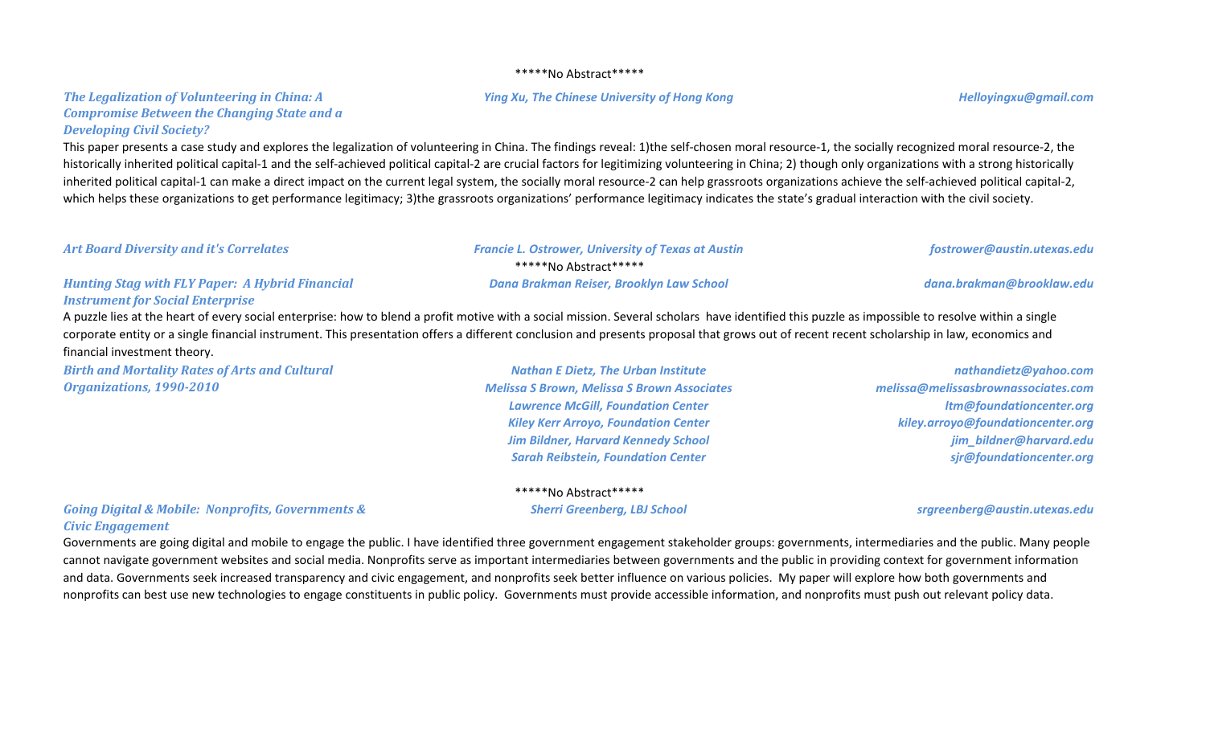*****No Abstract*****

***The Legalization of Volunteering in China: A Compromise Between the Changing State and a Developing Civil Society?***

*Ying Xu, The Chinese University of Hong Kong* — *Helloyingxu@gmail.com*

This paper presents a case study and explores the legalization of volunteering in China. The findings reveal: 1)the self-chosen moral resource-1, the socially recognized moral resource-2, the historically inherited political capital-1 and the self-achieved political capital-2 are crucial factors for legitimizing volunteering in China; 2) though only organizations with a strong historically inherited political capital-1 can make a direct impact on the current legal system, the socially moral resource-2 can help grassroots organizations achieve the self-achieved political capital-2, which helps these organizations to get performance legitimacy; 3)the grassroots organizations' performance legitimacy indicates the state's gradual interaction with the civil society.

***Art Board Diversity and it's Correlates***

*Francie L. Ostrower, University of Texas at Austin* — *fostrower@austin.utexas.edu*

*****No Abstract*****

***Hunting Stag with FLY Paper: A Hybrid Financial Instrument for Social Enterprise***

*Dana Brakman Reiser, Brooklyn Law School* — *dana.brakman@brooklaw.edu*

A puzzle lies at the heart of every social enterprise: how to blend a profit motive with a social mission. Several scholars have identified this puzzle as impossible to resolve within a single corporate entity or a single financial instrument. This presentation offers a different conclusion and presents proposal that grows out of recent recent scholarship in law, economics and financial investment theory.

***Birth and Mortality Rates of Arts and Cultural Organizations, 1990-2010***

*Nathan E Dietz, The Urban Institute* — *nathandietz@yahoo.com*
*Melissa S Brown, Melissa S Brown Associates* — *melissa@melissasbrownassociates.com*
*Lawrence McGill, Foundation Center* — *ltm@foundationcenter.org*
*Kiley Kerr Arroyo, Foundation Center* — *kiley.arroyo@foundationcenter.org*
*Jim Bildner, Harvard Kennedy School* — *jim_bildner@harvard.edu*
*Sarah Reibstein, Foundation Center* — *sjr@foundationcenter.org*

*****No Abstract*****

***Going Digital & Mobile: Nonprofits, Governments & Civic Engagement***

*Sherri Greenberg, LBJ School* — *srgreenberg@austin.utexas.edu*

Governments are going digital and mobile to engage the public. I have identified three government engagement stakeholder groups: governments, intermediaries and the public. Many people cannot navigate government websites and social media. Nonprofits serve as important intermediaries between governments and the public in providing context for government information and data. Governments seek increased transparency and civic engagement, and nonprofits seek better influence on various policies. My paper will explore how both governments and nonprofits can best use new technologies to engage constituents in public policy. Governments must provide accessible information, and nonprofits must push out relevant policy data.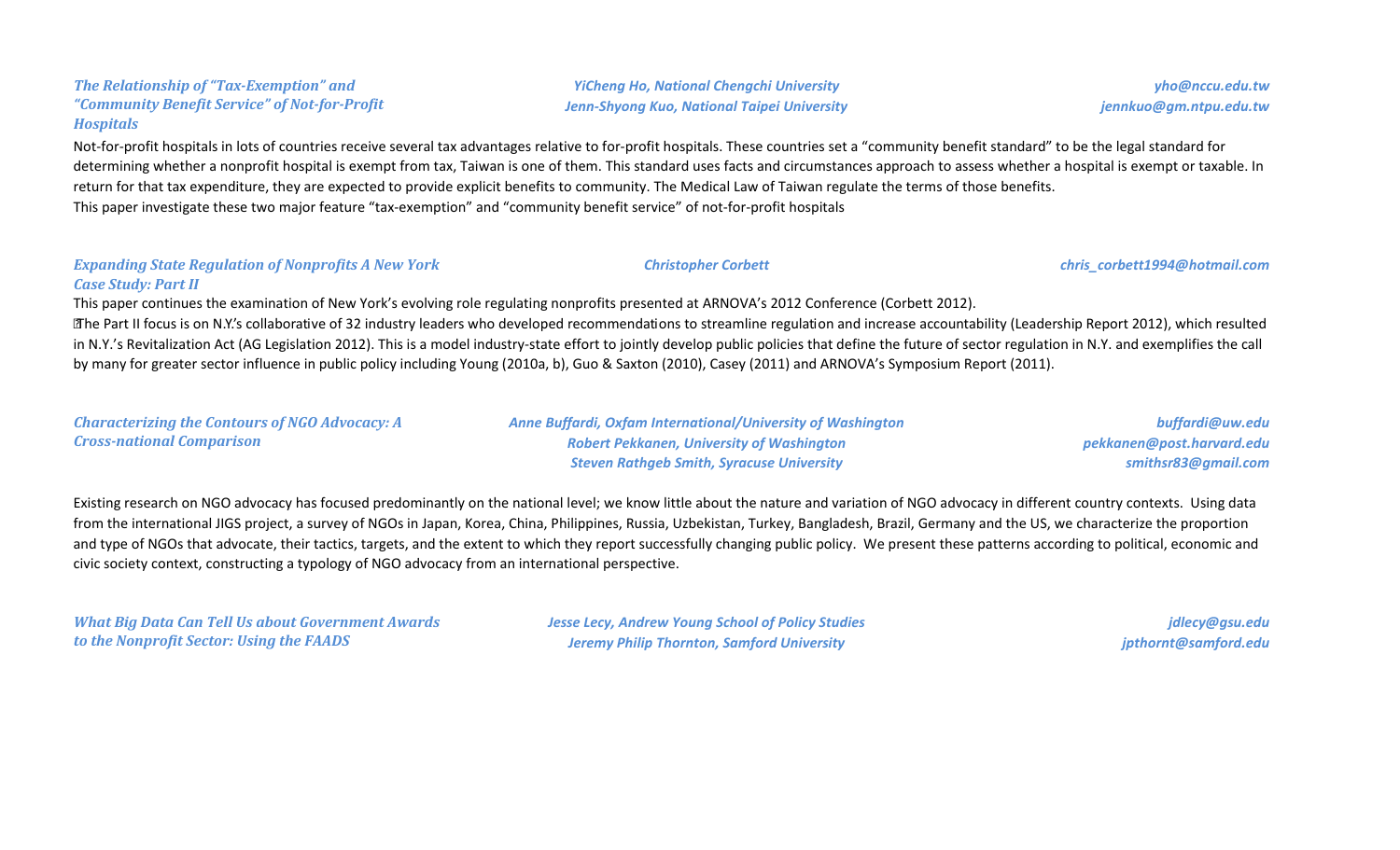***The Relationship of "Tax-Exemption" and "Community Benefit Service" of Not-for-Profit Hospitals***

*YiCheng Ho, National Chengchi University* — *yho@nccu.edu.tw*
*Jenn-Shyong Kuo, National Taipei University* — *jennkuo@gm.ntpu.edu.tw*

Not-for-profit hospitals in lots of countries receive several tax advantages relative to for-profit hospitals. These countries set a "community benefit standard" to be the legal standard for determining whether a nonprofit hospital is exempt from tax, Taiwan is one of them. This standard uses facts and circumstances approach to assess whether a hospital is exempt or taxable. In return for that tax expenditure, they are expected to provide explicit benefits to community. The Medical Law of Taiwan regulate the terms of those benefits.
This paper investigate these two major feature "tax-exemption" and "community benefit service" of not-for-profit hospitals

***Expanding State Regulation of Nonprofits A New York Case Study: Part II***

*Christopher Corbett* — *chris_corbett1994@hotmail.com*

This paper continues the examination of New York's evolving role regulating nonprofits presented at ARNOVA's 2012 Conference (Corbett 2012).
The Part II focus is on N.Y.'s collaborative of 32 industry leaders who developed recommendations to streamline regulation and increase accountability (Leadership Report 2012), which resulted in N.Y.'s Revitalization Act (AG Legislation 2012). This is a model industry-state effort to jointly develop public policies that define the future of sector regulation in N.Y. and exemplifies the call by many for greater sector influence in public policy including Young (2010a, b), Guo & Saxton (2010), Casey (2011) and ARNOVA's Symposium Report (2011).

***Characterizing the Contours of NGO Advocacy: A Cross-national Comparison***

*Anne Buffardi, Oxfam International/University of Washington* — *buffardi@uw.edu*
*Robert Pekkanen, University of Washington* — *pekkanen@post.harvard.edu*
*Steven Rathgeb Smith, Syracuse University* — *smithsr83@gmail.com*

Existing research on NGO advocacy has focused predominantly on the national level; we know little about the nature and variation of NGO advocacy in different country contexts. Using data from the international JIGS project, a survey of NGOs in Japan, Korea, China, Philippines, Russia, Uzbekistan, Turkey, Bangladesh, Brazil, Germany and the US, we characterize the proportion and type of NGOs that advocate, their tactics, targets, and the extent to which they report successfully changing public policy. We present these patterns according to political, economic and civic society context, constructing a typology of NGO advocacy from an international perspective.

***What Big Data Can Tell Us about Government Awards to the Nonprofit Sector: Using the FAADS***

*Jesse Lecy, Andrew Young School of Policy Studies* — *jdlecy@gsu.edu*
*Jeremy Philip Thornton, Samford University* — *jpthornt@samford.edu*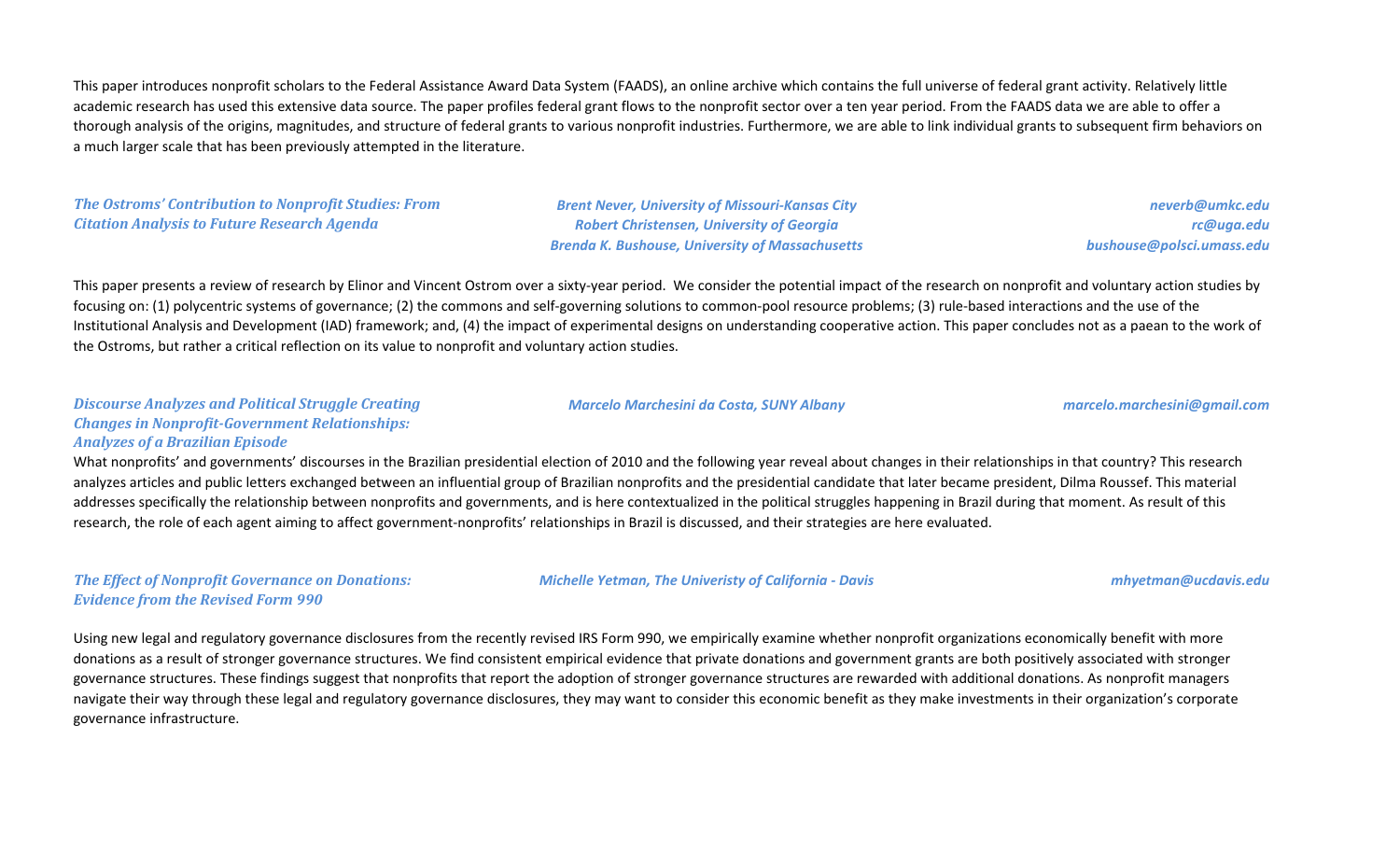This paper introduces nonprofit scholars to the Federal Assistance Award Data System (FAADS), an online archive which contains the full universe of federal grant activity. Relatively little academic research has used this extensive data source. The paper profiles federal grant flows to the nonprofit sector over a ten year period. From the FAADS data we are able to offer a thorough analysis of the origins, magnitudes, and structure of federal grants to various nonprofit industries. Furthermore, we are able to link individual grants to subsequent firm behaviors on a much larger scale that has been previously attempted in the literature.

***The Ostroms' Contribution to Nonprofit Studies: From Citation Analysis to Future Research Agenda***

*Brent Never, University of Missouri-Kansas City* — *neverb@umkc.edu*
*Robert Christensen, University of Georgia* — *rc@uga.edu*
*Brenda K. Bushouse, University of Massachusetts* — *bushouse@polsci.umass.edu*

This paper presents a review of research by Elinor and Vincent Ostrom over a sixty-year period. We consider the potential impact of the research on nonprofit and voluntary action studies by focusing on: (1) polycentric systems of governance; (2) the commons and self-governing solutions to common-pool resource problems; (3) rule-based interactions and the use of the Institutional Analysis and Development (IAD) framework; and, (4) the impact of experimental designs on understanding cooperative action. This paper concludes not as a paean to the work of the Ostroms, but rather a critical reflection on its value to nonprofit and voluntary action studies.

***Discourse Analyzes and Political Struggle Creating Changes in Nonprofit-Government Relationships: Analyzes of a Brazilian Episode***

*Marcelo Marchesini da Costa, SUNY Albany* — *marcelo.marchesini@gmail.com*

What nonprofits' and governments' discourses in the Brazilian presidential election of 2010 and the following year reveal about changes in their relationships in that country? This research analyzes articles and public letters exchanged between an influential group of Brazilian nonprofits and the presidential candidate that later became president, Dilma Roussef. This material addresses specifically the relationship between nonprofits and governments, and is here contextualized in the political struggles happening in Brazil during that moment. As result of this research, the role of each agent aiming to affect government-nonprofits' relationships in Brazil is discussed, and their strategies are here evaluated.

***The Effect of Nonprofit Governance on Donations: Evidence from the Revised Form 990***

*Michelle Yetman, The Univeristy of California - Davis* — *mhyetman@ucdavis.edu*

Using new legal and regulatory governance disclosures from the recently revised IRS Form 990, we empirically examine whether nonprofit organizations economically benefit with more donations as a result of stronger governance structures. We find consistent empirical evidence that private donations and government grants are both positively associated with stronger governance structures. These findings suggest that nonprofits that report the adoption of stronger governance structures are rewarded with additional donations. As nonprofit managers navigate their way through these legal and regulatory governance disclosures, they may want to consider this economic benefit as they make investments in their organization's corporate governance infrastructure.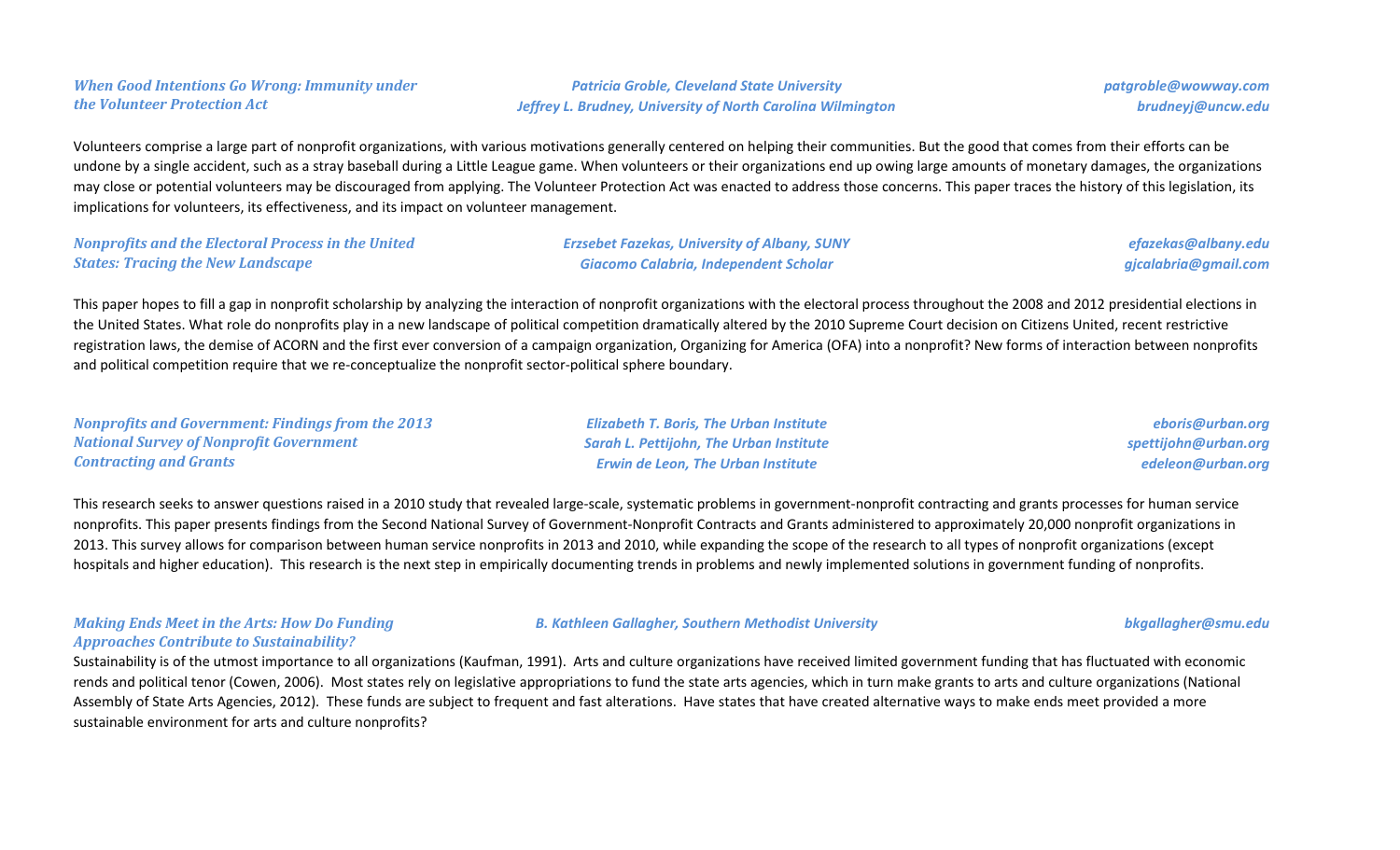### *When Good Intentions Go Wrong: Immunity under the Volunteer Protection Act*

***Patricia Groble, Cleveland State University*** — *patgroble@wowway.com*
***Jeffrey L. Brudney, University of North Carolina Wilmington*** — *brudneyj@uncw.edu*

Volunteers comprise a large part of nonprofit organizations, with various motivations generally centered on helping their communities. But the good that comes from their efforts can be undone by a single accident, such as a stray baseball during a Little League game. When volunteers or their organizations end up owing large amounts of monetary damages, the organizations may close or potential volunteers may be discouraged from applying. The Volunteer Protection Act was enacted to address those concerns. This paper traces the history of this legislation, its implications for volunteers, its effectiveness, and its impact on volunteer management.

### *Nonprofits and the Electoral Process in the United States: Tracing the New Landscape*

***Erzsebet Fazekas, University of Albany, SUNY*** — *efazekas@albany.edu*
***Giacomo Calabria, Independent Scholar*** — *gjcalabria@gmail.com*

This paper hopes to fill a gap in nonprofit scholarship by analyzing the interaction of nonprofit organizations with the electoral process throughout the 2008 and 2012 presidential elections in the United States. What role do nonprofits play in a new landscape of political competition dramatically altered by the 2010 Supreme Court decision on Citizens United, recent restrictive registration laws, the demise of ACORN and the first ever conversion of a campaign organization, Organizing for America (OFA) into a nonprofit? New forms of interaction between nonprofits and political competition require that we re-conceptualize the nonprofit sector-political sphere boundary.

### *Nonprofits and Government: Findings from the 2013 National Survey of Nonprofit Government Contracting and Grants*

***Elizabeth T. Boris, The Urban Institute*** — *eboris@urban.org*
***Sarah L. Pettijohn, The Urban Institute*** — *spettijohn@urban.org*
***Erwin de Leon, The Urban Institute*** — *edeleon@urban.org*

This research seeks to answer questions raised in a 2010 study that revealed large-scale, systematic problems in government-nonprofit contracting and grants processes for human service nonprofits. This paper presents findings from the Second National Survey of Government-Nonprofit Contracts and Grants administered to approximately 20,000 nonprofit organizations in 2013. This survey allows for comparison between human service nonprofits in 2013 and 2010, while expanding the scope of the research to all types of nonprofit organizations (except hospitals and higher education). This research is the next step in empirically documenting trends in problems and newly implemented solutions in government funding of nonprofits.

### *Making Ends Meet in the Arts: How Do Funding Approaches Contribute to Sustainability?*

***B. Kathleen Gallagher, Southern Methodist University*** — *bkgallagher@smu.edu*

Sustainability is of the utmost importance to all organizations (Kaufman, 1991). Arts and culture organizations have received limited government funding that has fluctuated with economic rends and political tenor (Cowen, 2006). Most states rely on legislative appropriations to fund the state arts agencies, which in turn make grants to arts and culture organizations (National Assembly of State Arts Agencies, 2012). These funds are subject to frequent and fast alterations. Have states that have created alternative ways to make ends meet provided a more sustainable environment for arts and culture nonprofits?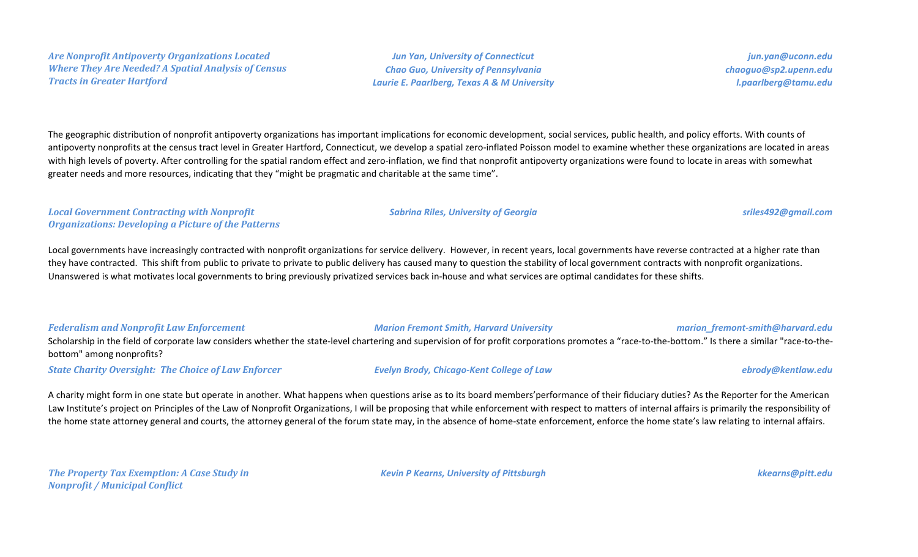***Are Nonprofit Antipoverty Organizations Located Where They Are Needed? A Spatial Analysis of Census Tracts in Greater Hartford***

*Jun Yan, University of Connecticut* — *jun.yan@uconn.edu*
*Chao Guo, University of Pennsylvania* — *chaoguo@sp2.upenn.edu*
*Laurie E. Paarlberg, Texas A & M University* — *l.paarlberg@tamu.edu*

The geographic distribution of nonprofit antipoverty organizations has important implications for economic development, social services, public health, and policy efforts. With counts of antipoverty nonprofits at the census tract level in Greater Hartford, Connecticut, we develop a spatial zero-inflated Poisson model to examine whether these organizations are located in areas with high levels of poverty. After controlling for the spatial random effect and zero-inflation, we find that nonprofit antipoverty organizations were found to locate in areas with somewhat greater needs and more resources, indicating that they "might be pragmatic and charitable at the same time".

***Local Government Contracting with Nonprofit Organizations: Developing a Picture of the Patterns***

*Sabrina Riles, University of Georgia* — *sriles492@gmail.com*

Local governments have increasingly contracted with nonprofit organizations for service delivery. However, in recent years, local governments have reverse contracted at a higher rate than they have contracted. This shift from public to private to private to public delivery has caused many to question the stability of local government contracts with nonprofit organizations. Unanswered is what motivates local governments to bring previously privatized services back in-house and what services are optimal candidates for these shifts.

***Federalism and Nonprofit Law Enforcement***

*Marion Fremont Smith, Harvard University* — *marion_fremont-smith@harvard.edu*

Scholarship in the field of corporate law considers whether the state-level chartering and supervision of for profit corporations promotes a "race-to-the-bottom." Is there a similar "race-to-the-bottom" among nonprofits?

***State Charity Oversight: The Choice of Law Enforcer***

*Evelyn Brody, Chicago-Kent College of Law* — *ebrody@kentlaw.edu*

A charity might form in one state but operate in another. What happens when questions arise as to its board members'performance of their fiduciary duties? As the Reporter for the American Law Institute's project on Principles of the Law of Nonprofit Organizations, I will be proposing that while enforcement with respect to matters of internal affairs is primarily the responsibility of the home state attorney general and courts, the attorney general of the forum state may, in the absence of home-state enforcement, enforce the home state's law relating to internal affairs.

***The Property Tax Exemption: A Case Study in Nonprofit / Municipal Conflict***

*Kevin P Kearns, University of Pittsburgh* — *kkearns@pitt.edu*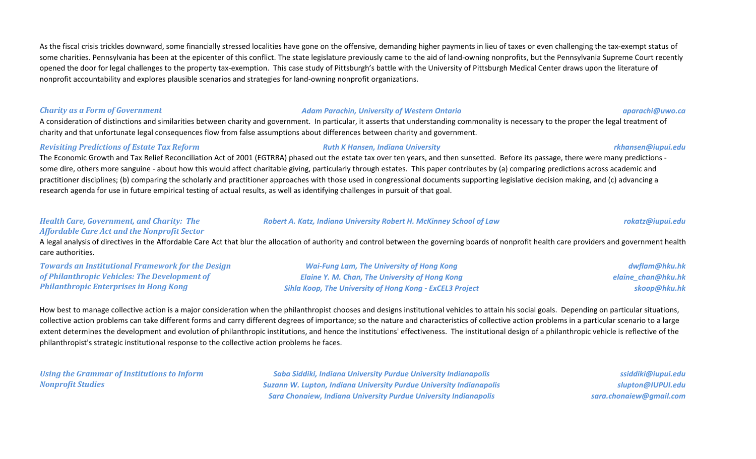As the fiscal crisis trickles downward, some financially stressed localities have gone on the offensive, demanding higher payments in lieu of taxes or even challenging the tax-exempt status of some charities. Pennsylvania has been at the epicenter of this conflict. The state legislature previously came to the aid of land-owning nonprofits, but the Pennsylvania Supreme Court recently opened the door for legal challenges to the property tax-exemption. This case study of Pittsburgh's battle with the University of Pittsburgh Medical Center draws upon the literature of nonprofit accountability and explores plausible scenarios and strategies for land-owning nonprofit organizations.

***Charity as a Form of Government*** — *Adam Parachin, University of Western Ontario* — *aparachi@uwo.ca*

A consideration of distinctions and similarities between charity and government. In particular, it asserts that understanding commonality is necessary to the proper the legal treatment of charity and that unfortunate legal consequences flow from false assumptions about differences between charity and government.

***Revisiting Predictions of Estate Tax Reform*** — *Ruth K Hansen, Indiana University* — *rkhansen@iupui.edu*

The Economic Growth and Tax Relief Reconciliation Act of 2001 (EGTRRA) phased out the estate tax over ten years, and then sunsetted. Before its passage, there were many predictions - some dire, others more sanguine - about how this would affect charitable giving, particularly through estates. This paper contributes by (a) comparing predictions across academic and practitioner disciplines; (b) comparing the scholarly and practitioner approaches with those used in congressional documents supporting legislative decision making, and (c) advancing a research agenda for use in future empirical testing of actual results, as well as identifying challenges in pursuit of that goal.

***Health Care, Government, and Charity: The Affordable Care Act and the Nonprofit Sector*** — *Robert A. Katz, Indiana University Robert H. McKinney School of Law* — *rokatz@iupui.edu*

A legal analysis of directives in the Affordable Care Act that blur the allocation of authority and control between the governing boards of nonprofit health care providers and government health care authorities.

***Towards an Institutional Framework for the Design of Philanthropic Vehicles: The Development of Philanthropic Enterprises in Hong Kong***

*Wai-Fung Lam, The University of Hong Kong* — *dwflam@hku.hk*
*Elaine Y. M. Chan, The University of Hong Kong* — *elaine_chan@hku.hk*
*Sihla Koop, The University of Hong Kong - ExCEL3 Project* — *skoop@hku.hk*

How best to manage collective action is a major consideration when the philanthropist chooses and designs institutional vehicles to attain his social goals. Depending on particular situations, collective action problems can take different forms and carry different degrees of importance; so the nature and characteristics of collective action problems in a particular scenario to a large extent determines the development and evolution of philanthropic institutions, and hence the institutions' effectiveness. The institutional design of a philanthropic vehicle is reflective of the philanthropist's strategic institutional response to the collective action problems he faces.

***Using the Grammar of Institutions to Inform Nonprofit Studies***

*Saba Siddiki, Indiana University Purdue University Indianapolis* — *ssiddiki@iupui.edu*
*Suzann W. Lupton, Indiana University Purdue University Indianapolis* — *slupton@IUPUI.edu*
*Sara Chonaiew, Indiana University Purdue University Indianapolis* — *sara.chonaiew@gmail.com*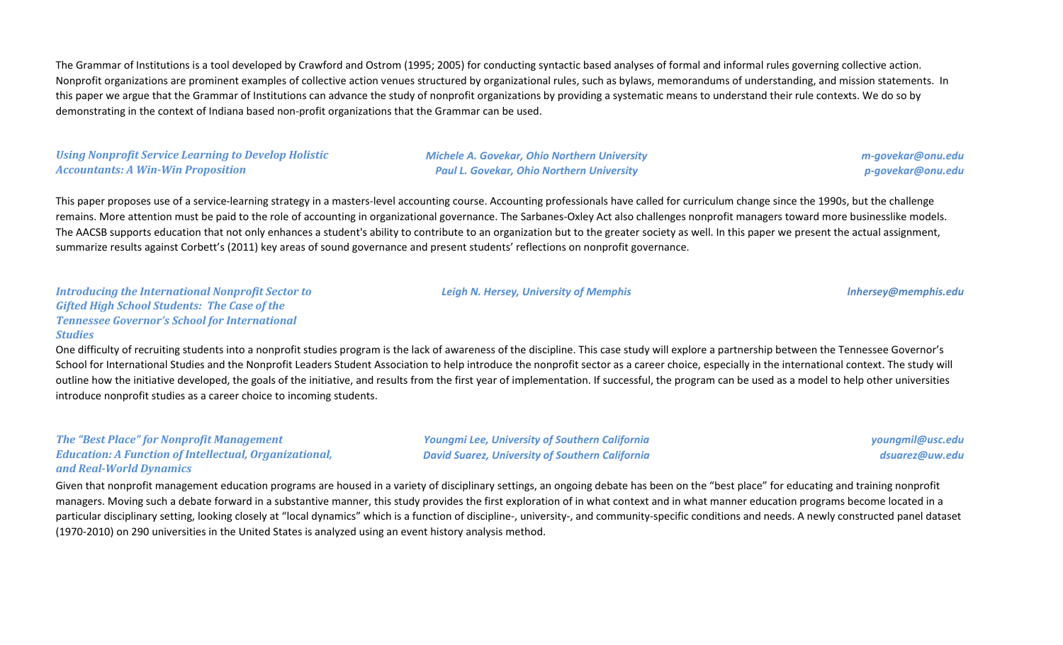The Grammar of Institutions is a tool developed by Crawford and Ostrom (1995; 2005) for conducting syntactic based analyses of formal and informal rules governing collective action. Nonprofit organizations are prominent examples of collective action venues structured by organizational rules, such as bylaws, memorandums of understanding, and mission statements. In this paper we argue that the Grammar of Institutions can advance the study of nonprofit organizations by providing a systematic means to understand their rule contexts. We do so by demonstrating in the context of Indiana based non-profit organizations that the Grammar can be used.

### *Using Nonprofit Service Learning to Develop Holistic Accountants: A Win-Win Proposition*

*Michele A. Govekar, Ohio Northern University* — *m-govekar@onu.edu*
*Paul L. Govekar, Ohio Northern University* — *p-govekar@onu.edu*

This paper proposes use of a service-learning strategy in a masters-level accounting course. Accounting professionals have called for curriculum change since the 1990s, but the challenge remains. More attention must be paid to the role of accounting in organizational governance. The Sarbanes-Oxley Act also challenges nonprofit managers toward more businesslike models. The AACSB supports education that not only enhances a student's ability to contribute to an organization but to the greater society as well. In this paper we present the actual assignment, summarize results against Corbett's (2011) key areas of sound governance and present students' reflections on nonprofit governance.

### *Introducing the International Nonprofit Sector to Gifted High School Students: The Case of the Tennessee Governor's School for International Studies*

*Leigh N. Hersey, University of Memphis* — *lnhersey@memphis.edu*

One difficulty of recruiting students into a nonprofit studies program is the lack of awareness of the discipline. This case study will explore a partnership between the Tennessee Governor's School for International Studies and the Nonprofit Leaders Student Association to help introduce the nonprofit sector as a career choice, especially in the international context. The study will outline how the initiative developed, the goals of the initiative, and results from the first year of implementation. If successful, the program can be used as a model to help other universities introduce nonprofit studies as a career choice to incoming students.

### *The "Best Place" for Nonprofit Management Education: A Function of Intellectual, Organizational, and Real-World Dynamics*

*Youngmi Lee, University of Southern California* — *youngmil@usc.edu*
*David Suarez, University of Southern California* — *dsuarez@uw.edu*

Given that nonprofit management education programs are housed in a variety of disciplinary settings, an ongoing debate has been on the "best place" for educating and training nonprofit managers. Moving such a debate forward in a substantive manner, this study provides the first exploration of in what context and in what manner education programs become located in a particular disciplinary setting, looking closely at "local dynamics" which is a function of discipline-, university-, and community-specific conditions and needs. A newly constructed panel dataset (1970-2010) on 290 universities in the United States is analyzed using an event history analysis method.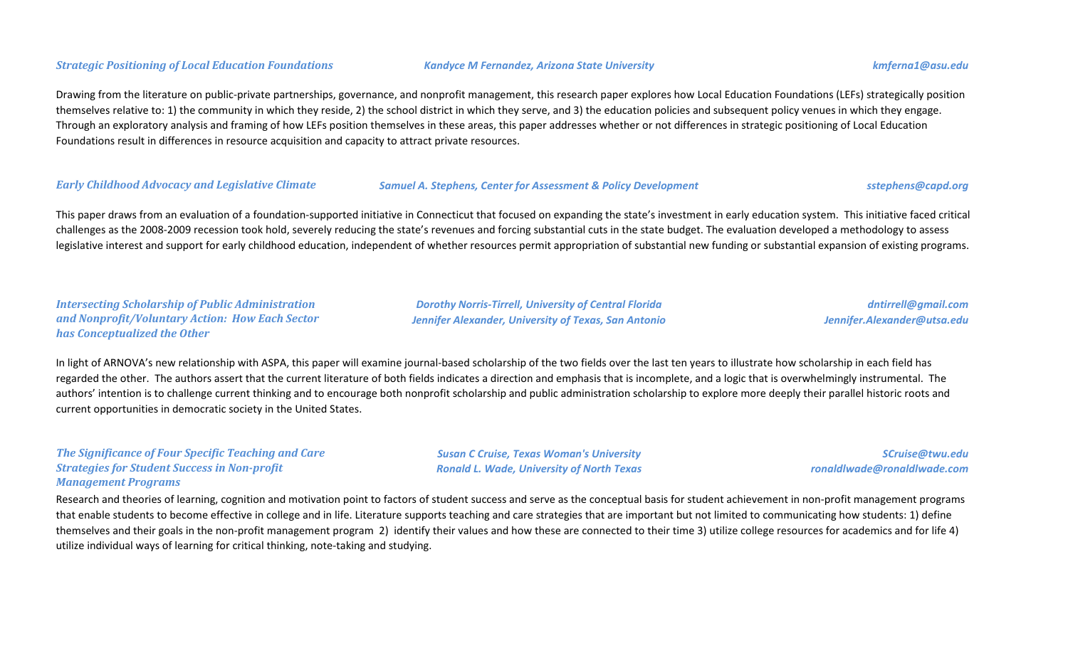***Strategic Positioning of Local Education Foundations*** — ***Kandyce M Fernandez, Arizona State University*** — ***kmferna1@asu.edu***

Drawing from the literature on public-private partnerships, governance, and nonprofit management, this research paper explores how Local Education Foundations (LEFs) strategically position themselves relative to: 1) the community in which they reside, 2) the school district in which they serve, and 3) the education policies and subsequent policy venues in which they engage. Through an exploratory analysis and framing of how LEFs position themselves in these areas, this paper addresses whether or not differences in strategic positioning of Local Education Foundations result in differences in resource acquisition and capacity to attract private resources.

***Early Childhood Advocacy and Legislative Climate*** — ***Samuel A. Stephens, Center for Assessment & Policy Development*** — ***sstephens@capd.org***

This paper draws from an evaluation of a foundation-supported initiative in Connecticut that focused on expanding the state's investment in early education system. This initiative faced critical challenges as the 2008-2009 recession took hold, severely reducing the state's revenues and forcing substantial cuts in the state budget. The evaluation developed a methodology to assess legislative interest and support for early childhood education, independent of whether resources permit appropriation of substantial new funding or substantial expansion of existing programs.

***Intersecting Scholarship of Public Administration and Nonprofit/Voluntary Action: How Each Sector has Conceptualized the Other***

***Dorothy Norris-Tirrell, University of Central Florida*** — ***dntirrell@gmail.com***
***Jennifer Alexander, University of Texas, San Antonio*** — ***Jennifer.Alexander@utsa.edu***

In light of ARNOVA's new relationship with ASPA, this paper will examine journal-based scholarship of the two fields over the last ten years to illustrate how scholarship in each field has regarded the other. The authors assert that the current literature of both fields indicates a direction and emphasis that is incomplete, and a logic that is overwhelmingly instrumental. The authors' intention is to challenge current thinking and to encourage both nonprofit scholarship and public administration scholarship to explore more deeply their parallel historic roots and current opportunities in democratic society in the United States.

***The Significance of Four Specific Teaching and Care Strategies for Student Success in Non-profit Management Programs***

***Susan C Cruise, Texas Woman's University*** — ***SCruise@twu.edu***
***Ronald L. Wade, University of North Texas*** — ***ronaldlwade@ronaldlwade.com***

Research and theories of learning, cognition and motivation point to factors of student success and serve as the conceptual basis for student achievement in non-profit management programs that enable students to become effective in college and in life. Literature supports teaching and care strategies that are important but not limited to communicating how students: 1) define themselves and their goals in the non-profit management program 2) identify their values and how these are connected to their time 3) utilize college resources for academics and for life 4) utilize individual ways of learning for critical thinking, note-taking and studying.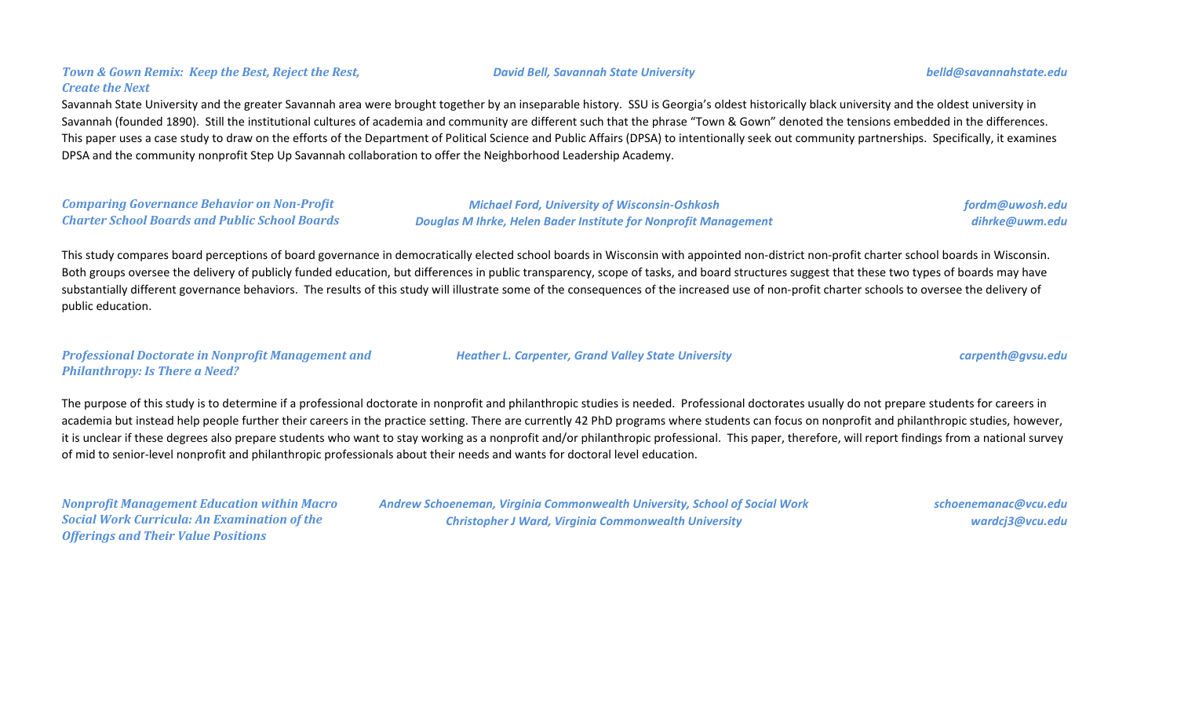***Town & Gown Remix: Keep the Best, Reject the Rest, Create the Next***

***David Bell, Savannah State University*** — ***belld@savannahstate.edu***

Savannah State University and the greater Savannah area were brought together by an inseparable history. SSU is Georgia's oldest historically black university and the oldest university in Savannah (founded 1890). Still the institutional cultures of academia and community are different such that the phrase "Town & Gown" denoted the tensions embedded in the differences. This paper uses a case study to draw on the efforts of the Department of Political Science and Public Affairs (DPSA) to intentionally seek out community partnerships. Specifically, it examines DPSA and the community nonprofit Step Up Savannah collaboration to offer the Neighborhood Leadership Academy.

***Comparing Governance Behavior on Non-Profit Charter School Boards and Public School Boards***

***Michael Ford, University of Wisconsin-Oshkosh*** — ***fordm@uwosh.edu***
***Douglas M Ihrke, Helen Bader Institute for Nonprofit Management*** — ***dihrke@uwm.edu***

This study compares board perceptions of board governance in democratically elected school boards in Wisconsin with appointed non-district non-profit charter school boards in Wisconsin. Both groups oversee the delivery of publicly funded education, but differences in public transparency, scope of tasks, and board structures suggest that these two types of boards may have substantially different governance behaviors. The results of this study will illustrate some of the consequences of the increased use of non-profit charter schools to oversee the delivery of public education.

***Professional Doctorate in Nonprofit Management and Philanthropy: Is There a Need?***

***Heather L. Carpenter, Grand Valley State University*** — ***carpenth@gvsu.edu***

The purpose of this study is to determine if a professional doctorate in nonprofit and philanthropic studies is needed. Professional doctorates usually do not prepare students for careers in academia but instead help people further their careers in the practice setting. There are currently 42 PhD programs where students can focus on nonprofit and philanthropic studies, however, it is unclear if these degrees also prepare students who want to stay working as a nonprofit and/or philanthropic professional. This paper, therefore, will report findings from a national survey of mid to senior-level nonprofit and philanthropic professionals about their needs and wants for doctoral level education.

***Nonprofit Management Education within Macro Social Work Curricula: An Examination of the Offerings and Their Value Positions***

***Andrew Schoeneman, Virginia Commonwealth University, School of Social Work*** — ***schoenemanac@vcu.edu***
***Christopher J Ward, Virginia Commonwealth University*** — ***wardcj3@vcu.edu***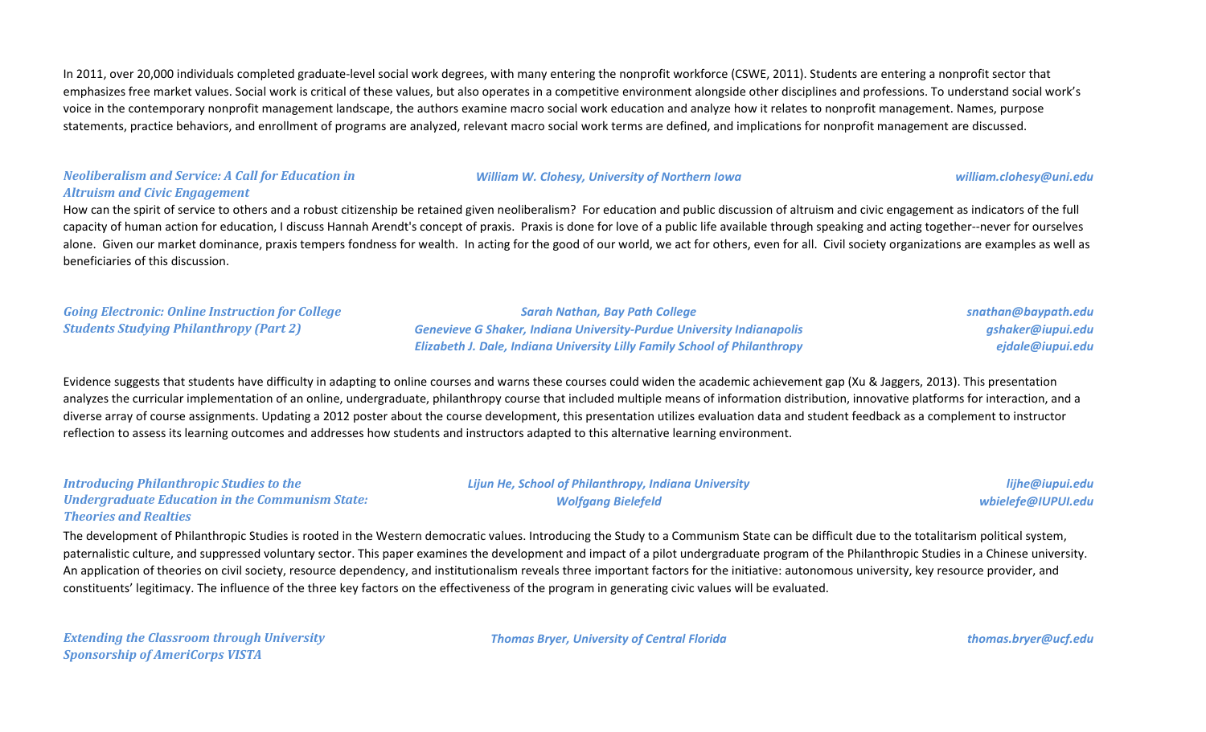In 2011, over 20,000 individuals completed graduate-level social work degrees, with many entering the nonprofit workforce (CSWE, 2011). Students are entering a nonprofit sector that emphasizes free market values. Social work is critical of these values, but also operates in a competitive environment alongside other disciplines and professions. To understand social work's voice in the contemporary nonprofit management landscape, the authors examine macro social work education and analyze how it relates to nonprofit management. Names, purpose statements, practice behaviors, and enrollment of programs are analyzed, relevant macro social work terms are defined, and implications for nonprofit management are discussed.

### *Neoliberalism and Service: A Call for Education in Altruism and Civic Engagement*

*William W. Clohesy, University of Northern Iowa* — *william.clohesy@uni.edu*

How can the spirit of service to others and a robust citizenship be retained given neoliberalism? For education and public discussion of altruism and civic engagement as indicators of the full capacity of human action for education, I discuss Hannah Arendt's concept of praxis. Praxis is done for love of a public life available through speaking and acting together--never for ourselves alone. Given our market dominance, praxis tempers fondness for wealth. In acting for the good of our world, we act for others, even for all. Civil society organizations are examples as well as beneficiaries of this discussion.

### *Going Electronic: Online Instruction for College Students Studying Philanthropy (Part 2)*

*Sarah Nathan, Bay Path College* — *snathan@baypath.edu*
*Genevieve G Shaker, Indiana University-Purdue University Indianapolis* — *gshaker@iupui.edu*
*Elizabeth J. Dale, Indiana University Lilly Family School of Philanthropy* — *ejdale@iupui.edu*

Evidence suggests that students have difficulty in adapting to online courses and warns these courses could widen the academic achievement gap (Xu & Jaggers, 2013). This presentation analyzes the curricular implementation of an online, undergraduate, philanthropy course that included multiple means of information distribution, innovative platforms for interaction, and a diverse array of course assignments. Updating a 2012 poster about the course development, this presentation utilizes evaluation data and student feedback as a complement to instructor reflection to assess its learning outcomes and addresses how students and instructors adapted to this alternative learning environment.

### *Introducing Philanthropic Studies to the Undergraduate Education in the Communism State: Theories and Realties*

*Lijun He, School of Philanthropy, Indiana University* — *lijhe@iupui.edu*
*Wolfgang Bielefeld* — *wbielefe@IUPUI.edu*

The development of Philanthropic Studies is rooted in the Western democratic values. Introducing the Study to a Communism State can be difficult due to the totalitarism political system, paternalistic culture, and suppressed voluntary sector. This paper examines the development and impact of a pilot undergraduate program of the Philanthropic Studies in a Chinese university. An application of theories on civil society, resource dependency, and institutionalism reveals three important factors for the initiative: autonomous university, key resource provider, and constituents' legitimacy. The influence of the three key factors on the effectiveness of the program in generating civic values will be evaluated.

### *Extending the Classroom through University Sponsorship of AmeriCorps VISTA*

*Thomas Bryer, University of Central Florida* — *thomas.bryer@ucf.edu*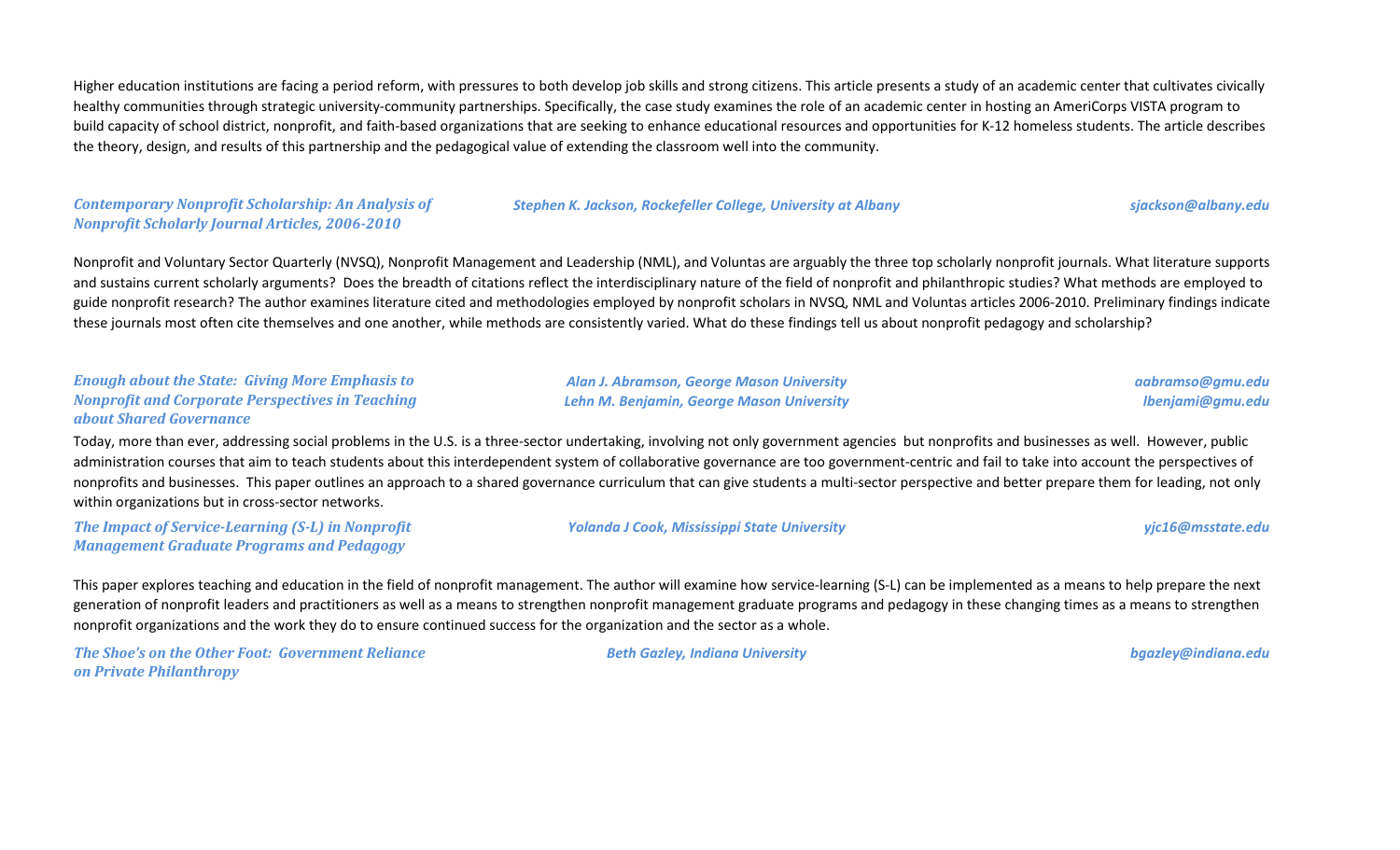Higher education institutions are facing a period reform, with pressures to both develop job skills and strong citizens. This article presents a study of an academic center that cultivates civically healthy communities through strategic university-community partnerships. Specifically, the case study examines the role of an academic center in hosting an AmeriCorps VISTA program to build capacity of school district, nonprofit, and faith-based organizations that are seeking to enhance educational resources and opportunities for K-12 homeless students. The article describes the theory, design, and results of this partnership and the pedagogical value of extending the classroom well into the community.

***Contemporary Nonprofit Scholarship: An Analysis of Nonprofit Scholarly Journal Articles, 2006-2010***

*Stephen K. Jackson, Rockefeller College, University at Albany* — *sjackson@albany.edu*

Nonprofit and Voluntary Sector Quarterly (NVSQ), Nonprofit Management and Leadership (NML), and Voluntas are arguably the three top scholarly nonprofit journals. What literature supports and sustains current scholarly arguments? Does the breadth of citations reflect the interdisciplinary nature of the field of nonprofit and philanthropic studies? What methods are employed to guide nonprofit research? The author examines literature cited and methodologies employed by nonprofit scholars in NVSQ, NML and Voluntas articles 2006-2010. Preliminary findings indicate these journals most often cite themselves and one another, while methods are consistently varied. What do these findings tell us about nonprofit pedagogy and scholarship?

***Enough about the State: Giving More Emphasis to Nonprofit and Corporate Perspectives in Teaching about Shared Governance***

*Alan J. Abramson, George Mason University* — *aabramso@gmu.edu*
*Lehn M. Benjamin, George Mason University* — *lbenjami@gmu.edu*

Today, more than ever, addressing social problems in the U.S. is a three-sector undertaking, involving not only government agencies but nonprofits and businesses as well. However, public administration courses that aim to teach students about this interdependent system of collaborative governance are too government-centric and fail to take into account the perspectives of nonprofits and businesses. This paper outlines an approach to a shared governance curriculum that can give students a multi-sector perspective and better prepare them for leading, not only within organizations but in cross-sector networks.

***The Impact of Service-Learning (S-L) in Nonprofit Management Graduate Programs and Pedagogy***

*Yolanda J Cook, Mississippi State University* — *yjc16@msstate.edu*

This paper explores teaching and education in the field of nonprofit management. The author will examine how service-learning (S-L) can be implemented as a means to help prepare the next generation of nonprofit leaders and practitioners as well as a means to strengthen nonprofit management graduate programs and pedagogy in these changing times as a means to strengthen nonprofit organizations and the work they do to ensure continued success for the organization and the sector as a whole.

***The Shoe's on the Other Foot: Government Reliance on Private Philanthropy***

*Beth Gazley, Indiana University* — *bgazley@indiana.edu*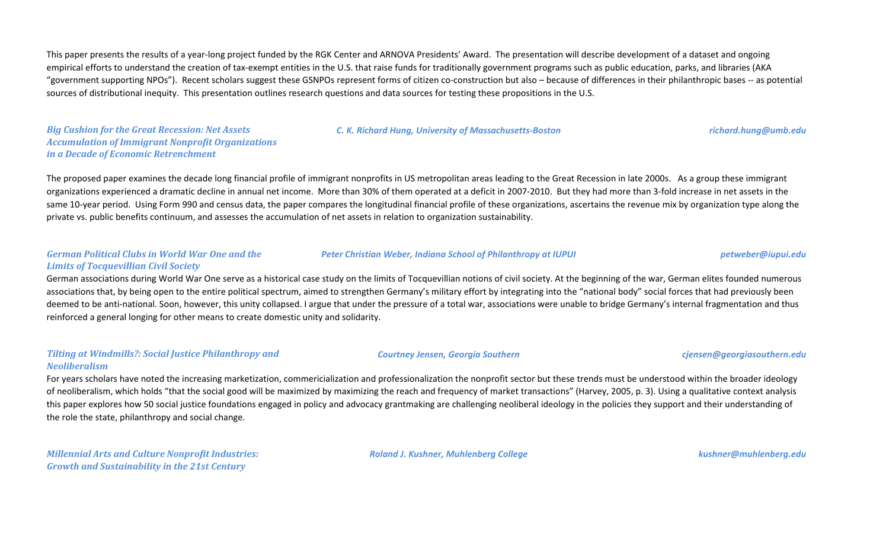This paper presents the results of a year-long project funded by the RGK Center and ARNOVA Presidents' Award. The presentation will describe development of a dataset and ongoing empirical efforts to understand the creation of tax-exempt entities in the U.S. that raise funds for traditionally government programs such as public education, parks, and libraries (AKA "government supporting NPOs"). Recent scholars suggest these GSNPOs represent forms of citizen co-construction but also – because of differences in their philanthropic bases -- as potential sources of distributional inequity. This presentation outlines research questions and data sources for testing these propositions in the U.S.

***Big Cushion for the Great Recession: Net Assets Accumulation of Immigrant Nonprofit Organizations in a Decade of Economic Retrenchment*** — *C. K. Richard Hung, University of Massachusetts-Boston* — *richard.hung@umb.edu*

The proposed paper examines the decade long financial profile of immigrant nonprofits in US metropolitan areas leading to the Great Recession in late 2000s. As a group these immigrant organizations experienced a dramatic decline in annual net income. More than 30% of them operated at a deficit in 2007-2010. But they had more than 3-fold increase in net assets in the same 10-year period. Using Form 990 and census data, the paper compares the longitudinal financial profile of these organizations, ascertains the revenue mix by organization type along the private vs. public benefits continuum, and assesses the accumulation of net assets in relation to organization sustainability.

***German Political Clubs in World War One and the Limits of Tocquevillian Civil Society*** — *Peter Christian Weber, Indiana School of Philanthropy at IUPUI* — *petweber@iupui.edu*

German associations during World War One serve as a historical case study on the limits of Tocquevillian notions of civil society. At the beginning of the war, German elites founded numerous associations that, by being open to the entire political spectrum, aimed to strengthen Germany's military effort by integrating into the "national body" social forces that had previously been deemed to be anti-national. Soon, however, this unity collapsed. I argue that under the pressure of a total war, associations were unable to bridge Germany's internal fragmentation and thus reinforced a general longing for other means to create domestic unity and solidarity.

***Tilting at Windmills?: Social Justice Philanthropy and Neoliberalism*** — *Courtney Jensen, Georgia Southern* — *cjensen@georgiasouthern.edu*

For years scholars have noted the increasing marketization, commericialization and professionalization the nonprofit sector but these trends must be understood within the broader ideology of neoliberalism, which holds "that the social good will be maximized by maximizing the reach and frequency of market transactions" (Harvey, 2005, p. 3). Using a qualitative context analysis this paper explores how 50 social justice foundations engaged in policy and advocacy grantmaking are challenging neoliberal ideology in the policies they support and their understanding of the role the state, philanthropy and social change.

***Millennial Arts and Culture Nonprofit Industries: Growth and Sustainability in the 21st Century*** — *Roland J. Kushner, Muhlenberg College* — *kushner@muhlenberg.edu*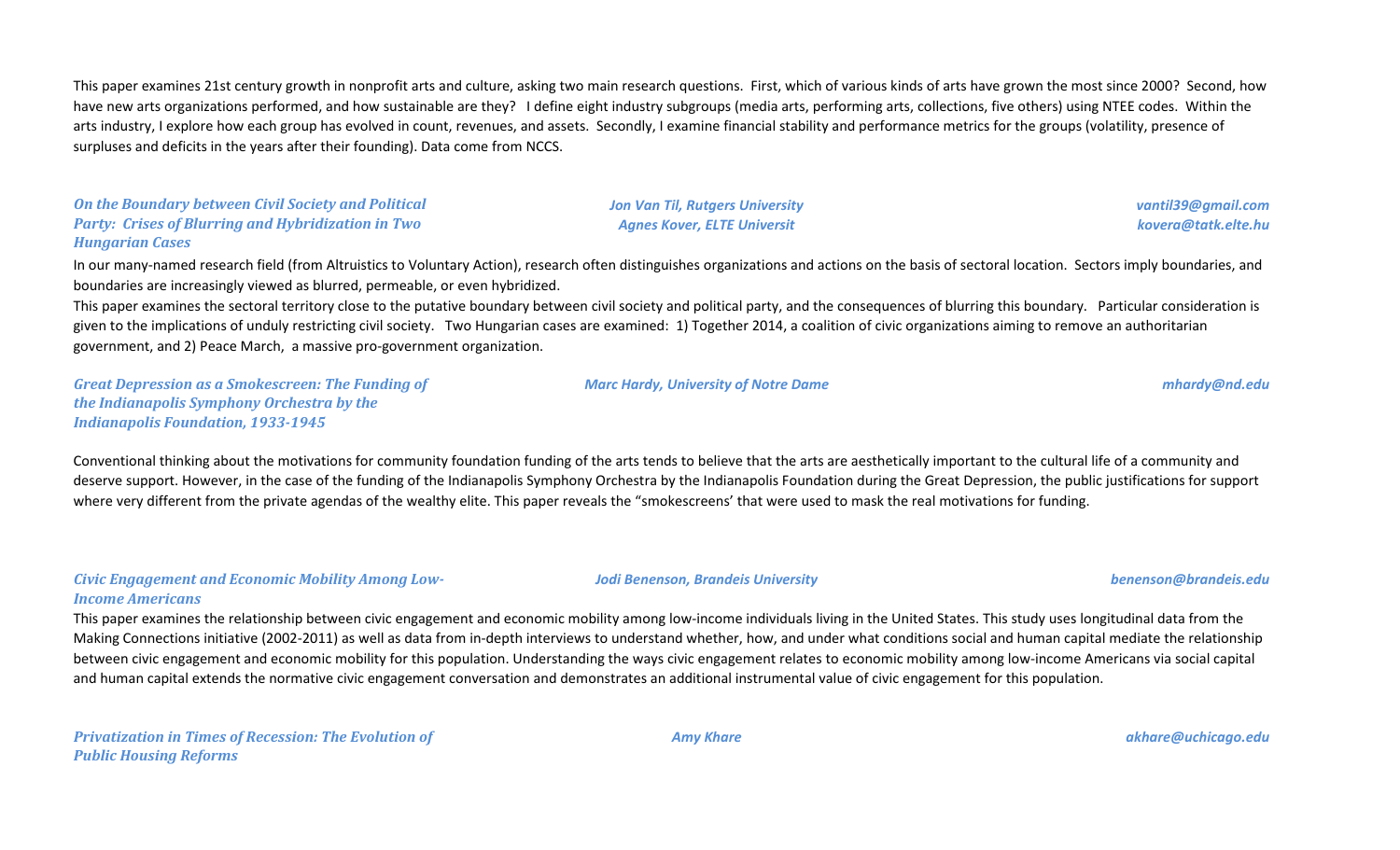This paper examines 21st century growth in nonprofit arts and culture, asking two main research questions. First, which of various kinds of arts have grown the most since 2000? Second, how have new arts organizations performed, and how sustainable are they? I define eight industry subgroups (media arts, performing arts, collections, five others) using NTEE codes. Within the arts industry, I explore how each group has evolved in count, revenues, and assets. Secondly, I examine financial stability and performance metrics for the groups (volatility, presence of surpluses and deficits in the years after their founding). Data come from NCCS.

***On the Boundary between Civil Society and Political Party: Crises of Blurring and Hybridization in Two Hungarian Cases***

*Jon Van Til, Rutgers University* — *vantil39@gmail.com*
*Agnes Kover, ELTE Universit* — *kovera@tatk.elte.hu*

In our many-named research field (from Altruistics to Voluntary Action), research often distinguishes organizations and actions on the basis of sectoral location. Sectors imply boundaries, and boundaries are increasingly viewed as blurred, permeable, or even hybridized.

This paper examines the sectoral territory close to the putative boundary between civil society and political party, and the consequences of blurring this boundary. Particular consideration is given to the implications of unduly restricting civil society. Two Hungarian cases are examined: 1) Together 2014, a coalition of civic organizations aiming to remove an authoritarian government, and 2) Peace March, a massive pro-government organization.

***Great Depression as a Smokescreen: The Funding of the Indianapolis Symphony Orchestra by the Indianapolis Foundation, 1933-1945***

*Marc Hardy, University of Notre Dame* — *mhardy@nd.edu*

Conventional thinking about the motivations for community foundation funding of the arts tends to believe that the arts are aesthetically important to the cultural life of a community and deserve support. However, in the case of the funding of the Indianapolis Symphony Orchestra by the Indianapolis Foundation during the Great Depression, the public justifications for support where very different from the private agendas of the wealthy elite. This paper reveals the "smokescreens' that were used to mask the real motivations for funding.

***Civic Engagement and Economic Mobility Among Low-Income Americans***

*Jodi Benenson, Brandeis University* — *benenson@brandeis.edu*

This paper examines the relationship between civic engagement and economic mobility among low-income individuals living in the United States. This study uses longitudinal data from the Making Connections initiative (2002-2011) as well as data from in-depth interviews to understand whether, how, and under what conditions social and human capital mediate the relationship between civic engagement and economic mobility for this population. Understanding the ways civic engagement relates to economic mobility among low-income Americans via social capital and human capital extends the normative civic engagement conversation and demonstrates an additional instrumental value of civic engagement for this population.

***Privatization in Times of Recession: The Evolution of Public Housing Reforms***

*Amy Khare* — *akhare@uchicago.edu*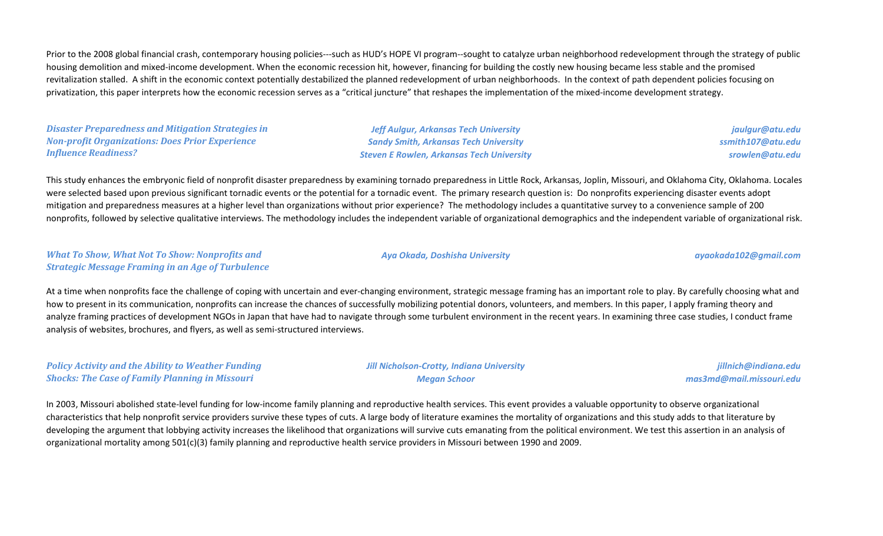Prior to the 2008 global financial crash, contemporary housing policies---such as HUD's HOPE VI program--sought to catalyze urban neighborhood redevelopment through the strategy of public housing demolition and mixed-income development. When the economic recession hit, however, financing for building the costly new housing became less stable and the promised revitalization stalled. A shift in the economic context potentially destabilized the planned redevelopment of urban neighborhoods. In the context of path dependent policies focusing on privatization, this paper interprets how the economic recession serves as a "critical juncture" that reshapes the implementation of the mixed-income development strategy.

***Disaster Preparedness and Mitigation Strategies in Non-profit Organizations: Does Prior Experience Influence Readiness?***

*Jeff Aulgur, Arkansas Tech University* — *jaulgur@atu.edu*
*Sandy Smith, Arkansas Tech University* — *ssmith107@atu.edu*
*Steven E Rowlen, Arkansas Tech University* — *srowlen@atu.edu*

This study enhances the embryonic field of nonprofit disaster preparedness by examining tornado preparedness in Little Rock, Arkansas, Joplin, Missouri, and Oklahoma City, Oklahoma. Locales were selected based upon previous significant tornadic events or the potential for a tornadic event. The primary research question is: Do nonprofits experiencing disaster events adopt mitigation and preparedness measures at a higher level than organizations without prior experience? The methodology includes a quantitative survey to a convenience sample of 200 nonprofits, followed by selective qualitative interviews. The methodology includes the independent variable of organizational demographics and the independent variable of organizational risk.

***What To Show, What Not To Show: Nonprofits and Strategic Message Framing in an Age of Turbulence***

*Aya Okada, Doshisha University* — *ayaokada102@gmail.com*

At a time when nonprofits face the challenge of coping with uncertain and ever-changing environment, strategic message framing has an important role to play. By carefully choosing what and how to present in its communication, nonprofits can increase the chances of successfully mobilizing potential donors, volunteers, and members. In this paper, I apply framing theory and analyze framing practices of development NGOs in Japan that have had to navigate through some turbulent environment in the recent years. In examining three case studies, I conduct frame analysis of websites, brochures, and flyers, as well as semi-structured interviews.

***Policy Activity and the Ability to Weather Funding Shocks: The Case of Family Planning in Missouri***

*Jill Nicholson-Crotty, Indiana University* — *jillnich@indiana.edu*
*Megan Schoor* — *mas3md@mail.missouri.edu*

In 2003, Missouri abolished state-level funding for low-income family planning and reproductive health services. This event provides a valuable opportunity to observe organizational characteristics that help nonprofit service providers survive these types of cuts. A large body of literature examines the mortality of organizations and this study adds to that literature by developing the argument that lobbying activity increases the likelihood that organizations will survive cuts emanating from the political environment. We test this assertion in an analysis of organizational mortality among 501(c)(3) family planning and reproductive health service providers in Missouri between 1990 and 2009.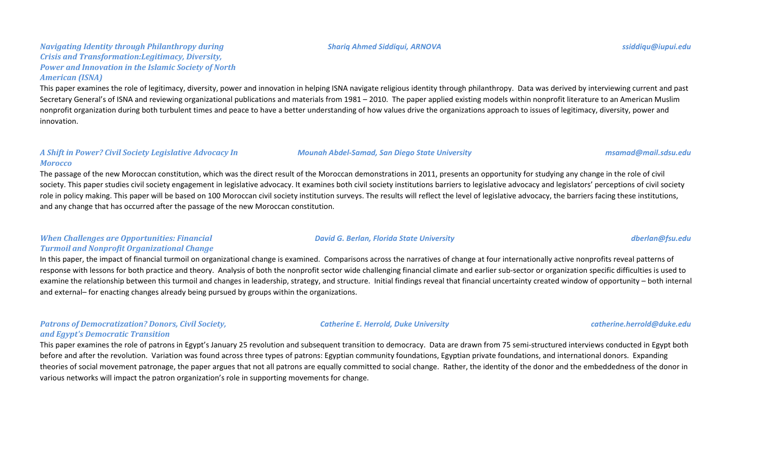***Navigating Identity through Philanthropy during Crisis and Transformation:Legitimacy, Diversity, Power and Innovation in the Islamic Society of North American (ISNA)***

***Shariq Ahmed Siddiqui, ARNOVA*** — ***ssiddiqu@iupui.edu***

This paper examines the role of legitimacy, diversity, power and innovation in helping ISNA navigate religious identity through philanthropy. Data was derived by interviewing current and past Secretary General's of ISNA and reviewing organizational publications and materials from 1981 – 2010. The paper applied existing models within nonprofit literature to an American Muslim nonprofit organization during both turbulent times and peace to have a better understanding of how values drive the organizations approach to issues of legitimacy, diversity, power and innovation.

***A Shift in Power? Civil Society Legislative Advocacy In Morocco***

***Mounah Abdel-Samad, San Diego State University*** — ***msamad@mail.sdsu.edu***

The passage of the new Moroccan constitution, which was the direct result of the Moroccan demonstrations in 2011, presents an opportunity for studying any change in the role of civil society. This paper studies civil society engagement in legislative advocacy. It examines both civil society institutions barriers to legislative advocacy and legislators' perceptions of civil society role in policy making. This paper will be based on 100 Moroccan civil society institution surveys. The results will reflect the level of legislative advocacy, the barriers facing these institutions, and any change that has occurred after the passage of the new Moroccan constitution.

***When Challenges are Opportunities: Financial Turmoil and Nonprofit Organizational Change***

***David G. Berlan, Florida State University*** — ***dberlan@fsu.edu***

In this paper, the impact of financial turmoil on organizational change is examined. Comparisons across the narratives of change at four internationally active nonprofits reveal patterns of response with lessons for both practice and theory. Analysis of both the nonprofit sector wide challenging financial climate and earlier sub-sector or organization specific difficulties is used to examine the relationship between this turmoil and changes in leadership, strategy, and structure. Initial findings reveal that financial uncertainty created window of opportunity – both internal and external– for enacting changes already being pursued by groups within the organizations.

***Patrons of Democratization? Donors, Civil Society, and Egypt's Democratic Transition***

***Catherine E. Herrold, Duke University*** — ***catherine.herrold@duke.edu***

This paper examines the role of patrons in Egypt's January 25 revolution and subsequent transition to democracy. Data are drawn from 75 semi-structured interviews conducted in Egypt both before and after the revolution. Variation was found across three types of patrons: Egyptian community foundations, Egyptian private foundations, and international donors. Expanding theories of social movement patronage, the paper argues that not all patrons are equally committed to social change. Rather, the identity of the donor and the embeddedness of the donor in various networks will impact the patron organization's role in supporting movements for change.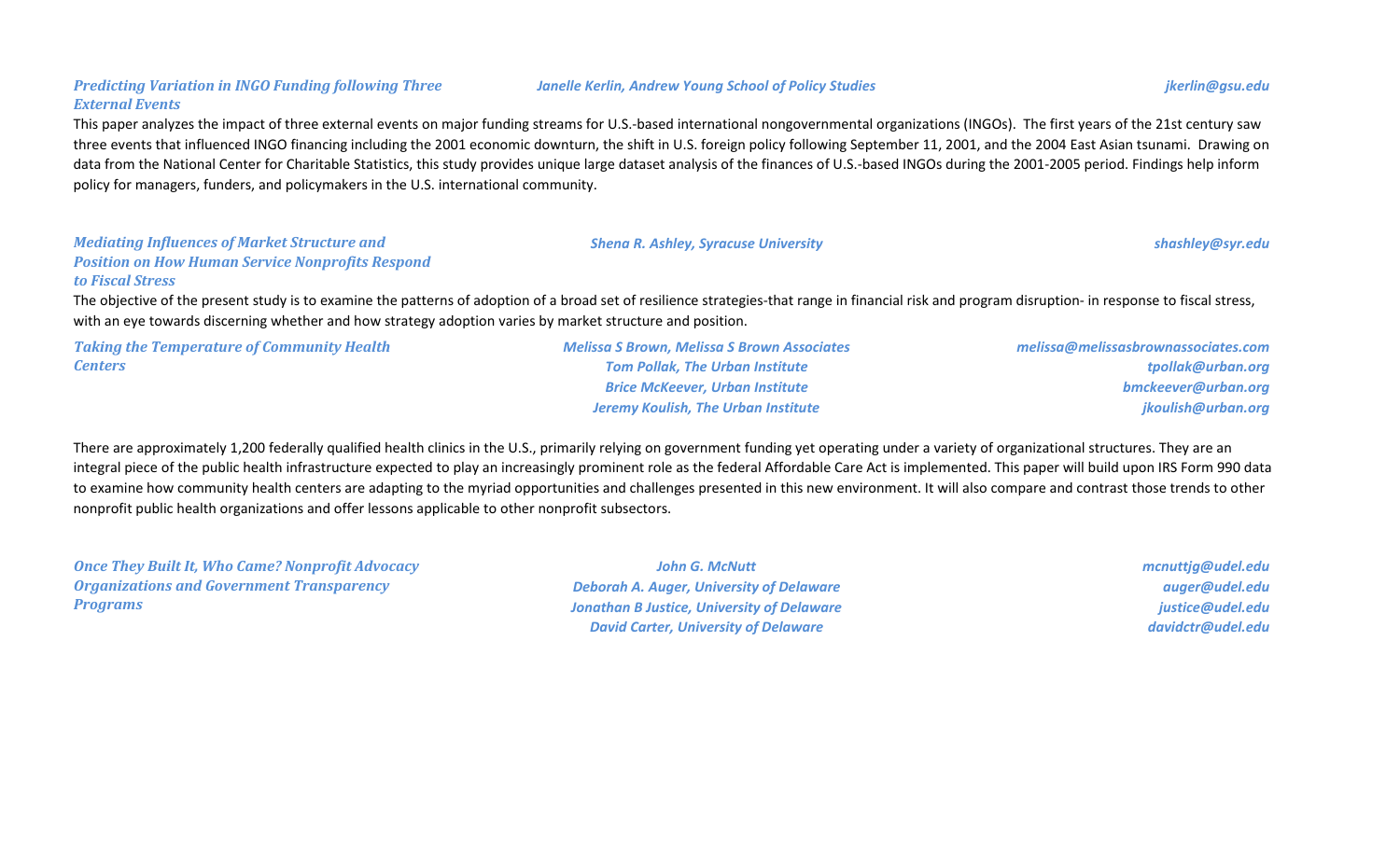***Predicting Variation in INGO Funding following Three External Events***

*Janelle Kerlin, Andrew Young School of Policy Studies* — *jkerlin@gsu.edu*

This paper analyzes the impact of three external events on major funding streams for U.S.-based international nongovernmental organizations (INGOs). The first years of the 21st century saw three events that influenced INGO financing including the 2001 economic downturn, the shift in U.S. foreign policy following September 11, 2001, and the 2004 East Asian tsunami. Drawing on data from the National Center for Charitable Statistics, this study provides unique large dataset analysis of the finances of U.S.-based INGOs during the 2001-2005 period. Findings help inform policy for managers, funders, and policymakers in the U.S. international community.

***Mediating Influences of Market Structure and Position on How Human Service Nonprofits Respond to Fiscal Stress***

*Shena R. Ashley, Syracuse University* — *shashley@syr.edu*

The objective of the present study is to examine the patterns of adoption of a broad set of resilience strategies-that range in financial risk and program disruption- in response to fiscal stress, with an eye towards discerning whether and how strategy adoption varies by market structure and position.

***Taking the Temperature of Community Health Centers***

*Melissa S Brown, Melissa S Brown Associates* — *melissa@melissasbrownassociates.com*
*Tom Pollak, The Urban Institute* — *tpollak@urban.org*
*Brice McKeever, Urban Institute* — *bmckeever@urban.org*
*Jeremy Koulish, The Urban Institute* — *jkoulish@urban.org*

There are approximately 1,200 federally qualified health clinics in the U.S., primarily relying on government funding yet operating under a variety of organizational structures. They are an integral piece of the public health infrastructure expected to play an increasingly prominent role as the federal Affordable Care Act is implemented. This paper will build upon IRS Form 990 data to examine how community health centers are adapting to the myriad opportunities and challenges presented in this new environment. It will also compare and contrast those trends to other nonprofit public health organizations and offer lessons applicable to other nonprofit subsectors.

***Once They Built It, Who Came? Nonprofit Advocacy Organizations and Government Transparency Programs***

*John G. McNutt* — *mcnuttjg@udel.edu*
*Deborah A. Auger, University of Delaware* — *auger@udel.edu*
*Jonathan B Justice, University of Delaware* — *justice@udel.edu*
*David Carter, University of Delaware* — *davidctr@udel.edu*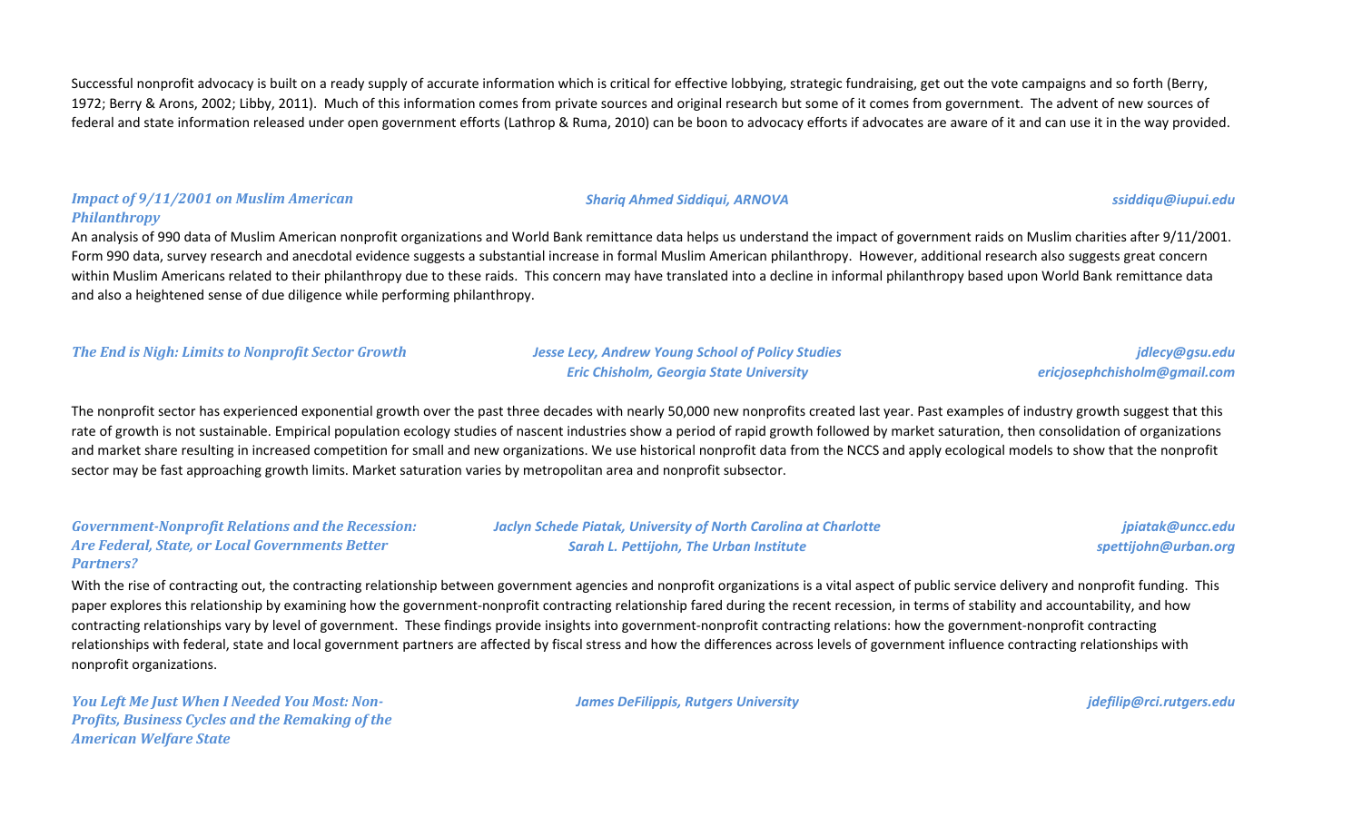Successful nonprofit advocacy is built on a ready supply of accurate information which is critical for effective lobbying, strategic fundraising, get out the vote campaigns and so forth (Berry, 1972; Berry & Arons, 2002; Libby, 2011). Much of this information comes from private sources and original research but some of it comes from government. The advent of new sources of federal and state information released under open government efforts (Lathrop & Ruma, 2010) can be boon to advocacy efforts if advocates are aware of it and can use it in the way provided.

### *Impact of 9/11/2001 on Muslim American Philanthropy*

*Shariq Ahmed Siddiqui, ARNOVA* — *ssiddiqu@iupui.edu*

An analysis of 990 data of Muslim American nonprofit organizations and World Bank remittance data helps us understand the impact of government raids on Muslim charities after 9/11/2001. Form 990 data, survey research and anecdotal evidence suggests a substantial increase in formal Muslim American philanthropy. However, additional research also suggests great concern within Muslim Americans related to their philanthropy due to these raids. This concern may have translated into a decline in informal philanthropy based upon World Bank remittance data and also a heightened sense of due diligence while performing philanthropy.

### *The End is Nigh: Limits to Nonprofit Sector Growth*

*Jesse Lecy, Andrew Young School of Policy Studies* — *jdlecy@gsu.edu*
*Eric Chisholm, Georgia State University* — *ericjosephchisholm@gmail.com*

The nonprofit sector has experienced exponential growth over the past three decades with nearly 50,000 new nonprofits created last year. Past examples of industry growth suggest that this rate of growth is not sustainable. Empirical population ecology studies of nascent industries show a period of rapid growth followed by market saturation, then consolidation of organizations and market share resulting in increased competition for small and new organizations. We use historical nonprofit data from the NCCS and apply ecological models to show that the nonprofit sector may be fast approaching growth limits. Market saturation varies by metropolitan area and nonprofit subsector.

### *Government-Nonprofit Relations and the Recession: Are Federal, State, or Local Governments Better Partners?*

*Jaclyn Schede Piatak, University of North Carolina at Charlotte* — *jpiatak@uncc.edu*
*Sarah L. Pettijohn, The Urban Institute* — *spettijohn@urban.org*

With the rise of contracting out, the contracting relationship between government agencies and nonprofit organizations is a vital aspect of public service delivery and nonprofit funding. This paper explores this relationship by examining how the government-nonprofit contracting relationship fared during the recent recession, in terms of stability and accountability, and how contracting relationships vary by level of government. These findings provide insights into government-nonprofit contracting relations: how the government-nonprofit contracting relationships with federal, state and local government partners are affected by fiscal stress and how the differences across levels of government influence contracting relationships with nonprofit organizations.

### *You Left Me Just When I Needed You Most: Non-Profits, Business Cycles and the Remaking of the American Welfare State*

*James DeFilippis, Rutgers University* — *jdefilip@rci.rutgers.edu*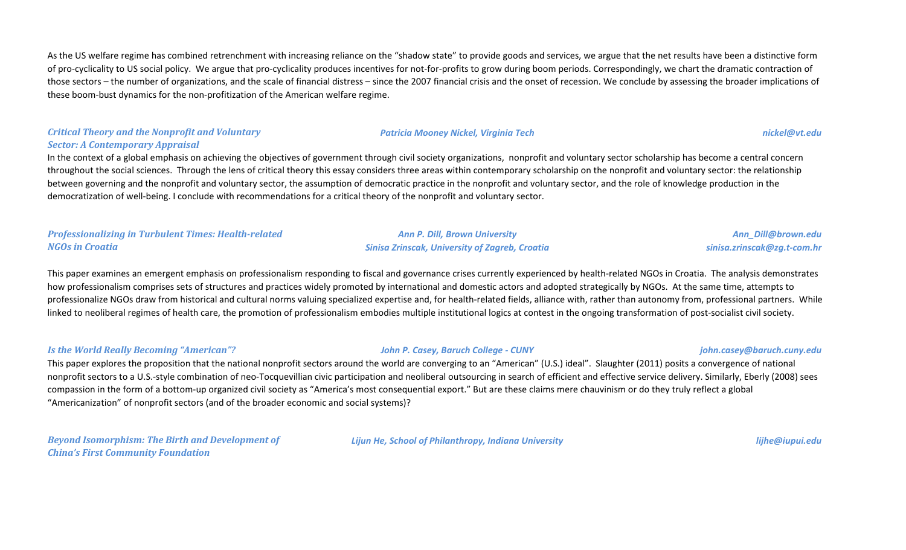As the US welfare regime has combined retrenchment with increasing reliance on the "shadow state" to provide goods and services, we argue that the net results have been a distinctive form of pro-cyclicality to US social policy. We argue that pro-cyclicality produces incentives for not-for-profits to grow during boom periods. Correspondingly, we chart the dramatic contraction of those sectors – the number of organizations, and the scale of financial distress – since the 2007 financial crisis and the onset of recession. We conclude by assessing the broader implications of these boom-bust dynamics for the non-profitization of the American welfare regime.

***Critical Theory and the Nonprofit and Voluntary Sector: A Contemporary Appraisal***

*Patricia Mooney Nickel, Virginia Tech* — *nickel@vt.edu*

In the context of a global emphasis on achieving the objectives of government through civil society organizations, nonprofit and voluntary sector scholarship has become a central concern throughout the social sciences. Through the lens of critical theory this essay considers three areas within contemporary scholarship on the nonprofit and voluntary sector: the relationship between governing and the nonprofit and voluntary sector, the assumption of democratic practice in the nonprofit and voluntary sector, and the role of knowledge production in the democratization of well-being. I conclude with recommendations for a critical theory of the nonprofit and voluntary sector.

***Professionalizing in Turbulent Times: Health-related NGOs in Croatia***

*Ann P. Dill, Brown University* — *Ann_Dill@brown.edu*
*Sinisa Zrinscak, University of Zagreb, Croatia* — *sinisa.zrinscak@zg.t-com.hr*

This paper examines an emergent emphasis on professionalism responding to fiscal and governance crises currently experienced by health-related NGOs in Croatia. The analysis demonstrates how professionalism comprises sets of structures and practices widely promoted by international and domestic actors and adopted strategically by NGOs. At the same time, attempts to professionalize NGOs draw from historical and cultural norms valuing specialized expertise and, for health-related fields, alliance with, rather than autonomy from, professional partners. While linked to neoliberal regimes of health care, the promotion of professionalism embodies multiple institutional logics at contest in the ongoing transformation of post-socialist civil society.

***Is the World Really Becoming "American"?***

*John P. Casey, Baruch College - CUNY* — *john.casey@baruch.cuny.edu*

This paper explores the proposition that the national nonprofit sectors around the world are converging to an "American" (U.S.) ideal". Slaughter (2011) posits a convergence of national nonprofit sectors to a U.S.-style combination of neo-Tocquevillian civic participation and neoliberal outsourcing in search of efficient and effective service delivery. Similarly, Eberly (2008) sees compassion in the form of a bottom-up organized civil society as "America's most consequential export." But are these claims mere chauvinism or do they truly reflect a global "Americanization" of nonprofit sectors (and of the broader economic and social systems)?

***Beyond Isomorphism: The Birth and Development of China's First Community Foundation***

*Lijun He, School of Philanthropy, Indiana University* — *lijhe@iupui.edu*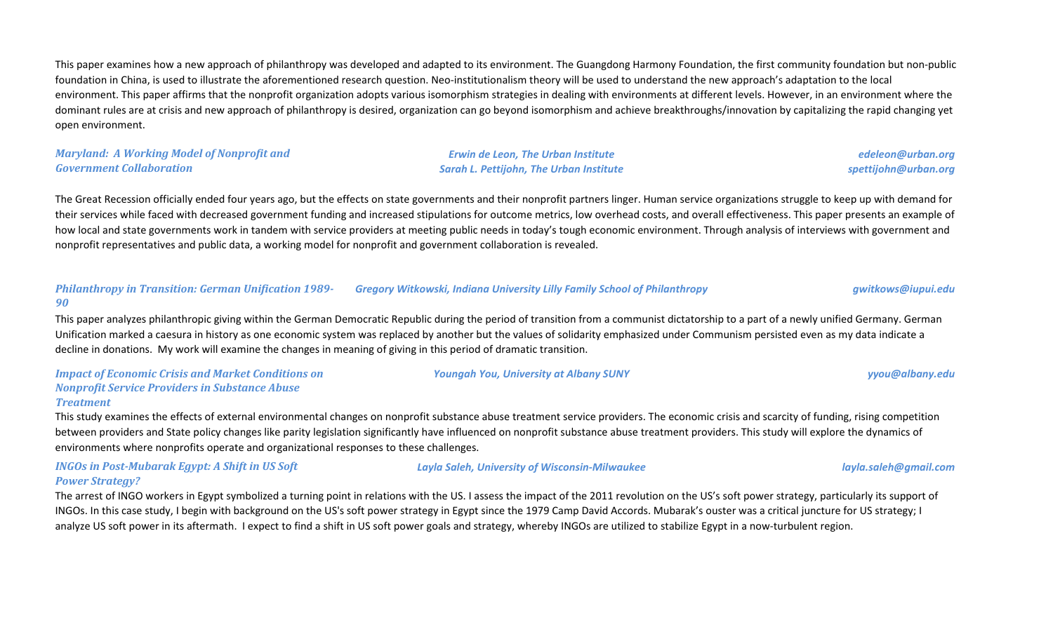This paper examines how a new approach of philanthropy was developed and adapted to its environment. The Guangdong Harmony Foundation, the first community foundation but non-public foundation in China, is used to illustrate the aforementioned research question. Neo-institutionalism theory will be used to understand the new approach's adaptation to the local environment. This paper affirms that the nonprofit organization adopts various isomorphism strategies in dealing with environments at different levels. However, in an environment where the dominant rules are at crisis and new approach of philanthropy is desired, organization can go beyond isomorphism and achieve breakthroughs/innovation by capitalizing the rapid changing yet open environment.

***Maryland: A Working Model of Nonprofit and Government Collaboration***

*Erwin de Leon, The Urban Institute* — *edeleon@urban.org*
*Sarah L. Pettijohn, The Urban Institute* — *spettijohn@urban.org*

The Great Recession officially ended four years ago, but the effects on state governments and their nonprofit partners linger. Human service organizations struggle to keep up with demand for their services while faced with decreased government funding and increased stipulations for outcome metrics, low overhead costs, and overall effectiveness. This paper presents an example of how local and state governments work in tandem with service providers at meeting public needs in today's tough economic environment. Through analysis of interviews with government and nonprofit representatives and public data, a working model for nonprofit and government collaboration is revealed.

***Philanthropy in Transition: German Unification 1989-90***

*Gregory Witkowski, Indiana University Lilly Family School of Philanthropy* — *gwitkows@iupui.edu*

This paper analyzes philanthropic giving within the German Democratic Republic during the period of transition from a communist dictatorship to a part of a newly unified Germany. German Unification marked a caesura in history as one economic system was replaced by another but the values of solidarity emphasized under Communism persisted even as my data indicate a decline in donations. My work will examine the changes in meaning of giving in this period of dramatic transition.

***Impact of Economic Crisis and Market Conditions on Nonprofit Service Providers in Substance Abuse Treatment***

*Youngah You, University at Albany SUNY* — *yyou@albany.edu*

This study examines the effects of external environmental changes on nonprofit substance abuse treatment service providers. The economic crisis and scarcity of funding, rising competition between providers and State policy changes like parity legislation significantly have influenced on nonprofit substance abuse treatment providers. This study will explore the dynamics of environments where nonprofits operate and organizational responses to these challenges.

***INGOs in Post-Mubarak Egypt: A Shift in US Soft Power Strategy?***

*Layla Saleh, University of Wisconsin-Milwaukee* — *layla.saleh@gmail.com*

The arrest of INGO workers in Egypt symbolized a turning point in relations with the US. I assess the impact of the 2011 revolution on the US's soft power strategy, particularly its support of INGOs. In this case study, I begin with background on the US's soft power strategy in Egypt since the 1979 Camp David Accords. Mubarak's ouster was a critical juncture for US strategy; I analyze US soft power in its aftermath. I expect to find a shift in US soft power goals and strategy, whereby INGOs are utilized to stabilize Egypt in a now-turbulent region.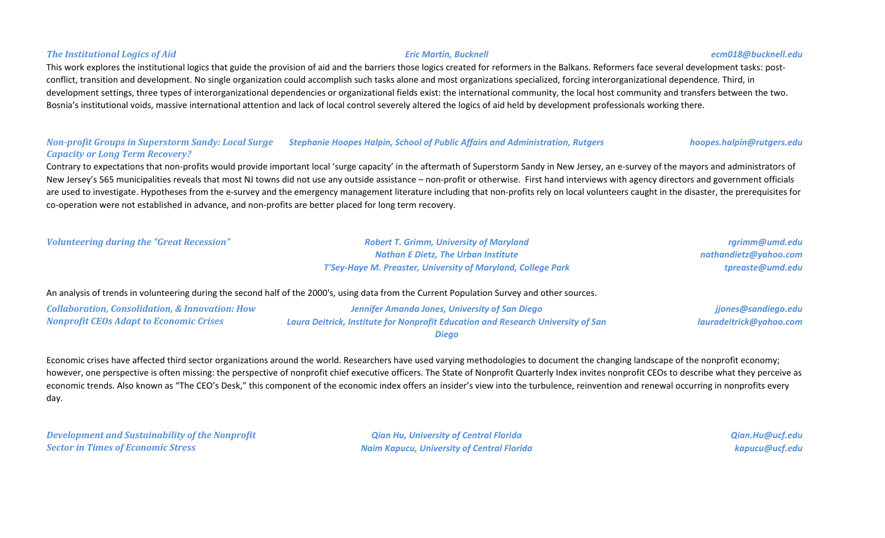***The Institutional Logics of Aid*** — *Eric Martin, Bucknell* — *ecm018@bucknell.edu*

This work explores the institutional logics that guide the provision of aid and the barriers those logics created for reformers in the Balkans. Reformers face several development tasks: post-conflict, transition and development. No single organization could accomplish such tasks alone and most organizations specialized, forcing interorganizational dependence. Third, in development settings, three types of interorganizational dependencies or organizational fields exist: the international community, the local host community and transfers between the two. Bosnia's institutional voids, massive international attention and lack of local control severely altered the logics of aid held by development professionals working there.

***Non-profit Groups in Superstorm Sandy: Local Surge Capacity or Long Term Recovery?*** — *Stephanie Hoopes Halpin, School of Public Affairs and Administration, Rutgers* — *hoopes.halpin@rutgers.edu*

Contrary to expectations that non-profits would provide important local 'surge capacity' in the aftermath of Superstorm Sandy in New Jersey, an e-survey of the mayors and administrators of New Jersey's 565 municipalities reveals that most NJ towns did not use any outside assistance – non-profit or otherwise. First hand interviews with agency directors and government officials are used to investigate. Hypotheses from the e-survey and the emergency management literature including that non-profits rely on local volunteers caught in the disaster, the prerequisites for co-operation were not established in advance, and non-profits are better placed for long term recovery.

***Volunteering during the "Great Recession"***

*Robert T. Grimm, University of Maryland* — *rgrimm@umd.edu*
*Nathan E Dietz, The Urban Institute* — *nathandietz@yahoo.com*
*T'Sey-Haye M. Preaster, University of Maryland, College Park* — *tpreaste@umd.edu*

An analysis of trends in volunteering during the second half of the 2000's, using data from the Current Population Survey and other sources.

***Collaboration, Consolidation, & Innovation: How Nonprofit CEOs Adapt to Economic Crises***

*Jennifer Amanda Jones, University of San Diego* — *jjones@sandiego.edu*
*Laura Deitrick, Institute for Nonprofit Education and Research University of San Diego* — *lauradeitrick@yahoo.com*

Economic crises have affected third sector organizations around the world. Researchers have used varying methodologies to document the changing landscape of the nonprofit economy; however, one perspective is often missing: the perspective of nonprofit chief executive officers. The State of Nonprofit Quarterly Index invites nonprofit CEOs to describe what they perceive as economic trends. Also known as "The CEO's Desk," this component of the economic index offers an insider's view into the turbulence, reinvention and renewal occurring in nonprofits every day.

***Development and Sustainability of the Nonprofit Sector in Times of Economic Stress***

*Qian Hu, University of Central Florida* — *Qian.Hu@ucf.edu*
*Naim Kapucu, University of Central Florida* — *kapucu@ucf.edu*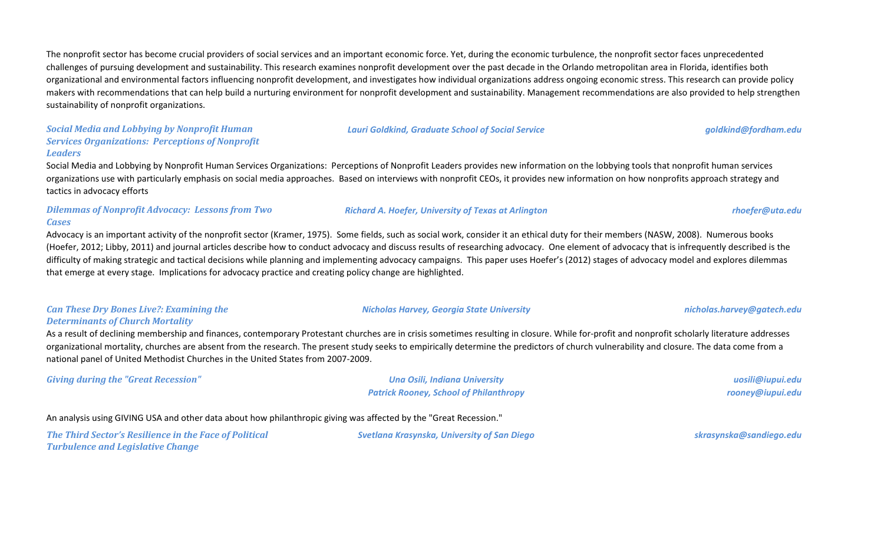The nonprofit sector has become crucial providers of social services and an important economic force. Yet, during the economic turbulence, the nonprofit sector faces unprecedented challenges of pursuing development and sustainability. This research examines nonprofit development over the past decade in the Orlando metropolitan area in Florida, identifies both organizational and environmental factors influencing nonprofit development, and investigates how individual organizations address ongoing economic stress. This research can provide policy makers with recommendations that can help build a nurturing environment for nonprofit development and sustainability. Management recommendations are also provided to help strengthen sustainability of nonprofit organizations.

***Social Media and Lobbying by Nonprofit Human Services Organizations: Perceptions of Nonprofit Leaders*** — *Lauri Goldkind, Graduate School of Social Service* — *goldkind@fordham.edu*

Social Media and Lobbying by Nonprofit Human Services Organizations: Perceptions of Nonprofit Leaders provides new information on the lobbying tools that nonprofit human services organizations use with particularly emphasis on social media approaches. Based on interviews with nonprofit CEOs, it provides new information on how nonprofits approach strategy and tactics in advocacy efforts

***Dilemmas of Nonprofit Advocacy: Lessons from Two Cases*** — *Richard A. Hoefer, University of Texas at Arlington* — *rhoefer@uta.edu*

Advocacy is an important activity of the nonprofit sector (Kramer, 1975). Some fields, such as social work, consider it an ethical duty for their members (NASW, 2008). Numerous books (Hoefer, 2012; Libby, 2011) and journal articles describe how to conduct advocacy and discuss results of researching advocacy. One element of advocacy that is infrequently described is the difficulty of making strategic and tactical decisions while planning and implementing advocacy campaigns. This paper uses Hoefer's (2012) stages of advocacy model and explores dilemmas that emerge at every stage. Implications for advocacy practice and creating policy change are highlighted.

***Can These Dry Bones Live?: Examining the Determinants of Church Mortality*** — *Nicholas Harvey, Georgia State University* — *nicholas.harvey@gatech.edu*

As a result of declining membership and finances, contemporary Protestant churches are in crisis sometimes resulting in closure. While for-profit and nonprofit scholarly literature addresses organizational mortality, churches are absent from the research. The present study seeks to empirically determine the predictors of church vulnerability and closure. The data come from a national panel of United Methodist Churches in the United States from 2007-2009.

***Giving during the "Great Recession"*** — *Una Osili, Indiana University* — *uosili@iupui.edu*; *Patrick Rooney, School of Philanthropy* — *rooney@iupui.edu*

An analysis using GIVING USA and other data about how philanthropic giving was affected by the "Great Recession."

***The Third Sector's Resilience in the Face of Political Turbulence and Legislative Change*** — *Svetlana Krasynska, University of San Diego* — *skrasynska@sandiego.edu*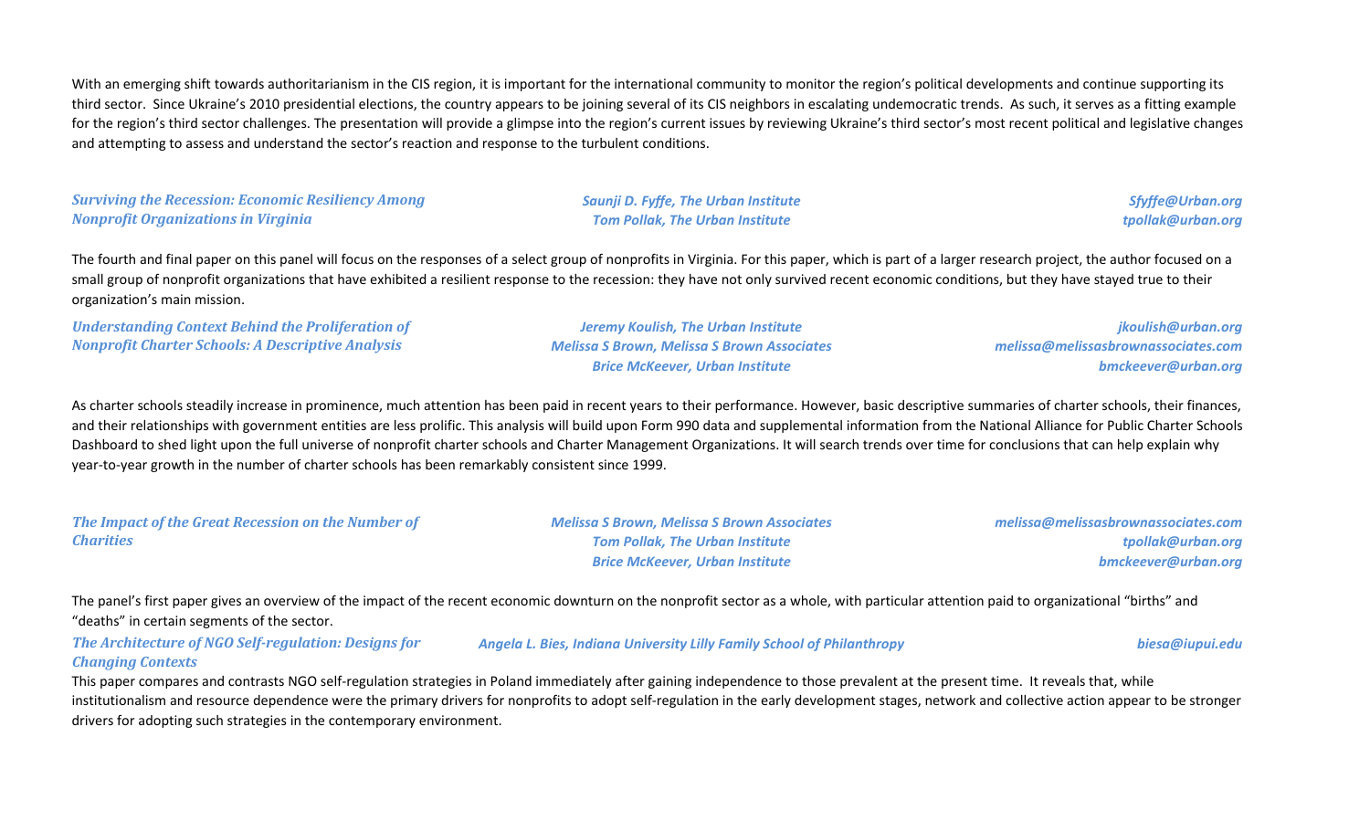With an emerging shift towards authoritarianism in the CIS region, it is important for the international community to monitor the region's political developments and continue supporting its third sector. Since Ukraine's 2010 presidential elections, the country appears to be joining several of its CIS neighbors in escalating undemocratic trends. As such, it serves as a fitting example for the region's third sector challenges. The presentation will provide a glimpse into the region's current issues by reviewing Ukraine's third sector's most recent political and legislative changes and attempting to assess and understand the sector's reaction and response to the turbulent conditions.

| | | |
|---|---|---|
| ***Surviving the Recession: Economic Resiliency Among Nonprofit Organizations in Virginia*** | *Saunji D. Fyffe, The Urban Institute*<br>*Tom Pollak, The Urban Institute* | *Sfyffe@Urban.org*<br>*tpollak@urban.org* |

The fourth and final paper on this panel will focus on the responses of a select group of nonprofits in Virginia. For this paper, which is part of a larger research project, the author focused on a small group of nonprofit organizations that have exhibited a resilient response to the recession: they have not only survived recent economic conditions, but they have stayed true to their organization's main mission.

| | | |
|---|---|---|
| ***Understanding Context Behind the Proliferation of Nonprofit Charter Schools: A Descriptive Analysis*** | *Jeremy Koulish, The Urban Institute*<br>*Melissa S Brown, Melissa S Brown Associates*<br>*Brice McKeever, Urban Institute* | *jkoulish@urban.org*<br>*melissa@melissasbrownassociates.com*<br>*bmckeever@urban.org* |

As charter schools steadily increase in prominence, much attention has been paid in recent years to their performance. However, basic descriptive summaries of charter schools, their finances, and their relationships with government entities are less prolific. This analysis will build upon Form 990 data and supplemental information from the National Alliance for Public Charter Schools Dashboard to shed light upon the full universe of nonprofit charter schools and Charter Management Organizations. It will search trends over time for conclusions that can help explain why year-to-year growth in the number of charter schools has been remarkably consistent since 1999.

| | | |
|---|---|---|
| ***The Impact of the Great Recession on the Number of Charities*** | *Melissa S Brown, Melissa S Brown Associates*<br>*Tom Pollak, The Urban Institute*<br>*Brice McKeever, Urban Institute* | *melissa@melissasbrownassociates.com*<br>*tpollak@urban.org*<br>*bmckeever@urban.org* |

The panel's first paper gives an overview of the impact of the recent economic downturn on the nonprofit sector as a whole, with particular attention paid to organizational "births" and "deaths" in certain segments of the sector.

| | | |
|---|---|---|
| ***The Architecture of NGO Self-regulation: Designs for Changing Contexts*** | *Angela L. Bies, Indiana University Lilly Family School of Philanthropy* | *biesa@iupui.edu* |

This paper compares and contrasts NGO self-regulation strategies in Poland immediately after gaining independence to those prevalent at the present time. It reveals that, while institutionalism and resource dependence were the primary drivers for nonprofits to adopt self-regulation in the early development stages, network and collective action appear to be stronger drivers for adopting such strategies in the contemporary environment.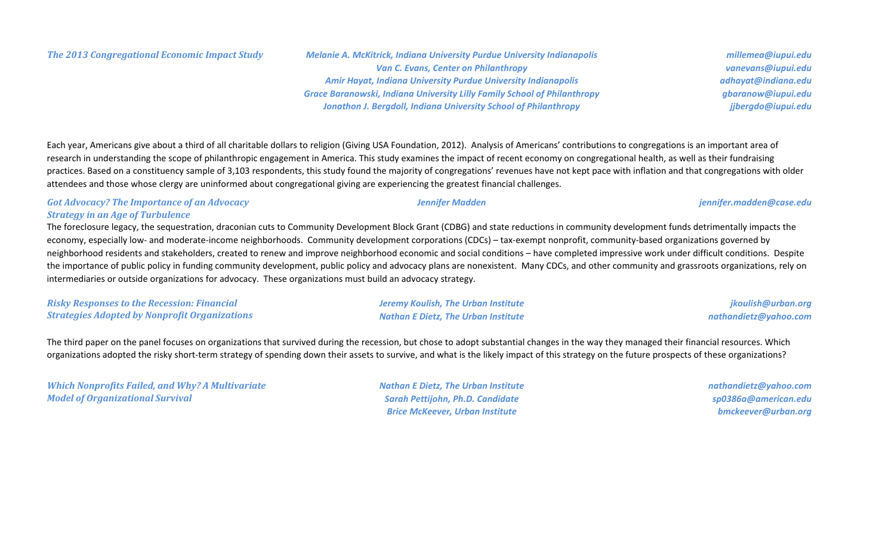***The 2013 Congregational Economic Impact Study***

*Melanie A. McKitrick, Indiana University Purdue University Indianapolis* — *millemea@iupui.edu*
*Van C. Evans, Center on Philanthropy* — *vanevans@iupui.edu*
*Amir Hayat, Indiana University Purdue University Indianapolis* — *adhayat@indiana.edu*
*Grace Baranowski, Indiana University Lilly Family School of Philanthropy* — *gbaranow@iupui.edu*
*Jonathon J. Bergdoll, Indiana University School of Philanthropy* — *jjbergdo@iupui.edu*

Each year, Americans give about a third of all charitable dollars to religion (Giving USA Foundation, 2012). Analysis of Americans' contributions to congregations is an important area of research in understanding the scope of philanthropic engagement in America. This study examines the impact of recent economy on congregational health, as well as their fundraising practices. Based on a constituency sample of 3,103 respondents, this study found the majority of congregations' revenues have not kept pace with inflation and that congregations with older attendees and those whose clergy are uninformed about congregational giving are experiencing the greatest financial challenges.

***Got Advocacy? The Importance of an Advocacy Strategy in an Age of Turbulence***

*Jennifer Madden* — *jennifer.madden@case.edu*

The foreclosure legacy, the sequestration, draconian cuts to Community Development Block Grant (CDBG) and state reductions in community development funds detrimentally impacts the economy, especially low- and moderate-income neighborhoods. Community development corporations (CDCs) – tax-exempt nonprofit, community-based organizations governed by neighborhood residents and stakeholders, created to renew and improve neighborhood economic and social conditions – have completed impressive work under difficult conditions. Despite the importance of public policy in funding community development, public policy and advocacy plans are nonexistent. Many CDCs, and other community and grassroots organizations, rely on intermediaries or outside organizations for advocacy. These organizations must build an advocacy strategy.

***Risky Responses to the Recession: Financial Strategies Adopted by Nonprofit Organizations***

*Jeremy Koulish, The Urban Institute* — *jkoulish@urban.org*
*Nathan E Dietz, The Urban Institute* — *nathandietz@yahoo.com*

The third paper on the panel focuses on organizations that survived during the recession, but chose to adopt substantial changes in the way they managed their financial resources. Which organizations adopted the risky short-term strategy of spending down their assets to survive, and what is the likely impact of this strategy on the future prospects of these organizations?

***Which Nonprofits Failed, and Why? A Multivariate Model of Organizational Survival***

*Nathan E Dietz, The Urban Institute* — *nathandietz@yahoo.com*
*Sarah Pettijohn, Ph.D. Candidate* — *sp0386a@american.edu*
*Brice McKeever, Urban Institute* — *bmckeever@urban.org*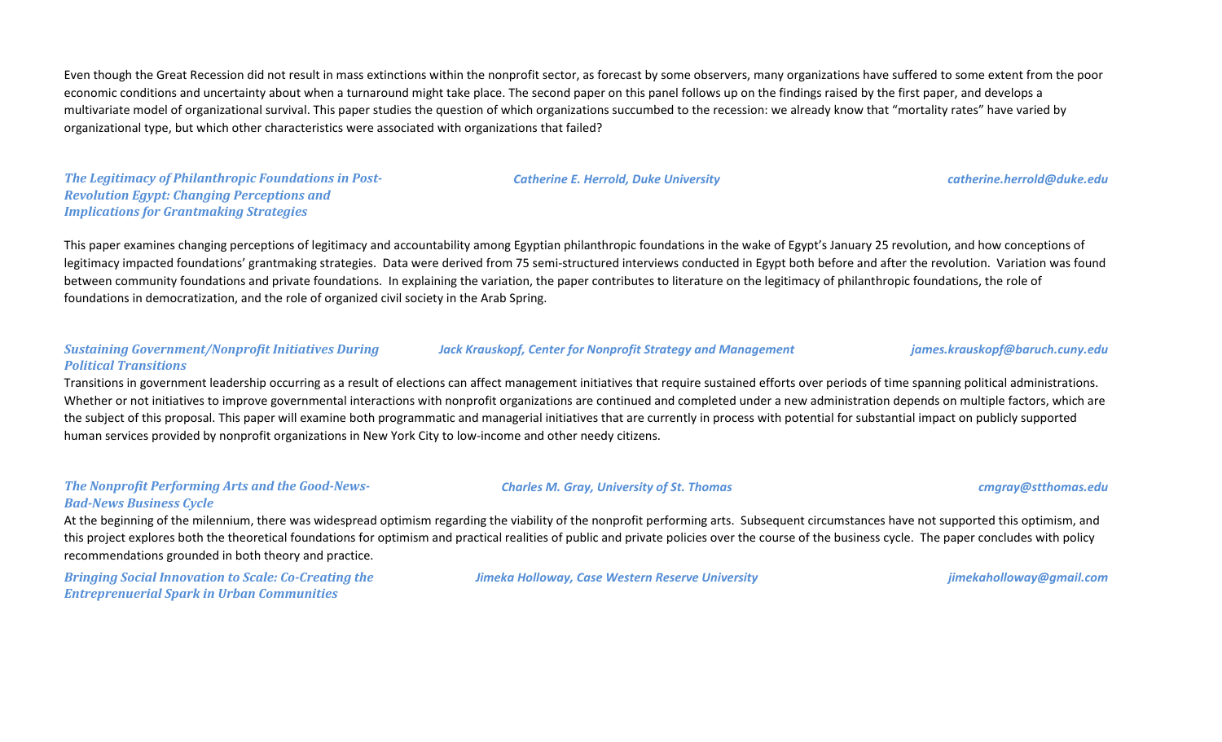Even though the Great Recession did not result in mass extinctions within the nonprofit sector, as forecast by some observers, many organizations have suffered to some extent from the poor economic conditions and uncertainty about when a turnaround might take place. The second paper on this panel follows up on the findings raised by the first paper, and develops a multivariate model of organizational survival. This paper studies the question of which organizations succumbed to the recession: we already know that "mortality rates" have varied by organizational type, but which other characteristics were associated with organizations that failed?

***The Legitimacy of Philanthropic Foundations in Post-Revolution Egypt: Changing Perceptions and Implications for Grantmaking Strategies*** — ***Catherine E. Herrold, Duke University*** — ***catherine.herrold@duke.edu***

This paper examines changing perceptions of legitimacy and accountability among Egyptian philanthropic foundations in the wake of Egypt's January 25 revolution, and how conceptions of legitimacy impacted foundations' grantmaking strategies. Data were derived from 75 semi-structured interviews conducted in Egypt both before and after the revolution. Variation was found between community foundations and private foundations. In explaining the variation, the paper contributes to literature on the legitimacy of philanthropic foundations, the role of foundations in democratization, and the role of organized civil society in the Arab Spring.

***Sustaining Government/Nonprofit Initiatives During Political Transitions*** — ***Jack Krauskopf, Center for Nonprofit Strategy and Management*** — ***james.krauskopf@baruch.cuny.edu***

Transitions in government leadership occurring as a result of elections can affect management initiatives that require sustained efforts over periods of time spanning political administrations. Whether or not initiatives to improve governmental interactions with nonprofit organizations are continued and completed under a new administration depends on multiple factors, which are the subject of this proposal. This paper will examine both programmatic and managerial initiatives that are currently in process with potential for substantial impact on publicly supported human services provided by nonprofit organizations in New York City to low-income and other needy citizens.

***The Nonprofit Performing Arts and the Good-News-Bad-News Business Cycle*** — ***Charles M. Gray, University of St. Thomas*** — ***cmgray@stthomas.edu***

At the beginning of the millennium, there was widespread optimism regarding the viability of the nonprofit performing arts. Subsequent circumstances have not supported this optimism, and this project explores both the theoretical foundations for optimism and practical realities of public and private policies over the course of the business cycle. The paper concludes with policy recommendations grounded in both theory and practice.

***Bringing Social Innovation to Scale: Co-Creating the Entreprenuerial Spark in Urban Communities*** — ***Jimeka Holloway, Case Western Reserve University*** — ***jimekaholloway@gmail.com***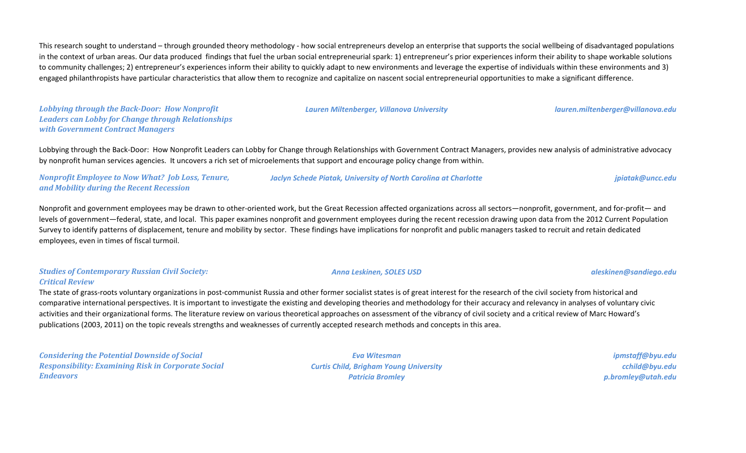This research sought to understand – through grounded theory methodology - how social entrepreneurs develop an enterprise that supports the social wellbeing of disadvantaged populations in the context of urban areas. Our data produced findings that fuel the urban social entrepreneurial spark: 1) entrepreneur's prior experiences inform their ability to shape workable solutions to community challenges; 2) entrepreneur's experiences inform their ability to quickly adapt to new environments and leverage the expertise of individuals within these environments and 3) engaged philanthropists have particular characteristics that allow them to recognize and capitalize on nascent social entrepreneurial opportunities to make a significant difference.

***Lobbying through the Back-Door: How Nonprofit Leaders can Lobby for Change through Relationships with Government Contract Managers***

***Lauren Miltenberger, Villanova University*** — ***lauren.miltenberger@villanova.edu***

Lobbying through the Back-Door: How Nonprofit Leaders can Lobby for Change through Relationships with Government Contract Managers, provides new analysis of administrative advocacy by nonprofit human services agencies. It uncovers a rich set of microelements that support and encourage policy change from within.

***Nonprofit Employee to Now What? Job Loss, Tenure, and Mobility during the Recent Recession***

***Jaclyn Schede Piatak, University of North Carolina at Charlotte*** — ***jpiatak@uncc.edu***

Nonprofit and government employees may be drawn to other-oriented work, but the Great Recession affected organizations across all sectors—nonprofit, government, and for-profit— and levels of government—federal, state, and local. This paper examines nonprofit and government employees during the recent recession drawing upon data from the 2012 Current Population Survey to identify patterns of displacement, tenure and mobility by sector. These findings have implications for nonprofit and public managers tasked to recruit and retain dedicated employees, even in times of fiscal turmoil.

***Studies of Contemporary Russian Civil Society: Critical Review***

***Anna Leskinen, SOLES USD*** — ***aleskinen@sandiego.edu***

The state of grass-roots voluntary organizations in post-communist Russia and other former socialist states is of great interest for the research of the civil society from historical and comparative international perspectives. It is important to investigate the existing and developing theories and methodology for their accuracy and relevancy in analyses of voluntary civic activities and their organizational forms. The literature review on various theoretical approaches on assessment of the vibrancy of civil society and a critical review of Marc Howard's publications (2003, 2011) on the topic reveals strengths and weaknesses of currently accepted research methods and concepts in this area.

***Considering the Potential Downside of Social Responsibility: Examining Risk in Corporate Social Endeavors***

***Eva Witesman*** — ***ipmstaff@byu.edu***
***Curtis Child, Brigham Young University*** — ***cchild@byu.edu***
***Patricia Bromley*** — ***p.bromley@utah.edu***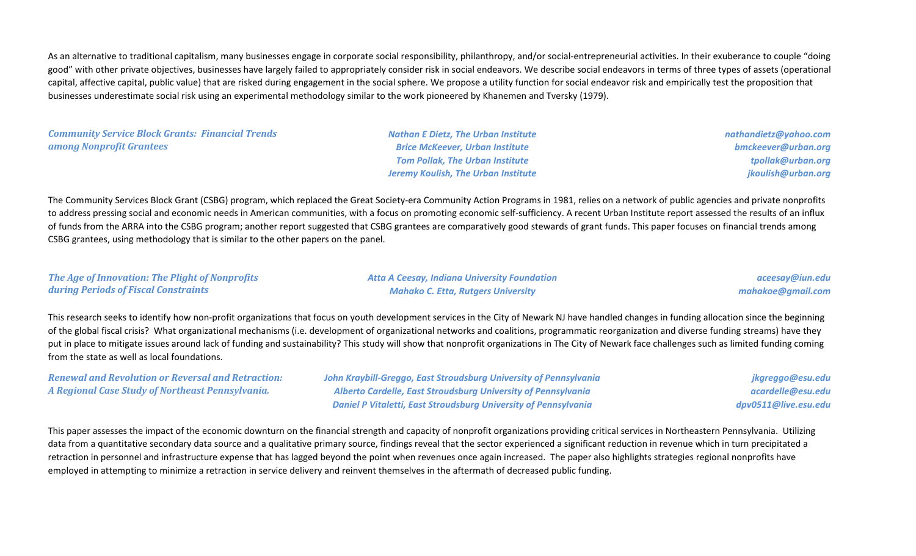As an alternative to traditional capitalism, many businesses engage in corporate social responsibility, philanthropy, and/or social-entrepreneurial activities. In their exuberance to couple "doing good" with other private objectives, businesses have largely failed to appropriately consider risk in social endeavors. We describe social endeavors in terms of three types of assets (operational capital, affective capital, public value) that are risked during engagement in the social sphere. We propose a utility function for social endeavor risk and empirically test the proposition that businesses underestimate social risk using an experimental methodology similar to the work pioneered by Khanemen and Tversky (1979).

***Community Service Block Grants: Financial Trends among Nonprofit Grantees***

*Nathan E Dietz, The Urban Institute* — *nathandietz@yahoo.com*
*Brice McKeever, Urban Institute* — *bmckeever@urban.org*
*Tom Pollak, The Urban Institute* — *tpollak@urban.org*
*Jeremy Koulish, The Urban Institute* — *jkoulish@urban.org*

The Community Services Block Grant (CSBG) program, which replaced the Great Society-era Community Action Programs in 1981, relies on a network of public agencies and private nonprofits to address pressing social and economic needs in American communities, with a focus on promoting economic self-sufficiency. A recent Urban Institute report assessed the results of an influx of funds from the ARRA into the CSBG program; another report suggested that CSBG grantees are comparatively good stewards of grant funds. This paper focuses on financial trends among CSBG grantees, using methodology that is similar to the other papers on the panel.

***The Age of Innovation: The Plight of Nonprofits during Periods of Fiscal Constraints***

*Atta A Ceesay, Indiana University Foundation* — *aceesay@iun.edu*
*Mahako C. Etta, Rutgers University* — *mahakoe@gmail.com*

This research seeks to identify how non-profit organizations that focus on youth development services in the City of Newark NJ have handled changes in funding allocation since the beginning of the global fiscal crisis? What organizational mechanisms (i.e. development of organizational networks and coalitions, programmatic reorganization and diverse funding streams) have they put in place to mitigate issues around lack of funding and sustainability? This study will show that nonprofit organizations in The City of Newark face challenges such as limited funding coming from the state as well as local foundations.

***Renewal and Revolution or Reversal and Retraction: A Regional Case Study of Northeast Pennsylvania.***

*John Kraybill-Greggo, East Stroudsburg University of Pennsylvania* — *jkgreggo@esu.edu*
*Alberto Cardelle, East Stroudsburg University of Pennsylvania* — *acardelle@esu.edu*
*Daniel P Vitaletti, East Stroudsburg University of Pennsylvania* — *dpv0511@live.esu.edu*

This paper assesses the impact of the economic downturn on the financial strength and capacity of nonprofit organizations providing critical services in Northeastern Pennsylvania. Utilizing data from a quantitative secondary data source and a qualitative primary source, findings reveal that the sector experienced a significant reduction in revenue which in turn precipitated a retraction in personnel and infrastructure expense that has lagged beyond the point when revenues once again increased. The paper also highlights strategies regional nonprofits have employed in attempting to minimize a retraction in service delivery and reinvent themselves in the aftermath of decreased public funding.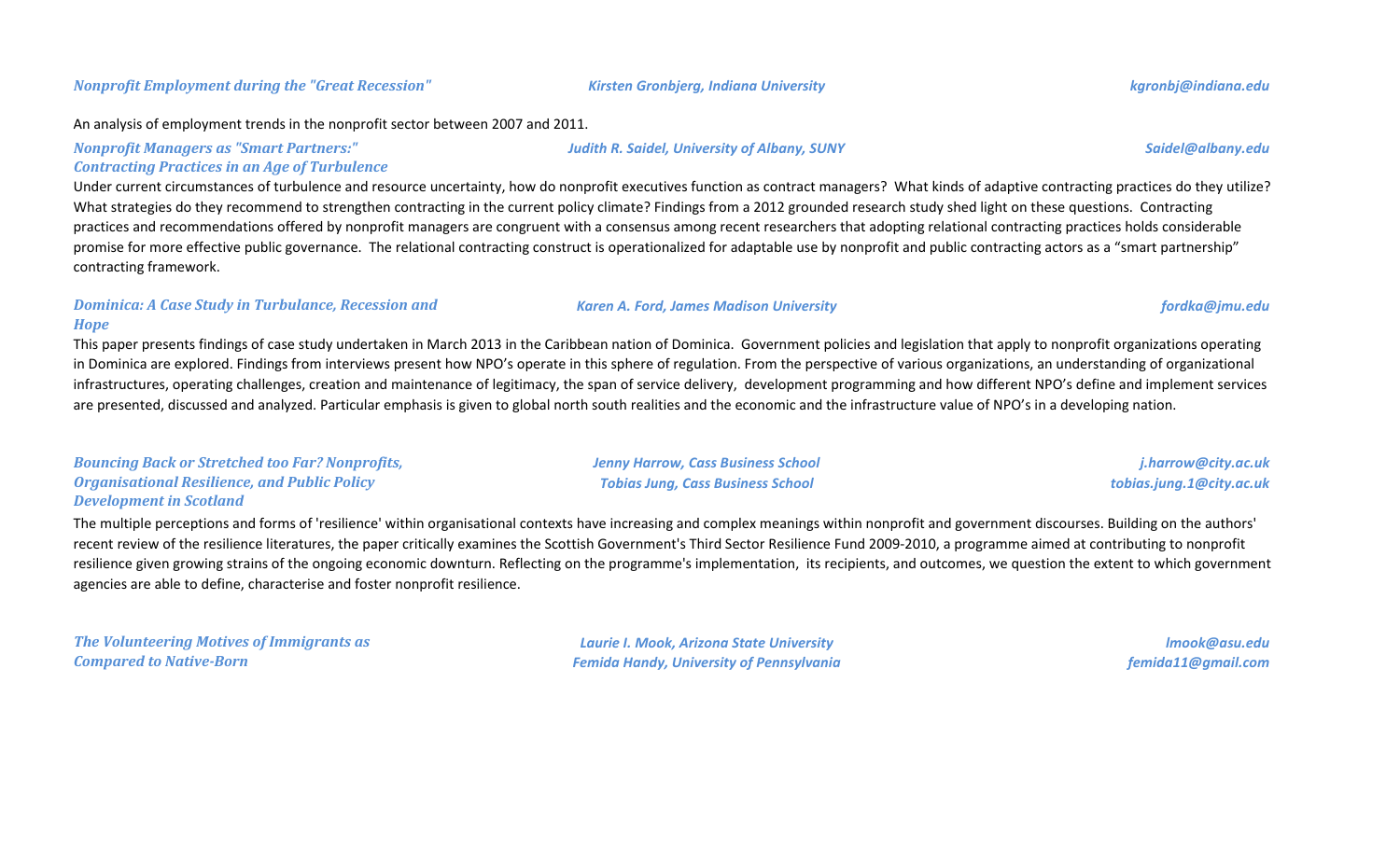***Nonprofit Employment during the "Great Recession"*** — ***Kirsten Gronbjerg, Indiana University*** — ***kgronbj@indiana.edu***

An analysis of employment trends in the nonprofit sector between 2007 and 2011.

***Nonprofit Managers as "Smart Partners:" Contracting Practices in an Age of Turbulence*** — ***Judith R. Saidel, University of Albany, SUNY*** — ***Saidel@albany.edu***

Under current circumstances of turbulence and resource uncertainty, how do nonprofit executives function as contract managers? What kinds of adaptive contracting practices do they utilize? What strategies do they recommend to strengthen contracting in the current policy climate? Findings from a 2012 grounded research study shed light on these questions. Contracting practices and recommendations offered by nonprofit managers are congruent with a consensus among recent researchers that adopting relational contracting practices holds considerable promise for more effective public governance. The relational contracting construct is operationalized for adaptable use by nonprofit and public contracting actors as a "smart partnership" contracting framework.

***Dominica: A Case Study in Turbulance, Recession and Hope*** — ***Karen A. Ford, James Madison University*** — ***fordka@jmu.edu***

This paper presents findings of case study undertaken in March 2013 in the Caribbean nation of Dominica. Government policies and legislation that apply to nonprofit organizations operating in Dominica are explored. Findings from interviews present how NPO's operate in this sphere of regulation. From the perspective of various organizations, an understanding of organizational infrastructures, operating challenges, creation and maintenance of legitimacy, the span of service delivery, development programming and how different NPO's define and implement services are presented, discussed and analyzed. Particular emphasis is given to global north south realities and the economic and the infrastructure value of NPO's in a developing nation.

***Bouncing Back or Stretched too Far? Nonprofits, Organisational Resilience, and Public Policy Development in Scotland*** — ***Jenny Harrow, Cass Business School*** — ***j.harrow@city.ac.uk***; ***Tobias Jung, Cass Business School*** — ***tobias.jung.1@city.ac.uk***

The multiple perceptions and forms of 'resilience' within organisational contexts have increasing and complex meanings within nonprofit and government discourses. Building on the authors' recent review of the resilience literatures, the paper critically examines the Scottish Government's Third Sector Resilience Fund 2009-2010, a programme aimed at contributing to nonprofit resilience given growing strains of the ongoing economic downturn. Reflecting on the programme's implementation, its recipients, and outcomes, we question the extent to which government agencies are able to define, characterise and foster nonprofit resilience.

***The Volunteering Motives of Immigrants as Compared to Native-Born*** — ***Laurie I. Mook, Arizona State University*** — ***lmook@asu.edu***; ***Femida Handy, University of Pennsylvania*** — ***femida11@gmail.com***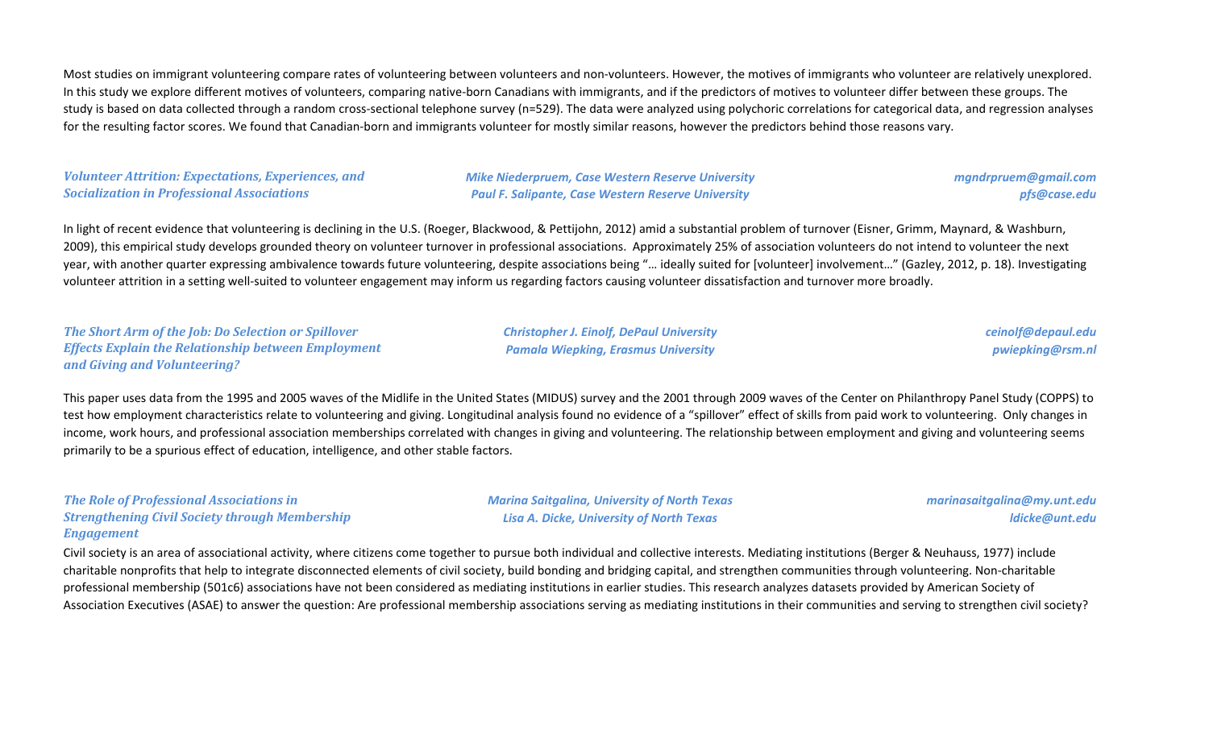Most studies on immigrant volunteering compare rates of volunteering between volunteers and non-volunteers. However, the motives of immigrants who volunteer are relatively unexplored. In this study we explore different motives of volunteers, comparing native-born Canadians with immigrants, and if the predictors of motives to volunteer differ between these groups. The study is based on data collected through a random cross-sectional telephone survey (n=529). The data were analyzed using polychoric correlations for categorical data, and regression analyses for the resulting factor scores. We found that Canadian-born and immigrants volunteer for mostly similar reasons, however the predictors behind those reasons vary.

***Volunteer Attrition: Expectations, Experiences, and Socialization in Professional Associations***

*Mike Niederpruem, Case Western Reserve University* — *mgndrpruem@gmail.com*
*Paul F. Salipante, Case Western Reserve University* — *pfs@case.edu*

In light of recent evidence that volunteering is declining in the U.S. (Roeger, Blackwood, & Pettijohn, 2012) amid a substantial problem of turnover (Eisner, Grimm, Maynard, & Washburn, 2009), this empirical study develops grounded theory on volunteer turnover in professional associations. Approximately 25% of association volunteers do not intend to volunteer the next year, with another quarter expressing ambivalence towards future volunteering, despite associations being "… ideally suited for [volunteer] involvement…" (Gazley, 2012, p. 18). Investigating volunteer attrition in a setting well-suited to volunteer engagement may inform us regarding factors causing volunteer dissatisfaction and turnover more broadly.

***The Short Arm of the Job: Do Selection or Spillover Effects Explain the Relationship between Employment and Giving and Volunteering?***

*Christopher J. Einolf, DePaul University* — *ceinolf@depaul.edu*
*Pamala Wiepking, Erasmus University* — *pwiepking@rsm.nl*

This paper uses data from the 1995 and 2005 waves of the Midlife in the United States (MIDUS) survey and the 2001 through 2009 waves of the Center on Philanthropy Panel Study (COPPS) to test how employment characteristics relate to volunteering and giving. Longitudinal analysis found no evidence of a "spillover" effect of skills from paid work to volunteering. Only changes in income, work hours, and professional association memberships correlated with changes in giving and volunteering. The relationship between employment and giving and volunteering seems primarily to be a spurious effect of education, intelligence, and other stable factors.

***The Role of Professional Associations in Strengthening Civil Society through Membership Engagement***

*Marina Saitgalina, University of North Texas* — *marinasaitgalina@my.unt.edu*
*Lisa A. Dicke, University of North Texas* — *ldicke@unt.edu*

Civil society is an area of associational activity, where citizens come together to pursue both individual and collective interests. Mediating institutions (Berger & Neuhauss, 1977) include charitable nonprofits that help to integrate disconnected elements of civil society, build bonding and bridging capital, and strengthen communities through volunteering. Non-charitable professional membership (501c6) associations have not been considered as mediating institutions in earlier studies. This research analyzes datasets provided by American Society of Association Executives (ASAE) to answer the question: Are professional membership associations serving as mediating institutions in their communities and serving to strengthen civil society?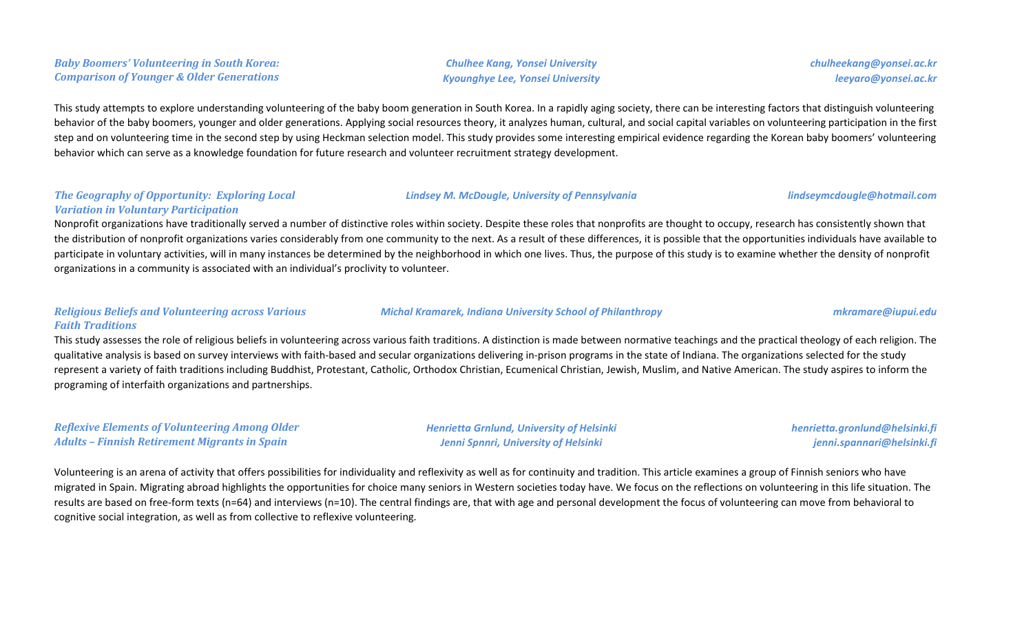### *Baby Boomers' Volunteering in South Korea: Comparison of Younger & Older Generations*

*Chulhee Kang, Yonsei University* — *chulheekang@yonsei.ac.kr*
*Kyounghye Lee, Yonsei University* — *leeyaro@yonsei.ac.kr*

This study attempts to explore understanding volunteering of the baby boom generation in South Korea. In a rapidly aging society, there can be interesting factors that distinguish volunteering behavior of the baby boomers, younger and older generations. Applying social resources theory, it analyzes human, cultural, and social capital variables on volunteering participation in the first step and on volunteering time in the second step by using Heckman selection model. This study provides some interesting empirical evidence regarding the Korean baby boomers' volunteering behavior which can serve as a knowledge foundation for future research and volunteer recruitment strategy development.

### *The Geography of Opportunity: Exploring Local Variation in Voluntary Participation*

*Lindsey M. McDougle, University of Pennsylvania* — *lindseymcdougle@hotmail.com*

Nonprofit organizations have traditionally served a number of distinctive roles within society. Despite these roles that nonprofits are thought to occupy, research has consistently shown that the distribution of nonprofit organizations varies considerably from one community to the next. As a result of these differences, it is possible that the opportunities individuals have available to participate in voluntary activities, will in many instances be determined by the neighborhood in which one lives. Thus, the purpose of this study is to examine whether the density of nonprofit organizations in a community is associated with an individual's proclivity to volunteer.

### *Religious Beliefs and Volunteering across Various Faith Traditions*

*Michal Kramarek, Indiana University School of Philanthropy* — *mkramare@iupui.edu*

This study assesses the role of religious beliefs in volunteering across various faith traditions. A distinction is made between normative teachings and the practical theology of each religion. The qualitative analysis is based on survey interviews with faith-based and secular organizations delivering in-prison programs in the state of Indiana. The organizations selected for the study represent a variety of faith traditions including Buddhist, Protestant, Catholic, Orthodox Christian, Ecumenical Christian, Jewish, Muslim, and Native American. The study aspires to inform the programing of interfaith organizations and partnerships.

### *Reflexive Elements of Volunteering Among Older Adults – Finnish Retirement Migrants in Spain*

*Henrietta Grnlund, University of Helsinki* — *henrietta.gronlund@helsinki.fi*
*Jenni Spnnri, University of Helsinki* — *jenni.spannari@helsinki.fi*

Volunteering is an arena of activity that offers possibilities for individuality and reflexivity as well as for continuity and tradition. This article examines a group of Finnish seniors who have migrated in Spain. Migrating abroad highlights the opportunities for choice many seniors in Western societies today have. We focus on the reflections on volunteering in this life situation. The results are based on free-form texts (n=64) and interviews (n=10). The central findings are, that with age and personal development the focus of volunteering can move from behavioral to cognitive social integration, as well as from collective to reflexive volunteering.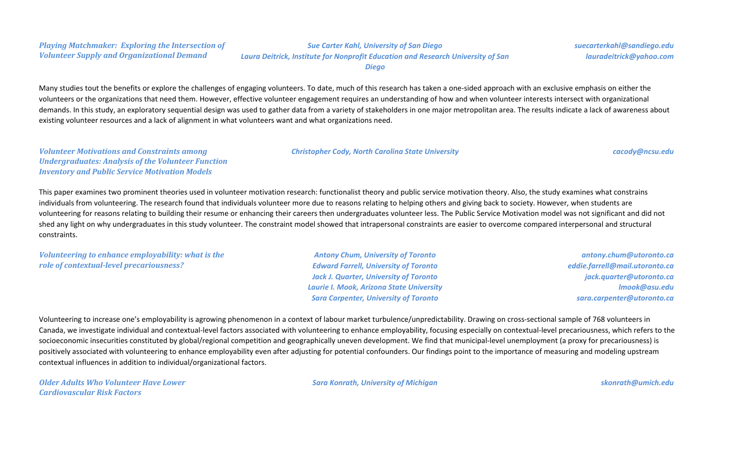*Playing Matchmaker: Exploring the Intersection of Volunteer Supply and Organizational Demand*

*Sue Carter Kahl, University of San Diego* — *suecarterkahl@sandiego.edu*
*Laura Deitrick, Institute for Nonprofit Education and Research University of San Diego* — *lauradeitrick@yahoo.com*

Many studies tout the benefits or explore the challenges of engaging volunteers. To date, much of this research has taken a one-sided approach with an exclusive emphasis on either the volunteers or the organizations that need them. However, effective volunteer engagement requires an understanding of how and when volunteer interests intersect with organizational demands. In this study, an exploratory sequential design was used to gather data from a variety of stakeholders in one major metropolitan area. The results indicate a lack of awareness about existing volunteer resources and a lack of alignment in what volunteers want and what organizations need.

*Volunteer Motivations and Constraints among Undergraduates: Analysis of the Volunteer Function Inventory and Public Service Motivation Models*

*Christopher Cody, North Carolina State University* — *cacody@ncsu.edu*

This paper examines two prominent theories used in volunteer motivation research: functionalist theory and public service motivation theory. Also, the study examines what constrains individuals from volunteering. The research found that individuals volunteer more due to reasons relating to helping others and giving back to society. However, when students are volunteering for reasons relating to building their resume or enhancing their careers then undergraduates volunteer less. The Public Service Motivation model was not significant and did not shed any light on why undergraduates in this study volunteer. The constraint model showed that intrapersonal constraints are easier to overcome compared interpersonal and structural constraints.

*Volunteering to enhance employability: what is the role of contextual-level precariousness?*

*Antony Chum, University of Toronto* — *antony.chum@utoronto.ca*
*Edward Farrell, University of Toronto* — *eddie.farrell@mail.utoronto.ca*
*Jack J. Quarter, University of Toronto* — *jack.quarter@utoronto.ca*
*Laurie I. Mook, Arizona State University* — *lmook@asu.edu*
*Sara Carpenter, University of Toronto* — *sara.carpenter@utoronto.ca*

Volunteering to increase one's employability is agrowing phenomenon in a context of labour market turbulence/unpredictability. Drawing on cross-sectional sample of 768 volunteers in Canada, we investigate individual and contextual-level factors associated with volunteering to enhance employability, focusing especially on contextual-level precariousness, which refers to the socioeconomic insecurities constituted by global/regional competition and geographically uneven development. We find that municipal-level unemployment (a proxy for precariousness) is positively associated with volunteering to enhance employability even after adjusting for potential confounders. Our findings point to the importance of measuring and modeling upstream contextual influences in addition to individual/organizational factors.

*Older Adults Who Volunteer Have Lower Cardiovascular Risk Factors*

*Sara Konrath, University of Michigan* — *skonrath@umich.edu*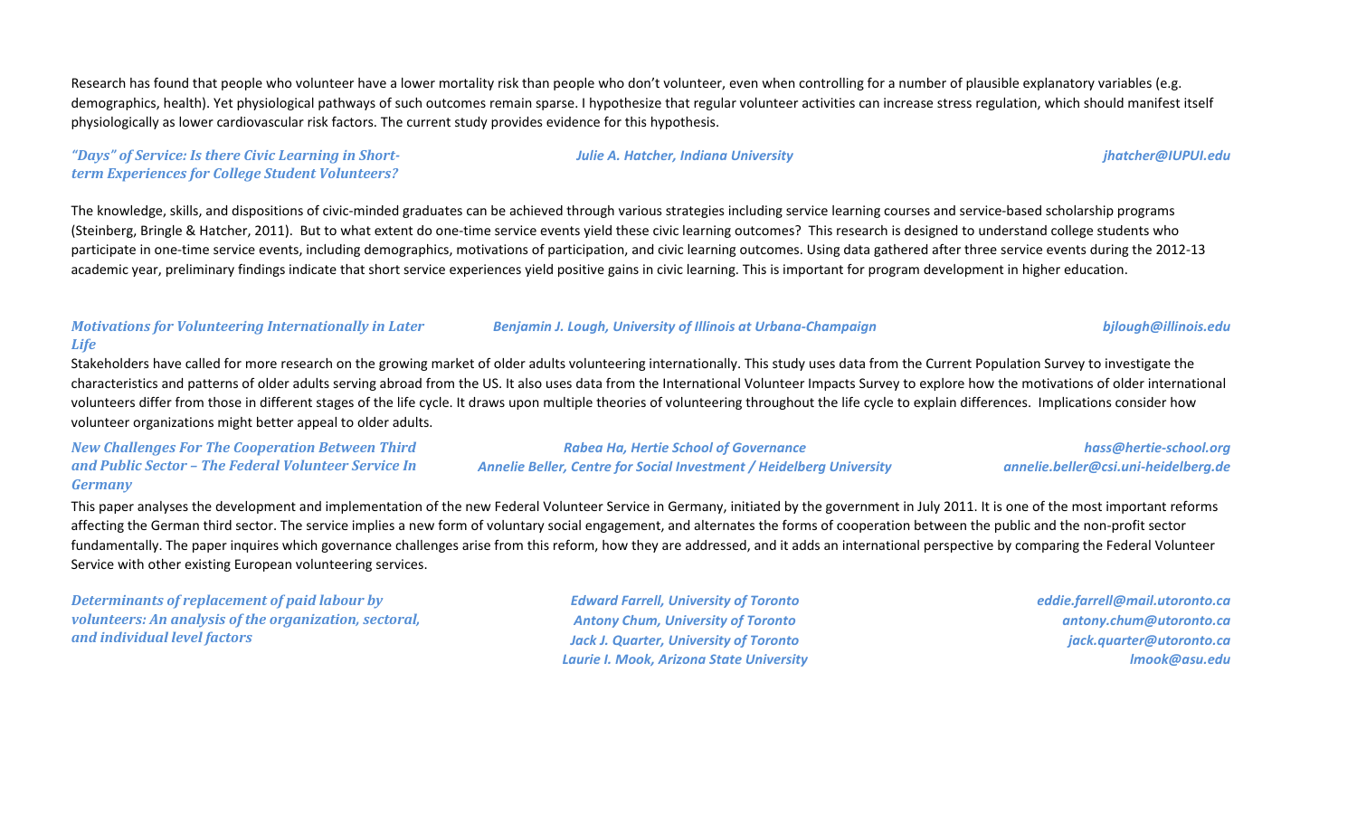Research has found that people who volunteer have a lower mortality risk than people who don't volunteer, even when controlling for a number of plausible explanatory variables (e.g. demographics, health). Yet physiological pathways of such outcomes remain sparse. I hypothesize that regular volunteer activities can increase stress regulation, which should manifest itself physiologically as lower cardiovascular risk factors. The current study provides evidence for this hypothesis.

***"Days" of Service: Is there Civic Learning in Short-term Experiences for College Student Volunteers?***

*Julie A. Hatcher, Indiana University* — *jhatcher@IUPUI.edu*

The knowledge, skills, and dispositions of civic-minded graduates can be achieved through various strategies including service learning courses and service-based scholarship programs (Steinberg, Bringle & Hatcher, 2011). But to what extent do one-time service events yield these civic learning outcomes? This research is designed to understand college students who participate in one-time service events, including demographics, motivations of participation, and civic learning outcomes. Using data gathered after three service events during the 2012-13 academic year, preliminary findings indicate that short service experiences yield positive gains in civic learning. This is important for program development in higher education.

***Motivations for Volunteering Internationally in Later Life***

*Benjamin J. Lough, University of Illinois at Urbana-Champaign* — *bjlough@illinois.edu*

Stakeholders have called for more research on the growing market of older adults volunteering internationally. This study uses data from the Current Population Survey to investigate the characteristics and patterns of older adults serving abroad from the US. It also uses data from the International Volunteer Impacts Survey to explore how the motivations of older international volunteers differ from those in different stages of the life cycle. It draws upon multiple theories of volunteering throughout the life cycle to explain differences. Implications consider how volunteer organizations might better appeal to older adults.

***New Challenges For The Cooperation Between Third and Public Sector – The Federal Volunteer Service In Germany***

*Rabea Ha, Hertie School of Governance* — *hass@hertie-school.org*
*Annelie Beller, Centre for Social Investment / Heidelberg University* — *annelie.beller@csi.uni-heidelberg.de*

This paper analyses the development and implementation of the new Federal Volunteer Service in Germany, initiated by the government in July 2011. It is one of the most important reforms affecting the German third sector. The service implies a new form of voluntary social engagement, and alternates the forms of cooperation between the public and the non-profit sector fundamentally. The paper inquires which governance challenges arise from this reform, how they are addressed, and it adds an international perspective by comparing the Federal Volunteer Service with other existing European volunteering services.

***Determinants of replacement of paid labour by volunteers: An analysis of the organization, sectoral, and individual level factors***

*Edward Farrell, University of Toronto* — *eddie.farrell@mail.utoronto.ca*
*Antony Chum, University of Toronto* — *antony.chum@utoronto.ca*
*Jack J. Quarter, University of Toronto* — *jack.quarter@utoronto.ca*
*Laurie I. Mook, Arizona State University* — *lmook@asu.edu*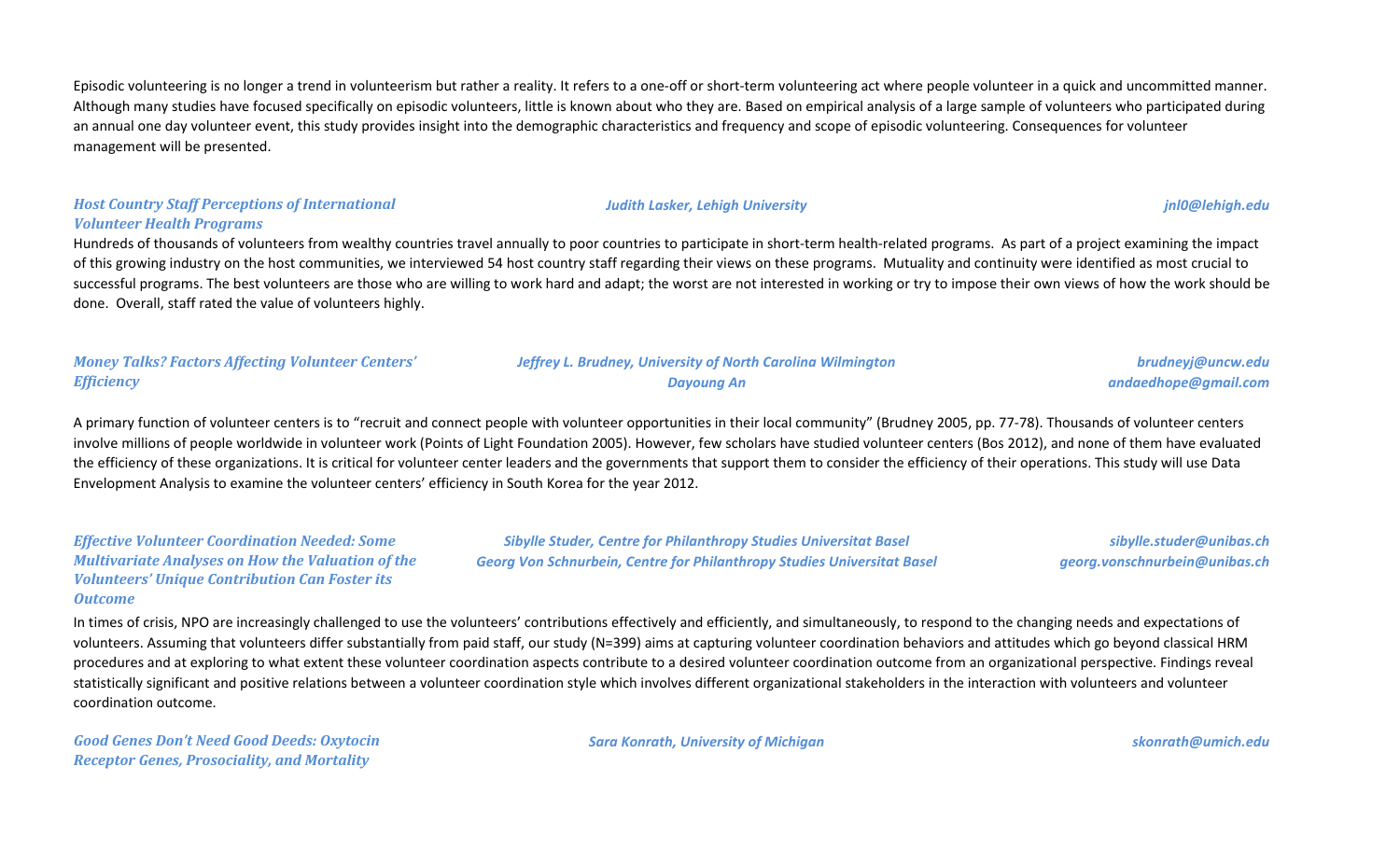Episodic volunteering is no longer a trend in volunteerism but rather a reality. It refers to a one-off or short-term volunteering act where people volunteer in a quick and uncommitted manner. Although many studies have focused specifically on episodic volunteers, little is known about who they are. Based on empirical analysis of a large sample of volunteers who participated during an annual one day volunteer event, this study provides insight into the demographic characteristics and frequency and scope of episodic volunteering. Consequences for volunteer management will be presented.

### *Host Country Staff Perceptions of International Volunteer Health Programs*

*Judith Lasker, Lehigh University* — *jnl0@lehigh.edu*

Hundreds of thousands of volunteers from wealthy countries travel annually to poor countries to participate in short-term health-related programs. As part of a project examining the impact of this growing industry on the host communities, we interviewed 54 host country staff regarding their views on these programs. Mutuality and continuity were identified as most crucial to successful programs. The best volunteers are those who are willing to work hard and adapt; the worst are not interested in working or try to impose their own views of how the work should be done. Overall, staff rated the value of volunteers highly.

### *Money Talks? Factors Affecting Volunteer Centers' Efficiency*

*Jeffrey L. Brudney, University of North Carolina Wilmington* — *brudneyj@uncw.edu*
*Dayoung An* — *andaedhope@gmail.com*

A primary function of volunteer centers is to "recruit and connect people with volunteer opportunities in their local community" (Brudney 2005, pp. 77-78). Thousands of volunteer centers involve millions of people worldwide in volunteer work (Points of Light Foundation 2005). However, few scholars have studied volunteer centers (Bos 2012), and none of them have evaluated the efficiency of these organizations. It is critical for volunteer center leaders and the governments that support them to consider the efficiency of their operations. This study will use Data Envelopment Analysis to examine the volunteer centers' efficiency in South Korea for the year 2012.

### *Effective Volunteer Coordination Needed: Some Multivariate Analyses on How the Valuation of the Volunteers' Unique Contribution Can Foster its Outcome*

*Sibylle Studer, Centre for Philanthropy Studies Universitat Basel* — *sibylle.studer@unibas.ch*
*Georg Von Schnurbein, Centre for Philanthropy Studies Universitat Basel* — *georg.vonschnurbein@unibas.ch*

In times of crisis, NPO are increasingly challenged to use the volunteers' contributions effectively and efficiently, and simultaneously, to respond to the changing needs and expectations of volunteers. Assuming that volunteers differ substantially from paid staff, our study (N=399) aims at capturing volunteer coordination behaviors and attitudes which go beyond classical HRM procedures and at exploring to what extent these volunteer coordination aspects contribute to a desired volunteer coordination outcome from an organizational perspective. Findings reveal statistically significant and positive relations between a volunteer coordination style which involves different organizational stakeholders in the interaction with volunteers and volunteer coordination outcome.

### *Good Genes Don't Need Good Deeds: Oxytocin Receptor Genes, Prosociality, and Mortality*

*Sara Konrath, University of Michigan* — *skonrath@umich.edu*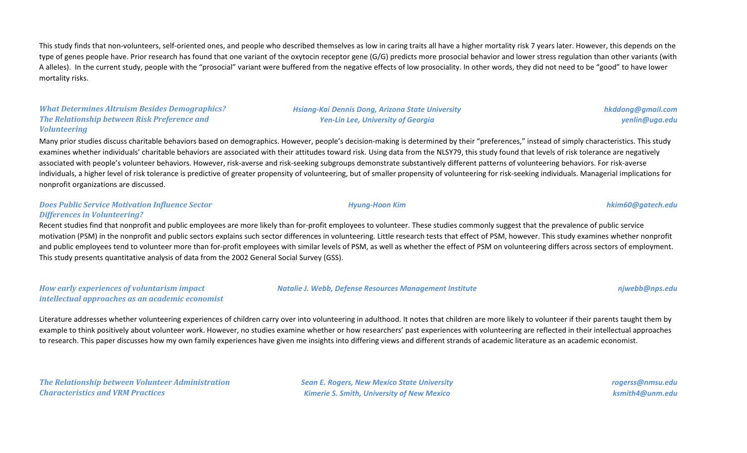This study finds that non-volunteers, self-oriented ones, and people who described themselves as low in caring traits all have a higher mortality risk 7 years later. However, this depends on the type of genes people have. Prior research has found that one variant of the oxytocin receptor gene (G/G) predicts more prosocial behavior and lower stress regulation than other variants (with A alleles). In the current study, people with the "prosocial" variant were buffered from the negative effects of low prosociality. In other words, they did not need to be "good" to have lower mortality risks.

***What Determines Altruism Besides Demographics? The Relationship between Risk Preference and Volunteering***

*Hsiang-Kai Dennis Dong, Arizona State University* — *hkddong@gmail.com*
*Yen-Lin Lee, University of Georgia* — *yenlin@uga.edu*

Many prior studies discuss charitable behaviors based on demographics. However, people's decision-making is determined by their "preferences," instead of simply characteristics. This study examines whether individuals' charitable behaviors are associated with their attitudes toward risk. Using data from the NLSY79, this study found that levels of risk tolerance are negatively associated with people's volunteer behaviors. However, risk-averse and risk-seeking subgroups demonstrate substantively different patterns of volunteering behaviors. For risk-averse individuals, a higher level of risk tolerance is predictive of greater propensity of volunteering, but of smaller propensity of volunteering for risk-seeking individuals. Managerial implications for nonprofit organizations are discussed.

***Does Public Service Motivation Influence Sector Differences in Volunteering?***

*Hyung-Hoon Kim* — *hkim60@gatech.edu*

Recent studies find that nonprofit and public employees are more likely than for-profit employees to volunteer. These studies commonly suggest that the prevalence of public service motivation (PSM) in the nonprofit and public sectors explains such sector differences in volunteering. Little research tests that effect of PSM, however. This study examines whether nonprofit and public employees tend to volunteer more than for-profit employees with similar levels of PSM, as well as whether the effect of PSM on volunteering differs across sectors of employment. This study presents quantitative analysis of data from the 2002 General Social Survey (GSS).

***How early experiences of voluntarism impact intellectual approaches as an academic economist***

*Natalie J. Webb, Defense Resources Management Institute* — *njwebb@nps.edu*

Literature addresses whether volunteering experiences of children carry over into volunteering in adulthood. It notes that children are more likely to volunteer if their parents taught them by example to think positively about volunteer work. However, no studies examine whether or how researchers' past experiences with volunteering are reflected in their intellectual approaches to research. This paper discusses how my own family experiences have given me insights into differing views and different strands of academic literature as an academic economist.

***The Relationship between Volunteer Administration Characteristics and VRM Practices***

*Sean E. Rogers, New Mexico State University* — *rogerss@nmsu.edu*
*Kimerie S. Smith, University of New Mexico* — *ksmith4@unm.edu*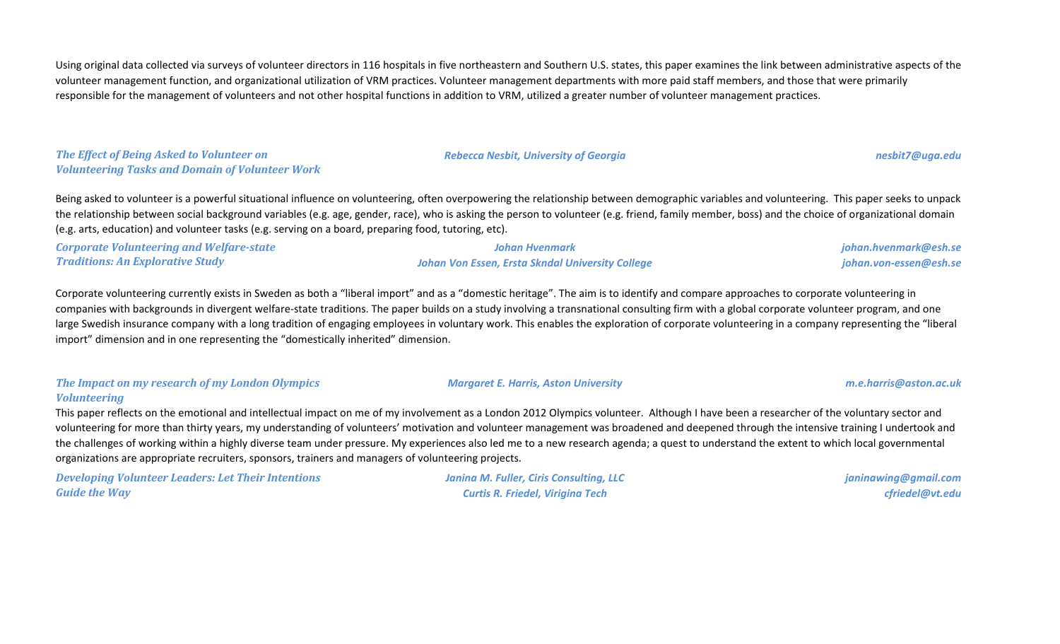Using original data collected via surveys of volunteer directors in 116 hospitals in five northeastern and Southern U.S. states, this paper examines the link between administrative aspects of the volunteer management function, and organizational utilization of VRM practices. Volunteer management departments with more paid staff members, and those that were primarily responsible for the management of volunteers and not other hospital functions in addition to VRM, utilized a greater number of volunteer management practices.

***The Effect of Being Asked to Volunteer on Volunteering Tasks and Domain of Volunteer Work***

*Rebecca Nesbit, University of Georgia* — *nesbit7@uga.edu*

Being asked to volunteer is a powerful situational influence on volunteering, often overpowering the relationship between demographic variables and volunteering. This paper seeks to unpack the relationship between social background variables (e.g. age, gender, race), who is asking the person to volunteer (e.g. friend, family member, boss) and the choice of organizational domain (e.g. arts, education) and volunteer tasks (e.g. serving on a board, preparing food, tutoring, etc).

***Corporate Volunteering and Welfare-state Traditions: An Explorative Study***

*Johan Hvenmark* — *johan.hvenmark@esh.se*
*Johan Von Essen, Ersta Skndal University College* — *johan.von-essen@esh.se*

Corporate volunteering currently exists in Sweden as both a "liberal import" and as a "domestic heritage". The aim is to identify and compare approaches to corporate volunteering in companies with backgrounds in divergent welfare-state traditions. The paper builds on a study involving a transnational consulting firm with a global corporate volunteer program, and one large Swedish insurance company with a long tradition of engaging employees in voluntary work. This enables the exploration of corporate volunteering in a company representing the "liberal import" dimension and in one representing the "domestically inherited" dimension.

***The Impact on my research of my London Olympics Volunteering***

*Margaret E. Harris, Aston University* — *m.e.harris@aston.ac.uk*

This paper reflects on the emotional and intellectual impact on me of my involvement as a London 2012 Olympics volunteer. Although I have been a researcher of the voluntary sector and volunteering for more than thirty years, my understanding of volunteers' motivation and volunteer management was broadened and deepened through the intensive training I undertook and the challenges of working within a highly diverse team under pressure. My experiences also led me to a new research agenda; a quest to understand the extent to which local governmental organizations are appropriate recruiters, sponsors, trainers and managers of volunteering projects.

***Developing Volunteer Leaders: Let Their Intentions Guide the Way***

*Janina M. Fuller, Ciris Consulting, LLC* — *janinawing@gmail.com*
*Curtis R. Friedel, Virigina Tech* — *cfriedel@vt.edu*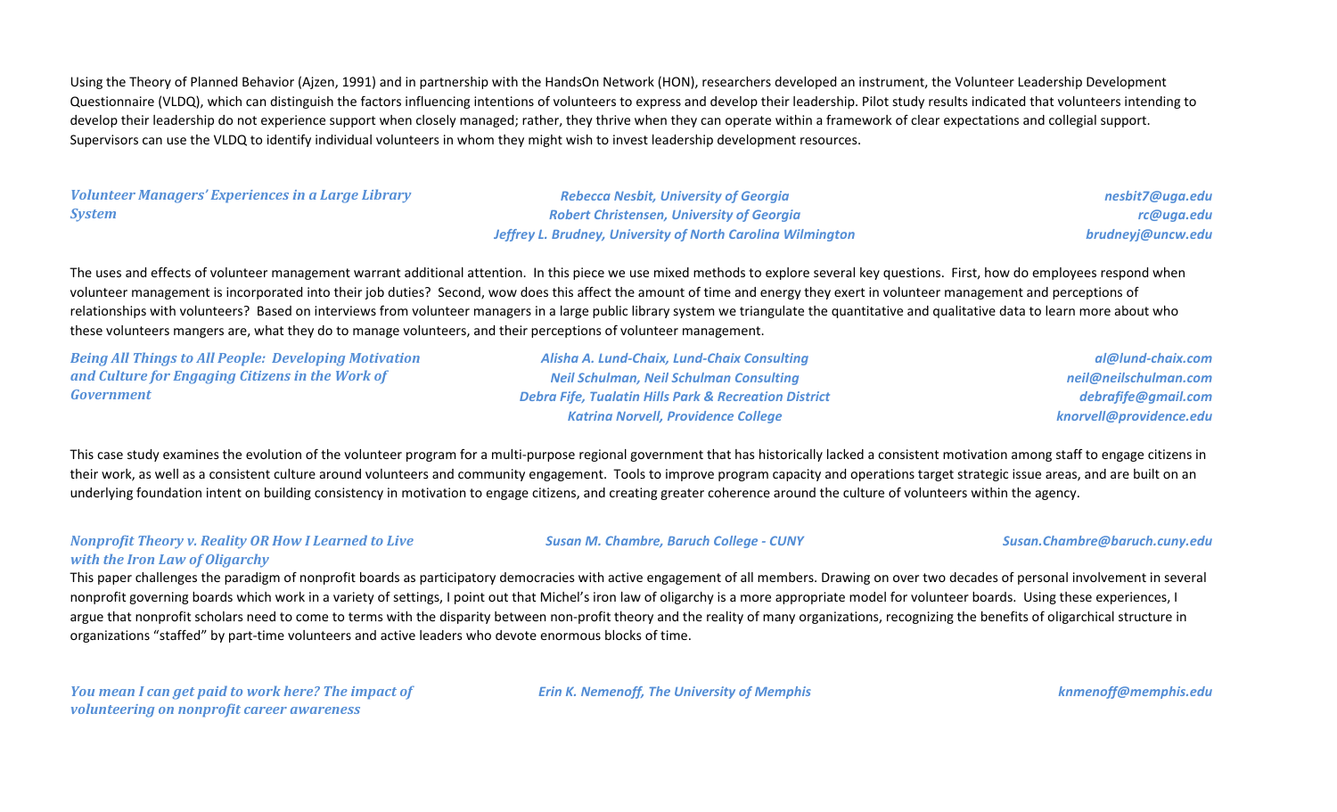Using the Theory of Planned Behavior (Ajzen, 1991) and in partnership with the HandsOn Network (HON), researchers developed an instrument, the Volunteer Leadership Development Questionnaire (VLDQ), which can distinguish the factors influencing intentions of volunteers to express and develop their leadership. Pilot study results indicated that volunteers intending to develop their leadership do not experience support when closely managed; rather, they thrive when they can operate within a framework of clear expectations and collegial support. Supervisors can use the VLDQ to identify individual volunteers in whom they might wish to invest leadership development resources.

***Volunteer Managers' Experiences in a Large Library System***

*Rebecca Nesbit, University of Georgia* — *nesbit7@uga.edu*
*Robert Christensen, University of Georgia* — *rc@uga.edu*
*Jeffrey L. Brudney, University of North Carolina Wilmington* — *brudneyj@uncw.edu*

The uses and effects of volunteer management warrant additional attention. In this piece we use mixed methods to explore several key questions. First, how do employees respond when volunteer management is incorporated into their job duties? Second, wow does this affect the amount of time and energy they exert in volunteer management and perceptions of relationships with volunteers? Based on interviews from volunteer managers in a large public library system we triangulate the quantitative and qualitative data to learn more about who these volunteers mangers are, what they do to manage volunteers, and their perceptions of volunteer management.

***Being All Things to All People: Developing Motivation and Culture for Engaging Citizens in the Work of Government***

*Alisha A. Lund-Chaix, Lund-Chaix Consulting* — *al@lund-chaix.com*
*Neil Schulman, Neil Schulman Consulting* — *neil@neilschulman.com*
*Debra Fife, Tualatin Hills Park & Recreation District* — *debrafife@gmail.com*
*Katrina Norvell, Providence College* — *knorvell@providence.edu*

This case study examines the evolution of the volunteer program for a multi-purpose regional government that has historically lacked a consistent motivation among staff to engage citizens in their work, as well as a consistent culture around volunteers and community engagement. Tools to improve program capacity and operations target strategic issue areas, and are built on an underlying foundation intent on building consistency in motivation to engage citizens, and creating greater coherence around the culture of volunteers within the agency.

***Nonprofit Theory v. Reality OR How I Learned to Live with the Iron Law of Oligarchy***

*Susan M. Chambre, Baruch College - CUNY* — *Susan.Chambre@baruch.cuny.edu*

This paper challenges the paradigm of nonprofit boards as participatory democracies with active engagement of all members. Drawing on over two decades of personal involvement in several nonprofit governing boards which work in a variety of settings, I point out that Michel's iron law of oligarchy is a more appropriate model for volunteer boards. Using these experiences, I argue that nonprofit scholars need to come to terms with the disparity between non-profit theory and the reality of many organizations, recognizing the benefits of oligarchical structure in organizations "staffed" by part-time volunteers and active leaders who devote enormous blocks of time.

***You mean I can get paid to work here? The impact of volunteering on nonprofit career awareness***

*Erin K. Nemenoff, The University of Memphis* — *knmenoff@memphis.edu*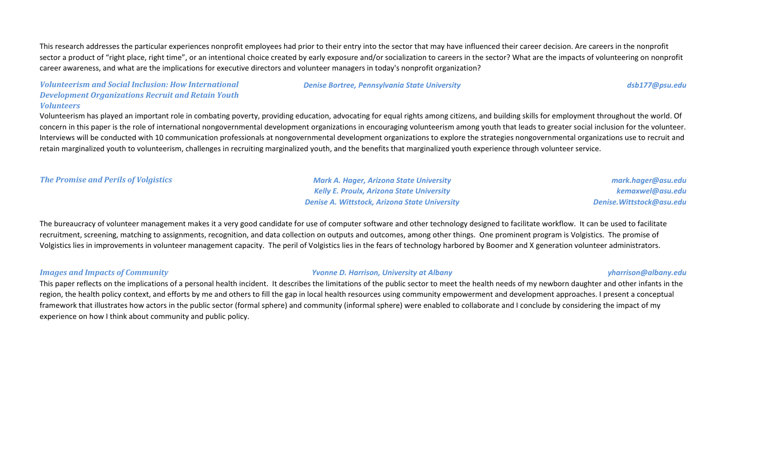This research addresses the particular experiences nonprofit employees had prior to their entry into the sector that may have influenced their career decision. Are careers in the nonprofit sector a product of "right place, right time", or an intentional choice created by early exposure and/or socialization to careers in the sector? What are the impacts of volunteering on nonprofit career awareness, and what are the implications for executive directors and volunteer managers in today's nonprofit organization?

***Volunteerism and Social Inclusion: How International Development Organizations Recruit and Retain Youth Volunteers***

*Denise Bortree, Pennsylvania State University* — *dsb177@psu.edu*

Volunteerism has played an important role in combating poverty, providing education, advocating for equal rights among citizens, and building skills for employment throughout the world. Of concern in this paper is the role of international nongovernmental development organizations in encouraging volunteerism among youth that leads to greater social inclusion for the volunteer. Interviews will be conducted with 10 communication professionals at nongovernmental development organizations to explore the strategies nongovernmental organizations use to recruit and retain marginalized youth to volunteerism, challenges in recruiting marginalized youth, and the benefits that marginalized youth experience through volunteer service.

***The Promise and Perils of Volgistics***

*Mark A. Hager, Arizona State University* — *mark.hager@asu.edu*
*Kelly E. Proulx, Arizona State University* — *kemaxwel@asu.edu*
*Denise A. Wittstock, Arizona State University* — *Denise.Wittstock@asu.edu*

The bureaucracy of volunteer management makes it a very good candidate for use of computer software and other technology designed to facilitate workflow. It can be used to facilitate recruitment, screening, matching to assignments, recognition, and data collection on outputs and outcomes, among other things. One prominent program is Volgistics. The promise of Volgistics lies in improvements in volunteer management capacity. The peril of Volgistics lies in the fears of technology harbored by Boomer and X generation volunteer administrators.

***Images and Impacts of Community***

*Yvonne D. Harrison, University at Albany* — *yharrison@albany.edu*

This paper reflects on the implications of a personal health incident. It describes the limitations of the public sector to meet the health needs of my newborn daughter and other infants in the region, the health policy context, and efforts by me and others to fill the gap in local health resources using community empowerment and development approaches. I present a conceptual framework that illustrates how actors in the public sector (formal sphere) and community (informal sphere) were enabled to collaborate and I conclude by considering the impact of my experience on how I think about community and public policy.